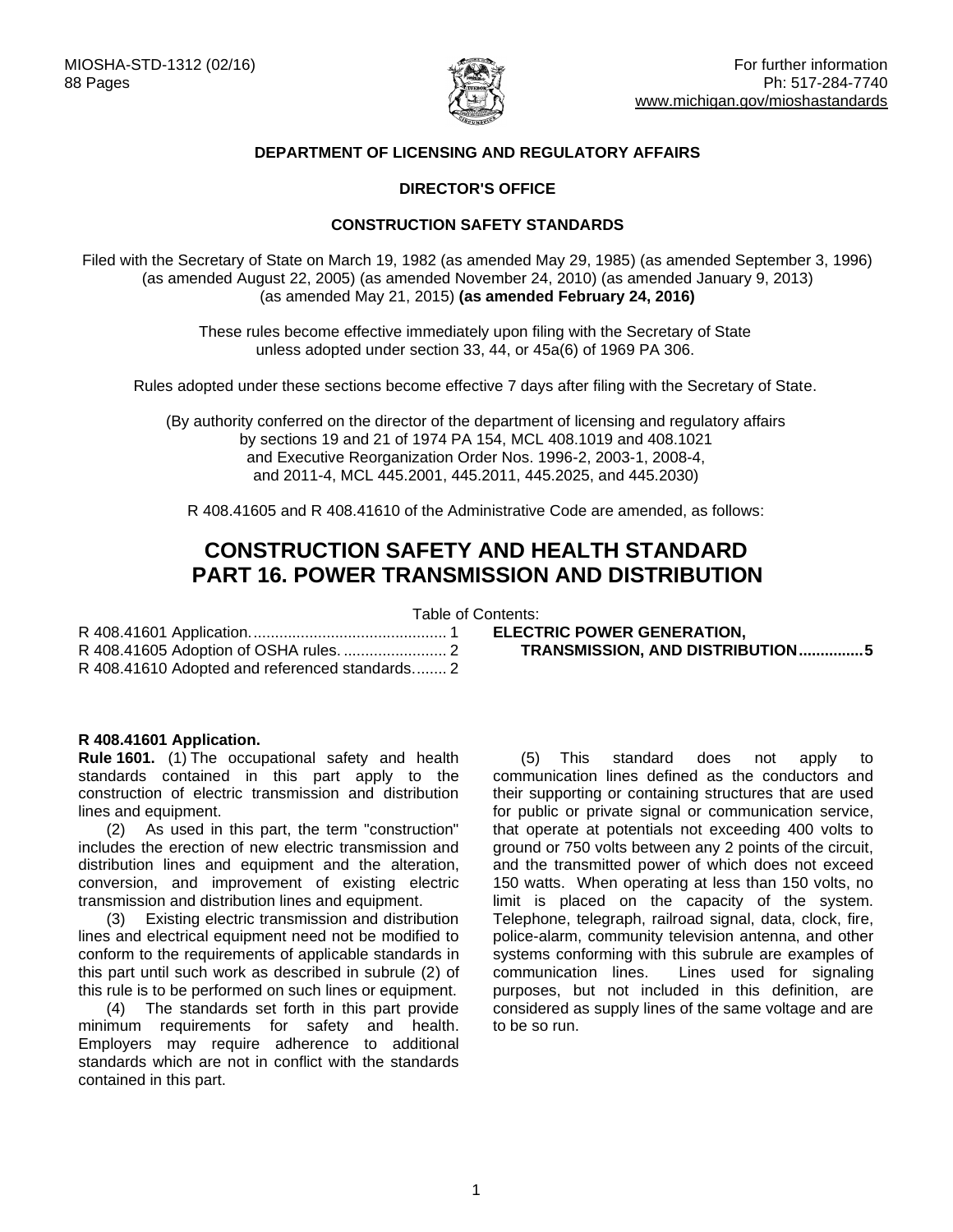MIOSHA-STD-1312 (02/16)
88 Pages

For further information
Ph: 517-284-7740
www.michigan.gov/mioshastandards

**DEPARTMENT OF LICENSING AND REGULATORY AFFAIRS**

**DIRECTOR'S OFFICE**

**CONSTRUCTION SAFETY STANDARDS**

Filed with the Secretary of State on March 19, 1982 (as amended May 29, 1985) (as amended September 3, 1996) (as amended August 22, 2005) (as amended November 24, 2010) (as amended January 9, 2013) (as amended May 21, 2015) **(as amended February 24, 2016)**

These rules become effective immediately upon filing with the Secretary of State unless adopted under section 33, 44, or 45a(6) of 1969 PA 306.

Rules adopted under these sections become effective 7 days after filing with the Secretary of State.

(By authority conferred on the director of the department of licensing and regulatory affairs by sections 19 and 21 of 1974 PA 154, MCL 408.1019 and 408.1021 and Executive Reorganization Order Nos. 1996-2, 2003-1, 2008-4, and 2011-4, MCL 445.2001, 445.2011, 445.2025, and 445.2030)

R 408.41605 and R 408.41610 of the Administrative Code are amended, as follows:

# CONSTRUCTION SAFETY AND HEALTH STANDARD PART 16. POWER TRANSMISSION AND DISTRIBUTION

Table of Contents:

R 408.41601 Application. ........................................... 1
R 408.41605 Adoption of OSHA rules. ....................... 2
R 408.41610 Adopted and referenced standards........ 2
**ELECTRIC POWER GENERATION, TRANSMISSION, AND DISTRIBUTION..............5**

**R 408.41601 Application.**

**Rule 1601.** (1) The occupational safety and health standards contained in this part apply to the construction of electric transmission and distribution lines and equipment.

(2) As used in this part, the term "construction" includes the erection of new electric transmission and distribution lines and equipment and the alteration, conversion, and improvement of existing electric transmission and distribution lines and equipment.

(3) Existing electric transmission and distribution lines and electrical equipment need not be modified to conform to the requirements of applicable standards in this part until such work as described in subrule (2) of this rule is to be performed on such lines or equipment.

(4) The standards set forth in this part provide minimum requirements for safety and health. Employers may require adherence to additional standards which are not in conflict with the standards contained in this part.

(5) This standard does not apply to communication lines defined as the conductors and their supporting or containing structures that are used for public or private signal or communication service, that operate at potentials not exceeding 400 volts to ground or 750 volts between any 2 points of the circuit, and the transmitted power of which does not exceed 150 watts. When operating at less than 150 volts, no limit is placed on the capacity of the system. Telephone, telegraph, railroad signal, data, clock, fire, police-alarm, community television antenna, and other systems conforming with this subrule are examples of communication lines. Lines used for signaling purposes, but not included in this definition, are considered as supply lines of the same voltage and are to be so run.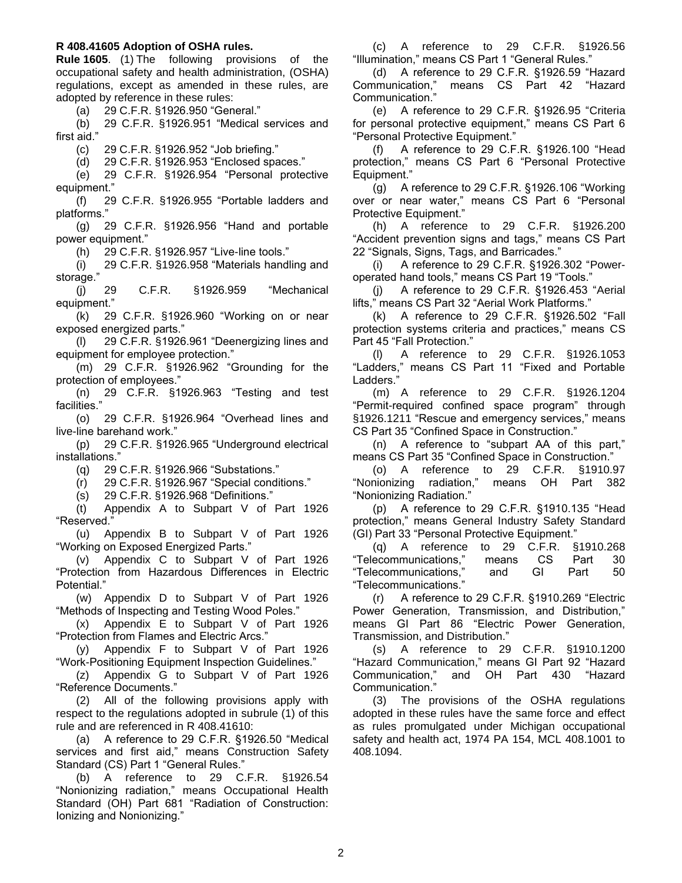**R 408.41605 Adoption of OSHA rules.**

**Rule 1605**. (1) The following provisions of the occupational safety and health administration, (OSHA) regulations, except as amended in these rules, are adopted by reference in these rules:

(a) 29 C.F.R. §1926.950 "General."

(b) 29 C.F.R. §1926.951 "Medical services and first aid."

(c) 29 C.F.R. §1926.952 "Job briefing."

(d) 29 C.F.R. §1926.953 "Enclosed spaces."

(e) 29 C.F.R. §1926.954 "Personal protective equipment."

(f) 29 C.F.R. §1926.955 "Portable ladders and platforms."

(g) 29 C.F.R. §1926.956 "Hand and portable power equipment."

(h) 29 C.F.R. §1926.957 "Live-line tools."

(i) 29 C.F.R. §1926.958 "Materials handling and storage."

(j) 29 C.F.R. §1926.959 "Mechanical equipment."

(k) 29 C.F.R. §1926.960 "Working on or near exposed energized parts."

(l) 29 C.F.R. §1926.961 "Deenergizing lines and equipment for employee protection."

(m) 29 C.F.R. §1926.962 "Grounding for the protection of employees."

(n) 29 C.F.R. §1926.963 "Testing and test facilities."

(o) 29 C.F.R. §1926.964 "Overhead lines and live-line barehand work."

(p) 29 C.F.R. §1926.965 "Underground electrical installations."

(q) 29 C.F.R. §1926.966 "Substations."

(r) 29 C.F.R. §1926.967 "Special conditions."

(s) 29 C.F.R. §1926.968 "Definitions."

(t) Appendix A to Subpart V of Part 1926 "Reserved."

(u) Appendix B to Subpart V of Part 1926 "Working on Exposed Energized Parts."

(v) Appendix C to Subpart V of Part 1926 "Protection from Hazardous Differences in Electric Potential."

(w) Appendix D to Subpart V of Part 1926 "Methods of Inspecting and Testing Wood Poles."

(x) Appendix E to Subpart V of Part 1926 "Protection from Flames and Electric Arcs."

(y) Appendix F to Subpart V of Part 1926 "Work-Positioning Equipment Inspection Guidelines."

(z) Appendix G to Subpart V of Part 1926 "Reference Documents."

(2) All of the following provisions apply with respect to the regulations adopted in subrule (1) of this rule and are referenced in R 408.41610:

(a) A reference to 29 C.F.R. §1926.50 "Medical services and first aid," means Construction Safety Standard (CS) Part 1 "General Rules."

(b) A reference to 29 C.F.R. §1926.54 "Nonionizing radiation," means Occupational Health Standard (OH) Part 681 "Radiation of Construction: Ionizing and Nonionizing."

(c) A reference to 29 C.F.R. §1926.56 "Illumination," means CS Part 1 "General Rules."

(d) A reference to 29 C.F.R. §1926.59 "Hazard Communication," means CS Part 42 "Hazard Communication."

(e) A reference to 29 C.F.R. §1926.95 "Criteria for personal protective equipment," means CS Part 6 "Personal Protective Equipment."

(f) A reference to 29 C.F.R. §1926.100 "Head protection," means CS Part 6 "Personal Protective Equipment."

(g) A reference to 29 C.F.R. §1926.106 "Working over or near water," means CS Part 6 "Personal Protective Equipment."

(h) A reference to 29 C.F.R. §1926.200 "Accident prevention signs and tags," means CS Part 22 "Signals, Signs, Tags, and Barricades."

(i) A reference to 29 C.F.R. §1926.302 "Power-operated hand tools," means CS Part 19 "Tools."

(j) A reference to 29 C.F.R. §1926.453 "Aerial lifts," means CS Part 32 "Aerial Work Platforms."

(k) A reference to 29 C.F.R. §1926.502 "Fall protection systems criteria and practices," means CS Part 45 "Fall Protection."

(l) A reference to 29 C.F.R. §1926.1053 "Ladders," means CS Part 11 "Fixed and Portable Ladders."

(m) A reference to 29 C.F.R. §1926.1204 "Permit-required confined space program" through §1926.1211 "Rescue and emergency services," means CS Part 35 "Confined Space in Construction."

(n) A reference to "subpart AA of this part," means CS Part 35 "Confined Space in Construction."

(o) A reference to 29 C.F.R. §1910.97 "Nonionizing radiation," means OH Part 382 "Nonionizing Radiation."

(p) A reference to 29 C.F.R. §1910.135 "Head protection," means General Industry Safety Standard (GI) Part 33 "Personal Protective Equipment."

(q) A reference to 29 C.F.R. §1910.268 "Telecommunications," means CS Part 30 "Telecommunications," and GI Part 50 "Telecommunications."

(r) A reference to 29 C.F.R. §1910.269 "Electric Power Generation, Transmission, and Distribution," means GI Part 86 "Electric Power Generation, Transmission, and Distribution."

(s) A reference to 29 C.F.R. §1910.1200 "Hazard Communication," means GI Part 92 "Hazard Communication," and OH Part 430 "Hazard Communication."

(3) The provisions of the OSHA regulations adopted in these rules have the same force and effect as rules promulgated under Michigan occupational safety and health act, 1974 PA 154, MCL 408.1001 to 408.1094.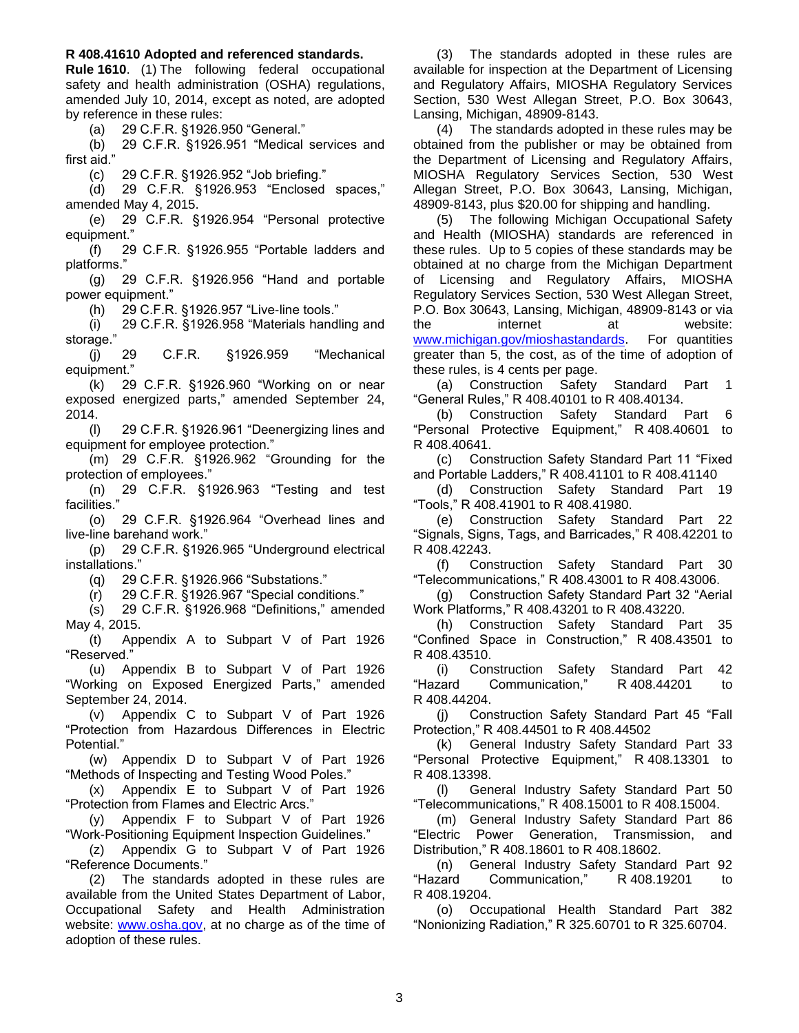**R 408.41610 Adopted and referenced standards.**

**Rule 1610**. (1) The following federal occupational safety and health administration (OSHA) regulations, amended July 10, 2014, except as noted, are adopted by reference in these rules:

(a) 29 C.F.R. §1926.950 "General."

(b) 29 C.F.R. §1926.951 "Medical services and first aid."

(c) 29 C.F.R. §1926.952 "Job briefing."

(d) 29 C.F.R. §1926.953 "Enclosed spaces," amended May 4, 2015.

(e) 29 C.F.R. §1926.954 "Personal protective equipment."

(f) 29 C.F.R. §1926.955 "Portable ladders and platforms."

(g) 29 C.F.R. §1926.956 "Hand and portable power equipment."

(h) 29 C.F.R. §1926.957 "Live-line tools."

(i) 29 C.F.R. §1926.958 "Materials handling and storage."

(j) 29 C.F.R. §1926.959 "Mechanical equipment."

(k) 29 C.F.R. §1926.960 "Working on or near exposed energized parts," amended September 24, 2014.

(l) 29 C.F.R. §1926.961 "Deenergizing lines and equipment for employee protection."

(m) 29 C.F.R. §1926.962 "Grounding for the protection of employees."

(n) 29 C.F.R. §1926.963 "Testing and test facilities."

(o) 29 C.F.R. §1926.964 "Overhead lines and live-line barehand work."

(p) 29 C.F.R. §1926.965 "Underground electrical installations."

(q) 29 C.F.R. §1926.966 "Substations."

(r) 29 C.F.R. §1926.967 "Special conditions."

(s) 29 C.F.R. §1926.968 "Definitions," amended May 4, 2015.

(t) Appendix A to Subpart V of Part 1926 "Reserved."

(u) Appendix B to Subpart V of Part 1926 "Working on Exposed Energized Parts," amended September 24, 2014.

(v) Appendix C to Subpart V of Part 1926 "Protection from Hazardous Differences in Electric Potential."

(w) Appendix D to Subpart V of Part 1926 "Methods of Inspecting and Testing Wood Poles."

(x) Appendix E to Subpart V of Part 1926 "Protection from Flames and Electric Arcs."

(y) Appendix F to Subpart V of Part 1926 "Work-Positioning Equipment Inspection Guidelines."

(z) Appendix G to Subpart V of Part 1926 "Reference Documents."

(2) The standards adopted in these rules are available from the United States Department of Labor, Occupational Safety and Health Administration website: www.osha.gov, at no charge as of the time of adoption of these rules.

(3) The standards adopted in these rules are available for inspection at the Department of Licensing and Regulatory Affairs, MIOSHA Regulatory Services Section, 530 West Allegan Street, P.O. Box 30643, Lansing, Michigan, 48909-8143.

(4) The standards adopted in these rules may be obtained from the publisher or may be obtained from the Department of Licensing and Regulatory Affairs, MIOSHA Regulatory Services Section, 530 West Allegan Street, P.O. Box 30643, Lansing, Michigan, 48909-8143, plus $20.00 for shipping and handling.

(5) The following Michigan Occupational Safety and Health (MIOSHA) standards are referenced in these rules. Up to 5 copies of these standards may be obtained at no charge from the Michigan Department of Licensing and Regulatory Affairs, MIOSHA Regulatory Services Section, 530 West Allegan Street, P.O. Box 30643, Lansing, Michigan, 48909-8143 or via the internet at website: www.michigan.gov/mioshastandards. For quantities greater than 5, the cost, as of the time of adoption of these rules, is 4 cents per page.

(a) Construction Safety Standard Part 1 "General Rules," R 408.40101 to R 408.40134.

(b) Construction Safety Standard Part 6 "Personal Protective Equipment," R 408.40601 to R 408.40641.

(c) Construction Safety Standard Part 11 "Fixed and Portable Ladders," R 408.41101 to R 408.41140

(d) Construction Safety Standard Part 19 "Tools," R 408.41901 to R 408.41980.

(e) Construction Safety Standard Part 22 "Signals, Signs, Tags, and Barricades," R 408.42201 to R 408.42243.

(f) Construction Safety Standard Part 30 "Telecommunications," R 408.43001 to R 408.43006.

(g) Construction Safety Standard Part 32 "Aerial Work Platforms," R 408.43201 to R 408.43220.

(h) Construction Safety Standard Part 35 "Confined Space in Construction," R 408.43501 to R 408.43510.

(i) Construction Safety Standard Part 42 "Hazard Communication," R 408.44201 to R 408.44204.

(j) Construction Safety Standard Part 45 "Fall Protection," R 408.44501 to R 408.44502

(k) General Industry Safety Standard Part 33 "Personal Protective Equipment," R 408.13301 to R 408.13398.

(l) General Industry Safety Standard Part 50 "Telecommunications," R 408.15001 to R 408.15004.

(m) General Industry Safety Standard Part 86 "Electric Power Generation, Transmission, and Distribution," R 408.18601 to R 408.18602.

(n) General Industry Safety Standard Part 92 "Hazard Communication," R 408.19201 to R 408.19204.

(o) Occupational Health Standard Part 382 "Nonionizing Radiation," R 325.60701 to R 325.60704.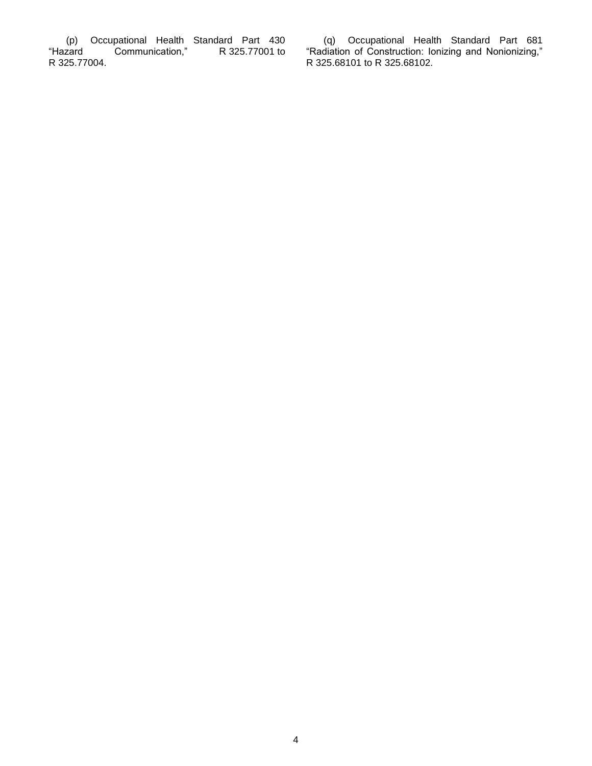(p) Occupational Health Standard Part 430 "Hazard Communication," R 325.77001 to R 325.77004.

(q) Occupational Health Standard Part 681 "Radiation of Construction: Ionizing and Nonionizing," R 325.68101 to R 325.68102.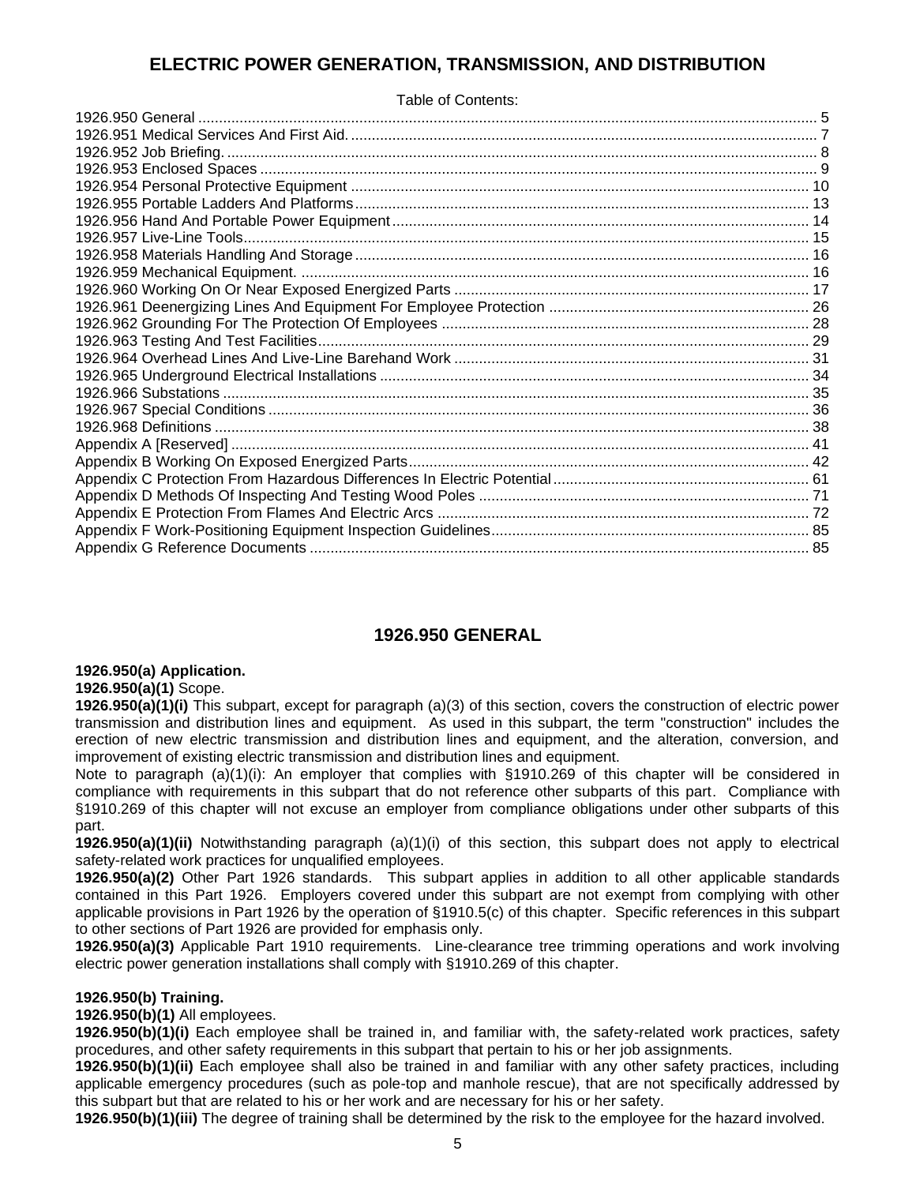# ELECTRIC POWER GENERATION, TRANSMISSION, AND DISTRIBUTION

Table of Contents:

| | |
|---|---|
| 1926.950 General | 5 |
| 1926.951 Medical Services And First Aid. | 7 |
| 1926.952 Job Briefing. | 8 |
| 1926.953 Enclosed Spaces | 9 |
| 1926.954 Personal Protective Equipment | 10 |
| 1926.955 Portable Ladders And Platforms | 13 |
| 1926.956 Hand And Portable Power Equipment | 14 |
| 1926.957 Live-Line Tools | 15 |
| 1926.958 Materials Handling And Storage | 16 |
| 1926.959 Mechanical Equipment. | 16 |
| 1926.960 Working On Or Near Exposed Energized Parts | 17 |
| 1926.961 Deenergizing Lines And Equipment For Employee Protection | 26 |
| 1926.962 Grounding For The Protection Of Employees | 28 |
| 1926.963 Testing And Test Facilities | 29 |
| 1926.964 Overhead Lines And Live-Line Barehand Work | 31 |
| 1926.965 Underground Electrical Installations | 34 |
| 1926.966 Substations | 35 |
| 1926.967 Special Conditions | 36 |
| 1926.968 Definitions | 38 |
| Appendix A [Reserved] | 41 |
| Appendix B Working On Exposed Energized Parts | 42 |
| Appendix C Protection From Hazardous Differences In Electric Potential | 61 |
| Appendix D Methods Of Inspecting And Testing Wood Poles | 71 |
| Appendix E Protection From Flames And Electric Arcs | 72 |
| Appendix F Work-Positioning Equipment Inspection Guidelines | 85 |
| Appendix G Reference Documents | 85 |

## 1926.950 GENERAL

**1926.950(a) Application.**

**1926.950(a)(1)** Scope.

**1926.950(a)(1)(i)** This subpart, except for paragraph (a)(3) of this section, covers the construction of electric power transmission and distribution lines and equipment. As used in this subpart, the term "construction" includes the erection of new electric transmission and distribution lines and equipment, and the alteration, conversion, and improvement of existing electric transmission and distribution lines and equipment.

Note to paragraph (a)(1)(i): An employer that complies with §1910.269 of this chapter will be considered in compliance with requirements in this subpart that do not reference other subparts of this part. Compliance with §1910.269 of this chapter will not excuse an employer from compliance obligations under other subparts of this part.

**1926.950(a)(1)(ii)** Notwithstanding paragraph (a)(1)(i) of this section, this subpart does not apply to electrical safety-related work practices for unqualified employees.

**1926.950(a)(2)** Other Part 1926 standards. This subpart applies in addition to all other applicable standards contained in this Part 1926. Employers covered under this subpart are not exempt from complying with other applicable provisions in Part 1926 by the operation of §1910.5(c) of this chapter. Specific references in this subpart to other sections of Part 1926 are provided for emphasis only.

**1926.950(a)(3)** Applicable Part 1910 requirements. Line-clearance tree trimming operations and work involving electric power generation installations shall comply with §1910.269 of this chapter.

**1926.950(b) Training.**

**1926.950(b)(1)** All employees.

**1926.950(b)(1)(i)** Each employee shall be trained in, and familiar with, the safety-related work practices, safety procedures, and other safety requirements in this subpart that pertain to his or her job assignments.

**1926.950(b)(1)(ii)** Each employee shall also be trained in and familiar with any other safety practices, including applicable emergency procedures (such as pole-top and manhole rescue), that are not specifically addressed by this subpart but that are related to his or her work and are necessary for his or her safety.

**1926.950(b)(1)(iii)** The degree of training shall be determined by the risk to the employee for the hazard involved.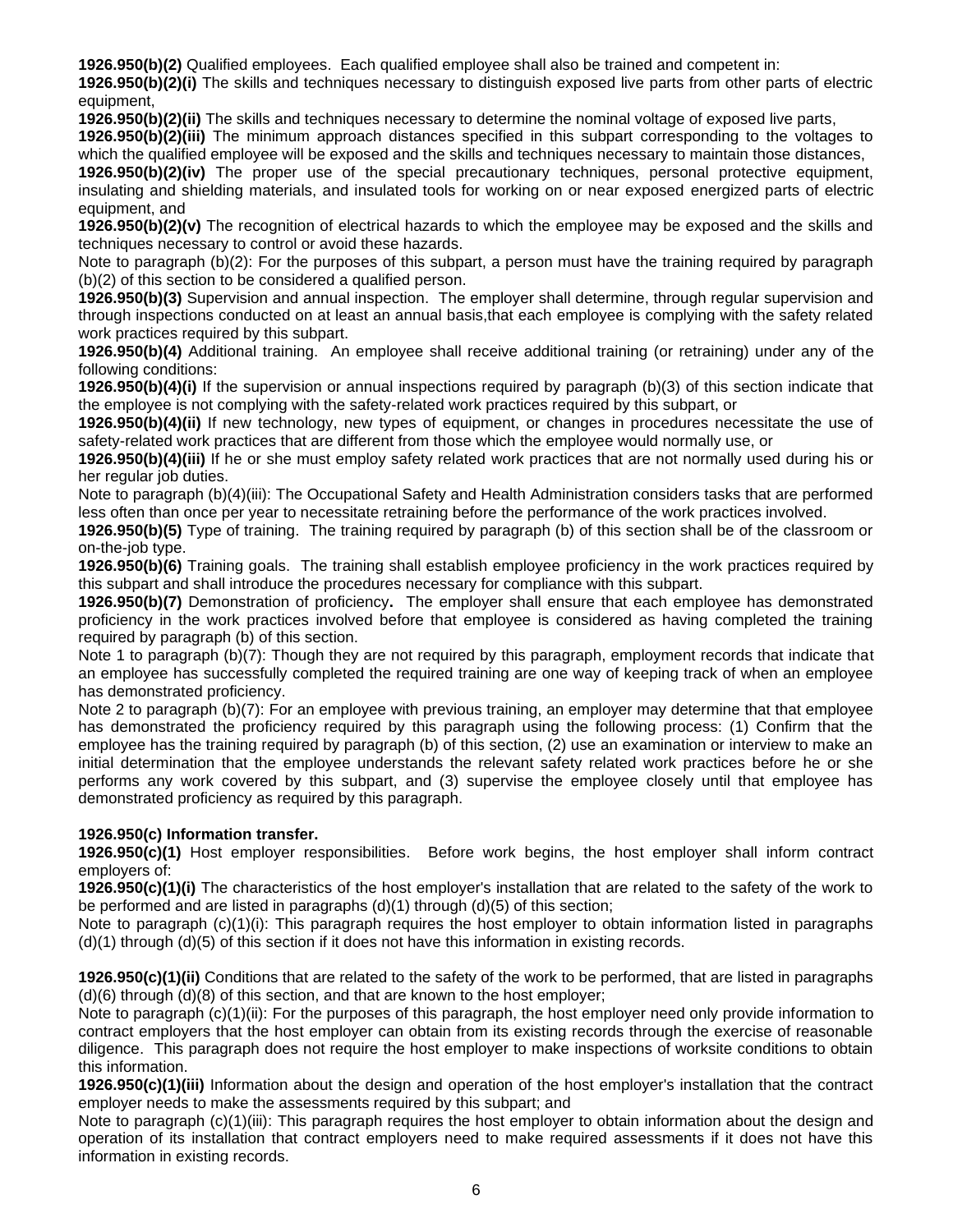**1926.950(b)(2)** Qualified employees. Each qualified employee shall also be trained and competent in:

**1926.950(b)(2)(i)** The skills and techniques necessary to distinguish exposed live parts from other parts of electric equipment,

**1926.950(b)(2)(ii)** The skills and techniques necessary to determine the nominal voltage of exposed live parts,

**1926.950(b)(2)(iii)** The minimum approach distances specified in this subpart corresponding to the voltages to which the qualified employee will be exposed and the skills and techniques necessary to maintain those distances,

**1926.950(b)(2)(iv)** The proper use of the special precautionary techniques, personal protective equipment, insulating and shielding materials, and insulated tools for working on or near exposed energized parts of electric equipment, and

**1926.950(b)(2)(v)** The recognition of electrical hazards to which the employee may be exposed and the skills and techniques necessary to control or avoid these hazards.

Note to paragraph (b)(2): For the purposes of this subpart, a person must have the training required by paragraph (b)(2) of this section to be considered a qualified person.

**1926.950(b)(3)** Supervision and annual inspection. The employer shall determine, through regular supervision and through inspections conducted on at least an annual basis,that each employee is complying with the safety related work practices required by this subpart.

**1926.950(b)(4)** Additional training. An employee shall receive additional training (or retraining) under any of the following conditions:

**1926.950(b)(4)(i)** If the supervision or annual inspections required by paragraph (b)(3) of this section indicate that the employee is not complying with the safety-related work practices required by this subpart, or

**1926.950(b)(4)(ii)** If new technology, new types of equipment, or changes in procedures necessitate the use of safety-related work practices that are different from those which the employee would normally use, or

**1926.950(b)(4)(iii)** If he or she must employ safety related work practices that are not normally used during his or her regular job duties.

Note to paragraph (b)(4)(iii): The Occupational Safety and Health Administration considers tasks that are performed less often than once per year to necessitate retraining before the performance of the work practices involved.

**1926.950(b)(5)** Type of training. The training required by paragraph (b) of this section shall be of the classroom or on-the-job type.

**1926.950(b)(6)** Training goals. The training shall establish employee proficiency in the work practices required by this subpart and shall introduce the procedures necessary for compliance with this subpart.

**1926.950(b)(7)** Demonstration of proficiency**.** The employer shall ensure that each employee has demonstrated proficiency in the work practices involved before that employee is considered as having completed the training required by paragraph (b) of this section.

Note 1 to paragraph (b)(7): Though they are not required by this paragraph, employment records that indicate that an employee has successfully completed the required training are one way of keeping track of when an employee has demonstrated proficiency.

Note 2 to paragraph (b)(7): For an employee with previous training, an employer may determine that that employee has demonstrated the proficiency required by this paragraph using the following process: (1) Confirm that the employee has the training required by paragraph (b) of this section, (2) use an examination or interview to make an initial determination that the employee understands the relevant safety related work practices before he or she performs any work covered by this subpart, and (3) supervise the employee closely until that employee has demonstrated proficiency as required by this paragraph.

**1926.950(c) Information transfer.**

**1926.950(c)(1)** Host employer responsibilities. Before work begins, the host employer shall inform contract employers of:

**1926.950(c)(1)(i)** The characteristics of the host employer's installation that are related to the safety of the work to be performed and are listed in paragraphs (d)(1) through (d)(5) of this section;

Note to paragraph (c)(1)(i): This paragraph requires the host employer to obtain information listed in paragraphs (d)(1) through (d)(5) of this section if it does not have this information in existing records.

**1926.950(c)(1)(ii)** Conditions that are related to the safety of the work to be performed, that are listed in paragraphs (d)(6) through (d)(8) of this section, and that are known to the host employer;

Note to paragraph (c)(1)(ii): For the purposes of this paragraph, the host employer need only provide information to contract employers that the host employer can obtain from its existing records through the exercise of reasonable diligence. This paragraph does not require the host employer to make inspections of worksite conditions to obtain this information.

**1926.950(c)(1)(iii)** Information about the design and operation of the host employer's installation that the contract employer needs to make the assessments required by this subpart; and

Note to paragraph (c)(1)(iii): This paragraph requires the host employer to obtain information about the design and operation of its installation that contract employers need to make required assessments if it does not have this information in existing records.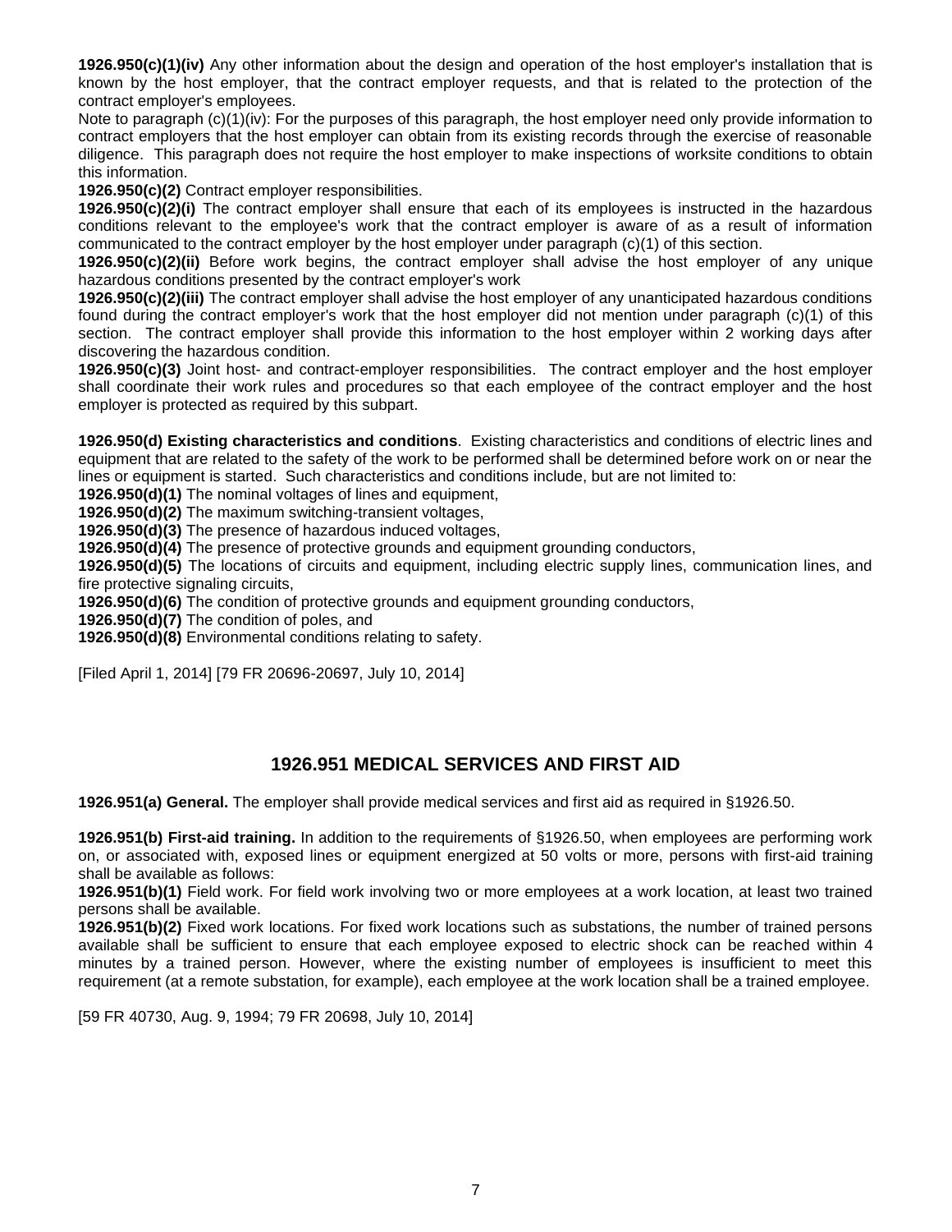**1926.950(c)(1)(iv)** Any other information about the design and operation of the host employer's installation that is known by the host employer, that the contract employer requests, and that is related to the protection of the contract employer's employees.

Note to paragraph (c)(1)(iv): For the purposes of this paragraph, the host employer need only provide information to contract employers that the host employer can obtain from its existing records through the exercise of reasonable diligence. This paragraph does not require the host employer to make inspections of worksite conditions to obtain this information.

**1926.950(c)(2)** Contract employer responsibilities.

**1926.950(c)(2)(i)** The contract employer shall ensure that each of its employees is instructed in the hazardous conditions relevant to the employee's work that the contract employer is aware of as a result of information communicated to the contract employer by the host employer under paragraph (c)(1) of this section.

**1926.950(c)(2)(ii)** Before work begins, the contract employer shall advise the host employer of any unique hazardous conditions presented by the contract employer's work

**1926.950(c)(2)(iii)** The contract employer shall advise the host employer of any unanticipated hazardous conditions found during the contract employer's work that the host employer did not mention under paragraph (c)(1) of this section. The contract employer shall provide this information to the host employer within 2 working days after discovering the hazardous condition.

**1926.950(c)(3)** Joint host- and contract-employer responsibilities. The contract employer and the host employer shall coordinate their work rules and procedures so that each employee of the contract employer and the host employer is protected as required by this subpart.

**1926.950(d) Existing characteristics and conditions**. Existing characteristics and conditions of electric lines and equipment that are related to the safety of the work to be performed shall be determined before work on or near the lines or equipment is started. Such characteristics and conditions include, but are not limited to:

**1926.950(d)(1)** The nominal voltages of lines and equipment,

**1926.950(d)(2)** The maximum switching-transient voltages,

**1926.950(d)(3)** The presence of hazardous induced voltages,

**1926.950(d)(4)** The presence of protective grounds and equipment grounding conductors,

**1926.950(d)(5)** The locations of circuits and equipment, including electric supply lines, communication lines, and fire protective signaling circuits,

**1926.950(d)(6)** The condition of protective grounds and equipment grounding conductors,

**1926.950(d)(7)** The condition of poles, and

**1926.950(d)(8)** Environmental conditions relating to safety.

[Filed April 1, 2014] [79 FR 20696-20697, July 10, 2014]

## 1926.951 MEDICAL SERVICES AND FIRST AID

**1926.951(a) General.** The employer shall provide medical services and first aid as required in §1926.50.

**1926.951(b) First-aid training.** In addition to the requirements of §1926.50, when employees are performing work on, or associated with, exposed lines or equipment energized at 50 volts or more, persons with first-aid training shall be available as follows:

**1926.951(b)(1)** Field work. For field work involving two or more employees at a work location, at least two trained persons shall be available.

**1926.951(b)(2)** Fixed work locations. For fixed work locations such as substations, the number of trained persons available shall be sufficient to ensure that each employee exposed to electric shock can be reached within 4 minutes by a trained person. However, where the existing number of employees is insufficient to meet this requirement (at a remote substation, for example), each employee at the work location shall be a trained employee.

[59 FR 40730, Aug. 9, 1994; 79 FR 20698, July 10, 2014]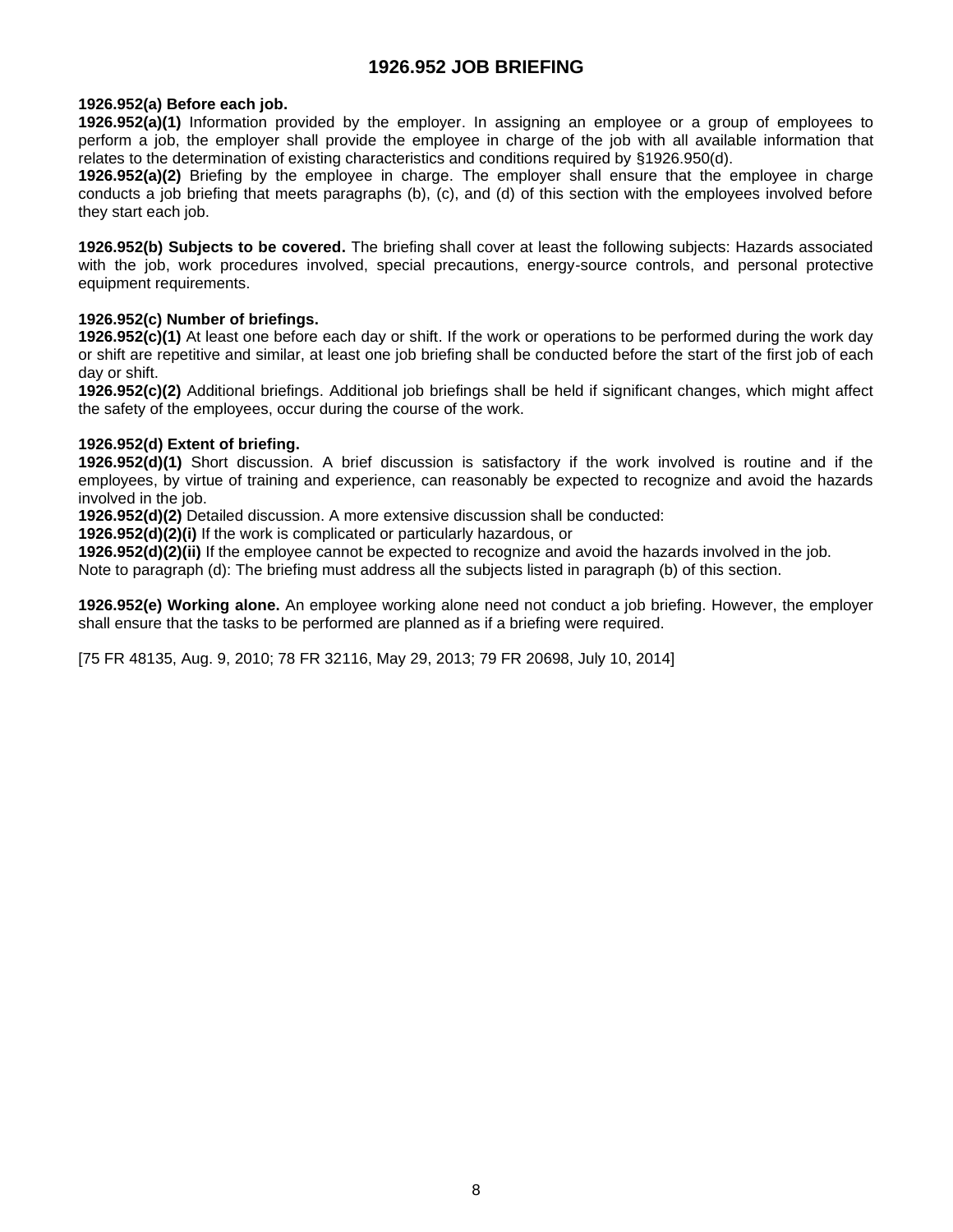# 1926.952 JOB BRIEFING

**1926.952(a) Before each job.**

**1926.952(a)(1)** Information provided by the employer. In assigning an employee or a group of employees to perform a job, the employer shall provide the employee in charge of the job with all available information that relates to the determination of existing characteristics and conditions required by §1926.950(d).

**1926.952(a)(2)** Briefing by the employee in charge. The employer shall ensure that the employee in charge conducts a job briefing that meets paragraphs (b), (c), and (d) of this section with the employees involved before they start each job.

**1926.952(b) Subjects to be covered.** The briefing shall cover at least the following subjects: Hazards associated with the job, work procedures involved, special precautions, energy-source controls, and personal protective equipment requirements.

**1926.952(c) Number of briefings.**

**1926.952(c)(1)** At least one before each day or shift. If the work or operations to be performed during the work day or shift are repetitive and similar, at least one job briefing shall be conducted before the start of the first job of each day or shift.

**1926.952(c)(2)** Additional briefings. Additional job briefings shall be held if significant changes, which might affect the safety of the employees, occur during the course of the work.

**1926.952(d) Extent of briefing.**

**1926.952(d)(1)** Short discussion. A brief discussion is satisfactory if the work involved is routine and if the employees, by virtue of training and experience, can reasonably be expected to recognize and avoid the hazards involved in the job.

**1926.952(d)(2)** Detailed discussion. A more extensive discussion shall be conducted:

**1926.952(d)(2)(i)** If the work is complicated or particularly hazardous, or

**1926.952(d)(2)(ii)** If the employee cannot be expected to recognize and avoid the hazards involved in the job.

Note to paragraph (d): The briefing must address all the subjects listed in paragraph (b) of this section.

**1926.952(e) Working alone.** An employee working alone need not conduct a job briefing. However, the employer shall ensure that the tasks to be performed are planned as if a briefing were required.

[75 FR 48135, Aug. 9, 2010; 78 FR 32116, May 29, 2013; 79 FR 20698, July 10, 2014]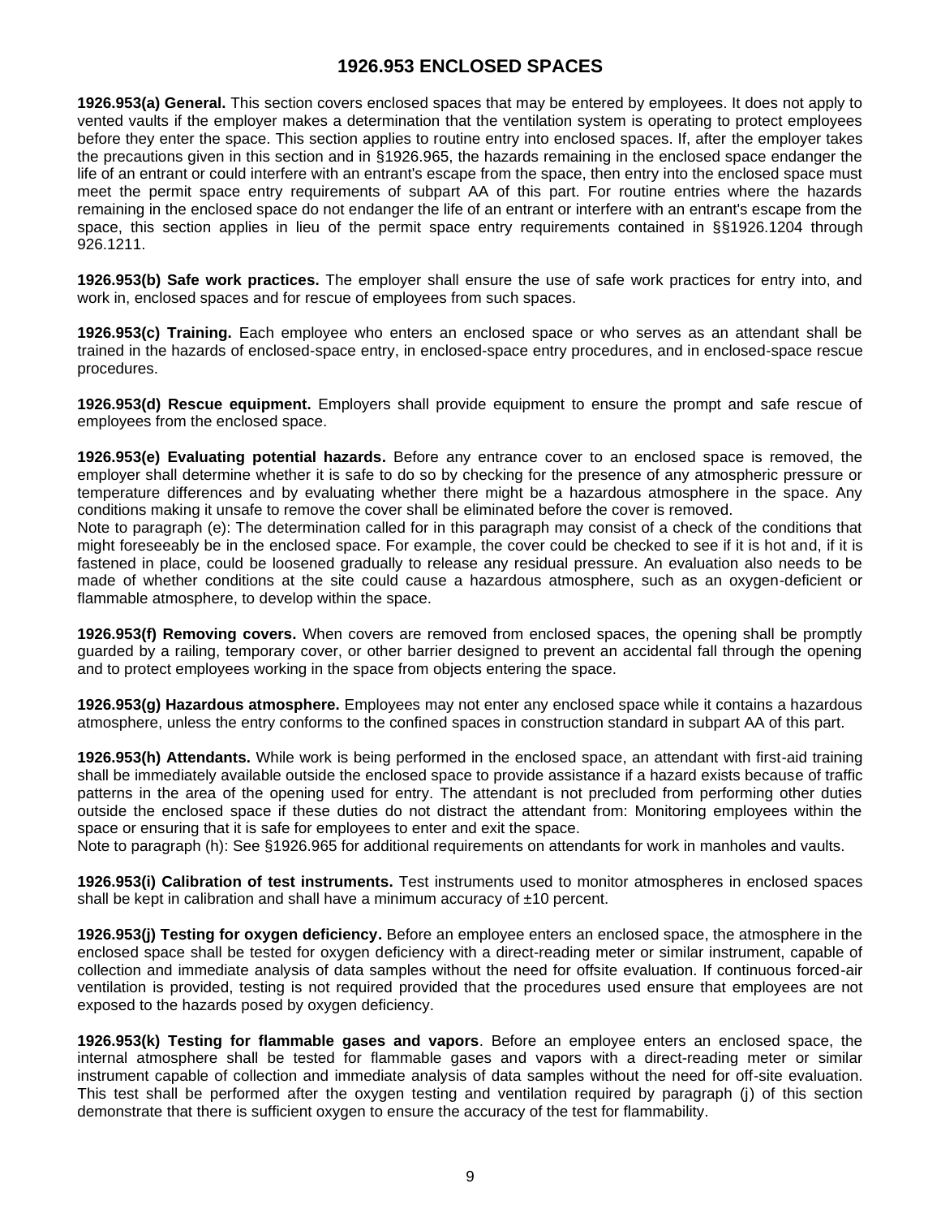# 1926.953 ENCLOSED SPACES

**1926.953(a) General.** This section covers enclosed spaces that may be entered by employees. It does not apply to vented vaults if the employer makes a determination that the ventilation system is operating to protect employees before they enter the space. This section applies to routine entry into enclosed spaces. If, after the employer takes the precautions given in this section and in §1926.965, the hazards remaining in the enclosed space endanger the life of an entrant or could interfere with an entrant's escape from the space, then entry into the enclosed space must meet the permit space entry requirements of subpart AA of this part. For routine entries where the hazards remaining in the enclosed space do not endanger the life of an entrant or interfere with an entrant's escape from the space, this section applies in lieu of the permit space entry requirements contained in §§1926.1204 through 926.1211.

**1926.953(b) Safe work practices.** The employer shall ensure the use of safe work practices for entry into, and work in, enclosed spaces and for rescue of employees from such spaces.

**1926.953(c) Training.** Each employee who enters an enclosed space or who serves as an attendant shall be trained in the hazards of enclosed-space entry, in enclosed-space entry procedures, and in enclosed-space rescue procedures.

**1926.953(d) Rescue equipment.** Employers shall provide equipment to ensure the prompt and safe rescue of employees from the enclosed space.

**1926.953(e) Evaluating potential hazards.** Before any entrance cover to an enclosed space is removed, the employer shall determine whether it is safe to do so by checking for the presence of any atmospheric pressure or temperature differences and by evaluating whether there might be a hazardous atmosphere in the space. Any conditions making it unsafe to remove the cover shall be eliminated before the cover is removed.

Note to paragraph (e): The determination called for in this paragraph may consist of a check of the conditions that might foreseeably be in the enclosed space. For example, the cover could be checked to see if it is hot and, if it is fastened in place, could be loosened gradually to release any residual pressure. An evaluation also needs to be made of whether conditions at the site could cause a hazardous atmosphere, such as an oxygen-deficient or flammable atmosphere, to develop within the space.

**1926.953(f) Removing covers.** When covers are removed from enclosed spaces, the opening shall be promptly guarded by a railing, temporary cover, or other barrier designed to prevent an accidental fall through the opening and to protect employees working in the space from objects entering the space.

**1926.953(g) Hazardous atmosphere.** Employees may not enter any enclosed space while it contains a hazardous atmosphere, unless the entry conforms to the confined spaces in construction standard in subpart AA of this part.

**1926.953(h) Attendants.** While work is being performed in the enclosed space, an attendant with first-aid training shall be immediately available outside the enclosed space to provide assistance if a hazard exists because of traffic patterns in the area of the opening used for entry. The attendant is not precluded from performing other duties outside the enclosed space if these duties do not distract the attendant from: Monitoring employees within the space or ensuring that it is safe for employees to enter and exit the space.

Note to paragraph (h): See §1926.965 for additional requirements on attendants for work in manholes and vaults.

**1926.953(i) Calibration of test instruments.** Test instruments used to monitor atmospheres in enclosed spaces shall be kept in calibration and shall have a minimum accuracy of ±10 percent.

**1926.953(j) Testing for oxygen deficiency.** Before an employee enters an enclosed space, the atmosphere in the enclosed space shall be tested for oxygen deficiency with a direct-reading meter or similar instrument, capable of collection and immediate analysis of data samples without the need for offsite evaluation. If continuous forced-air ventilation is provided, testing is not required provided that the procedures used ensure that employees are not exposed to the hazards posed by oxygen deficiency.

**1926.953(k) Testing for flammable gases and vapors**. Before an employee enters an enclosed space, the internal atmosphere shall be tested for flammable gases and vapors with a direct-reading meter or similar instrument capable of collection and immediate analysis of data samples without the need for off-site evaluation. This test shall be performed after the oxygen testing and ventilation required by paragraph (j) of this section demonstrate that there is sufficient oxygen to ensure the accuracy of the test for flammability.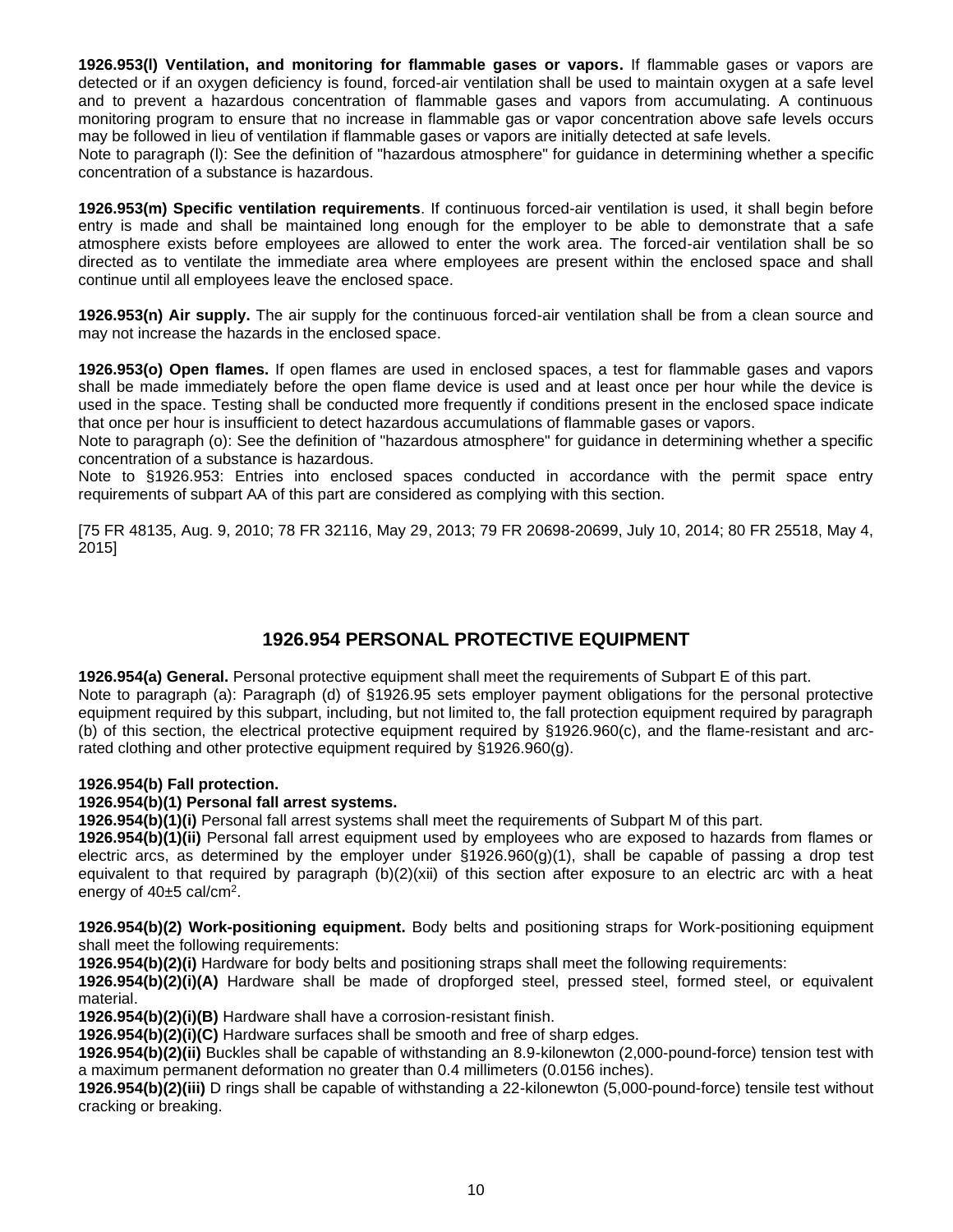**1926.953(l) Ventilation, and monitoring for flammable gases or vapors.** If flammable gases or vapors are detected or if an oxygen deficiency is found, forced-air ventilation shall be used to maintain oxygen at a safe level and to prevent a hazardous concentration of flammable gases and vapors from accumulating. A continuous monitoring program to ensure that no increase in flammable gas or vapor concentration above safe levels occurs may be followed in lieu of ventilation if flammable gases or vapors are initially detected at safe levels.
Note to paragraph (l): See the definition of "hazardous atmosphere" for guidance in determining whether a specific concentration of a substance is hazardous.

**1926.953(m) Specific ventilation requirements**. If continuous forced-air ventilation is used, it shall begin before entry is made and shall be maintained long enough for the employer to be able to demonstrate that a safe atmosphere exists before employees are allowed to enter the work area. The forced-air ventilation shall be so directed as to ventilate the immediate area where employees are present within the enclosed space and shall continue until all employees leave the enclosed space.

**1926.953(n) Air supply.** The air supply for the continuous forced-air ventilation shall be from a clean source and may not increase the hazards in the enclosed space.

**1926.953(o) Open flames.** If open flames are used in enclosed spaces, a test for flammable gases and vapors shall be made immediately before the open flame device is used and at least once per hour while the device is used in the space. Testing shall be conducted more frequently if conditions present in the enclosed space indicate that once per hour is insufficient to detect hazardous accumulations of flammable gases or vapors.
Note to paragraph (o): See the definition of "hazardous atmosphere" for guidance in determining whether a specific concentration of a substance is hazardous.
Note to §1926.953: Entries into enclosed spaces conducted in accordance with the permit space entry requirements of subpart AA of this part are considered as complying with this section.

[75 FR 48135, Aug. 9, 2010; 78 FR 32116, May 29, 2013; 79 FR 20698-20699, July 10, 2014; 80 FR 25518, May 4, 2015]

## 1926.954 PERSONAL PROTECTIVE EQUIPMENT

**1926.954(a) General.** Personal protective equipment shall meet the requirements of Subpart E of this part.
Note to paragraph (a): Paragraph (d) of §1926.95 sets employer payment obligations for the personal protective equipment required by this subpart, including, but not limited to, the fall protection equipment required by paragraph (b) of this section, the electrical protective equipment required by §1926.960(c), and the flame-resistant and arc-rated clothing and other protective equipment required by §1926.960(g).

**1926.954(b) Fall protection.**
**1926.954(b)(1) Personal fall arrest systems.**
**1926.954(b)(1)(i)** Personal fall arrest systems shall meet the requirements of Subpart M of this part.
**1926.954(b)(1)(ii)** Personal fall arrest equipment used by employees who are exposed to hazards from flames or electric arcs, as determined by the employer under §1926.960(g)(1), shall be capable of passing a drop test equivalent to that required by paragraph (b)(2)(xii) of this section after exposure to an electric arc with a heat energy of 40±5 cal/cm$^2$.

**1926.954(b)(2) Work-positioning equipment.** Body belts and positioning straps for Work-positioning equipment shall meet the following requirements:
**1926.954(b)(2)(i)** Hardware for body belts and positioning straps shall meet the following requirements:
**1926.954(b)(2)(i)(A)** Hardware shall be made of dropforged steel, pressed steel, formed steel, or equivalent material.
**1926.954(b)(2)(i)(B)** Hardware shall have a corrosion-resistant finish.
**1926.954(b)(2)(i)(C)** Hardware surfaces shall be smooth and free of sharp edges.
**1926.954(b)(2)(ii)** Buckles shall be capable of withstanding an 8.9-kilonewton (2,000-pound-force) tension test with a maximum permanent deformation no greater than 0.4 millimeters (0.0156 inches).
**1926.954(b)(2)(iii)** D rings shall be capable of withstanding a 22-kilonewton (5,000-pound-force) tensile test without cracking or breaking.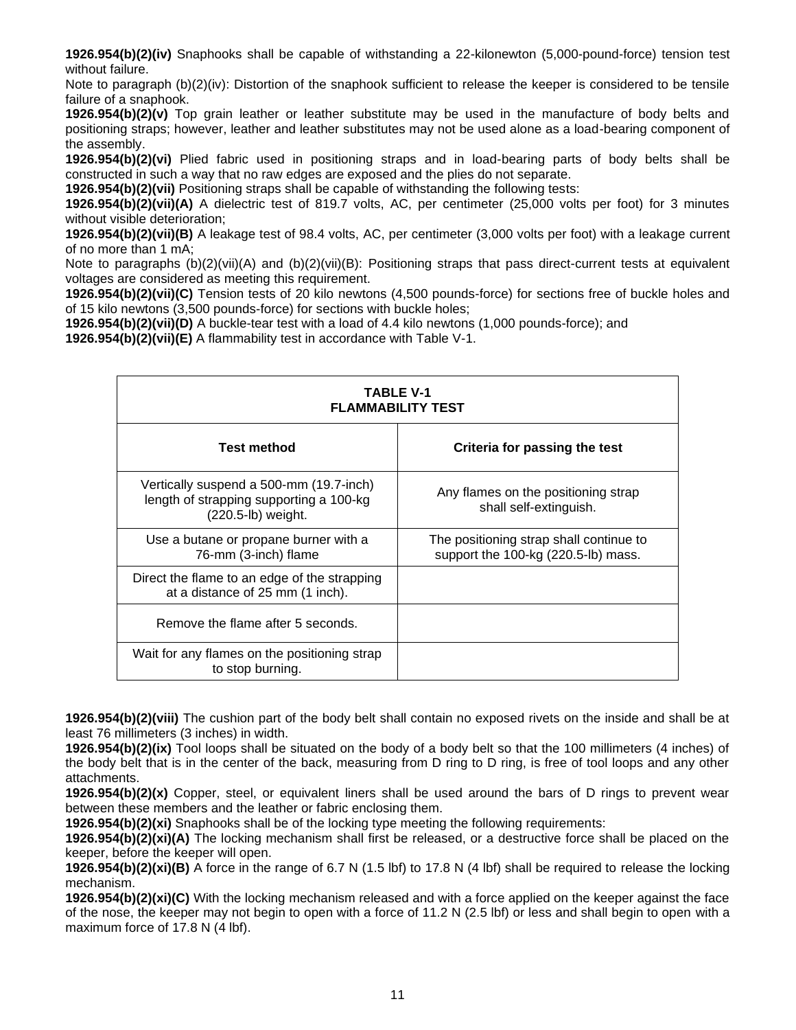**1926.954(b)(2)(iv)** Snaphooks shall be capable of withstanding a 22-kilonewton (5,000-pound-force) tension test without failure.

Note to paragraph (b)(2)(iv): Distortion of the snaphook sufficient to release the keeper is considered to be tensile failure of a snaphook.

**1926.954(b)(2)(v)** Top grain leather or leather substitute may be used in the manufacture of body belts and positioning straps; however, leather and leather substitutes may not be used alone as a load-bearing component of the assembly.

**1926.954(b)(2)(vi)** Plied fabric used in positioning straps and in load-bearing parts of body belts shall be constructed in such a way that no raw edges are exposed and the plies do not separate.

**1926.954(b)(2)(vii)** Positioning straps shall be capable of withstanding the following tests:

**1926.954(b)(2)(vii)(A)** A dielectric test of 819.7 volts, AC, per centimeter (25,000 volts per foot) for 3 minutes without visible deterioration;

**1926.954(b)(2)(vii)(B)** A leakage test of 98.4 volts, AC, per centimeter (3,000 volts per foot) with a leakage current of no more than 1 mA;

Note to paragraphs (b)(2)(vii)(A) and (b)(2)(vii)(B): Positioning straps that pass direct-current tests at equivalent voltages are considered as meeting this requirement.

**1926.954(b)(2)(vii)(C)** Tension tests of 20 kilo newtons (4,500 pounds-force) for sections free of buckle holes and of 15 kilo newtons (3,500 pounds-force) for sections with buckle holes;

**1926.954(b)(2)(vii)(D)** A buckle-tear test with a load of 4.4 kilo newtons (1,000 pounds-force); and

**1926.954(b)(2)(vii)(E)** A flammability test in accordance with Table V-1.

**TABLE V-1**
**FLAMMABILITY TEST**

| Test method | Criteria for passing the test |
|---|---|
| Vertically suspend a 500-mm (19.7-inch) length of strapping supporting a 100-kg (220.5-lb) weight. | Any flames on the positioning strap shall self-extinguish. |
| Use a butane or propane burner with a 76-mm (3-inch) flame | The positioning strap shall continue to support the 100-kg (220.5-lb) mass. |
| Direct the flame to an edge of the strapping at a distance of 25 mm (1 inch). | |
| Remove the flame after 5 seconds. | |
| Wait for any flames on the positioning strap to stop burning. | |

**1926.954(b)(2)(viii)** The cushion part of the body belt shall contain no exposed rivets on the inside and shall be at least 76 millimeters (3 inches) in width.

**1926.954(b)(2)(ix)** Tool loops shall be situated on the body of a body belt so that the 100 millimeters (4 inches) of the body belt that is in the center of the back, measuring from D ring to D ring, is free of tool loops and any other attachments.

**1926.954(b)(2)(x)** Copper, steel, or equivalent liners shall be used around the bars of D rings to prevent wear between these members and the leather or fabric enclosing them.

**1926.954(b)(2)(xi)** Snaphooks shall be of the locking type meeting the following requirements:

**1926.954(b)(2)(xi)(A)** The locking mechanism shall first be released, or a destructive force shall be placed on the keeper, before the keeper will open.

**1926.954(b)(2)(xi)(B)** A force in the range of 6.7 N (1.5 lbf) to 17.8 N (4 lbf) shall be required to release the locking mechanism.

**1926.954(b)(2)(xi)(C)** With the locking mechanism released and with a force applied on the keeper against the face of the nose, the keeper may not begin to open with a force of 11.2 N (2.5 lbf) or less and shall begin to open with a maximum force of 17.8 N (4 lbf).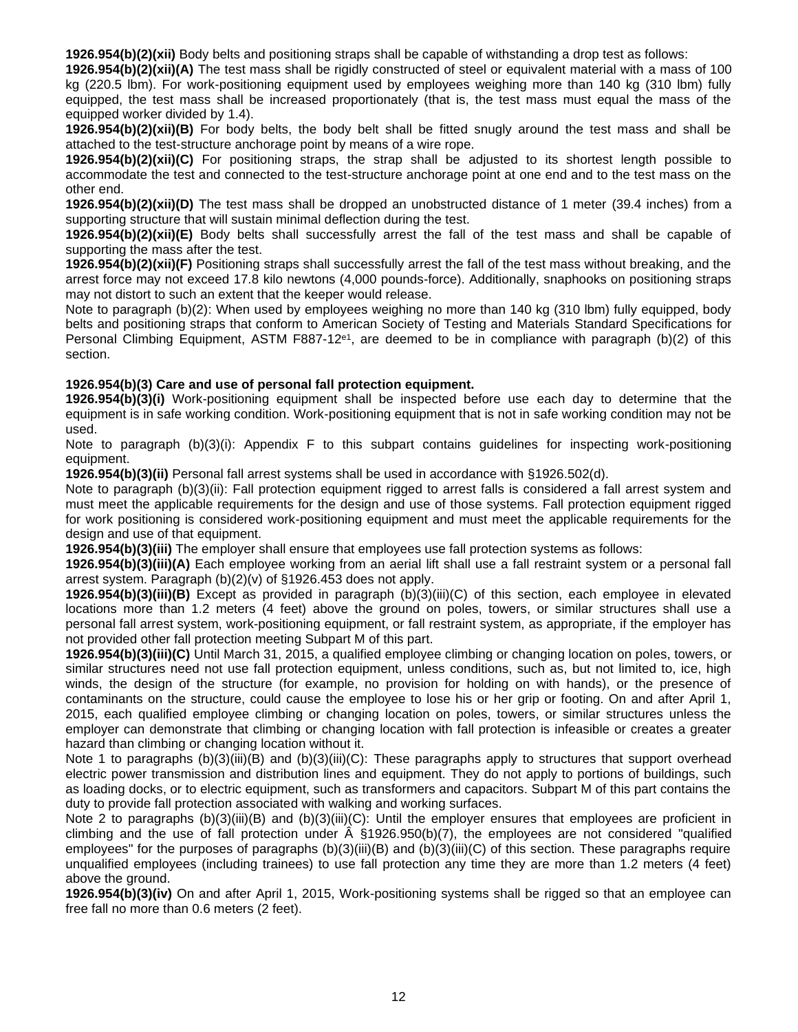**1926.954(b)(2)(xii)** Body belts and positioning straps shall be capable of withstanding a drop test as follows:

**1926.954(b)(2)(xii)(A)** The test mass shall be rigidly constructed of steel or equivalent material with a mass of 100 kg (220.5 lbm). For work-positioning equipment used by employees weighing more than 140 kg (310 lbm) fully equipped, the test mass shall be increased proportionately (that is, the test mass must equal the mass of the equipped worker divided by 1.4).

**1926.954(b)(2)(xii)(B)** For body belts, the body belt shall be fitted snugly around the test mass and shall be attached to the test-structure anchorage point by means of a wire rope.

**1926.954(b)(2)(xii)(C)** For positioning straps, the strap shall be adjusted to its shortest length possible to accommodate the test and connected to the test-structure anchorage point at one end and to the test mass on the other end.

**1926.954(b)(2)(xii)(D)** The test mass shall be dropped an unobstructed distance of 1 meter (39.4 inches) from a supporting structure that will sustain minimal deflection during the test.

**1926.954(b)(2)(xii)(E)** Body belts shall successfully arrest the fall of the test mass and shall be capable of supporting the mass after the test.

**1926.954(b)(2)(xii)(F)** Positioning straps shall successfully arrest the fall of the test mass without breaking, and the arrest force may not exceed 17.8 kilo newtons (4,000 pounds-force). Additionally, snaphooks on positioning straps may not distort to such an extent that the keeper would release.

Note to paragraph (b)(2): When used by employees weighing no more than 140 kg (310 lbm) fully equipped, body belts and positioning straps that conform to American Society of Testing and Materials Standard Specifications for Personal Climbing Equipment, ASTM F887-12e1, are deemed to be in compliance with paragraph (b)(2) of this section.

**1926.954(b)(3) Care and use of personal fall protection equipment.**

**1926.954(b)(3)(i)** Work-positioning equipment shall be inspected before use each day to determine that the equipment is in safe working condition. Work-positioning equipment that is not in safe working condition may not be used.

Note to paragraph (b)(3)(i): Appendix F to this subpart contains guidelines for inspecting work-positioning equipment.

**1926.954(b)(3)(ii)** Personal fall arrest systems shall be used in accordance with §1926.502(d).

Note to paragraph (b)(3)(ii): Fall protection equipment rigged to arrest falls is considered a fall arrest system and must meet the applicable requirements for the design and use of those systems. Fall protection equipment rigged for work positioning is considered work-positioning equipment and must meet the applicable requirements for the design and use of that equipment.

**1926.954(b)(3)(iii)** The employer shall ensure that employees use fall protection systems as follows:

**1926.954(b)(3)(iii)(A)** Each employee working from an aerial lift shall use a fall restraint system or a personal fall arrest system. Paragraph (b)(2)(v) of §1926.453 does not apply.

**1926.954(b)(3)(iii)(B)** Except as provided in paragraph (b)(3)(iii)(C) of this section, each employee in elevated locations more than 1.2 meters (4 feet) above the ground on poles, towers, or similar structures shall use a personal fall arrest system, work-positioning equipment, or fall restraint system, as appropriate, if the employer has not provided other fall protection meeting Subpart M of this part.

**1926.954(b)(3)(iii)(C)** Until March 31, 2015, a qualified employee climbing or changing location on poles, towers, or similar structures need not use fall protection equipment, unless conditions, such as, but not limited to, ice, high winds, the design of the structure (for example, no provision for holding on with hands), or the presence of contaminants on the structure, could cause the employee to lose his or her grip or footing. On and after April 1, 2015, each qualified employee climbing or changing location on poles, towers, or similar structures unless the employer can demonstrate that climbing or changing location with fall protection is infeasible or creates a greater hazard than climbing or changing location without it.

Note 1 to paragraphs (b)(3)(iii)(B) and (b)(3)(iii)(C): These paragraphs apply to structures that support overhead electric power transmission and distribution lines and equipment. They do not apply to portions of buildings, such as loading docks, or to electric equipment, such as transformers and capacitors. Subpart M of this part contains the duty to provide fall protection associated with walking and working surfaces.

Note 2 to paragraphs (b)(3)(iii)(B) and (b)(3)(iii)(C): Until the employer ensures that employees are proficient in climbing and the use of fall protection under Â §1926.950(b)(7), the employees are not considered "qualified employees" for the purposes of paragraphs (b)(3)(iii)(B) and (b)(3)(iii)(C) of this section. These paragraphs require unqualified employees (including trainees) to use fall protection any time they are more than 1.2 meters (4 feet) above the ground.

**1926.954(b)(3)(iv)** On and after April 1, 2015, Work-positioning systems shall be rigged so that an employee can free fall no more than 0.6 meters (2 feet).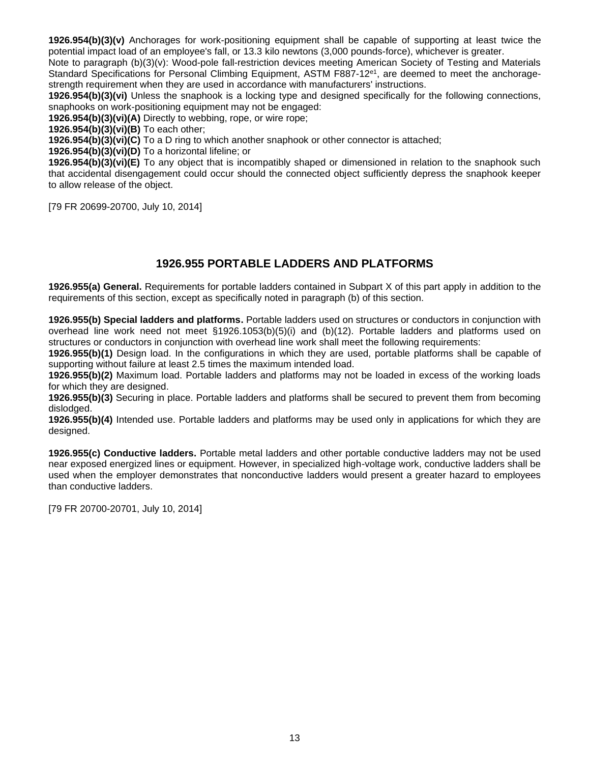**1926.954(b)(3)(v)** Anchorages for work-positioning equipment shall be capable of supporting at least twice the potential impact load of an employee's fall, or 13.3 kilo newtons (3,000 pounds-force), whichever is greater.

Note to paragraph (b)(3)(v): Wood-pole fall-restriction devices meeting American Society of Testing and Materials Standard Specifications for Personal Climbing Equipment, ASTM F887-12[e1], are deemed to meet the anchorage-strength requirement when they are used in accordance with manufacturers' instructions.

**1926.954(b)(3)(vi)** Unless the snaphook is a locking type and designed specifically for the following connections, snaphooks on work-positioning equipment may not be engaged:

**1926.954(b)(3)(vi)(A)** Directly to webbing, rope, or wire rope;

**1926.954(b)(3)(vi)(B)** To each other;

**1926.954(b)(3)(vi)(C)** To a D ring to which another snaphook or other connector is attached;

**1926.954(b)(3)(vi)(D)** To a horizontal lifeline; or

**1926.954(b)(3)(vi)(E)** To any object that is incompatibly shaped or dimensioned in relation to the snaphook such that accidental disengagement could occur should the connected object sufficiently depress the snaphook keeper to allow release of the object.

[79 FR 20699-20700, July 10, 2014]

## 1926.955 PORTABLE LADDERS AND PLATFORMS

**1926.955(a) General.** Requirements for portable ladders contained in Subpart X of this part apply in addition to the requirements of this section, except as specifically noted in paragraph (b) of this section.

**1926.955(b) Special ladders and platforms.** Portable ladders used on structures or conductors in conjunction with overhead line work need not meet §1926.1053(b)(5)(i) and (b)(12). Portable ladders and platforms used on structures or conductors in conjunction with overhead line work shall meet the following requirements:

**1926.955(b)(1)** Design load. In the configurations in which they are used, portable platforms shall be capable of supporting without failure at least 2.5 times the maximum intended load.

**1926.955(b)(2)** Maximum load. Portable ladders and platforms may not be loaded in excess of the working loads for which they are designed.

**1926.955(b)(3)** Securing in place. Portable ladders and platforms shall be secured to prevent them from becoming dislodged.

**1926.955(b)(4)** Intended use. Portable ladders and platforms may be used only in applications for which they are designed.

**1926.955(c) Conductive ladders.** Portable metal ladders and other portable conductive ladders may not be used near exposed energized lines or equipment. However, in specialized high-voltage work, conductive ladders shall be used when the employer demonstrates that nonconductive ladders would present a greater hazard to employees than conductive ladders.

[79 FR 20700-20701, July 10, 2014]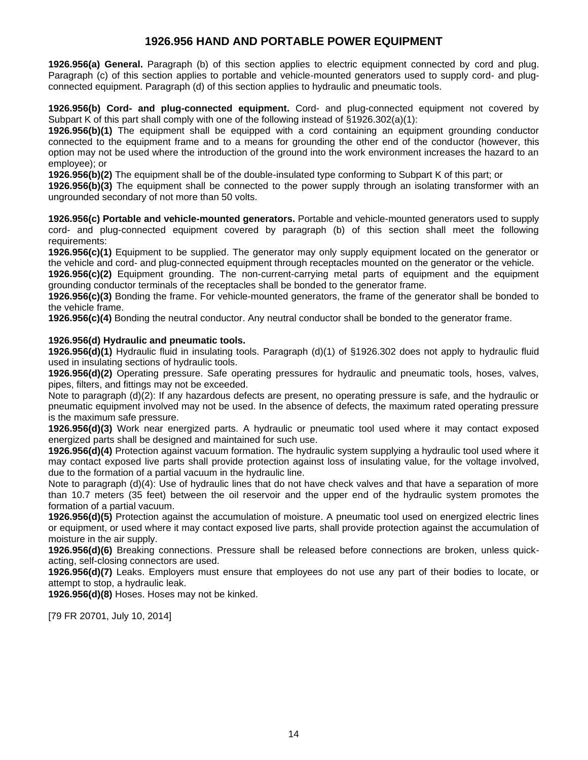# 1926.956 HAND AND PORTABLE POWER EQUIPMENT

**1926.956(a) General.** Paragraph (b) of this section applies to electric equipment connected by cord and plug. Paragraph (c) of this section applies to portable and vehicle-mounted generators used to supply cord- and plug-connected equipment. Paragraph (d) of this section applies to hydraulic and pneumatic tools.

**1926.956(b) Cord- and plug-connected equipment.** Cord- and plug-connected equipment not covered by Subpart K of this part shall comply with one of the following instead of §1926.302(a)(1):

**1926.956(b)(1)** The equipment shall be equipped with a cord containing an equipment grounding conductor connected to the equipment frame and to a means for grounding the other end of the conductor (however, this option may not be used where the introduction of the ground into the work environment increases the hazard to an employee); or

**1926.956(b)(2)** The equipment shall be of the double-insulated type conforming to Subpart K of this part; or

**1926.956(b)(3)** The equipment shall be connected to the power supply through an isolating transformer with an ungrounded secondary of not more than 50 volts.

**1926.956(c) Portable and vehicle-mounted generators.** Portable and vehicle-mounted generators used to supply cord- and plug-connected equipment covered by paragraph (b) of this section shall meet the following requirements:

**1926.956(c)(1)** Equipment to be supplied. The generator may only supply equipment located on the generator or the vehicle and cord- and plug-connected equipment through receptacles mounted on the generator or the vehicle.

**1926.956(c)(2)** Equipment grounding. The non-current-carrying metal parts of equipment and the equipment grounding conductor terminals of the receptacles shall be bonded to the generator frame.

**1926.956(c)(3)** Bonding the frame. For vehicle-mounted generators, the frame of the generator shall be bonded to the vehicle frame.

**1926.956(c)(4)** Bonding the neutral conductor. Any neutral conductor shall be bonded to the generator frame.

**1926.956(d) Hydraulic and pneumatic tools.**

**1926.956(d)(1)** Hydraulic fluid in insulating tools. Paragraph (d)(1) of §1926.302 does not apply to hydraulic fluid used in insulating sections of hydraulic tools.

**1926.956(d)(2)** Operating pressure. Safe operating pressures for hydraulic and pneumatic tools, hoses, valves, pipes, filters, and fittings may not be exceeded.

Note to paragraph (d)(2): If any hazardous defects are present, no operating pressure is safe, and the hydraulic or pneumatic equipment involved may not be used. In the absence of defects, the maximum rated operating pressure is the maximum safe pressure.

**1926.956(d)(3)** Work near energized parts. A hydraulic or pneumatic tool used where it may contact exposed energized parts shall be designed and maintained for such use.

**1926.956(d)(4)** Protection against vacuum formation. The hydraulic system supplying a hydraulic tool used where it may contact exposed live parts shall provide protection against loss of insulating value, for the voltage involved, due to the formation of a partial vacuum in the hydraulic line.

Note to paragraph (d)(4): Use of hydraulic lines that do not have check valves and that have a separation of more than 10.7 meters (35 feet) between the oil reservoir and the upper end of the hydraulic system promotes the formation of a partial vacuum.

**1926.956(d)(5)** Protection against the accumulation of moisture. A pneumatic tool used on energized electric lines or equipment, or used where it may contact exposed live parts, shall provide protection against the accumulation of moisture in the air supply.

**1926.956(d)(6)** Breaking connections. Pressure shall be released before connections are broken, unless quick-acting, self-closing connectors are used.

**1926.956(d)(7)** Leaks. Employers must ensure that employees do not use any part of their bodies to locate, or attempt to stop, a hydraulic leak.

**1926.956(d)(8)** Hoses. Hoses may not be kinked.

[79 FR 20701, July 10, 2014]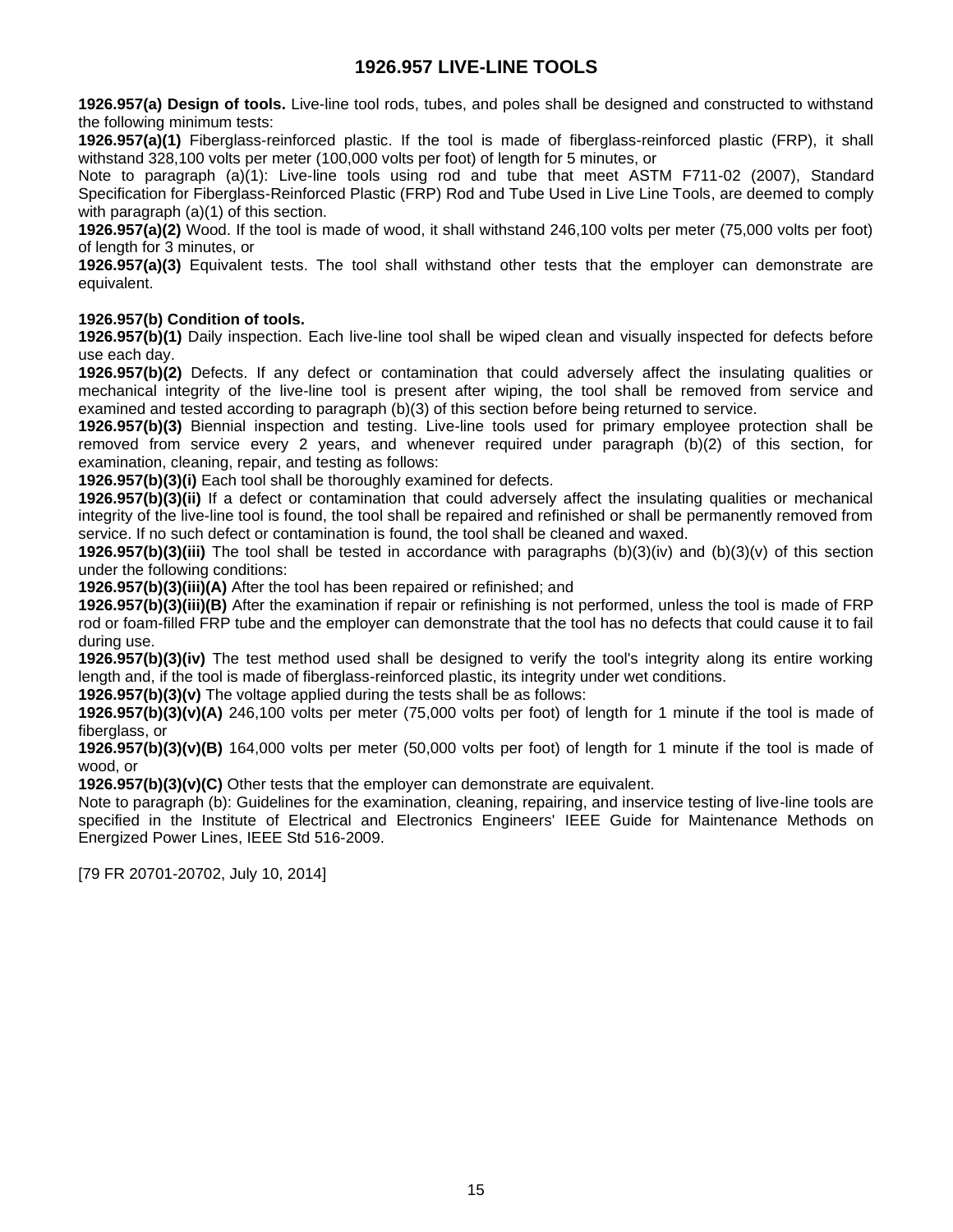# 1926.957 LIVE-LINE TOOLS

**1926.957(a) Design of tools.** Live-line tool rods, tubes, and poles shall be designed and constructed to withstand the following minimum tests:

**1926.957(a)(1)** Fiberglass-reinforced plastic. If the tool is made of fiberglass-reinforced plastic (FRP), it shall withstand 328,100 volts per meter (100,000 volts per foot) of length for 5 minutes, or

Note to paragraph (a)(1): Live-line tools using rod and tube that meet ASTM F711-02 (2007), Standard Specification for Fiberglass-Reinforced Plastic (FRP) Rod and Tube Used in Live Line Tools, are deemed to comply with paragraph (a)(1) of this section.

**1926.957(a)(2)** Wood. If the tool is made of wood, it shall withstand 246,100 volts per meter (75,000 volts per foot) of length for 3 minutes, or

**1926.957(a)(3)** Equivalent tests. The tool shall withstand other tests that the employer can demonstrate are equivalent.

**1926.957(b) Condition of tools.**

**1926.957(b)(1)** Daily inspection. Each live-line tool shall be wiped clean and visually inspected for defects before use each day.

**1926.957(b)(2)** Defects. If any defect or contamination that could adversely affect the insulating qualities or mechanical integrity of the live-line tool is present after wiping, the tool shall be removed from service and examined and tested according to paragraph (b)(3) of this section before being returned to service.

**1926.957(b)(3)** Biennial inspection and testing. Live-line tools used for primary employee protection shall be removed from service every 2 years, and whenever required under paragraph (b)(2) of this section, for examination, cleaning, repair, and testing as follows:

**1926.957(b)(3)(i)** Each tool shall be thoroughly examined for defects.

**1926.957(b)(3)(ii)** If a defect or contamination that could adversely affect the insulating qualities or mechanical integrity of the live-line tool is found, the tool shall be repaired and refinished or shall be permanently removed from service. If no such defect or contamination is found, the tool shall be cleaned and waxed.

**1926.957(b)(3)(iii)** The tool shall be tested in accordance with paragraphs (b)(3)(iv) and (b)(3)(v) of this section under the following conditions:

**1926.957(b)(3)(iii)(A)** After the tool has been repaired or refinished; and

**1926.957(b)(3)(iii)(B)** After the examination if repair or refinishing is not performed, unless the tool is made of FRP rod or foam-filled FRP tube and the employer can demonstrate that the tool has no defects that could cause it to fail during use.

**1926.957(b)(3)(iv)** The test method used shall be designed to verify the tool's integrity along its entire working length and, if the tool is made of fiberglass-reinforced plastic, its integrity under wet conditions.

**1926.957(b)(3)(v)** The voltage applied during the tests shall be as follows:

**1926.957(b)(3)(v)(A)** 246,100 volts per meter (75,000 volts per foot) of length for 1 minute if the tool is made of fiberglass, or

**1926.957(b)(3)(v)(B)** 164,000 volts per meter (50,000 volts per foot) of length for 1 minute if the tool is made of wood, or

**1926.957(b)(3)(v)(C)** Other tests that the employer can demonstrate are equivalent.

Note to paragraph (b): Guidelines for the examination, cleaning, repairing, and inservice testing of live-line tools are specified in the Institute of Electrical and Electronics Engineers' IEEE Guide for Maintenance Methods on Energized Power Lines, IEEE Std 516-2009.

[79 FR 20701-20702, July 10, 2014]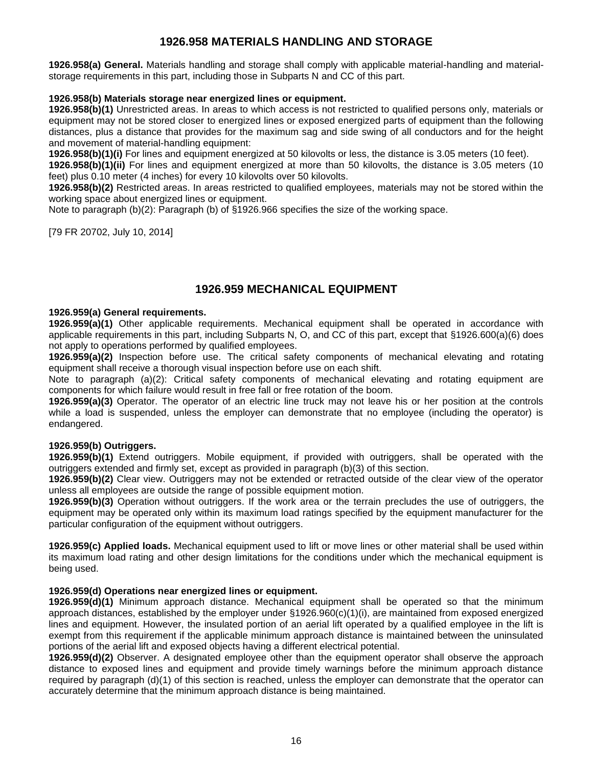## 1926.958 MATERIALS HANDLING AND STORAGE

**1926.958(a) General.** Materials handling and storage shall comply with applicable material-handling and material-storage requirements in this part, including those in Subparts N and CC of this part.

**1926.958(b) Materials storage near energized lines or equipment.**

**1926.958(b)(1)** Unrestricted areas. In areas to which access is not restricted to qualified persons only, materials or equipment may not be stored closer to energized lines or exposed energized parts of equipment than the following distances, plus a distance that provides for the maximum sag and side swing of all conductors and for the height and movement of material-handling equipment:

**1926.958(b)(1)(i)** For lines and equipment energized at 50 kilovolts or less, the distance is 3.05 meters (10 feet).

**1926.958(b)(1)(ii)** For lines and equipment energized at more than 50 kilovolts, the distance is 3.05 meters (10 feet) plus 0.10 meter (4 inches) for every 10 kilovolts over 50 kilovolts.

**1926.958(b)(2)** Restricted areas. In areas restricted to qualified employees, materials may not be stored within the working space about energized lines or equipment.

Note to paragraph (b)(2): Paragraph (b) of §1926.966 specifies the size of the working space.

[79 FR 20702, July 10, 2014]

## 1926.959 MECHANICAL EQUIPMENT

**1926.959(a) General requirements.**

**1926.959(a)(1)** Other applicable requirements. Mechanical equipment shall be operated in accordance with applicable requirements in this part, including Subparts N, O, and CC of this part, except that §1926.600(a)(6) does not apply to operations performed by qualified employees.

**1926.959(a)(2)** Inspection before use. The critical safety components of mechanical elevating and rotating equipment shall receive a thorough visual inspection before use on each shift.

Note to paragraph (a)(2): Critical safety components of mechanical elevating and rotating equipment are components for which failure would result in free fall or free rotation of the boom.

**1926.959(a)(3)** Operator. The operator of an electric line truck may not leave his or her position at the controls while a load is suspended, unless the employer can demonstrate that no employee (including the operator) is endangered.

**1926.959(b) Outriggers.**

**1926.959(b)(1)** Extend outriggers. Mobile equipment, if provided with outriggers, shall be operated with the outriggers extended and firmly set, except as provided in paragraph (b)(3) of this section.

**1926.959(b)(2)** Clear view. Outriggers may not be extended or retracted outside of the clear view of the operator unless all employees are outside the range of possible equipment motion.

**1926.959(b)(3)** Operation without outriggers. If the work area or the terrain precludes the use of outriggers, the equipment may be operated only within its maximum load ratings specified by the equipment manufacturer for the particular configuration of the equipment without outriggers.

**1926.959(c) Applied loads.** Mechanical equipment used to lift or move lines or other material shall be used within its maximum load rating and other design limitations for the conditions under which the mechanical equipment is being used.

**1926.959(d) Operations near energized lines or equipment.**

**1926.959(d)(1)** Minimum approach distance. Mechanical equipment shall be operated so that the minimum approach distances, established by the employer under §1926.960(c)(1)(i), are maintained from exposed energized lines and equipment. However, the insulated portion of an aerial lift operated by a qualified employee in the lift is exempt from this requirement if the applicable minimum approach distance is maintained between the uninsulated portions of the aerial lift and exposed objects having a different electrical potential.

**1926.959(d)(2)** Observer. A designated employee other than the equipment operator shall observe the approach distance to exposed lines and equipment and provide timely warnings before the minimum approach distance required by paragraph (d)(1) of this section is reached, unless the employer can demonstrate that the operator can accurately determine that the minimum approach distance is being maintained.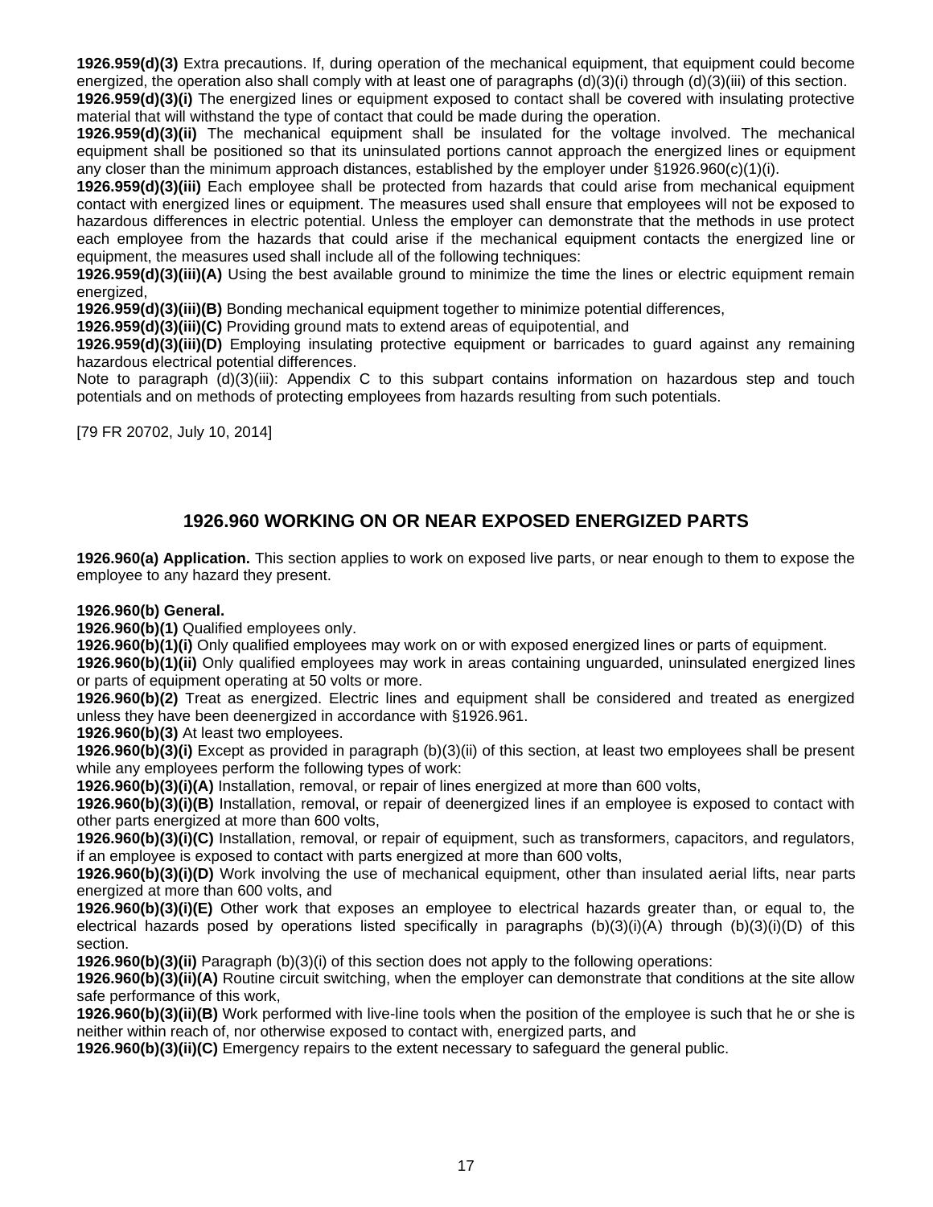**1926.959(d)(3)** Extra precautions. If, during operation of the mechanical equipment, that equipment could become energized, the operation also shall comply with at least one of paragraphs (d)(3)(i) through (d)(3)(iii) of this section.

**1926.959(d)(3)(i)** The energized lines or equipment exposed to contact shall be covered with insulating protective material that will withstand the type of contact that could be made during the operation.

**1926.959(d)(3)(ii)** The mechanical equipment shall be insulated for the voltage involved. The mechanical equipment shall be positioned so that its uninsulated portions cannot approach the energized lines or equipment any closer than the minimum approach distances, established by the employer under §1926.960(c)(1)(i).

**1926.959(d)(3)(iii)** Each employee shall be protected from hazards that could arise from mechanical equipment contact with energized lines or equipment. The measures used shall ensure that employees will not be exposed to hazardous differences in electric potential. Unless the employer can demonstrate that the methods in use protect each employee from the hazards that could arise if the mechanical equipment contacts the energized line or equipment, the measures used shall include all of the following techniques:

**1926.959(d)(3)(iii)(A)** Using the best available ground to minimize the time the lines or electric equipment remain energized,

**1926.959(d)(3)(iii)(B)** Bonding mechanical equipment together to minimize potential differences,

**1926.959(d)(3)(iii)(C)** Providing ground mats to extend areas of equipotential, and

**1926.959(d)(3)(iii)(D)** Employing insulating protective equipment or barricades to guard against any remaining hazardous electrical potential differences.

Note to paragraph (d)(3)(iii): Appendix C to this subpart contains information on hazardous step and touch potentials and on methods of protecting employees from hazards resulting from such potentials.

[79 FR 20702, July 10, 2014]

## 1926.960 WORKING ON OR NEAR EXPOSED ENERGIZED PARTS

**1926.960(a) Application.** This section applies to work on exposed live parts, or near enough to them to expose the employee to any hazard they present.

**1926.960(b) General.**

**1926.960(b)(1)** Qualified employees only.

**1926.960(b)(1)(i)** Only qualified employees may work on or with exposed energized lines or parts of equipment.

**1926.960(b)(1)(ii)** Only qualified employees may work in areas containing unguarded, uninsulated energized lines or parts of equipment operating at 50 volts or more.

**1926.960(b)(2)** Treat as energized. Electric lines and equipment shall be considered and treated as energized unless they have been deenergized in accordance with §1926.961.

**1926.960(b)(3)** At least two employees.

**1926.960(b)(3)(i)** Except as provided in paragraph (b)(3)(ii) of this section, at least two employees shall be present while any employees perform the following types of work:

**1926.960(b)(3)(i)(A)** Installation, removal, or repair of lines energized at more than 600 volts,

**1926.960(b)(3)(i)(B)** Installation, removal, or repair of deenergized lines if an employee is exposed to contact with other parts energized at more than 600 volts,

**1926.960(b)(3)(i)(C)** Installation, removal, or repair of equipment, such as transformers, capacitors, and regulators, if an employee is exposed to contact with parts energized at more than 600 volts,

**1926.960(b)(3)(i)(D)** Work involving the use of mechanical equipment, other than insulated aerial lifts, near parts energized at more than 600 volts, and

**1926.960(b)(3)(i)(E)** Other work that exposes an employee to electrical hazards greater than, or equal to, the electrical hazards posed by operations listed specifically in paragraphs (b)(3)(i)(A) through (b)(3)(i)(D) of this section.

**1926.960(b)(3)(ii)** Paragraph (b)(3)(i) of this section does not apply to the following operations:

**1926.960(b)(3)(ii)(A)** Routine circuit switching, when the employer can demonstrate that conditions at the site allow safe performance of this work,

**1926.960(b)(3)(ii)(B)** Work performed with live-line tools when the position of the employee is such that he or she is neither within reach of, nor otherwise exposed to contact with, energized parts, and

**1926.960(b)(3)(ii)(C)** Emergency repairs to the extent necessary to safeguard the general public.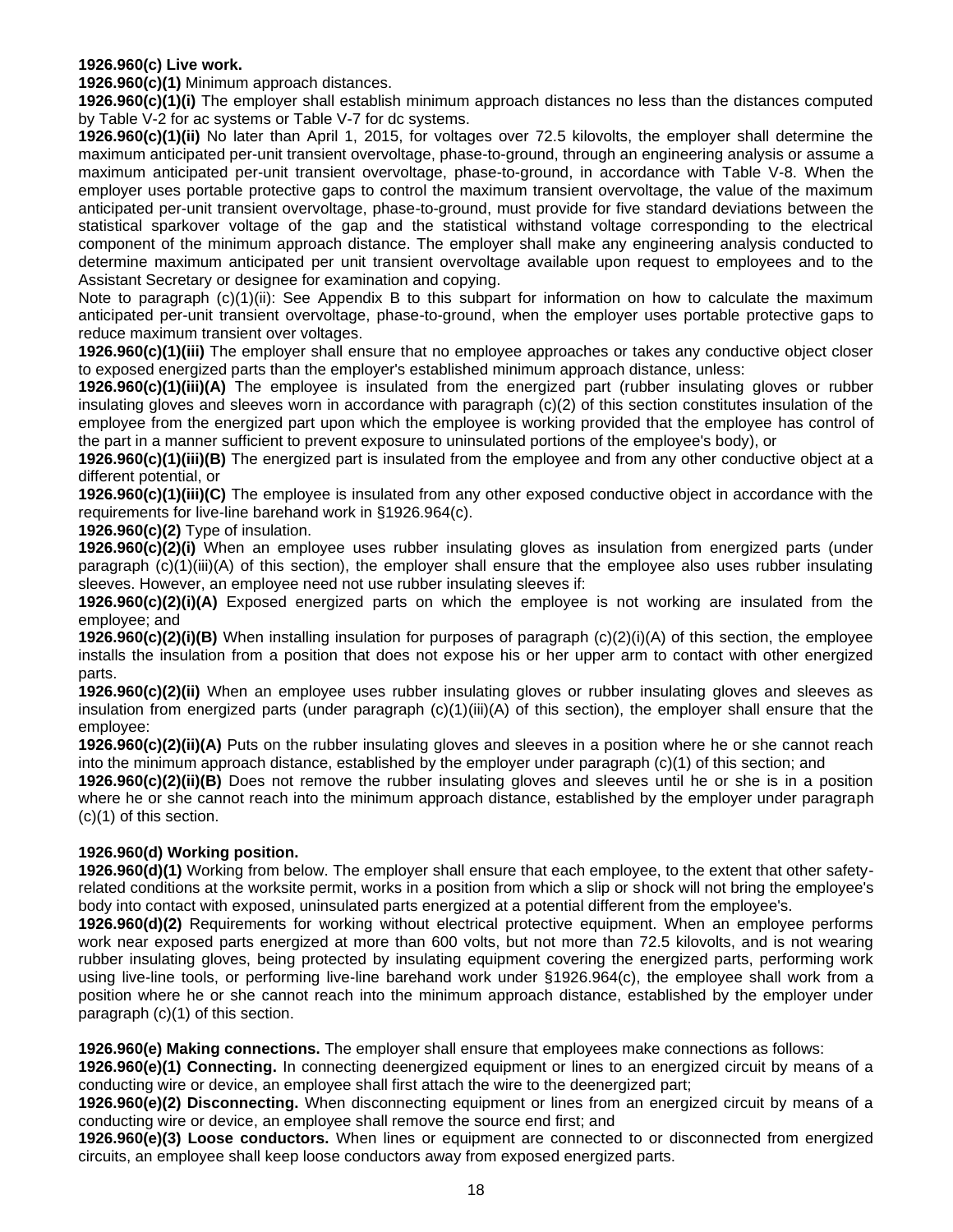**1926.960(c) Live work.**

**1926.960(c)(1)** Minimum approach distances.

**1926.960(c)(1)(i)** The employer shall establish minimum approach distances no less than the distances computed by Table V-2 for ac systems or Table V-7 for dc systems.

**1926.960(c)(1)(ii)** No later than April 1, 2015, for voltages over 72.5 kilovolts, the employer shall determine the maximum anticipated per-unit transient overvoltage, phase-to-ground, through an engineering analysis or assume a maximum anticipated per-unit transient overvoltage, phase-to-ground, in accordance with Table V-8. When the employer uses portable protective gaps to control the maximum transient overvoltage, the value of the maximum anticipated per-unit transient overvoltage, phase-to-ground, must provide for five standard deviations between the statistical sparkover voltage of the gap and the statistical withstand voltage corresponding to the electrical component of the minimum approach distance. The employer shall make any engineering analysis conducted to determine maximum anticipated per unit transient overvoltage available upon request to employees and to the Assistant Secretary or designee for examination and copying.

Note to paragraph (c)(1)(ii): See Appendix B to this subpart for information on how to calculate the maximum anticipated per-unit transient overvoltage, phase-to-ground, when the employer uses portable protective gaps to reduce maximum transient over voltages.

**1926.960(c)(1)(iii)** The employer shall ensure that no employee approaches or takes any conductive object closer to exposed energized parts than the employer's established minimum approach distance, unless:

**1926.960(c)(1)(iii)(A)** The employee is insulated from the energized part (rubber insulating gloves or rubber insulating gloves and sleeves worn in accordance with paragraph (c)(2) of this section constitutes insulation of the employee from the energized part upon which the employee is working provided that the employee has control of the part in a manner sufficient to prevent exposure to uninsulated portions of the employee's body), or

**1926.960(c)(1)(iii)(B)** The energized part is insulated from the employee and from any other conductive object at a different potential, or

**1926.960(c)(1)(iii)(C)** The employee is insulated from any other exposed conductive object in accordance with the requirements for live-line barehand work in §1926.964(c).

**1926.960(c)(2)** Type of insulation.

**1926.960(c)(2)(i)** When an employee uses rubber insulating gloves as insulation from energized parts (under paragraph (c)(1)(iii)(A) of this section), the employer shall ensure that the employee also uses rubber insulating sleeves. However, an employee need not use rubber insulating sleeves if:

**1926.960(c)(2)(i)(A)** Exposed energized parts on which the employee is not working are insulated from the employee; and

**1926.960(c)(2)(i)(B)** When installing insulation for purposes of paragraph (c)(2)(i)(A) of this section, the employee installs the insulation from a position that does not expose his or her upper arm to contact with other energized parts.

**1926.960(c)(2)(ii)** When an employee uses rubber insulating gloves or rubber insulating gloves and sleeves as insulation from energized parts (under paragraph (c)(1)(iii)(A) of this section), the employer shall ensure that the employee:

**1926.960(c)(2)(ii)(A)** Puts on the rubber insulating gloves and sleeves in a position where he or she cannot reach into the minimum approach distance, established by the employer under paragraph (c)(1) of this section; and

**1926.960(c)(2)(ii)(B)** Does not remove the rubber insulating gloves and sleeves until he or she is in a position where he or she cannot reach into the minimum approach distance, established by the employer under paragraph (c)(1) of this section.

**1926.960(d) Working position.**

**1926.960(d)(1)** Working from below. The employer shall ensure that each employee, to the extent that other safety-related conditions at the worksite permit, works in a position from which a slip or shock will not bring the employee's body into contact with exposed, uninsulated parts energized at a potential different from the employee's.

**1926.960(d)(2)** Requirements for working without electrical protective equipment. When an employee performs work near exposed parts energized at more than 600 volts, but not more than 72.5 kilovolts, and is not wearing rubber insulating gloves, being protected by insulating equipment covering the energized parts, performing work using live-line tools, or performing live-line barehand work under §1926.964(c), the employee shall work from a position where he or she cannot reach into the minimum approach distance, established by the employer under paragraph (c)(1) of this section.

**1926.960(e) Making connections.** The employer shall ensure that employees make connections as follows:

**1926.960(e)(1) Connecting.** In connecting deenergized equipment or lines to an energized circuit by means of a conducting wire or device, an employee shall first attach the wire to the deenergized part;

**1926.960(e)(2) Disconnecting.** When disconnecting equipment or lines from an energized circuit by means of a conducting wire or device, an employee shall remove the source end first; and

**1926.960(e)(3) Loose conductors.** When lines or equipment are connected to or disconnected from energized circuits, an employee shall keep loose conductors away from exposed energized parts.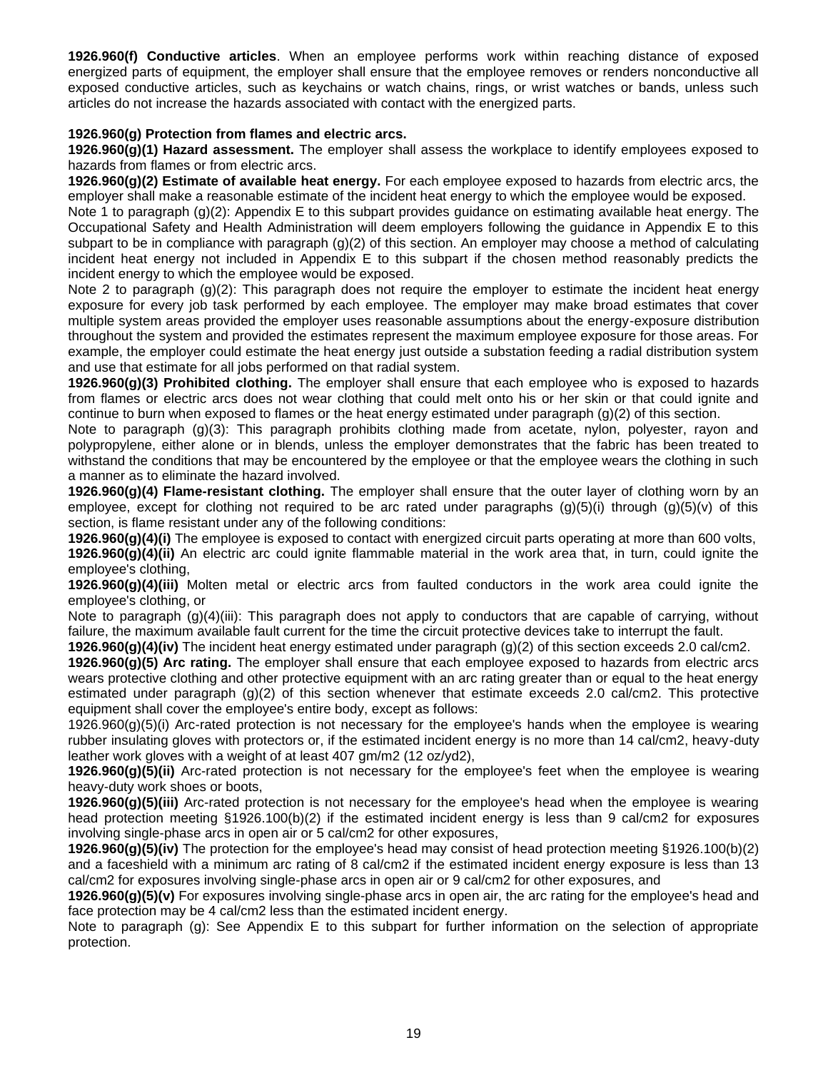**1926.960(f) Conductive articles**. When an employee performs work within reaching distance of exposed energized parts of equipment, the employer shall ensure that the employee removes or renders nonconductive all exposed conductive articles, such as keychains or watch chains, rings, or wrist watches or bands, unless such articles do not increase the hazards associated with contact with the energized parts.

**1926.960(g) Protection from flames and electric arcs.**

**1926.960(g)(1) Hazard assessment.** The employer shall assess the workplace to identify employees exposed to hazards from flames or from electric arcs.

**1926.960(g)(2) Estimate of available heat energy.** For each employee exposed to hazards from electric arcs, the employer shall make a reasonable estimate of the incident heat energy to which the employee would be exposed.

Note 1 to paragraph (g)(2): Appendix E to this subpart provides guidance on estimating available heat energy. The Occupational Safety and Health Administration will deem employers following the guidance in Appendix E to this subpart to be in compliance with paragraph (g)(2) of this section. An employer may choose a method of calculating incident heat energy not included in Appendix E to this subpart if the chosen method reasonably predicts the incident energy to which the employee would be exposed.

Note 2 to paragraph (g)(2): This paragraph does not require the employer to estimate the incident heat energy exposure for every job task performed by each employee. The employer may make broad estimates that cover multiple system areas provided the employer uses reasonable assumptions about the energy-exposure distribution throughout the system and provided the estimates represent the maximum employee exposure for those areas. For example, the employer could estimate the heat energy just outside a substation feeding a radial distribution system and use that estimate for all jobs performed on that radial system.

**1926.960(g)(3) Prohibited clothing.** The employer shall ensure that each employee who is exposed to hazards from flames or electric arcs does not wear clothing that could melt onto his or her skin or that could ignite and continue to burn when exposed to flames or the heat energy estimated under paragraph (g)(2) of this section.

Note to paragraph (g)(3): This paragraph prohibits clothing made from acetate, nylon, polyester, rayon and polypropylene, either alone or in blends, unless the employer demonstrates that the fabric has been treated to withstand the conditions that may be encountered by the employee or that the employee wears the clothing in such a manner as to eliminate the hazard involved.

**1926.960(g)(4) Flame-resistant clothing.** The employer shall ensure that the outer layer of clothing worn by an employee, except for clothing not required to be arc rated under paragraphs (g)(5)(i) through (g)(5)(v) of this section, is flame resistant under any of the following conditions:

**1926.960(g)(4)(i)** The employee is exposed to contact with energized circuit parts operating at more than 600 volts,

**1926.960(g)(4)(ii)** An electric arc could ignite flammable material in the work area that, in turn, could ignite the employee's clothing,

**1926.960(g)(4)(iii)** Molten metal or electric arcs from faulted conductors in the work area could ignite the employee's clothing, or

Note to paragraph (g)(4)(iii): This paragraph does not apply to conductors that are capable of carrying, without failure, the maximum available fault current for the time the circuit protective devices take to interrupt the fault.

**1926.960(g)(4)(iv)** The incident heat energy estimated under paragraph (g)(2) of this section exceeds 2.0 cal/cm2.

**1926.960(g)(5) Arc rating.** The employer shall ensure that each employee exposed to hazards from electric arcs wears protective clothing and other protective equipment with an arc rating greater than or equal to the heat energy estimated under paragraph (g)(2) of this section whenever that estimate exceeds 2.0 cal/cm2. This protective equipment shall cover the employee's entire body, except as follows:

1926.960(g)(5)(i) Arc-rated protection is not necessary for the employee's hands when the employee is wearing rubber insulating gloves with protectors or, if the estimated incident energy is no more than 14 cal/cm2, heavy-duty leather work gloves with a weight of at least 407 gm/m2 (12 oz/yd2),

**1926.960(g)(5)(ii)** Arc-rated protection is not necessary for the employee's feet when the employee is wearing heavy-duty work shoes or boots,

**1926.960(g)(5)(iii)** Arc-rated protection is not necessary for the employee's head when the employee is wearing head protection meeting §1926.100(b)(2) if the estimated incident energy is less than 9 cal/cm2 for exposures involving single-phase arcs in open air or 5 cal/cm2 for other exposures,

**1926.960(g)(5)(iv)** The protection for the employee's head may consist of head protection meeting §1926.100(b)(2) and a faceshield with a minimum arc rating of 8 cal/cm2 if the estimated incident energy exposure is less than 13 cal/cm2 for exposures involving single-phase arcs in open air or 9 cal/cm2 for other exposures, and

**1926.960(g)(5)(v)** For exposures involving single-phase arcs in open air, the arc rating for the employee's head and face protection may be 4 cal/cm2 less than the estimated incident energy.

Note to paragraph (g): See Appendix E to this subpart for further information on the selection of appropriate protection.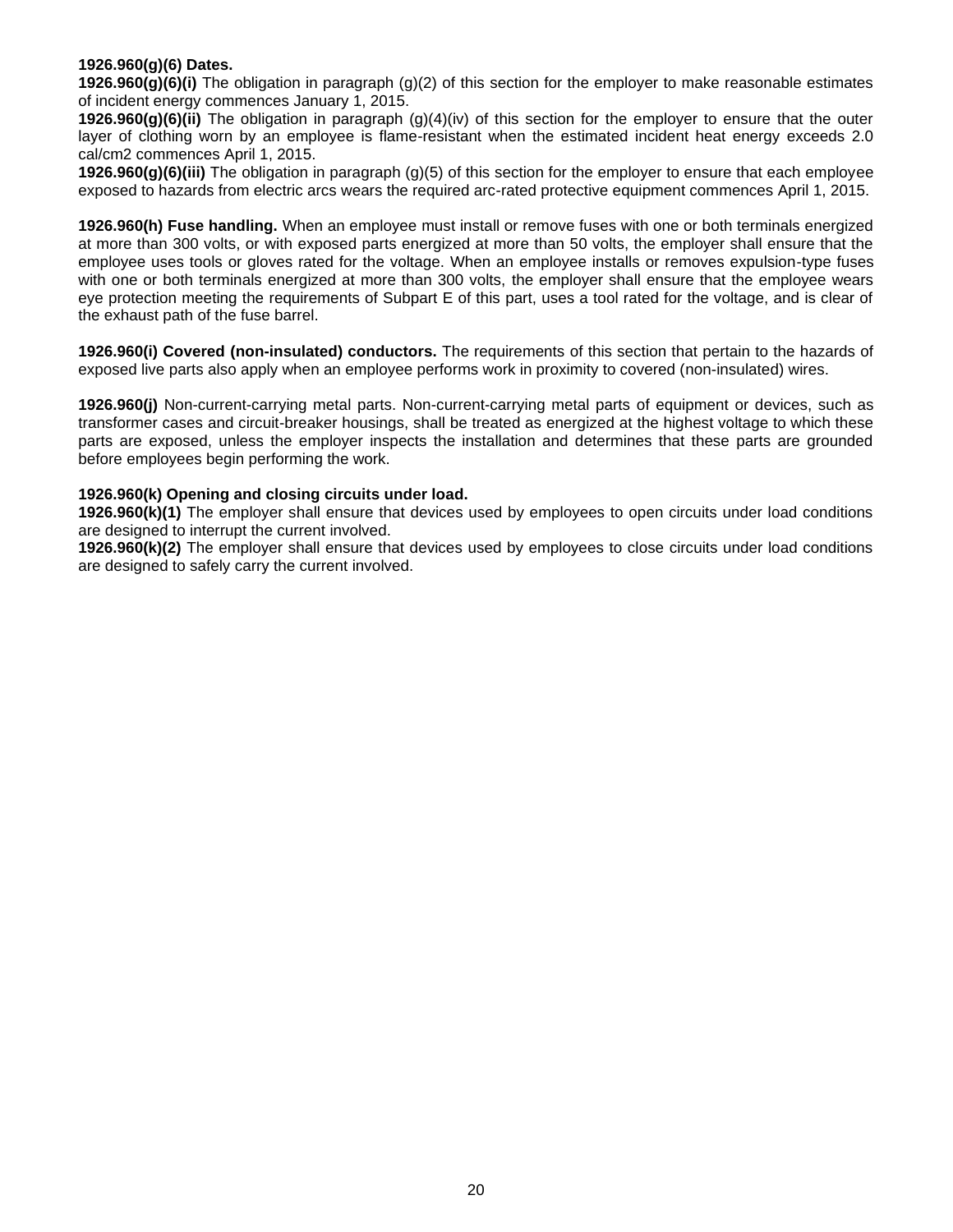**1926.960(g)(6) Dates.**

**1926.960(g)(6)(i)** The obligation in paragraph (g)(2) of this section for the employer to make reasonable estimates of incident energy commences January 1, 2015.

**1926.960(g)(6)(ii)** The obligation in paragraph (g)(4)(iv) of this section for the employer to ensure that the outer layer of clothing worn by an employee is flame-resistant when the estimated incident heat energy exceeds 2.0 cal/cm2 commences April 1, 2015.

**1926.960(g)(6)(iii)** The obligation in paragraph (g)(5) of this section for the employer to ensure that each employee exposed to hazards from electric arcs wears the required arc-rated protective equipment commences April 1, 2015.

**1926.960(h) Fuse handling.** When an employee must install or remove fuses with one or both terminals energized at more than 300 volts, or with exposed parts energized at more than 50 volts, the employer shall ensure that the employee uses tools or gloves rated for the voltage. When an employee installs or removes expulsion-type fuses with one or both terminals energized at more than 300 volts, the employer shall ensure that the employee wears eye protection meeting the requirements of Subpart E of this part, uses a tool rated for the voltage, and is clear of the exhaust path of the fuse barrel.

**1926.960(i) Covered (non-insulated) conductors.** The requirements of this section that pertain to the hazards of exposed live parts also apply when an employee performs work in proximity to covered (non-insulated) wires.

**1926.960(j)** Non-current-carrying metal parts. Non-current-carrying metal parts of equipment or devices, such as transformer cases and circuit-breaker housings, shall be treated as energized at the highest voltage to which these parts are exposed, unless the employer inspects the installation and determines that these parts are grounded before employees begin performing the work.

**1926.960(k) Opening and closing circuits under load.**

**1926.960(k)(1)** The employer shall ensure that devices used by employees to open circuits under load conditions are designed to interrupt the current involved.

**1926.960(k)(2)** The employer shall ensure that devices used by employees to close circuits under load conditions are designed to safely carry the current involved.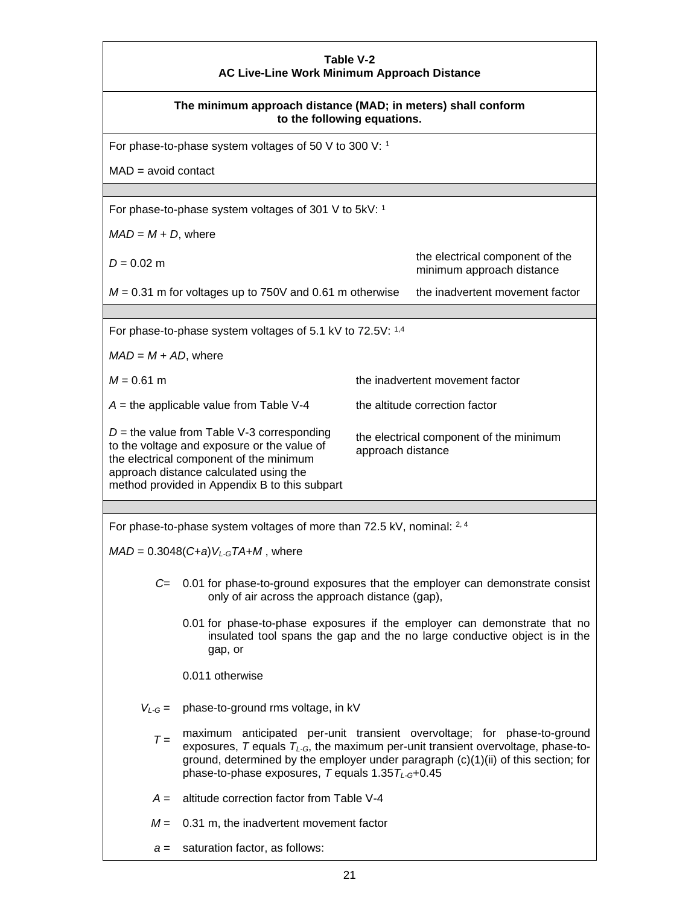**Table V-2**
**AC Live-Line Work Minimum Approach Distance**

**The minimum approach distance (MAD; in meters) shall conform to the following equations.**

For phase-to-phase system voltages of 50 V to 300 V: [1]

MAD = avoid contact

---

For phase-to-phase system voltages of 301 V to 5kV: [1]

*MAD* = *M* + *D*, where

| | |
|---|---|
| $D$ = 0.02 m | the electrical component of the minimum approach distance |
| $M$ = 0.31 m for voltages up to 750V and 0.61 m otherwise | the inadvertent movement factor |

---

For phase-to-phase system voltages of 5.1 kV to 72.5V: [1,4]

*MAD* = *M* + *AD*, where

| | |
|---|---|
| $M$ = 0.61 m | the inadvertent movement factor |
| $A$ = the applicable value from Table V-4 | the altitude correction factor |
| $D$ = the value from Table V-3 corresponding to the voltage and exposure or the value of the electrical component of the minimum approach distance calculated using the method provided in Appendix B to this subpart | the electrical component of the minimum approach distance |

---

For phase-to-phase system voltages of more than 72.5 kV, nominal: [2, 4]

$MAD = 0.3048(C+a)V_{L\text{-}G}TA+M$ , where

$C$ = 0.01 for phase-to-ground exposures that the employer can demonstrate consist only of air across the approach distance (gap),

0.01 for phase-to-phase exposures if the employer can demonstrate that no insulated tool spans the gap and the no large conductive object is in the gap, or

0.011 otherwise

$V_{L\text{-}G}$ = phase-to-ground rms voltage, in kV

$T$ = maximum anticipated per-unit transient overvoltage; for phase-to-ground exposures, $T$ equals $T_{L\text{-}G}$, the maximum per-unit transient overvoltage, phase-to-ground, determined by the employer under paragraph (c)(1)(ii) of this section; for phase-to-phase exposures, $T$ equals $1.35T_{L\text{-}G}+0.45$

$A$ = altitude correction factor from Table V-4

$M$ = 0.31 m, the inadvertent movement factor

$a$ = saturation factor, as follows: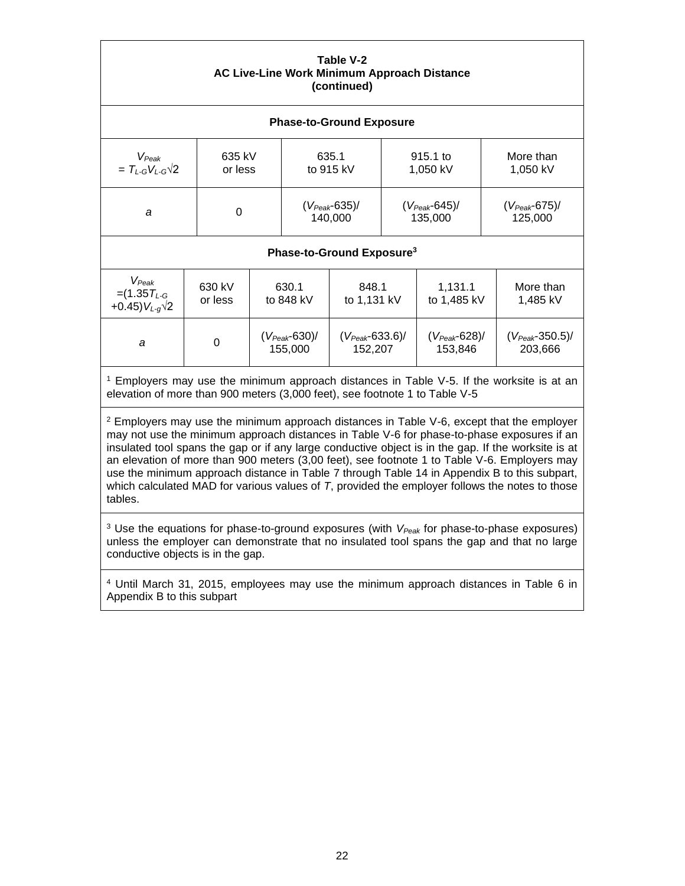**Table V-2**
**AC Live-Line Work Minimum Approach Distance**
**(continued)**

**Phase-to-Ground Exposure**

| $V_{Peak} = T_{L-G}V_{L-G}\sqrt{2}$ | 635 kV or less | 635.1 to 915 kV | 915.1 to 1,050 kV | More than 1,050 kV |
|---|---|---|---|---|
| $a$ | 0 | $(V_{Peak}-635)/140{,}000$ | $(V_{Peak}-645)/135{,}000$ | $(V_{Peak}-675)/125{,}000$ |

**Phase-to-Ground Exposure[3]**

| $V_{Peak} = (1.35T_{L-G} + 0.45)V_{L-g}\sqrt{2}$ | 630 kV or less | 630.1 to 848 kV | 848.1 to 1,131 kV | 1,131.1 to 1,485 kV | More than 1,485 kV |
|---|---|---|---|---|---|
| $a$ | 0 | $(V_{Peak}-630)/155{,}000$ | $(V_{Peak}-633.6)/152{,}207$ | $(V_{Peak}-628)/153{,}846$ | $(V_{Peak}-350.5)/203{,}666$ |

[1] Employers may use the minimum approach distances in Table V-5. If the worksite is at an elevation of more than 900 meters (3,000 feet), see footnote 1 to Table V-5

[2] Employers may use the minimum approach distances in Table V-6, except that the employer may not use the minimum approach distances in Table V-6 for phase-to-phase exposures if an insulated tool spans the gap or if any large conductive object is in the gap. If the worksite is at an elevation of more than 900 meters (3,00 feet), see footnote 1 to Table V-6. Employers may use the minimum approach distance in Table 7 through Table 14 in Appendix B to this subpart, which calculated MAD for various values of *T*, provided the employer follows the notes to those tables.

[3] Use the equations for phase-to-ground exposures (with $V_{Peak}$ for phase-to-phase exposures) unless the employer can demonstrate that no insulated tool spans the gap and that no large conductive objects is in the gap.

[4] Until March 31, 2015, employees may use the minimum approach distances in Table 6 in Appendix B to this subpart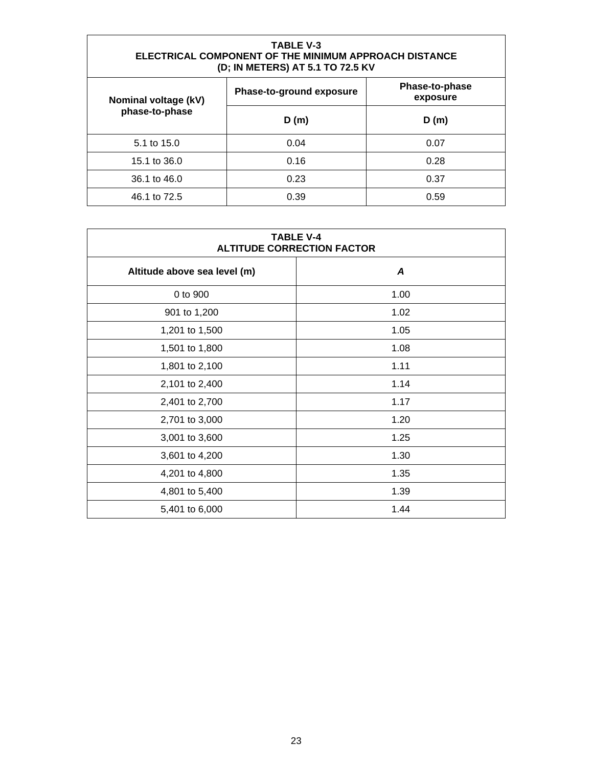**TABLE V-3**
**ELECTRICAL COMPONENT OF THE MINIMUM APPROACH DISTANCE (D; IN METERS) AT 5.1 TO 72.5 KV**

| Nominal voltage (kV) phase-to-phase | Phase-to-ground exposure | Phase-to-phase exposure |
|---|---|---|
| | D (m) | D (m) |
| 5.1 to 15.0 | 0.04 | 0.07 |
| 15.1 to 36.0 | 0.16 | 0.28 |
| 36.1 to 46.0 | 0.23 | 0.37 |
| 46.1 to 72.5 | 0.39 | 0.59 |

**TABLE V-4**
**ALTITUDE CORRECTION FACTOR**

| Altitude above sea level (m) | *A* |
|---|---|
| 0 to 900 | 1.00 |
| 901 to 1,200 | 1.02 |
| 1,201 to 1,500 | 1.05 |
| 1,501 to 1,800 | 1.08 |
| 1,801 to 2,100 | 1.11 |
| 2,101 to 2,400 | 1.14 |
| 2,401 to 2,700 | 1.17 |
| 2,701 to 3,000 | 1.20 |
| 3,001 to 3,600 | 1.25 |
| 3,601 to 4,200 | 1.30 |
| 4,201 to 4,800 | 1.35 |
| 4,801 to 5,400 | 1.39 |
| 5,401 to 6,000 | 1.44 |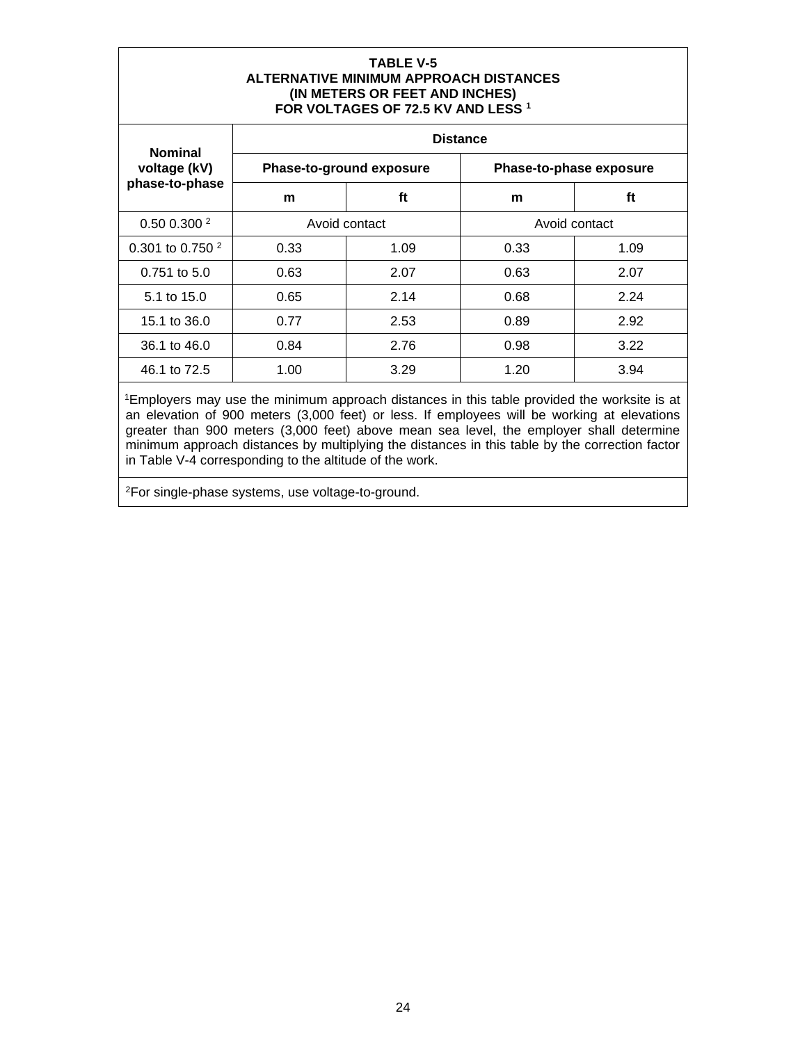**TABLE V-5**
**ALTERNATIVE MINIMUM APPROACH DISTANCES**
**(IN METERS OR FEET AND INCHES)**
**FOR VOLTAGES OF 72.5 KV AND LESS [1]**

| Nominal voltage (kV) phase-to-phase | Distance | | | |
|---|---|---|---|---|
| | Phase-to-ground exposure | | Phase-to-phase exposure | |
| | m | ft | m | ft |
| 0.50 0.300 [2] | Avoid contact | | Avoid contact | |
| 0.301 to 0.750 [2] | 0.33 | 1.09 | 0.33 | 1.09 |
| 0.751 to 5.0 | 0.63 | 2.07 | 0.63 | 2.07 |
| 5.1 to 15.0 | 0.65 | 2.14 | 0.68 | 2.24 |
| 15.1 to 36.0 | 0.77 | 2.53 | 0.89 | 2.92 |
| 36.1 to 46.0 | 0.84 | 2.76 | 0.98 | 3.22 |
| 46.1 to 72.5 | 1.00 | 3.29 | 1.20 | 3.94 |

[1]Employers may use the minimum approach distances in this table provided the worksite is at an elevation of 900 meters (3,000 feet) or less. If employees will be working at elevations greater than 900 meters (3,000 feet) above mean sea level, the employer shall determine minimum approach distances by multiplying the distances in this table by the correction factor in Table V-4 corresponding to the altitude of the work.

[2]For single-phase systems, use voltage-to-ground.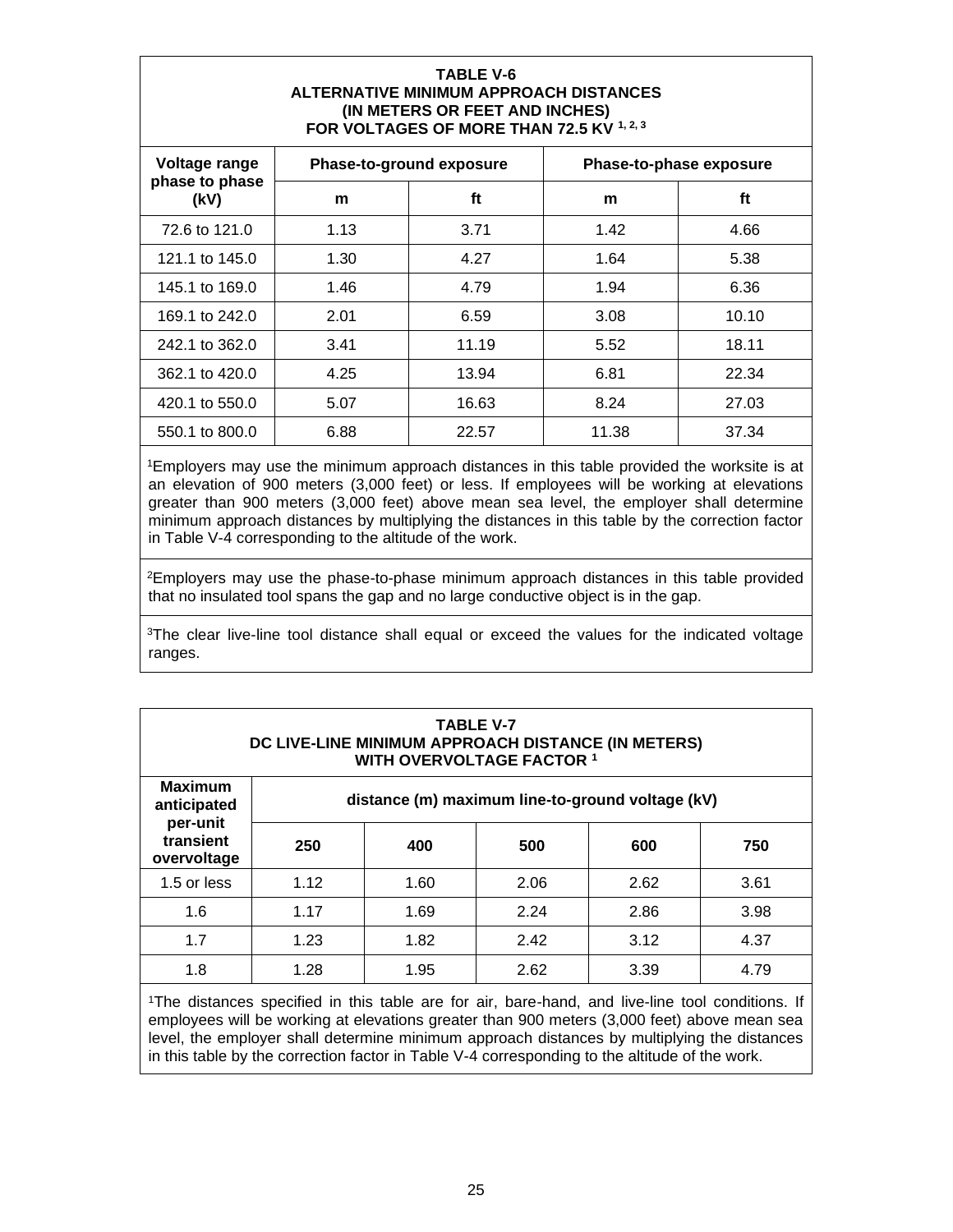**TABLE V-6**
**ALTERNATIVE MINIMUM APPROACH DISTANCES**
**(IN METERS OR FEET AND INCHES)**
**FOR VOLTAGES OF MORE THAN 72.5 KV [1, 2, 3]**

| Voltage range phase to phase (kV) | Phase-to-ground exposure | | Phase-to-phase exposure | |
|---|---|---|---|---|
| | m | ft | m | ft |
| 72.6 to 121.0 | 1.13 | 3.71 | 1.42 | 4.66 |
| 121.1 to 145.0 | 1.30 | 4.27 | 1.64 | 5.38 |
| 145.1 to 169.0 | 1.46 | 4.79 | 1.94 | 6.36 |
| 169.1 to 242.0 | 2.01 | 6.59 | 3.08 | 10.10 |
| 242.1 to 362.0 | 3.41 | 11.19 | 5.52 | 18.11 |
| 362.1 to 420.0 | 4.25 | 13.94 | 6.81 | 22.34 |
| 420.1 to 550.0 | 5.07 | 16.63 | 8.24 | 27.03 |
| 550.1 to 800.0 | 6.88 | 22.57 | 11.38 | 37.34 |

[1]Employers may use the minimum approach distances in this table provided the worksite is at an elevation of 900 meters (3,000 feet) or less. If employees will be working at elevations greater than 900 meters (3,000 feet) above mean sea level, the employer shall determine minimum approach distances by multiplying the distances in this table by the correction factor in Table V-4 corresponding to the altitude of the work.

[2]Employers may use the phase-to-phase minimum approach distances in this table provided that no insulated tool spans the gap and no large conductive object is in the gap.

[3]The clear live-line tool distance shall equal or exceed the values for the indicated voltage ranges.

**TABLE V-7**
**DC LIVE-LINE MINIMUM APPROACH DISTANCE (IN METERS)**
**WITH OVERVOLTAGE FACTOR [1]**

| Maximum anticipated per-unit transient overvoltage | distance (m) maximum line-to-ground voltage (kV) | | | | |
|---|---|---|---|---|---|
| | 250 | 400 | 500 | 600 | 750 |
| 1.5 or less | 1.12 | 1.60 | 2.06 | 2.62 | 3.61 |
| 1.6 | 1.17 | 1.69 | 2.24 | 2.86 | 3.98 |
| 1.7 | 1.23 | 1.82 | 2.42 | 3.12 | 4.37 |
| 1.8 | 1.28 | 1.95 | 2.62 | 3.39 | 4.79 |

[1]The distances specified in this table are for air, bare-hand, and live-line tool conditions. If employees will be working at elevations greater than 900 meters (3,000 feet) above mean sea level, the employer shall determine minimum approach distances by multiplying the distances in this table by the correction factor in Table V-4 corresponding to the altitude of the work.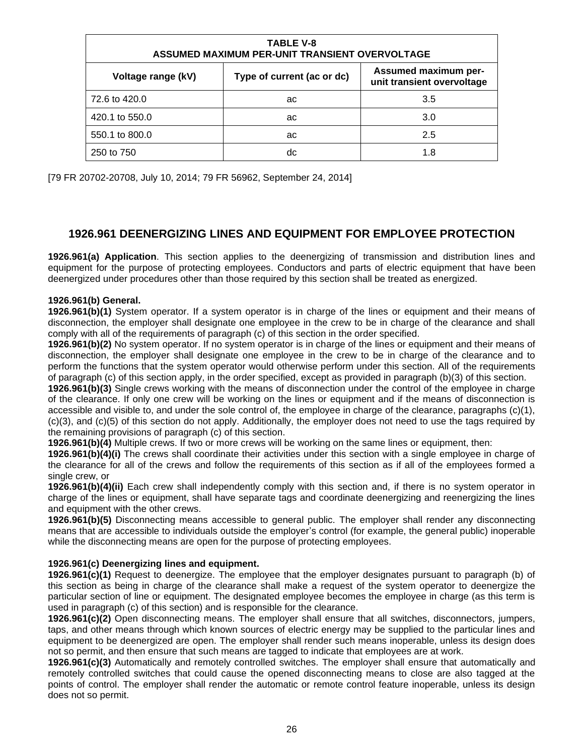| TABLE V-8<br>ASSUMED MAXIMUM PER-UNIT TRANSIENT OVERVOLTAGE | | |
|---|---|---|
| **Voltage range (kV)** | **Type of current (ac or dc)** | **Assumed maximum per-unit transient overvoltage** |
| 72.6 to 420.0 | ac | 3.5 |
| 420.1 to 550.0 | ac | 3.0 |
| 550.1 to 800.0 | ac | 2.5 |
| 250 to 750 | dc | 1.8 |

[79 FR 20702-20708, July 10, 2014; 79 FR 56962, September 24, 2014]

## 1926.961 DEENERGIZING LINES AND EQUIPMENT FOR EMPLOYEE PROTECTION

**1926.961(a) Application**. This section applies to the deenergizing of transmission and distribution lines and equipment for the purpose of protecting employees. Conductors and parts of electric equipment that have been deenergized under procedures other than those required by this section shall be treated as energized.

**1926.961(b) General.**

**1926.961(b)(1)** System operator. If a system operator is in charge of the lines or equipment and their means of disconnection, the employer shall designate one employee in the crew to be in charge of the clearance and shall comply with all of the requirements of paragraph (c) of this section in the order specified.

**1926.961(b)(2)** No system operator. If no system operator is in charge of the lines or equipment and their means of disconnection, the employer shall designate one employee in the crew to be in charge of the clearance and to perform the functions that the system operator would otherwise perform under this section. All of the requirements of paragraph (c) of this section apply, in the order specified, except as provided in paragraph (b)(3) of this section.

**1926.961(b)(3)** Single crews working with the means of disconnection under the control of the employee in charge of the clearance. If only one crew will be working on the lines or equipment and if the means of disconnection is accessible and visible to, and under the sole control of, the employee in charge of the clearance, paragraphs (c)(1), (c)(3), and (c)(5) of this section do not apply. Additionally, the employer does not need to use the tags required by the remaining provisions of paragraph (c) of this section.

**1926.961(b)(4)** Multiple crews. If two or more crews will be working on the same lines or equipment, then:

**1926.961(b)(4)(i)** The crews shall coordinate their activities under this section with a single employee in charge of the clearance for all of the crews and follow the requirements of this section as if all of the employees formed a single crew, or

**1926.961(b)(4)(ii)** Each crew shall independently comply with this section and, if there is no system operator in charge of the lines or equipment, shall have separate tags and coordinate deenergizing and reenergizing the lines and equipment with the other crews.

**1926.961(b)(5)** Disconnecting means accessible to general public. The employer shall render any disconnecting means that are accessible to individuals outside the employer's control (for example, the general public) inoperable while the disconnecting means are open for the purpose of protecting employees.

**1926.961(c) Deenergizing lines and equipment.**

**1926.961(c)(1)** Request to deenergize. The employee that the employer designates pursuant to paragraph (b) of this section as being in charge of the clearance shall make a request of the system operator to deenergize the particular section of line or equipment. The designated employee becomes the employee in charge (as this term is used in paragraph (c) of this section) and is responsible for the clearance.

**1926.961(c)(2)** Open disconnecting means. The employer shall ensure that all switches, disconnectors, jumpers, taps, and other means through which known sources of electric energy may be supplied to the particular lines and equipment to be deenergized are open. The employer shall render such means inoperable, unless its design does not so permit, and then ensure that such means are tagged to indicate that employees are at work.

**1926.961(c)(3)** Automatically and remotely controlled switches. The employer shall ensure that automatically and remotely controlled switches that could cause the opened disconnecting means to close are also tagged at the points of control. The employer shall render the automatic or remote control feature inoperable, unless its design does not so permit.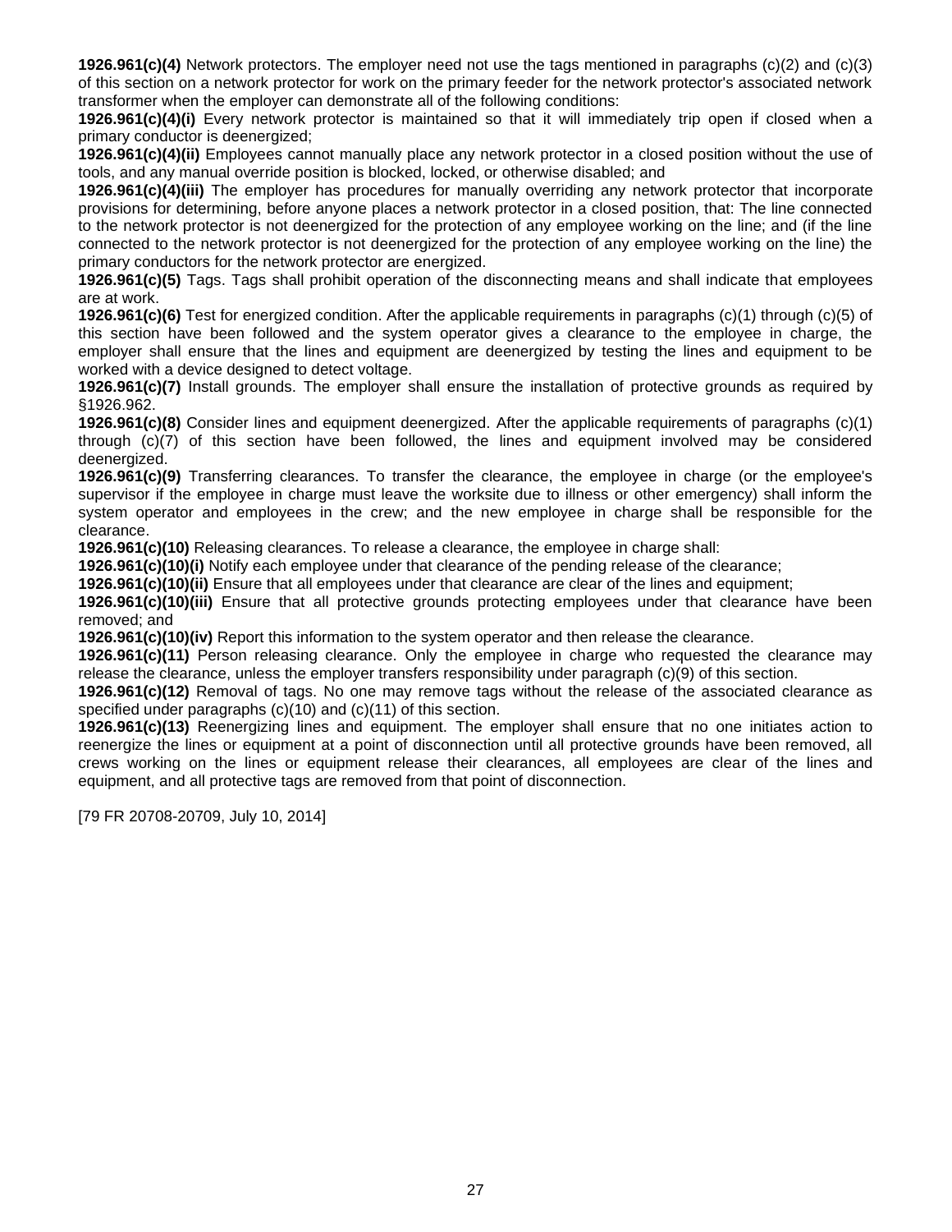**1926.961(c)(4)** Network protectors. The employer need not use the tags mentioned in paragraphs (c)(2) and (c)(3) of this section on a network protector for work on the primary feeder for the network protector's associated network transformer when the employer can demonstrate all of the following conditions:

**1926.961(c)(4)(i)** Every network protector is maintained so that it will immediately trip open if closed when a primary conductor is deenergized;

**1926.961(c)(4)(ii)** Employees cannot manually place any network protector in a closed position without the use of tools, and any manual override position is blocked, locked, or otherwise disabled; and

**1926.961(c)(4)(iii)** The employer has procedures for manually overriding any network protector that incorporate provisions for determining, before anyone places a network protector in a closed position, that: The line connected to the network protector is not deenergized for the protection of any employee working on the line; and (if the line connected to the network protector is not deenergized for the protection of any employee working on the line) the primary conductors for the network protector are energized.

**1926.961(c)(5)** Tags. Tags shall prohibit operation of the disconnecting means and shall indicate that employees are at work.

**1926.961(c)(6)** Test for energized condition. After the applicable requirements in paragraphs (c)(1) through (c)(5) of this section have been followed and the system operator gives a clearance to the employee in charge, the employer shall ensure that the lines and equipment are deenergized by testing the lines and equipment to be worked with a device designed to detect voltage.

**1926.961(c)(7)** Install grounds. The employer shall ensure the installation of protective grounds as required by §1926.962.

**1926.961(c)(8)** Consider lines and equipment deenergized. After the applicable requirements of paragraphs (c)(1) through (c)(7) of this section have been followed, the lines and equipment involved may be considered deenergized.

**1926.961(c)(9)** Transferring clearances. To transfer the clearance, the employee in charge (or the employee's supervisor if the employee in charge must leave the worksite due to illness or other emergency) shall inform the system operator and employees in the crew; and the new employee in charge shall be responsible for the clearance.

**1926.961(c)(10)** Releasing clearances. To release a clearance, the employee in charge shall:

**1926.961(c)(10)(i)** Notify each employee under that clearance of the pending release of the clearance;

**1926.961(c)(10)(ii)** Ensure that all employees under that clearance are clear of the lines and equipment;

**1926.961(c)(10)(iii)** Ensure that all protective grounds protecting employees under that clearance have been removed; and

**1926.961(c)(10)(iv)** Report this information to the system operator and then release the clearance.

**1926.961(c)(11)** Person releasing clearance. Only the employee in charge who requested the clearance may release the clearance, unless the employer transfers responsibility under paragraph (c)(9) of this section.

**1926.961(c)(12)** Removal of tags. No one may remove tags without the release of the associated clearance as specified under paragraphs (c)(10) and (c)(11) of this section.

**1926.961(c)(13)** Reenergizing lines and equipment. The employer shall ensure that no one initiates action to reenergize the lines or equipment at a point of disconnection until all protective grounds have been removed, all crews working on the lines or equipment release their clearances, all employees are clear of the lines and equipment, and all protective tags are removed from that point of disconnection.

[79 FR 20708-20709, July 10, 2014]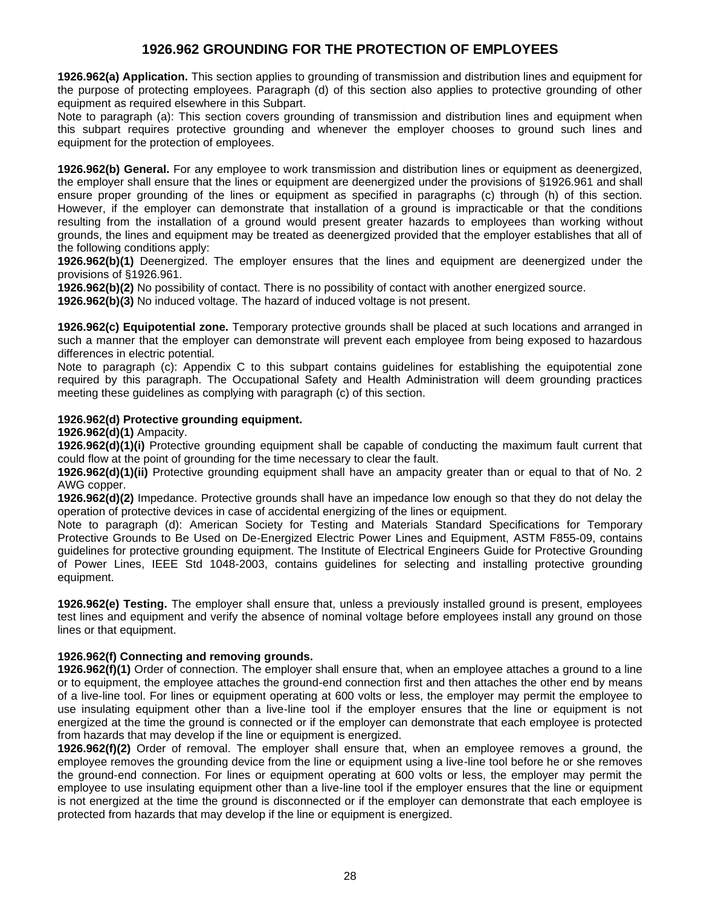# 1926.962 GROUNDING FOR THE PROTECTION OF EMPLOYEES

**1926.962(a) Application.** This section applies to grounding of transmission and distribution lines and equipment for the purpose of protecting employees. Paragraph (d) of this section also applies to protective grounding of other equipment as required elsewhere in this Subpart.

Note to paragraph (a): This section covers grounding of transmission and distribution lines and equipment when this subpart requires protective grounding and whenever the employer chooses to ground such lines and equipment for the protection of employees.

**1926.962(b) General.** For any employee to work transmission and distribution lines or equipment as deenergized, the employer shall ensure that the lines or equipment are deenergized under the provisions of §1926.961 and shall ensure proper grounding of the lines or equipment as specified in paragraphs (c) through (h) of this section. However, if the employer can demonstrate that installation of a ground is impracticable or that the conditions resulting from the installation of a ground would present greater hazards to employees than working without grounds, the lines and equipment may be treated as deenergized provided that the employer establishes that all of the following conditions apply:

**1926.962(b)(1)** Deenergized. The employer ensures that the lines and equipment are deenergized under the provisions of §1926.961.

**1926.962(b)(2)** No possibility of contact. There is no possibility of contact with another energized source.

**1926.962(b)(3)** No induced voltage. The hazard of induced voltage is not present.

**1926.962(c) Equipotential zone.** Temporary protective grounds shall be placed at such locations and arranged in such a manner that the employer can demonstrate will prevent each employee from being exposed to hazardous differences in electric potential.

Note to paragraph (c): Appendix C to this subpart contains guidelines for establishing the equipotential zone required by this paragraph. The Occupational Safety and Health Administration will deem grounding practices meeting these guidelines as complying with paragraph (c) of this section.

**1926.962(d) Protective grounding equipment.**

**1926.962(d)(1)** Ampacity.

**1926.962(d)(1)(i)** Protective grounding equipment shall be capable of conducting the maximum fault current that could flow at the point of grounding for the time necessary to clear the fault.

**1926.962(d)(1)(ii)** Protective grounding equipment shall have an ampacity greater than or equal to that of No. 2 AWG copper.

**1926.962(d)(2)** Impedance. Protective grounds shall have an impedance low enough so that they do not delay the operation of protective devices in case of accidental energizing of the lines or equipment.

Note to paragraph (d): American Society for Testing and Materials Standard Specifications for Temporary Protective Grounds to Be Used on De-Energized Electric Power Lines and Equipment, ASTM F855-09, contains guidelines for protective grounding equipment. The Institute of Electrical Engineers Guide for Protective Grounding of Power Lines, IEEE Std 1048-2003, contains guidelines for selecting and installing protective grounding equipment.

**1926.962(e) Testing.** The employer shall ensure that, unless a previously installed ground is present, employees test lines and equipment and verify the absence of nominal voltage before employees install any ground on those lines or that equipment.

**1926.962(f) Connecting and removing grounds.**

**1926.962(f)(1)** Order of connection. The employer shall ensure that, when an employee attaches a ground to a line or to equipment, the employee attaches the ground-end connection first and then attaches the other end by means of a live-line tool. For lines or equipment operating at 600 volts or less, the employer may permit the employee to use insulating equipment other than a live-line tool if the employer ensures that the line or equipment is not energized at the time the ground is connected or if the employer can demonstrate that each employee is protected from hazards that may develop if the line or equipment is energized.

**1926.962(f)(2)** Order of removal. The employer shall ensure that, when an employee removes a ground, the employee removes the grounding device from the line or equipment using a live-line tool before he or she removes the ground-end connection. For lines or equipment operating at 600 volts or less, the employer may permit the employee to use insulating equipment other than a live-line tool if the employer ensures that the line or equipment is not energized at the time the ground is disconnected or if the employer can demonstrate that each employee is protected from hazards that may develop if the line or equipment is energized.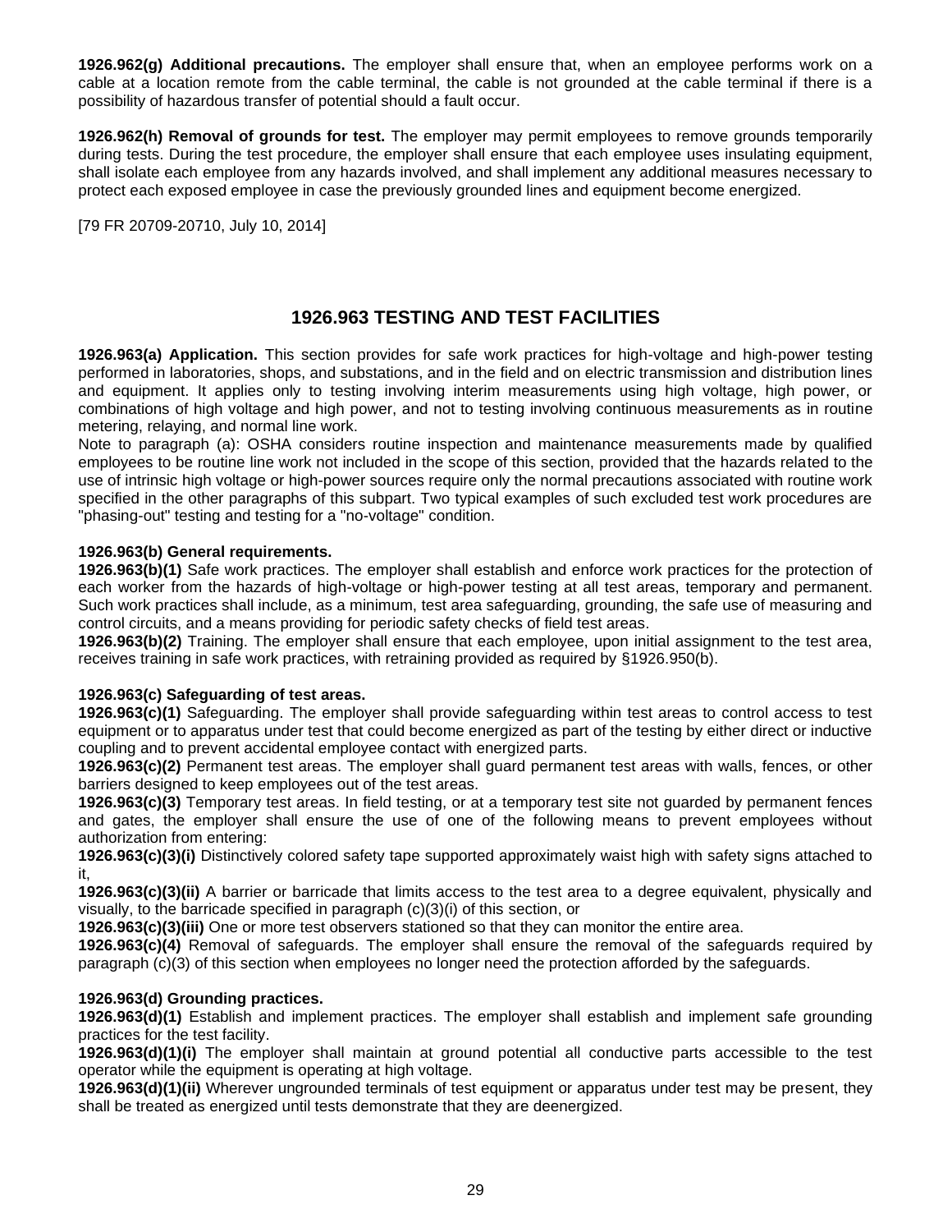**1926.962(g) Additional precautions.** The employer shall ensure that, when an employee performs work on a cable at a location remote from the cable terminal, the cable is not grounded at the cable terminal if there is a possibility of hazardous transfer of potential should a fault occur.

**1926.962(h) Removal of grounds for test.** The employer may permit employees to remove grounds temporarily during tests. During the test procedure, the employer shall ensure that each employee uses insulating equipment, shall isolate each employee from any hazards involved, and shall implement any additional measures necessary to protect each exposed employee in case the previously grounded lines and equipment become energized.

[79 FR 20709-20710, July 10, 2014]

## 1926.963 TESTING AND TEST FACILITIES

**1926.963(a) Application.** This section provides for safe work practices for high-voltage and high-power testing performed in laboratories, shops, and substations, and in the field and on electric transmission and distribution lines and equipment. It applies only to testing involving interim measurements using high voltage, high power, or combinations of high voltage and high power, and not to testing involving continuous measurements as in routine metering, relaying, and normal line work.

Note to paragraph (a): OSHA considers routine inspection and maintenance measurements made by qualified employees to be routine line work not included in the scope of this section, provided that the hazards related to the use of intrinsic high voltage or high-power sources require only the normal precautions associated with routine work specified in the other paragraphs of this subpart. Two typical examples of such excluded test work procedures are "phasing-out" testing and testing for a "no-voltage" condition.

**1926.963(b) General requirements.**

**1926.963(b)(1)** Safe work practices. The employer shall establish and enforce work practices for the protection of each worker from the hazards of high-voltage or high-power testing at all test areas, temporary and permanent. Such work practices shall include, as a minimum, test area safeguarding, grounding, the safe use of measuring and control circuits, and a means providing for periodic safety checks of field test areas.

**1926.963(b)(2)** Training. The employer shall ensure that each employee, upon initial assignment to the test area, receives training in safe work practices, with retraining provided as required by §1926.950(b).

**1926.963(c) Safeguarding of test areas.**

**1926.963(c)(1)** Safeguarding. The employer shall provide safeguarding within test areas to control access to test equipment or to apparatus under test that could become energized as part of the testing by either direct or inductive coupling and to prevent accidental employee contact with energized parts.

**1926.963(c)(2)** Permanent test areas. The employer shall guard permanent test areas with walls, fences, or other barriers designed to keep employees out of the test areas.

**1926.963(c)(3)** Temporary test areas. In field testing, or at a temporary test site not guarded by permanent fences and gates, the employer shall ensure the use of one of the following means to prevent employees without authorization from entering:

**1926.963(c)(3)(i)** Distinctively colored safety tape supported approximately waist high with safety signs attached to it,

**1926.963(c)(3)(ii)** A barrier or barricade that limits access to the test area to a degree equivalent, physically and visually, to the barricade specified in paragraph (c)(3)(i) of this section, or

**1926.963(c)(3)(iii)** One or more test observers stationed so that they can monitor the entire area.

**1926.963(c)(4)** Removal of safeguards. The employer shall ensure the removal of the safeguards required by paragraph (c)(3) of this section when employees no longer need the protection afforded by the safeguards.

**1926.963(d) Grounding practices.**

**1926.963(d)(1)** Establish and implement practices. The employer shall establish and implement safe grounding practices for the test facility.

**1926.963(d)(1)(i)** The employer shall maintain at ground potential all conductive parts accessible to the test operator while the equipment is operating at high voltage.

**1926.963(d)(1)(ii)** Wherever ungrounded terminals of test equipment or apparatus under test may be present, they shall be treated as energized until tests demonstrate that they are deenergized.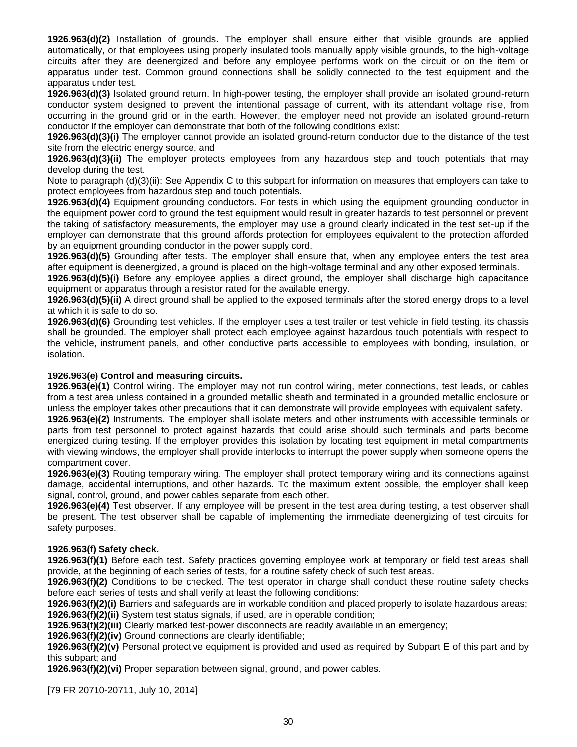**1926.963(d)(2)** Installation of grounds. The employer shall ensure either that visible grounds are applied automatically, or that employees using properly insulated tools manually apply visible grounds, to the high-voltage circuits after they are deenergized and before any employee performs work on the circuit or on the item or apparatus under test. Common ground connections shall be solidly connected to the test equipment and the apparatus under test.

**1926.963(d)(3)** Isolated ground return. In high-power testing, the employer shall provide an isolated ground-return conductor system designed to prevent the intentional passage of current, with its attendant voltage rise, from occurring in the ground grid or in the earth. However, the employer need not provide an isolated ground-return conductor if the employer can demonstrate that both of the following conditions exist:

**1926.963(d)(3)(i)** The employer cannot provide an isolated ground-return conductor due to the distance of the test site from the electric energy source, and

**1926.963(d)(3)(ii)** The employer protects employees from any hazardous step and touch potentials that may develop during the test.

Note to paragraph (d)(3)(ii): See Appendix C to this subpart for information on measures that employers can take to protect employees from hazardous step and touch potentials.

**1926.963(d)(4)** Equipment grounding conductors. For tests in which using the equipment grounding conductor in the equipment power cord to ground the test equipment would result in greater hazards to test personnel or prevent the taking of satisfactory measurements, the employer may use a ground clearly indicated in the test set-up if the employer can demonstrate that this ground affords protection for employees equivalent to the protection afforded by an equipment grounding conductor in the power supply cord.

**1926.963(d)(5)** Grounding after tests. The employer shall ensure that, when any employee enters the test area after equipment is deenergized, a ground is placed on the high-voltage terminal and any other exposed terminals.

**1926.963(d)(5)(i)** Before any employee applies a direct ground, the employer shall discharge high capacitance equipment or apparatus through a resistor rated for the available energy.

**1926.963(d)(5)(ii)** A direct ground shall be applied to the exposed terminals after the stored energy drops to a level at which it is safe to do so.

**1926.963(d)(6)** Grounding test vehicles. If the employer uses a test trailer or test vehicle in field testing, its chassis shall be grounded. The employer shall protect each employee against hazardous touch potentials with respect to the vehicle, instrument panels, and other conductive parts accessible to employees with bonding, insulation, or isolation.

**1926.963(e) Control and measuring circuits.**

**1926.963(e)(1)** Control wiring. The employer may not run control wiring, meter connections, test leads, or cables from a test area unless contained in a grounded metallic sheath and terminated in a grounded metallic enclosure or unless the employer takes other precautions that it can demonstrate will provide employees with equivalent safety.

**1926.963(e)(2)** Instruments. The employer shall isolate meters and other instruments with accessible terminals or parts from test personnel to protect against hazards that could arise should such terminals and parts become energized during testing. If the employer provides this isolation by locating test equipment in metal compartments with viewing windows, the employer shall provide interlocks to interrupt the power supply when someone opens the compartment cover.

**1926.963(e)(3)** Routing temporary wiring. The employer shall protect temporary wiring and its connections against damage, accidental interruptions, and other hazards. To the maximum extent possible, the employer shall keep signal, control, ground, and power cables separate from each other.

**1926.963(e)(4)** Test observer. If any employee will be present in the test area during testing, a test observer shall be present. The test observer shall be capable of implementing the immediate deenergizing of test circuits for safety purposes.

**1926.963(f) Safety check.**

**1926.963(f)(1)** Before each test. Safety practices governing employee work at temporary or field test areas shall provide, at the beginning of each series of tests, for a routine safety check of such test areas.

**1926.963(f)(2)** Conditions to be checked. The test operator in charge shall conduct these routine safety checks before each series of tests and shall verify at least the following conditions:

**1926.963(f)(2)(i)** Barriers and safeguards are in workable condition and placed properly to isolate hazardous areas;

**1926.963(f)(2)(ii)** System test status signals, if used, are in operable condition;

**1926.963(f)(2)(iii)** Clearly marked test-power disconnects are readily available in an emergency;

**1926.963(f)(2)(iv)** Ground connections are clearly identifiable;

**1926.963(f)(2)(v)** Personal protective equipment is provided and used as required by Subpart E of this part and by this subpart; and

**1926.963(f)(2)(vi)** Proper separation between signal, ground, and power cables.

[79 FR 20710-20711, July 10, 2014]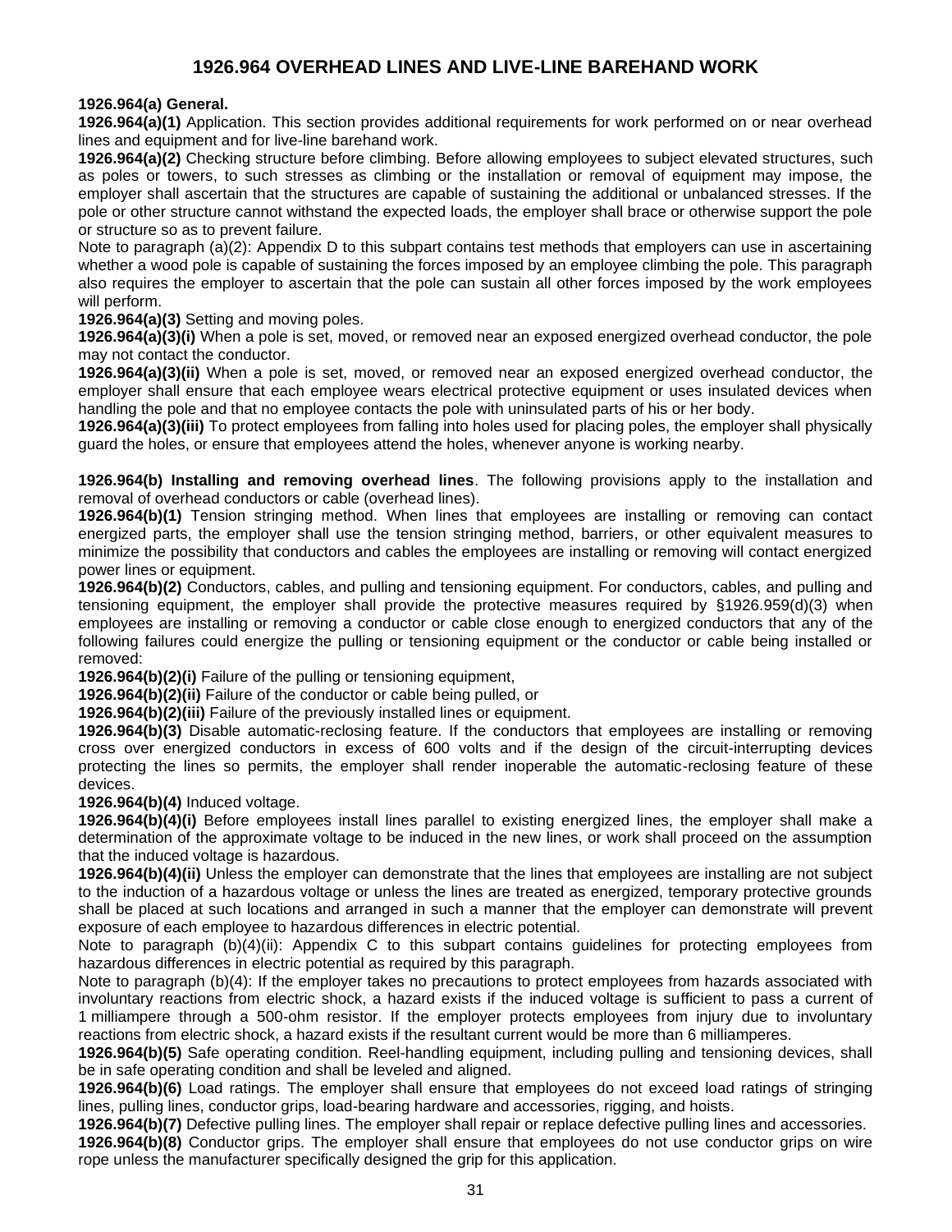# 1926.964 OVERHEAD LINES AND LIVE-LINE BAREHAND WORK

**1926.964(a) General.**

**1926.964(a)(1)** Application. This section provides additional requirements for work performed on or near overhead lines and equipment and for live-line barehand work.

**1926.964(a)(2)** Checking structure before climbing. Before allowing employees to subject elevated structures, such as poles or towers, to such stresses as climbing or the installation or removal of equipment may impose, the employer shall ascertain that the structures are capable of sustaining the additional or unbalanced stresses. If the pole or other structure cannot withstand the expected loads, the employer shall brace or otherwise support the pole or structure so as to prevent failure.

Note to paragraph (a)(2): Appendix D to this subpart contains test methods that employers can use in ascertaining whether a wood pole is capable of sustaining the forces imposed by an employee climbing the pole. This paragraph also requires the employer to ascertain that the pole can sustain all other forces imposed by the work employees will perform.

**1926.964(a)(3)** Setting and moving poles.

**1926.964(a)(3)(i)** When a pole is set, moved, or removed near an exposed energized overhead conductor, the pole may not contact the conductor.

**1926.964(a)(3)(ii)** When a pole is set, moved, or removed near an exposed energized overhead conductor, the employer shall ensure that each employee wears electrical protective equipment or uses insulated devices when handling the pole and that no employee contacts the pole with uninsulated parts of his or her body.

**1926.964(a)(3)(iii)** To protect employees from falling into holes used for placing poles, the employer shall physically guard the holes, or ensure that employees attend the holes, whenever anyone is working nearby.

**1926.964(b) Installing and removing overhead lines**. The following provisions apply to the installation and removal of overhead conductors or cable (overhead lines).

**1926.964(b)(1)** Tension stringing method. When lines that employees are installing or removing can contact energized parts, the employer shall use the tension stringing method, barriers, or other equivalent measures to minimize the possibility that conductors and cables the employees are installing or removing will contact energized power lines or equipment.

**1926.964(b)(2)** Conductors, cables, and pulling and tensioning equipment. For conductors, cables, and pulling and tensioning equipment, the employer shall provide the protective measures required by §1926.959(d)(3) when employees are installing or removing a conductor or cable close enough to energized conductors that any of the following failures could energize the pulling or tensioning equipment or the conductor or cable being installed or removed:

**1926.964(b)(2)(i)** Failure of the pulling or tensioning equipment,

**1926.964(b)(2)(ii)** Failure of the conductor or cable being pulled, or

**1926.964(b)(2)(iii)** Failure of the previously installed lines or equipment.

**1926.964(b)(3)** Disable automatic-reclosing feature. If the conductors that employees are installing or removing cross over energized conductors in excess of 600 volts and if the design of the circuit-interrupting devices protecting the lines so permits, the employer shall render inoperable the automatic-reclosing feature of these devices.

**1926.964(b)(4)** Induced voltage.

**1926.964(b)(4)(i)** Before employees install lines parallel to existing energized lines, the employer shall make a determination of the approximate voltage to be induced in the new lines, or work shall proceed on the assumption that the induced voltage is hazardous.

**1926.964(b)(4)(ii)** Unless the employer can demonstrate that the lines that employees are installing are not subject to the induction of a hazardous voltage or unless the lines are treated as energized, temporary protective grounds shall be placed at such locations and arranged in such a manner that the employer can demonstrate will prevent exposure of each employee to hazardous differences in electric potential.

Note to paragraph (b)(4)(ii): Appendix C to this subpart contains guidelines for protecting employees from hazardous differences in electric potential as required by this paragraph.

Note to paragraph (b)(4): If the employer takes no precautions to protect employees from hazards associated with involuntary reactions from electric shock, a hazard exists if the induced voltage is sufficient to pass a current of 1 milliampere through a 500-ohm resistor. If the employer protects employees from injury due to involuntary reactions from electric shock, a hazard exists if the resultant current would be more than 6 milliamperes.

**1926.964(b)(5)** Safe operating condition. Reel-handling equipment, including pulling and tensioning devices, shall be in safe operating condition and shall be leveled and aligned.

**1926.964(b)(6)** Load ratings. The employer shall ensure that employees do not exceed load ratings of stringing lines, pulling lines, conductor grips, load-bearing hardware and accessories, rigging, and hoists.

**1926.964(b)(7)** Defective pulling lines. The employer shall repair or replace defective pulling lines and accessories.

**1926.964(b)(8)** Conductor grips. The employer shall ensure that employees do not use conductor grips on wire rope unless the manufacturer specifically designed the grip for this application.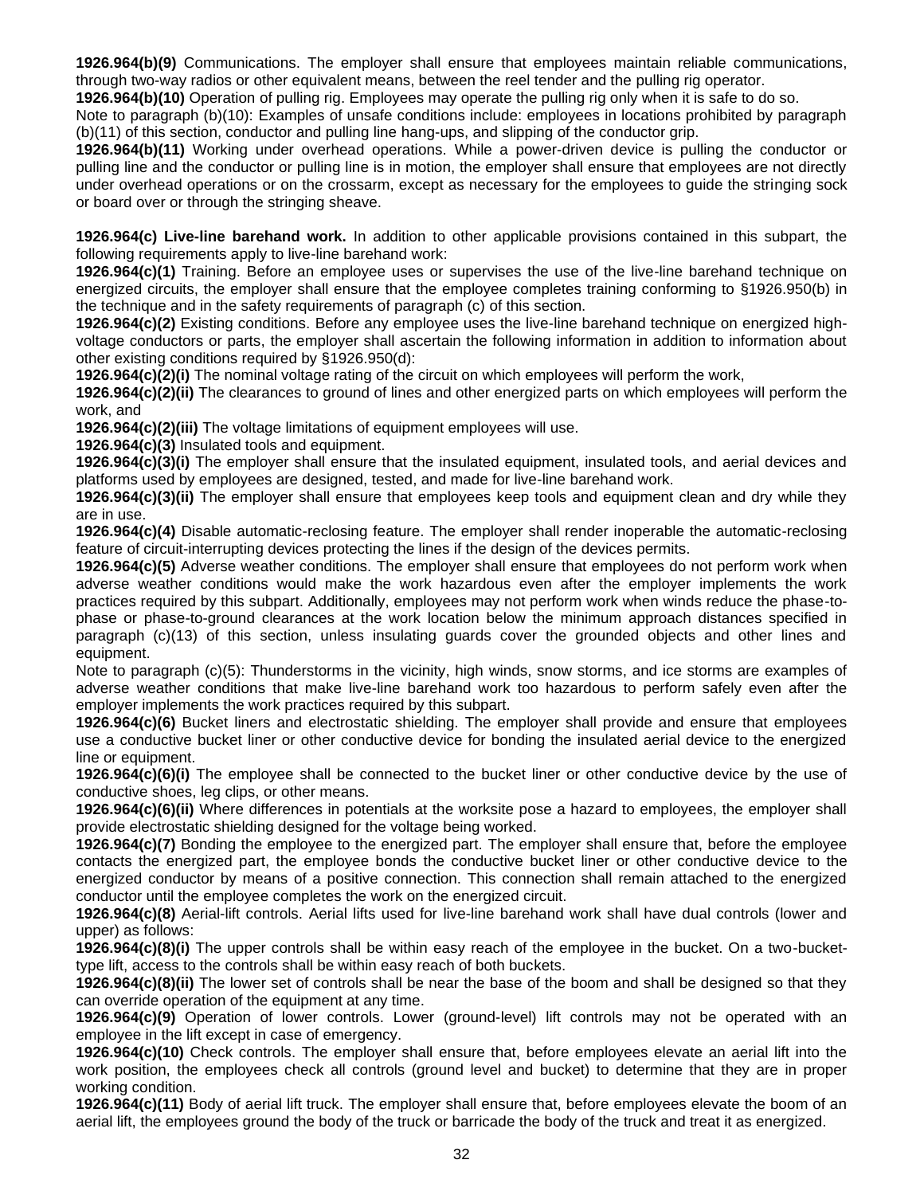**1926.964(b)(9)** Communications. The employer shall ensure that employees maintain reliable communications, through two-way radios or other equivalent means, between the reel tender and the pulling rig operator.

**1926.964(b)(10)** Operation of pulling rig. Employees may operate the pulling rig only when it is safe to do so.

Note to paragraph (b)(10): Examples of unsafe conditions include: employees in locations prohibited by paragraph (b)(11) of this section, conductor and pulling line hang-ups, and slipping of the conductor grip.

**1926.964(b)(11)** Working under overhead operations. While a power-driven device is pulling the conductor or pulling line and the conductor or pulling line is in motion, the employer shall ensure that employees are not directly under overhead operations or on the crossarm, except as necessary for the employees to guide the stringing sock or board over or through the stringing sheave.

**1926.964(c) Live-line barehand work.** In addition to other applicable provisions contained in this subpart, the following requirements apply to live-line barehand work:

**1926.964(c)(1)** Training. Before an employee uses or supervises the use of the live-line barehand technique on energized circuits, the employer shall ensure that the employee completes training conforming to §1926.950(b) in the technique and in the safety requirements of paragraph (c) of this section.

**1926.964(c)(2)** Existing conditions. Before any employee uses the live-line barehand technique on energized high-voltage conductors or parts, the employer shall ascertain the following information in addition to information about other existing conditions required by §1926.950(d):

**1926.964(c)(2)(i)** The nominal voltage rating of the circuit on which employees will perform the work,

**1926.964(c)(2)(ii)** The clearances to ground of lines and other energized parts on which employees will perform the work, and

**1926.964(c)(2)(iii)** The voltage limitations of equipment employees will use.

**1926.964(c)(3)** Insulated tools and equipment.

**1926.964(c)(3)(i)** The employer shall ensure that the insulated equipment, insulated tools, and aerial devices and platforms used by employees are designed, tested, and made for live-line barehand work.

**1926.964(c)(3)(ii)** The employer shall ensure that employees keep tools and equipment clean and dry while they are in use.

**1926.964(c)(4)** Disable automatic-reclosing feature. The employer shall render inoperable the automatic-reclosing feature of circuit-interrupting devices protecting the lines if the design of the devices permits.

**1926.964(c)(5)** Adverse weather conditions. The employer shall ensure that employees do not perform work when adverse weather conditions would make the work hazardous even after the employer implements the work practices required by this subpart. Additionally, employees may not perform work when winds reduce the phase-to-phase or phase-to-ground clearances at the work location below the minimum approach distances specified in paragraph (c)(13) of this section, unless insulating guards cover the grounded objects and other lines and equipment.

Note to paragraph (c)(5): Thunderstorms in the vicinity, high winds, snow storms, and ice storms are examples of adverse weather conditions that make live-line barehand work too hazardous to perform safely even after the employer implements the work practices required by this subpart.

**1926.964(c)(6)** Bucket liners and electrostatic shielding. The employer shall provide and ensure that employees use a conductive bucket liner or other conductive device for bonding the insulated aerial device to the energized line or equipment.

**1926.964(c)(6)(i)** The employee shall be connected to the bucket liner or other conductive device by the use of conductive shoes, leg clips, or other means.

**1926.964(c)(6)(ii)** Where differences in potentials at the worksite pose a hazard to employees, the employer shall provide electrostatic shielding designed for the voltage being worked.

**1926.964(c)(7)** Bonding the employee to the energized part. The employer shall ensure that, before the employee contacts the energized part, the employee bonds the conductive bucket liner or other conductive device to the energized conductor by means of a positive connection. This connection shall remain attached to the energized conductor until the employee completes the work on the energized circuit.

**1926.964(c)(8)** Aerial-lift controls. Aerial lifts used for live-line barehand work shall have dual controls (lower and upper) as follows:

**1926.964(c)(8)(i)** The upper controls shall be within easy reach of the employee in the bucket. On a two-bucket-type lift, access to the controls shall be within easy reach of both buckets.

**1926.964(c)(8)(ii)** The lower set of controls shall be near the base of the boom and shall be designed so that they can override operation of the equipment at any time.

**1926.964(c)(9)** Operation of lower controls. Lower (ground-level) lift controls may not be operated with an employee in the lift except in case of emergency.

**1926.964(c)(10)** Check controls. The employer shall ensure that, before employees elevate an aerial lift into the work position, the employees check all controls (ground level and bucket) to determine that they are in proper working condition.

**1926.964(c)(11)** Body of aerial lift truck. The employer shall ensure that, before employees elevate the boom of an aerial lift, the employees ground the body of the truck or barricade the body of the truck and treat it as energized.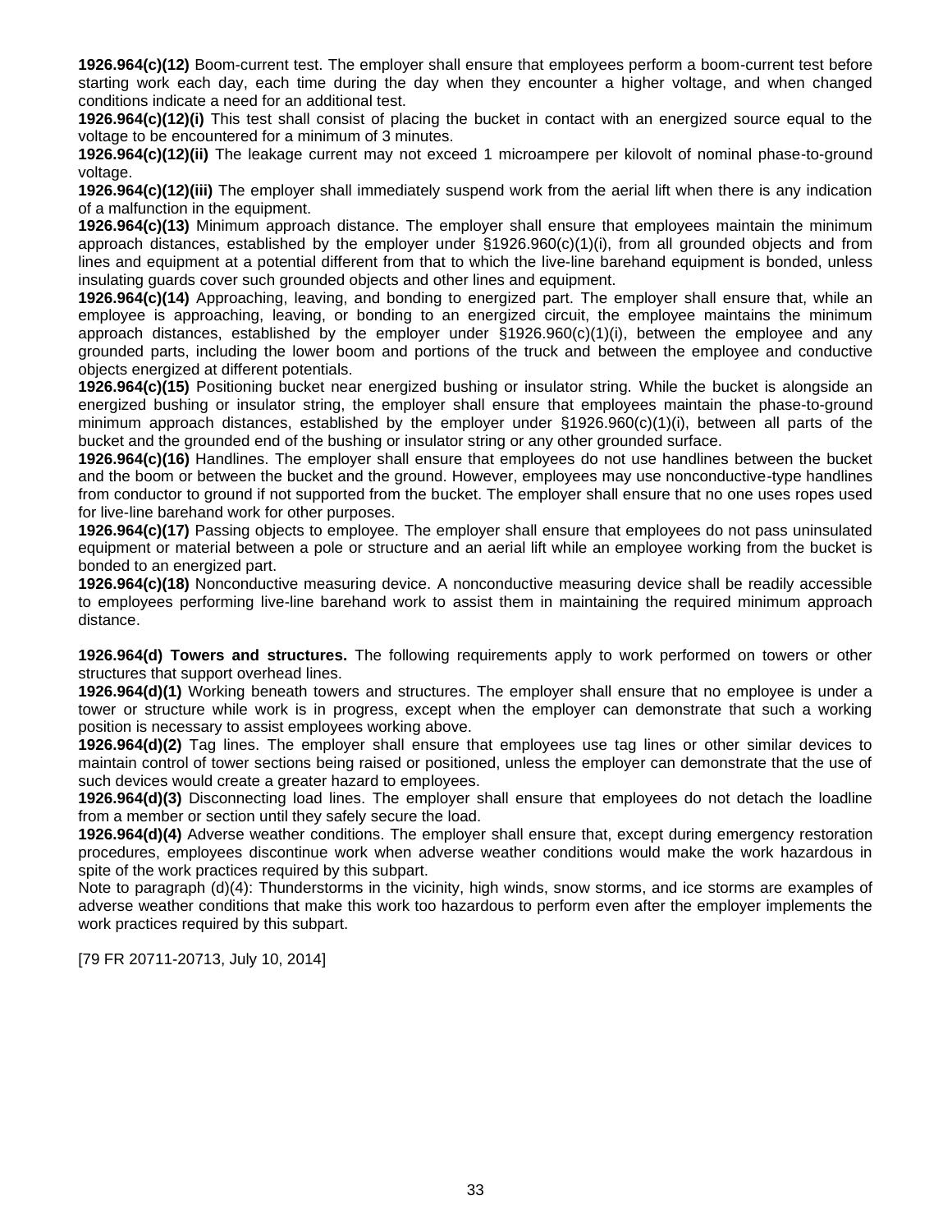**1926.964(c)(12)** Boom-current test. The employer shall ensure that employees perform a boom-current test before starting work each day, each time during the day when they encounter a higher voltage, and when changed conditions indicate a need for an additional test.

**1926.964(c)(12)(i)** This test shall consist of placing the bucket in contact with an energized source equal to the voltage to be encountered for a minimum of 3 minutes.

**1926.964(c)(12)(ii)** The leakage current may not exceed 1 microampere per kilovolt of nominal phase-to-ground voltage.

**1926.964(c)(12)(iii)** The employer shall immediately suspend work from the aerial lift when there is any indication of a malfunction in the equipment.

**1926.964(c)(13)** Minimum approach distance. The employer shall ensure that employees maintain the minimum approach distances, established by the employer under §1926.960(c)(1)(i), from all grounded objects and from lines and equipment at a potential different from that to which the live-line barehand equipment is bonded, unless insulating guards cover such grounded objects and other lines and equipment.

**1926.964(c)(14)** Approaching, leaving, and bonding to energized part. The employer shall ensure that, while an employee is approaching, leaving, or bonding to an energized circuit, the employee maintains the minimum approach distances, established by the employer under §1926.960(c)(1)(i), between the employee and any grounded parts, including the lower boom and portions of the truck and between the employee and conductive objects energized at different potentials.

**1926.964(c)(15)** Positioning bucket near energized bushing or insulator string. While the bucket is alongside an energized bushing or insulator string, the employer shall ensure that employees maintain the phase-to-ground minimum approach distances, established by the employer under §1926.960(c)(1)(i), between all parts of the bucket and the grounded end of the bushing or insulator string or any other grounded surface.

**1926.964(c)(16)** Handlines. The employer shall ensure that employees do not use handlines between the bucket and the boom or between the bucket and the ground. However, employees may use nonconductive-type handlines from conductor to ground if not supported from the bucket. The employer shall ensure that no one uses ropes used for live-line barehand work for other purposes.

**1926.964(c)(17)** Passing objects to employee. The employer shall ensure that employees do not pass uninsulated equipment or material between a pole or structure and an aerial lift while an employee working from the bucket is bonded to an energized part.

**1926.964(c)(18)** Nonconductive measuring device. A nonconductive measuring device shall be readily accessible to employees performing live-line barehand work to assist them in maintaining the required minimum approach distance.

**1926.964(d) Towers and structures.** The following requirements apply to work performed on towers or other structures that support overhead lines.

**1926.964(d)(1)** Working beneath towers and structures. The employer shall ensure that no employee is under a tower or structure while work is in progress, except when the employer can demonstrate that such a working position is necessary to assist employees working above.

**1926.964(d)(2)** Tag lines. The employer shall ensure that employees use tag lines or other similar devices to maintain control of tower sections being raised or positioned, unless the employer can demonstrate that the use of such devices would create a greater hazard to employees.

**1926.964(d)(3)** Disconnecting load lines. The employer shall ensure that employees do not detach the loadline from a member or section until they safely secure the load.

**1926.964(d)(4)** Adverse weather conditions. The employer shall ensure that, except during emergency restoration procedures, employees discontinue work when adverse weather conditions would make the work hazardous in spite of the work practices required by this subpart.

Note to paragraph (d)(4): Thunderstorms in the vicinity, high winds, snow storms, and ice storms are examples of adverse weather conditions that make this work too hazardous to perform even after the employer implements the work practices required by this subpart.

[79 FR 20711-20713, July 10, 2014]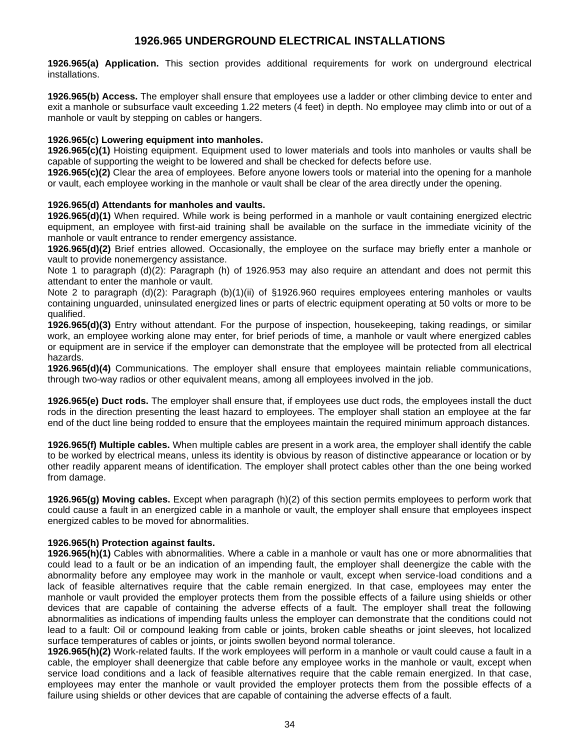# 1926.965 UNDERGROUND ELECTRICAL INSTALLATIONS

**1926.965(a) Application.** This section provides additional requirements for work on underground electrical installations.

**1926.965(b) Access.** The employer shall ensure that employees use a ladder or other climbing device to enter and exit a manhole or subsurface vault exceeding 1.22 meters (4 feet) in depth. No employee may climb into or out of a manhole or vault by stepping on cables or hangers.

**1926.965(c) Lowering equipment into manholes.**
**1926.965(c)(1)** Hoisting equipment. Equipment used to lower materials and tools into manholes or vaults shall be capable of supporting the weight to be lowered and shall be checked for defects before use.
**1926.965(c)(2)** Clear the area of employees. Before anyone lowers tools or material into the opening for a manhole or vault, each employee working in the manhole or vault shall be clear of the area directly under the opening.

**1926.965(d) Attendants for manholes and vaults.**
**1926.965(d)(1)** When required. While work is being performed in a manhole or vault containing energized electric equipment, an employee with first-aid training shall be available on the surface in the immediate vicinity of the manhole or vault entrance to render emergency assistance.
**1926.965(d)(2)** Brief entries allowed. Occasionally, the employee on the surface may briefly enter a manhole or vault to provide nonemergency assistance.
Note 1 to paragraph (d)(2): Paragraph (h) of 1926.953 may also require an attendant and does not permit this attendant to enter the manhole or vault.
Note 2 to paragraph (d)(2): Paragraph (b)(1)(ii) of §1926.960 requires employees entering manholes or vaults containing unguarded, uninsulated energized lines or parts of electric equipment operating at 50 volts or more to be qualified.
**1926.965(d)(3)** Entry without attendant. For the purpose of inspection, housekeeping, taking readings, or similar work, an employee working alone may enter, for brief periods of time, a manhole or vault where energized cables or equipment are in service if the employer can demonstrate that the employee will be protected from all electrical hazards.
**1926.965(d)(4)** Communications. The employer shall ensure that employees maintain reliable communications, through two-way radios or other equivalent means, among all employees involved in the job.

**1926.965(e) Duct rods.** The employer shall ensure that, if employees use duct rods, the employees install the duct rods in the direction presenting the least hazard to employees. The employer shall station an employee at the far end of the duct line being rodded to ensure that the employees maintain the required minimum approach distances.

**1926.965(f) Multiple cables.** When multiple cables are present in a work area, the employer shall identify the cable to be worked by electrical means, unless its identity is obvious by reason of distinctive appearance or location or by other readily apparent means of identification. The employer shall protect cables other than the one being worked from damage.

**1926.965(g) Moving cables.** Except when paragraph (h)(2) of this section permits employees to perform work that could cause a fault in an energized cable in a manhole or vault, the employer shall ensure that employees inspect energized cables to be moved for abnormalities.

**1926.965(h) Protection against faults.**
**1926.965(h)(1)** Cables with abnormalities. Where a cable in a manhole or vault has one or more abnormalities that could lead to a fault or be an indication of an impending fault, the employer shall deenergize the cable with the abnormality before any employee may work in the manhole or vault, except when service-load conditions and a lack of feasible alternatives require that the cable remain energized. In that case, employees may enter the manhole or vault provided the employer protects them from the possible effects of a failure using shields or other devices that are capable of containing the adverse effects of a fault. The employer shall treat the following abnormalities as indications of impending faults unless the employer can demonstrate that the conditions could not lead to a fault: Oil or compound leaking from cable or joints, broken cable sheaths or joint sleeves, hot localized surface temperatures of cables or joints, or joints swollen beyond normal tolerance.
**1926.965(h)(2)** Work-related faults. If the work employees will perform in a manhole or vault could cause a fault in a cable, the employer shall deenergize that cable before any employee works in the manhole or vault, except when service load conditions and a lack of feasible alternatives require that the cable remain energized. In that case, employees may enter the manhole or vault provided the employer protects them from the possible effects of a failure using shields or other devices that are capable of containing the adverse effects of a fault.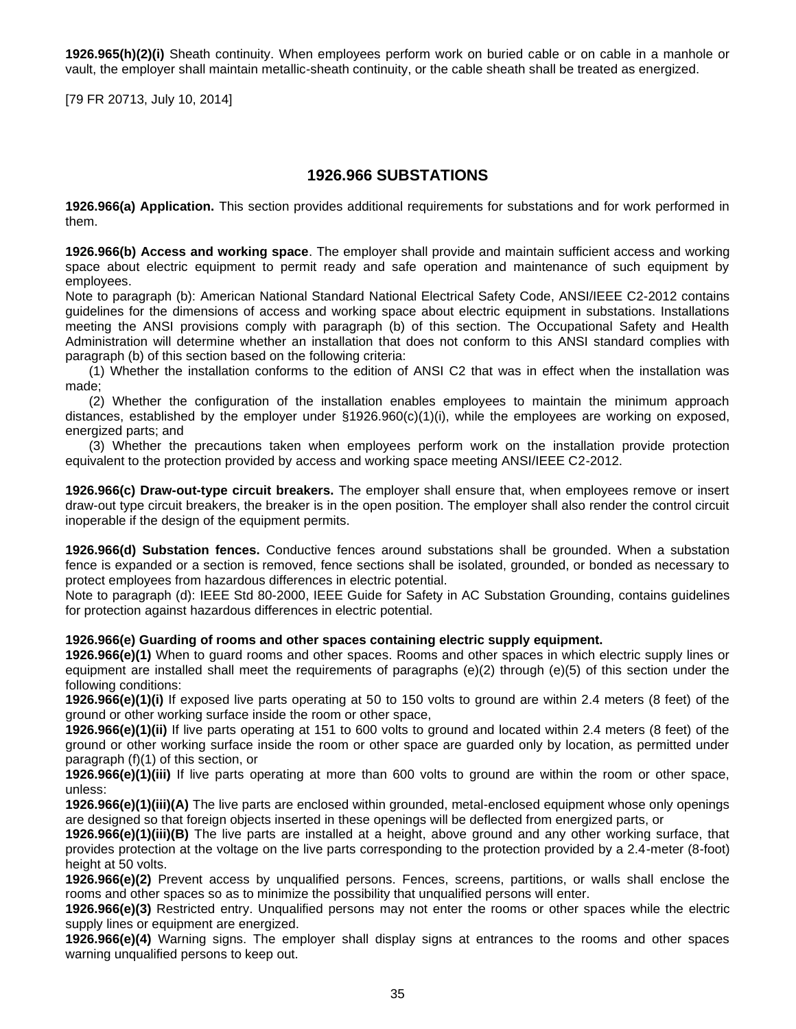**1926.965(h)(2)(i)** Sheath continuity. When employees perform work on buried cable or on cable in a manhole or vault, the employer shall maintain metallic-sheath continuity, or the cable sheath shall be treated as energized.

[79 FR 20713, July 10, 2014]

## 1926.966 SUBSTATIONS

**1926.966(a) Application.** This section provides additional requirements for substations and for work performed in them.

**1926.966(b) Access and working space**. The employer shall provide and maintain sufficient access and working space about electric equipment to permit ready and safe operation and maintenance of such equipment by employees.
Note to paragraph (b): American National Standard National Electrical Safety Code, ANSI/IEEE C2-2012 contains guidelines for the dimensions of access and working space about electric equipment in substations. Installations meeting the ANSI provisions comply with paragraph (b) of this section. The Occupational Safety and Health Administration will determine whether an installation that does not conform to this ANSI standard complies with paragraph (b) of this section based on the following criteria:

(1) Whether the installation conforms to the edition of ANSI C2 that was in effect when the installation was made;

(2) Whether the configuration of the installation enables employees to maintain the minimum approach distances, established by the employer under §1926.960(c)(1)(i), while the employees are working on exposed, energized parts; and

(3) Whether the precautions taken when employees perform work on the installation provide protection equivalent to the protection provided by access and working space meeting ANSI/IEEE C2-2012.

**1926.966(c) Draw-out-type circuit breakers.** The employer shall ensure that, when employees remove or insert draw-out type circuit breakers, the breaker is in the open position. The employer shall also render the control circuit inoperable if the design of the equipment permits.

**1926.966(d) Substation fences.** Conductive fences around substations shall be grounded. When a substation fence is expanded or a section is removed, fence sections shall be isolated, grounded, or bonded as necessary to protect employees from hazardous differences in electric potential.
Note to paragraph (d): IEEE Std 80-2000, IEEE Guide for Safety in AC Substation Grounding, contains guidelines for protection against hazardous differences in electric potential.

**1926.966(e) Guarding of rooms and other spaces containing electric supply equipment.**
**1926.966(e)(1)** When to guard rooms and other spaces. Rooms and other spaces in which electric supply lines or equipment are installed shall meet the requirements of paragraphs (e)(2) through (e)(5) of this section under the following conditions:
**1926.966(e)(1)(i)** If exposed live parts operating at 50 to 150 volts to ground are within 2.4 meters (8 feet) of the ground or other working surface inside the room or other space,
**1926.966(e)(1)(ii)** If live parts operating at 151 to 600 volts to ground and located within 2.4 meters (8 feet) of the ground or other working surface inside the room or other space are guarded only by location, as permitted under paragraph (f)(1) of this section, or
**1926.966(e)(1)(iii)** If live parts operating at more than 600 volts to ground are within the room or other space, unless:
**1926.966(e)(1)(iii)(A)** The live parts are enclosed within grounded, metal-enclosed equipment whose only openings are designed so that foreign objects inserted in these openings will be deflected from energized parts, or
**1926.966(e)(1)(iii)(B)** The live parts are installed at a height, above ground and any other working surface, that provides protection at the voltage on the live parts corresponding to the protection provided by a 2.4-meter (8-foot) height at 50 volts.
**1926.966(e)(2)** Prevent access by unqualified persons. Fences, screens, partitions, or walls shall enclose the rooms and other spaces so as to minimize the possibility that unqualified persons will enter.
**1926.966(e)(3)** Restricted entry. Unqualified persons may not enter the rooms or other spaces while the electric supply lines or equipment are energized.
**1926.966(e)(4)** Warning signs. The employer shall display signs at entrances to the rooms and other spaces warning unqualified persons to keep out.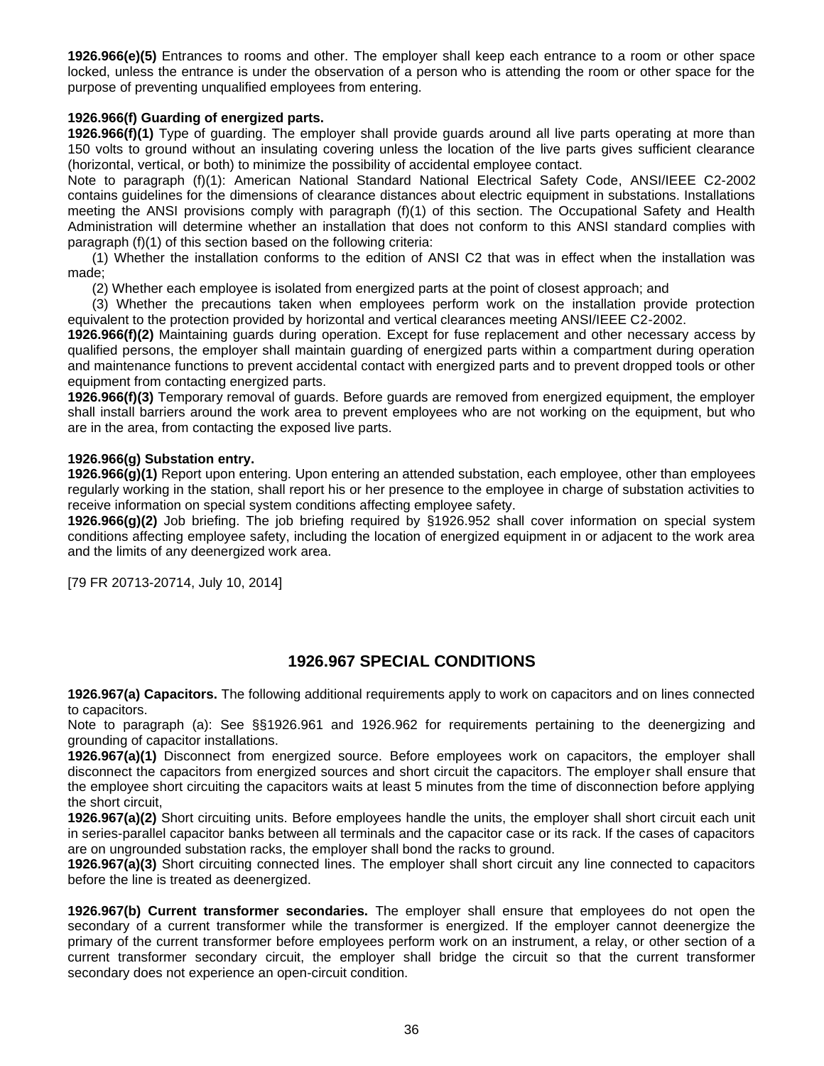**1926.966(e)(5)** Entrances to rooms and other. The employer shall keep each entrance to a room or other space locked, unless the entrance is under the observation of a person who is attending the room or other space for the purpose of preventing unqualified employees from entering.

**1926.966(f) Guarding of energized parts.**

**1926.966(f)(1)** Type of guarding. The employer shall provide guards around all live parts operating at more than 150 volts to ground without an insulating covering unless the location of the live parts gives sufficient clearance (horizontal, vertical, or both) to minimize the possibility of accidental employee contact.

Note to paragraph (f)(1): American National Standard National Electrical Safety Code, ANSI/IEEE C2-2002 contains guidelines for the dimensions of clearance distances about electric equipment in substations. Installations meeting the ANSI provisions comply with paragraph (f)(1) of this section. The Occupational Safety and Health Administration will determine whether an installation that does not conform to this ANSI standard complies with paragraph (f)(1) of this section based on the following criteria:

(1) Whether the installation conforms to the edition of ANSI C2 that was in effect when the installation was made;

(2) Whether each employee is isolated from energized parts at the point of closest approach; and

(3) Whether the precautions taken when employees perform work on the installation provide protection equivalent to the protection provided by horizontal and vertical clearances meeting ANSI/IEEE C2-2002.

**1926.966(f)(2)** Maintaining guards during operation. Except for fuse replacement and other necessary access by qualified persons, the employer shall maintain guarding of energized parts within a compartment during operation and maintenance functions to prevent accidental contact with energized parts and to prevent dropped tools or other equipment from contacting energized parts.

**1926.966(f)(3)** Temporary removal of guards. Before guards are removed from energized equipment, the employer shall install barriers around the work area to prevent employees who are not working on the equipment, but who are in the area, from contacting the exposed live parts.

**1926.966(g) Substation entry.**

**1926.966(g)(1)** Report upon entering. Upon entering an attended substation, each employee, other than employees regularly working in the station, shall report his or her presence to the employee in charge of substation activities to receive information on special system conditions affecting employee safety.

**1926.966(g)(2)** Job briefing. The job briefing required by §1926.952 shall cover information on special system conditions affecting employee safety, including the location of energized equipment in or adjacent to the work area and the limits of any deenergized work area.

[79 FR 20713-20714, July 10, 2014]

## 1926.967 SPECIAL CONDITIONS

**1926.967(a) Capacitors.** The following additional requirements apply to work on capacitors and on lines connected to capacitors.

Note to paragraph (a): See §§1926.961 and 1926.962 for requirements pertaining to the deenergizing and grounding of capacitor installations.

**1926.967(a)(1)** Disconnect from energized source. Before employees work on capacitors, the employer shall disconnect the capacitors from energized sources and short circuit the capacitors. The employer shall ensure that the employee short circuiting the capacitors waits at least 5 minutes from the time of disconnection before applying the short circuit,

**1926.967(a)(2)** Short circuiting units. Before employees handle the units, the employer shall short circuit each unit in series-parallel capacitor banks between all terminals and the capacitor case or its rack. If the cases of capacitors are on ungrounded substation racks, the employer shall bond the racks to ground.

**1926.967(a)(3)** Short circuiting connected lines. The employer shall short circuit any line connected to capacitors before the line is treated as deenergized.

**1926.967(b) Current transformer secondaries.** The employer shall ensure that employees do not open the secondary of a current transformer while the transformer is energized. If the employer cannot deenergize the primary of the current transformer before employees perform work on an instrument, a relay, or other section of a current transformer secondary circuit, the employer shall bridge the circuit so that the current transformer secondary does not experience an open-circuit condition.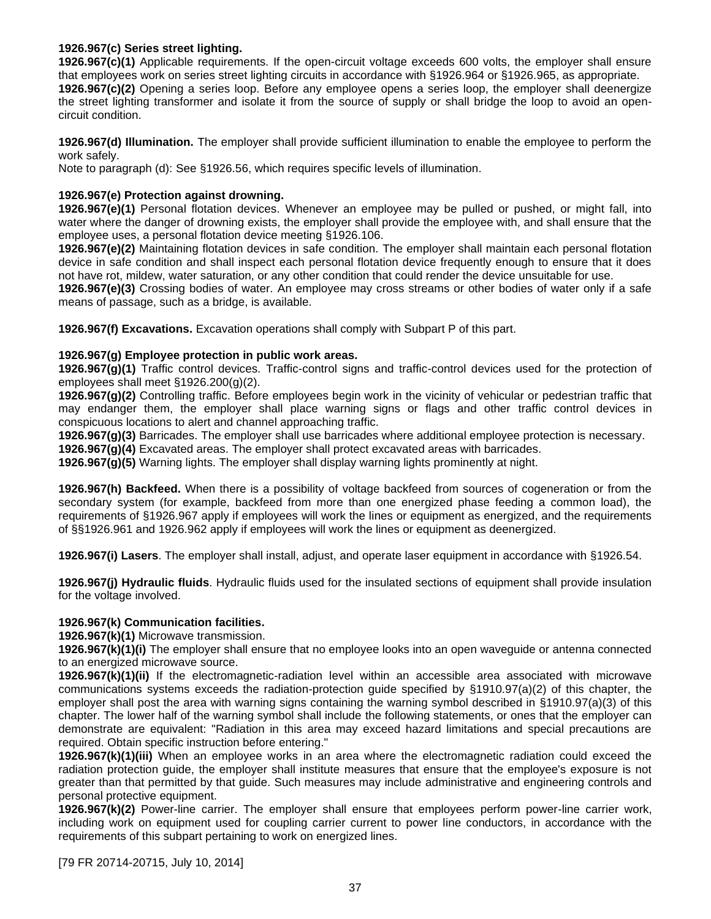**1926.967(c) Series street lighting.**

**1926.967(c)(1)** Applicable requirements. If the open-circuit voltage exceeds 600 volts, the employer shall ensure that employees work on series street lighting circuits in accordance with §1926.964 or §1926.965, as appropriate.

**1926.967(c)(2)** Opening a series loop. Before any employee opens a series loop, the employer shall deenergize the street lighting transformer and isolate it from the source of supply or shall bridge the loop to avoid an open-circuit condition.

**1926.967(d) Illumination.** The employer shall provide sufficient illumination to enable the employee to perform the work safely.

Note to paragraph (d): See §1926.56, which requires specific levels of illumination.

**1926.967(e) Protection against drowning.**

**1926.967(e)(1)** Personal flotation devices. Whenever an employee may be pulled or pushed, or might fall, into water where the danger of drowning exists, the employer shall provide the employee with, and shall ensure that the employee uses, a personal flotation device meeting §1926.106.

**1926.967(e)(2)** Maintaining flotation devices in safe condition. The employer shall maintain each personal flotation device in safe condition and shall inspect each personal flotation device frequently enough to ensure that it does not have rot, mildew, water saturation, or any other condition that could render the device unsuitable for use.

**1926.967(e)(3)** Crossing bodies of water. An employee may cross streams or other bodies of water only if a safe means of passage, such as a bridge, is available.

**1926.967(f) Excavations.** Excavation operations shall comply with Subpart P of this part.

**1926.967(g) Employee protection in public work areas.**

**1926.967(g)(1)** Traffic control devices. Traffic-control signs and traffic-control devices used for the protection of employees shall meet §1926.200(g)(2).

**1926.967(g)(2)** Controlling traffic. Before employees begin work in the vicinity of vehicular or pedestrian traffic that may endanger them, the employer shall place warning signs or flags and other traffic control devices in conspicuous locations to alert and channel approaching traffic.

**1926.967(g)(3)** Barricades. The employer shall use barricades where additional employee protection is necessary.

**1926.967(g)(4)** Excavated areas. The employer shall protect excavated areas with barricades.

**1926.967(g)(5)** Warning lights. The employer shall display warning lights prominently at night.

**1926.967(h) Backfeed.** When there is a possibility of voltage backfeed from sources of cogeneration or from the secondary system (for example, backfeed from more than one energized phase feeding a common load), the requirements of §1926.967 apply if employees will work the lines or equipment as energized, and the requirements of §§1926.961 and 1926.962 apply if employees will work the lines or equipment as deenergized.

**1926.967(i) Lasers**. The employer shall install, adjust, and operate laser equipment in accordance with §1926.54.

**1926.967(j) Hydraulic fluids**. Hydraulic fluids used for the insulated sections of equipment shall provide insulation for the voltage involved.

**1926.967(k) Communication facilities.**

**1926.967(k)(1)** Microwave transmission.

**1926.967(k)(1)(i)** The employer shall ensure that no employee looks into an open waveguide or antenna connected to an energized microwave source.

**1926.967(k)(1)(ii)** If the electromagnetic-radiation level within an accessible area associated with microwave communications systems exceeds the radiation-protection guide specified by §1910.97(a)(2) of this chapter, the employer shall post the area with warning signs containing the warning symbol described in §1910.97(a)(3) of this chapter. The lower half of the warning symbol shall include the following statements, or ones that the employer can demonstrate are equivalent: "Radiation in this area may exceed hazard limitations and special precautions are required. Obtain specific instruction before entering."

**1926.967(k)(1)(iii)** When an employee works in an area where the electromagnetic radiation could exceed the radiation protection guide, the employer shall institute measures that ensure that the employee's exposure is not greater than that permitted by that guide. Such measures may include administrative and engineering controls and personal protective equipment.

**1926.967(k)(2)** Power-line carrier. The employer shall ensure that employees perform power-line carrier work, including work on equipment used for coupling carrier current to power line conductors, in accordance with the requirements of this subpart pertaining to work on energized lines.

[79 FR 20714-20715, July 10, 2014]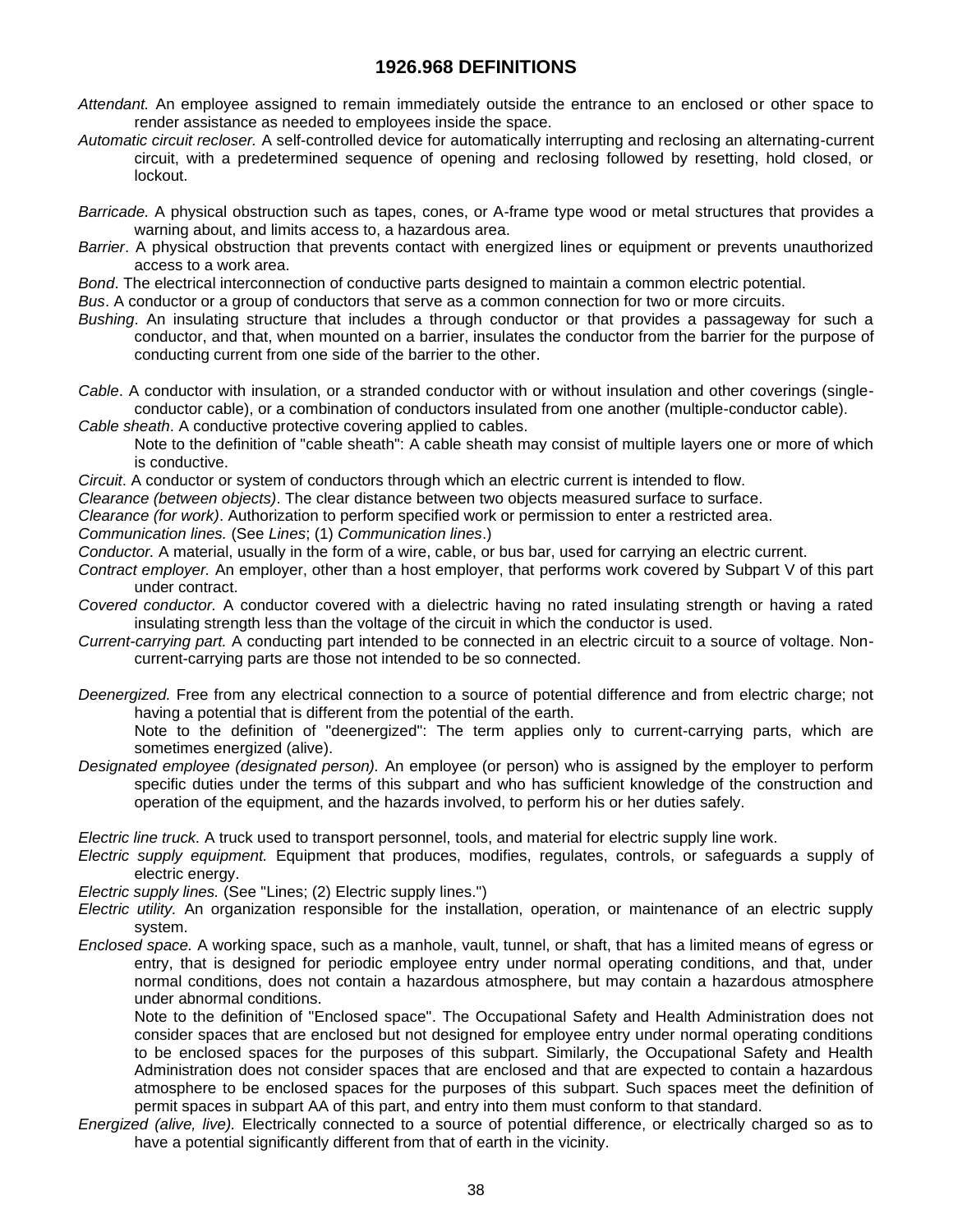## 1926.968 DEFINITIONS

*Attendant.* An employee assigned to remain immediately outside the entrance to an enclosed or other space to render assistance as needed to employees inside the space.

*Automatic circuit recloser.* A self-controlled device for automatically interrupting and reclosing an alternating-current circuit, with a predetermined sequence of opening and reclosing followed by resetting, hold closed, or lockout.

*Barricade.* A physical obstruction such as tapes, cones, or A-frame type wood or metal structures that provides a warning about, and limits access to, a hazardous area.

*Barrier*. A physical obstruction that prevents contact with energized lines or equipment or prevents unauthorized access to a work area.

*Bond*. The electrical interconnection of conductive parts designed to maintain a common electric potential.

*Bus*. A conductor or a group of conductors that serve as a common connection for two or more circuits.

*Bushing*. An insulating structure that includes a through conductor or that provides a passageway for such a conductor, and that, when mounted on a barrier, insulates the conductor from the barrier for the purpose of conducting current from one side of the barrier to the other.

*Cable*. A conductor with insulation, or a stranded conductor with or without insulation and other coverings (single-conductor cable), or a combination of conductors insulated from one another (multiple-conductor cable).

*Cable sheath*. A conductive protective covering applied to cables.

Note to the definition of "cable sheath": A cable sheath may consist of multiple layers one or more of which is conductive.

*Circuit*. A conductor or system of conductors through which an electric current is intended to flow.

*Clearance (between objects)*. The clear distance between two objects measured surface to surface.

*Clearance (for work)*. Authorization to perform specified work or permission to enter a restricted area.

*Communication lines.* (See *Lines*; (1) *Communication lines*.)

*Conductor.* A material, usually in the form of a wire, cable, or bus bar, used for carrying an electric current.

*Contract employer.* An employer, other than a host employer, that performs work covered by Subpart V of this part under contract.

*Covered conductor.* A conductor covered with a dielectric having no rated insulating strength or having a rated insulating strength less than the voltage of the circuit in which the conductor is used.

*Current-carrying part.* A conducting part intended to be connected in an electric circuit to a source of voltage. Non-current-carrying parts are those not intended to be so connected.

*Deenergized.* Free from any electrical connection to a source of potential difference and from electric charge; not having a potential that is different from the potential of the earth.

Note to the definition of "deenergized": The term applies only to current-carrying parts, which are sometimes energized (alive).

*Designated employee (designated person).* An employee (or person) who is assigned by the employer to perform specific duties under the terms of this subpart and who has sufficient knowledge of the construction and operation of the equipment, and the hazards involved, to perform his or her duties safely.

*Electric line truck.* A truck used to transport personnel, tools, and material for electric supply line work.

*Electric supply equipment.* Equipment that produces, modifies, regulates, controls, or safeguards a supply of electric energy.

*Electric supply lines.* (See "Lines; (2) Electric supply lines.")

*Electric utility.* An organization responsible for the installation, operation, or maintenance of an electric supply system.

*Enclosed space.* A working space, such as a manhole, vault, tunnel, or shaft, that has a limited means of egress or entry, that is designed for periodic employee entry under normal operating conditions, and that, under normal conditions, does not contain a hazardous atmosphere, but may contain a hazardous atmosphere under abnormal conditions.

Note to the definition of "Enclosed space". The Occupational Safety and Health Administration does not consider spaces that are enclosed but not designed for employee entry under normal operating conditions to be enclosed spaces for the purposes of this subpart. Similarly, the Occupational Safety and Health Administration does not consider spaces that are enclosed and that are expected to contain a hazardous atmosphere to be enclosed spaces for the purposes of this subpart. Such spaces meet the definition of permit spaces in subpart AA of this part, and entry into them must conform to that standard.

*Energized (alive, live).* Electrically connected to a source of potential difference, or electrically charged so as to have a potential significantly different from that of earth in the vicinity.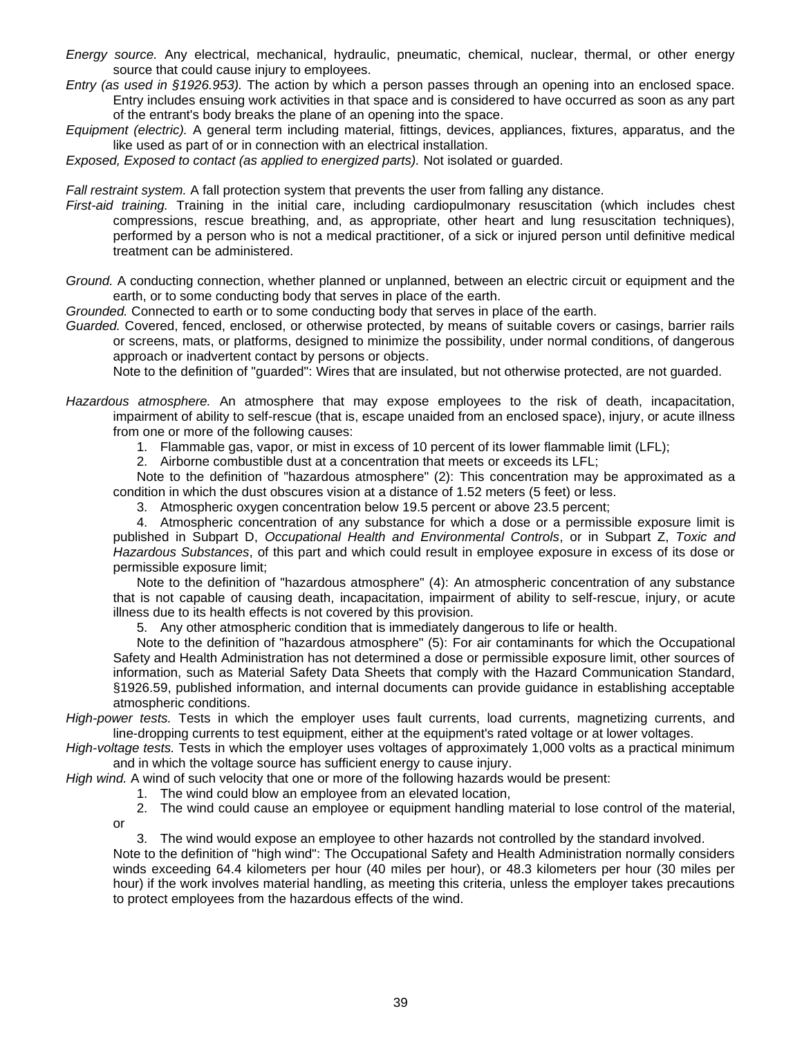*Energy source.* Any electrical, mechanical, hydraulic, pneumatic, chemical, nuclear, thermal, or other energy source that could cause injury to employees.

*Entry (as used in §1926.953).* The action by which a person passes through an opening into an enclosed space. Entry includes ensuing work activities in that space and is considered to have occurred as soon as any part of the entrant's body breaks the plane of an opening into the space.

*Equipment (electric).* A general term including material, fittings, devices, appliances, fixtures, apparatus, and the like used as part of or in connection with an electrical installation.

*Exposed, Exposed to contact (as applied to energized parts).* Not isolated or guarded.

*Fall restraint system.* A fall protection system that prevents the user from falling any distance.

*First-aid training.* Training in the initial care, including cardiopulmonary resuscitation (which includes chest compressions, rescue breathing, and, as appropriate, other heart and lung resuscitation techniques), performed by a person who is not a medical practitioner, of a sick or injured person until definitive medical treatment can be administered.

*Ground.* A conducting connection, whether planned or unplanned, between an electric circuit or equipment and the earth, or to some conducting body that serves in place of the earth.

*Grounded.* Connected to earth or to some conducting body that serves in place of the earth.

*Guarded.* Covered, fenced, enclosed, or otherwise protected, by means of suitable covers or casings, barrier rails or screens, mats, or platforms, designed to minimize the possibility, under normal conditions, of dangerous approach or inadvertent contact by persons or objects.

Note to the definition of "guarded": Wires that are insulated, but not otherwise protected, are not guarded.

*Hazardous atmosphere.* An atmosphere that may expose employees to the risk of death, incapacitation, impairment of ability to self-rescue (that is, escape unaided from an enclosed space), injury, or acute illness from one or more of the following causes:

1. Flammable gas, vapor, or mist in excess of 10 percent of its lower flammable limit (LFL);
2. Airborne combustible dust at a concentration that meets or exceeds its LFL;

Note to the definition of "hazardous atmosphere" (2): This concentration may be approximated as a condition in which the dust obscures vision at a distance of 1.52 meters (5 feet) or less.

3. Atmospheric oxygen concentration below 19.5 percent or above 23.5 percent;
4. Atmospheric concentration of any substance for which a dose or a permissible exposure limit is published in Subpart D, *Occupational Health and Environmental Controls*, or in Subpart Z, *Toxic and Hazardous Substances*, of this part and which could result in employee exposure in excess of its dose or permissible exposure limit;

Note to the definition of "hazardous atmosphere" (4): An atmospheric concentration of any substance that is not capable of causing death, incapacitation, impairment of ability to self-rescue, injury, or acute illness due to its health effects is not covered by this provision.

5. Any other atmospheric condition that is immediately dangerous to life or health.

Note to the definition of "hazardous atmosphere" (5): For air contaminants for which the Occupational Safety and Health Administration has not determined a dose or permissible exposure limit, other sources of information, such as Material Safety Data Sheets that comply with the Hazard Communication Standard, §1926.59, published information, and internal documents can provide guidance in establishing acceptable atmospheric conditions.

*High-power tests.* Tests in which the employer uses fault currents, load currents, magnetizing currents, and line-dropping currents to test equipment, either at the equipment's rated voltage or at lower voltages.

*High-voltage tests.* Tests in which the employer uses voltages of approximately 1,000 volts as a practical minimum and in which the voltage source has sufficient energy to cause injury.

*High wind.* A wind of such velocity that one or more of the following hazards would be present:

1. The wind could blow an employee from an elevated location,
2. The wind could cause an employee or equipment handling material to lose control of the material, or
3. The wind would expose an employee to other hazards not controlled by the standard involved.

Note to the definition of "high wind": The Occupational Safety and Health Administration normally considers winds exceeding 64.4 kilometers per hour (40 miles per hour), or 48.3 kilometers per hour (30 miles per hour) if the work involves material handling, as meeting this criteria, unless the employer takes precautions to protect employees from the hazardous effects of the wind.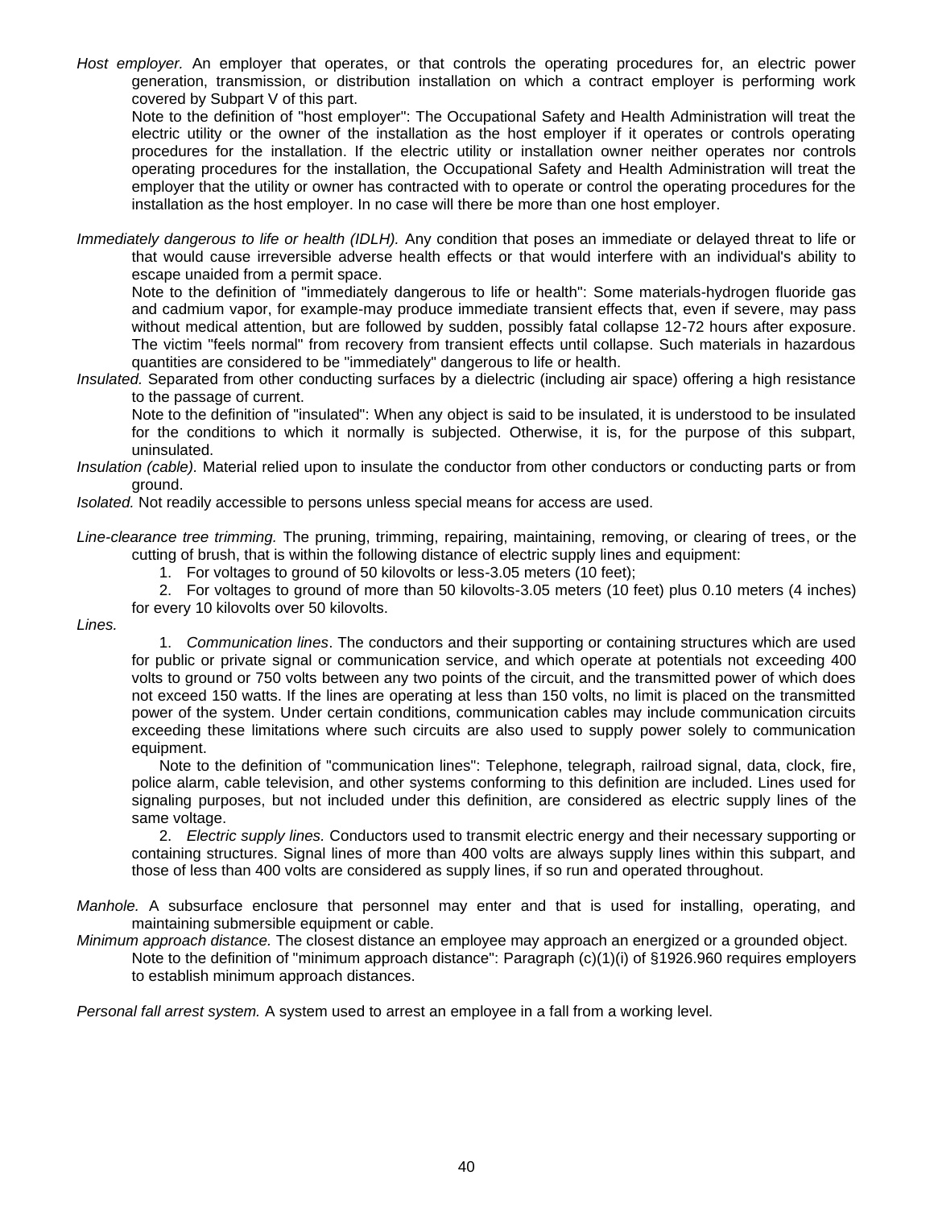*Host employer.* An employer that operates, or that controls the operating procedures for, an electric power generation, transmission, or distribution installation on which a contract employer is performing work covered by Subpart V of this part.

Note to the definition of "host employer": The Occupational Safety and Health Administration will treat the electric utility or the owner of the installation as the host employer if it operates or controls operating procedures for the installation. If the electric utility or installation owner neither operates nor controls operating procedures for the installation, the Occupational Safety and Health Administration will treat the employer that the utility or owner has contracted with to operate or control the operating procedures for the installation as the host employer. In no case will there be more than one host employer.

*Immediately dangerous to life or health (IDLH).* Any condition that poses an immediate or delayed threat to life or that would cause irreversible adverse health effects or that would interfere with an individual's ability to escape unaided from a permit space.

Note to the definition of "immediately dangerous to life or health": Some materials-hydrogen fluoride gas and cadmium vapor, for example-may produce immediate transient effects that, even if severe, may pass without medical attention, but are followed by sudden, possibly fatal collapse 12-72 hours after exposure. The victim "feels normal" from recovery from transient effects until collapse. Such materials in hazardous quantities are considered to be "immediately" dangerous to life or health.

*Insulated.* Separated from other conducting surfaces by a dielectric (including air space) offering a high resistance to the passage of current.

Note to the definition of "insulated": When any object is said to be insulated, it is understood to be insulated for the conditions to which it normally is subjected. Otherwise, it is, for the purpose of this subpart, uninsulated.

*Insulation (cable).* Material relied upon to insulate the conductor from other conductors or conducting parts or from ground.

*Isolated.* Not readily accessible to persons unless special means for access are used.

*Line-clearance tree trimming.* The pruning, trimming, repairing, maintaining, removing, or clearing of trees, or the cutting of brush, that is within the following distance of electric supply lines and equipment:

1. For voltages to ground of 50 kilovolts or less-3.05 meters (10 feet);
2. For voltages to ground of more than 50 kilovolts-3.05 meters (10 feet) plus 0.10 meters (4 inches) for every 10 kilovolts over 50 kilovolts.

*Lines.*

1. *Communication lines*. The conductors and their supporting or containing structures which are used for public or private signal or communication service, and which operate at potentials not exceeding 400 volts to ground or 750 volts between any two points of the circuit, and the transmitted power of which does not exceed 150 watts. If the lines are operating at less than 150 volts, no limit is placed on the transmitted power of the system. Under certain conditions, communication cables may include communication circuits exceeding these limitations where such circuits are also used to supply power solely to communication equipment.

   Note to the definition of "communication lines": Telephone, telegraph, railroad signal, data, clock, fire, police alarm, cable television, and other systems conforming to this definition are included. Lines used for signaling purposes, but not included under this definition, are considered as electric supply lines of the same voltage.

2. *Electric supply lines.* Conductors used to transmit electric energy and their necessary supporting or containing structures. Signal lines of more than 400 volts are always supply lines within this subpart, and those of less than 400 volts are considered as supply lines, if so run and operated throughout.

*Manhole.* A subsurface enclosure that personnel may enter and that is used for installing, operating, and maintaining submersible equipment or cable.

*Minimum approach distance.* The closest distance an employee may approach an energized or a grounded object.

Note to the definition of "minimum approach distance": Paragraph (c)(1)(i) of §1926.960 requires employers to establish minimum approach distances.

*Personal fall arrest system.* A system used to arrest an employee in a fall from a working level.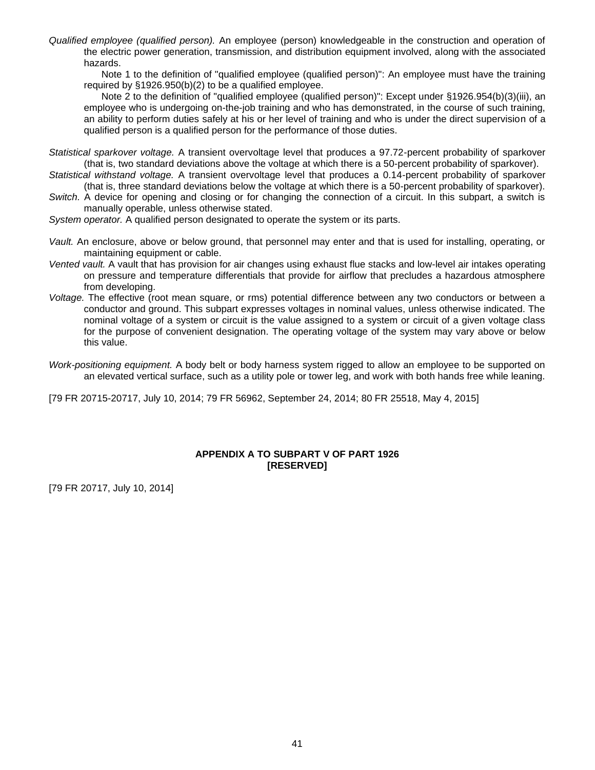*Qualified employee (qualified person).* An employee (person) knowledgeable in the construction and operation of the electric power generation, transmission, and distribution equipment involved, along with the associated hazards.

Note 1 to the definition of "qualified employee (qualified person)": An employee must have the training required by §1926.950(b)(2) to be a qualified employee.

Note 2 to the definition of "qualified employee (qualified person)": Except under §1926.954(b)(3)(iii), an employee who is undergoing on-the-job training and who has demonstrated, in the course of such training, an ability to perform duties safely at his or her level of training and who is under the direct supervision of a qualified person is a qualified person for the performance of those duties.

*Statistical sparkover voltage.* A transient overvoltage level that produces a 97.72-percent probability of sparkover (that is, two standard deviations above the voltage at which there is a 50-percent probability of sparkover).

*Statistical withstand voltage.* A transient overvoltage level that produces a 0.14-percent probability of sparkover (that is, three standard deviations below the voltage at which there is a 50-percent probability of sparkover).

*Switch.* A device for opening and closing or for changing the connection of a circuit. In this subpart, a switch is manually operable, unless otherwise stated.

*System operator.* A qualified person designated to operate the system or its parts.

*Vault.* An enclosure, above or below ground, that personnel may enter and that is used for installing, operating, or maintaining equipment or cable.

*Vented vault.* A vault that has provision for air changes using exhaust flue stacks and low-level air intakes operating on pressure and temperature differentials that provide for airflow that precludes a hazardous atmosphere from developing.

*Voltage.* The effective (root mean square, or rms) potential difference between any two conductors or between a conductor and ground. This subpart expresses voltages in nominal values, unless otherwise indicated. The nominal voltage of a system or circuit is the value assigned to a system or circuit of a given voltage class for the purpose of convenient designation. The operating voltage of the system may vary above or below this value.

*Work-positioning equipment.* A body belt or body harness system rigged to allow an employee to be supported on an elevated vertical surface, such as a utility pole or tower leg, and work with both hands free while leaning.

[79 FR 20715-20717, July 10, 2014; 79 FR 56962, September 24, 2014; 80 FR 25518, May 4, 2015]

## APPENDIX A TO SUBPART V OF PART 1926
## [RESERVED]

[79 FR 20717, July 10, 2014]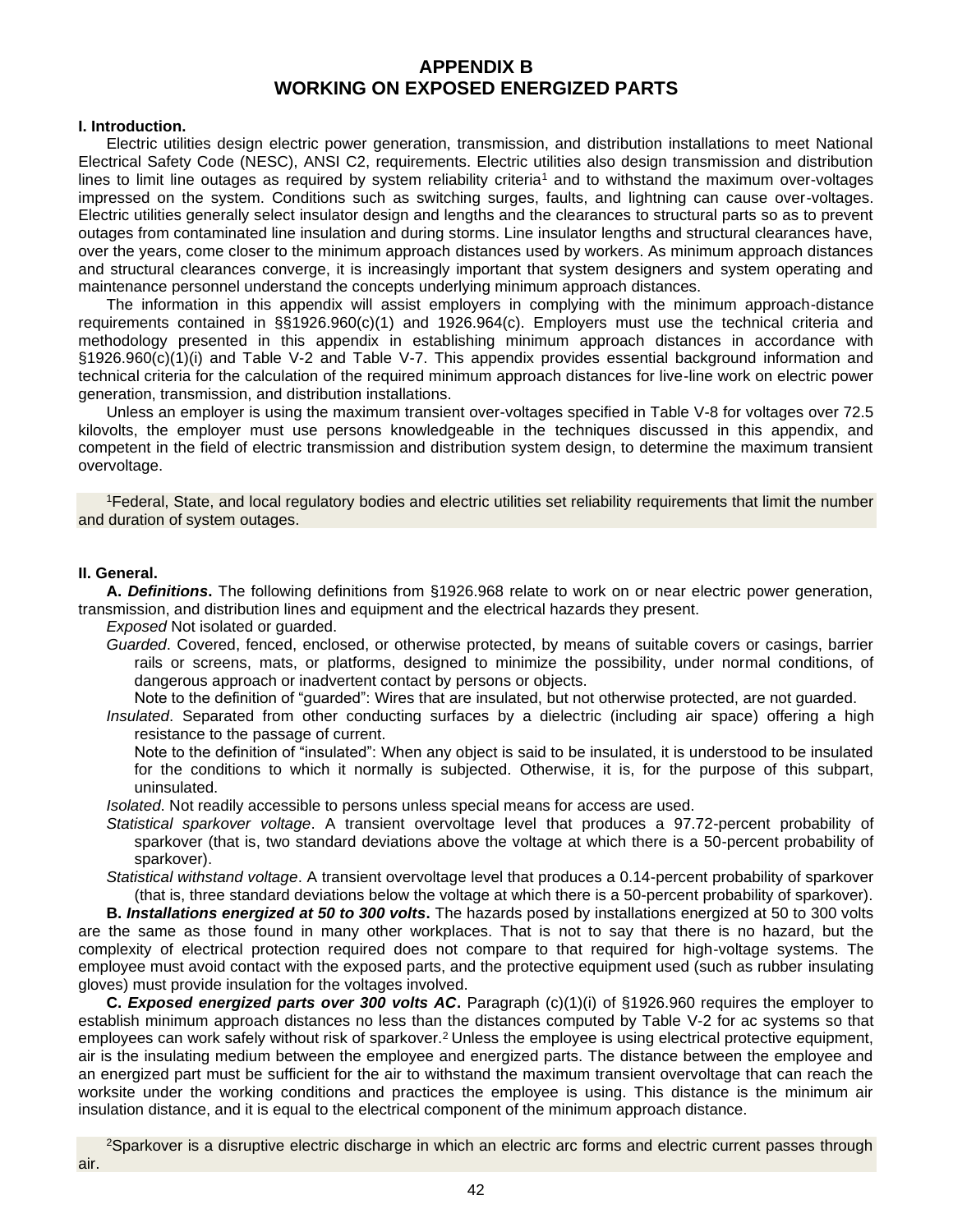# APPENDIX B
# WORKING ON EXPOSED ENERGIZED PARTS

**I. Introduction.**

Electric utilities design electric power generation, transmission, and distribution installations to meet National Electrical Safety Code (NESC), ANSI C2, requirements. Electric utilities also design transmission and distribution lines to limit line outages as required by system reliability criteria[1] and to withstand the maximum over-voltages impressed on the system. Conditions such as switching surges, faults, and lightning can cause over-voltages. Electric utilities generally select insulator design and lengths and the clearances to structural parts so as to prevent outages from contaminated line insulation and during storms. Line insulator lengths and structural clearances have, over the years, come closer to the minimum approach distances used by workers. As minimum approach distances and structural clearances converge, it is increasingly important that system designers and system operating and maintenance personnel understand the concepts underlying minimum approach distances.

The information in this appendix will assist employers in complying with the minimum approach-distance requirements contained in §§1926.960(c)(1) and 1926.964(c). Employers must use the technical criteria and methodology presented in this appendix in establishing minimum approach distances in accordance with §1926.960(c)(1)(i) and Table V-2 and Table V-7. This appendix provides essential background information and technical criteria for the calculation of the required minimum approach distances for live-line work on electric power generation, transmission, and distribution installations.

Unless an employer is using the maximum transient over-voltages specified in Table V-8 for voltages over 72.5 kilovolts, the employer must use persons knowledgeable in the techniques discussed in this appendix, and competent in the field of electric transmission and distribution system design, to determine the maximum transient overvoltage.

[1]Federal, State, and local regulatory bodies and electric utilities set reliability requirements that limit the number and duration of system outages.

**II. General.**

**A.** ***Definitions*.** The following definitions from §1926.968 relate to work on or near electric power generation, transmission, and distribution lines and equipment and the electrical hazards they present.

*Exposed* Not isolated or guarded.

*Guarded*. Covered, fenced, enclosed, or otherwise protected, by means of suitable covers or casings, barrier rails or screens, mats, or platforms, designed to minimize the possibility, under normal conditions, of dangerous approach or inadvertent contact by persons or objects.

Note to the definition of "guarded": Wires that are insulated, but not otherwise protected, are not guarded.

*Insulated*. Separated from other conducting surfaces by a dielectric (including air space) offering a high resistance to the passage of current.

Note to the definition of "insulated": When any object is said to be insulated, it is understood to be insulated for the conditions to which it normally is subjected. Otherwise, it is, for the purpose of this subpart, uninsulated.

*Isolated*. Not readily accessible to persons unless special means for access are used.

*Statistical sparkover voltage*. A transient overvoltage level that produces a 97.72-percent probability of sparkover (that is, two standard deviations above the voltage at which there is a 50-percent probability of sparkover).

*Statistical withstand voltage*. A transient overvoltage level that produces a 0.14-percent probability of sparkover (that is, three standard deviations below the voltage at which there is a 50-percent probability of sparkover).

**B.** ***Installations energized at 50 to 300 volts*.** The hazards posed by installations energized at 50 to 300 volts are the same as those found in many other workplaces. That is not to say that there is no hazard, but the complexity of electrical protection required does not compare to that required for high-voltage systems. The employee must avoid contact with the exposed parts, and the protective equipment used (such as rubber insulating gloves) must provide insulation for the voltages involved.

**C.** ***Exposed energized parts over 300 volts AC*.** Paragraph (c)(1)(i) of §1926.960 requires the employer to establish minimum approach distances no less than the distances computed by Table V-2 for ac systems so that employees can work safely without risk of sparkover.[2] Unless the employee is using electrical protective equipment, air is the insulating medium between the employee and energized parts. The distance between the employee and an energized part must be sufficient for the air to withstand the maximum transient overvoltage that can reach the worksite under the working conditions and practices the employee is using. This distance is the minimum air insulation distance, and it is equal to the electrical component of the minimum approach distance.

[2]Sparkover is a disruptive electric discharge in which an electric arc forms and electric current passes through air.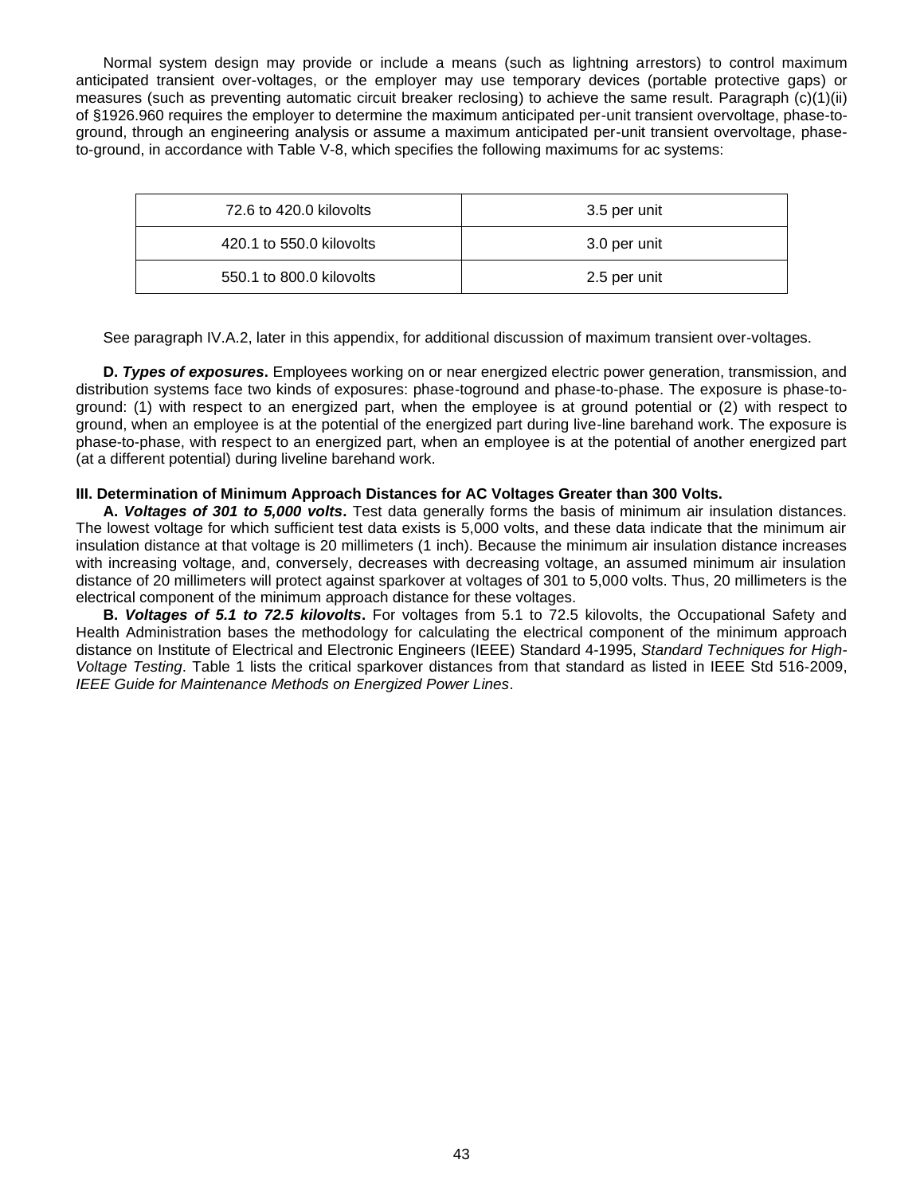Normal system design may provide or include a means (such as lightning arrestors) to control maximum anticipated transient over-voltages, or the employer may use temporary devices (portable protective gaps) or measures (such as preventing automatic circuit breaker reclosing) to achieve the same result. Paragraph (c)(1)(ii) of §1926.960 requires the employer to determine the maximum anticipated per-unit transient overvoltage, phase-to-ground, through an engineering analysis or assume a maximum anticipated per-unit transient overvoltage, phase-to-ground, in accordance with Table V-8, which specifies the following maximums for ac systems:

| | |
|---|---|
| 72.6 to 420.0 kilovolts | 3.5 per unit |
| 420.1 to 550.0 kilovolts | 3.0 per unit |
| 550.1 to 800.0 kilovolts | 2.5 per unit |

See paragraph IV.A.2, later in this appendix, for additional discussion of maximum transient over-voltages.

**D. *Types of exposures*.** Employees working on or near energized electric power generation, transmission, and distribution systems face two kinds of exposures: phase-toground and phase-to-phase. The exposure is phase-to-ground: (1) with respect to an energized part, when the employee is at ground potential or (2) with respect to ground, when an employee is at the potential of the energized part during live-line barehand work. The exposure is phase-to-phase, with respect to an energized part, when an employee is at the potential of another energized part (at a different potential) during liveline barehand work.

**III. Determination of Minimum Approach Distances for AC Voltages Greater than 300 Volts.**

**A. *Voltages of 301 to 5,000 volts*.** Test data generally forms the basis of minimum air insulation distances. The lowest voltage for which sufficient test data exists is 5,000 volts, and these data indicate that the minimum air insulation distance at that voltage is 20 millimeters (1 inch). Because the minimum air insulation distance increases with increasing voltage, and, conversely, decreases with decreasing voltage, an assumed minimum air insulation distance of 20 millimeters will protect against sparkover at voltages of 301 to 5,000 volts. Thus, 20 millimeters is the electrical component of the minimum approach distance for these voltages.

**B. *Voltages of 5.1 to 72.5 kilovolts*.** For voltages from 5.1 to 72.5 kilovolts, the Occupational Safety and Health Administration bases the methodology for calculating the electrical component of the minimum approach distance on Institute of Electrical and Electronic Engineers (IEEE) Standard 4-1995, *Standard Techniques for High-Voltage Testing*. Table 1 lists the critical sparkover distances from that standard as listed in IEEE Std 516-2009, *IEEE Guide for Maintenance Methods on Energized Power Lines*.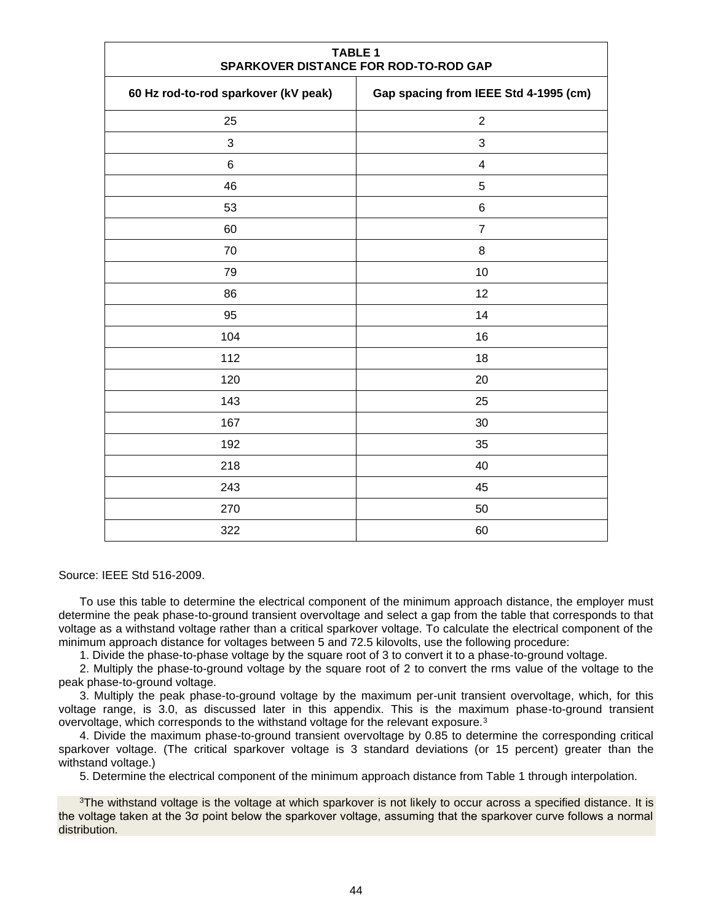| TABLE 1<br>SPARKOVER DISTANCE FOR ROD-TO-ROD GAP | |
|---|---|
| **60 Hz rod-to-rod sparkover (kV peak)** | **Gap spacing from IEEE Std 4-1995 (cm)** |
| 25 | 2 |
| 3 | 3 |
| 6 | 4 |
| 46 | 5 |
| 53 | 6 |
| 60 | 7 |
| 70 | 8 |
| 79 | 10 |
| 86 | 12 |
| 95 | 14 |
| 104 | 16 |
| 112 | 18 |
| 120 | 20 |
| 143 | 25 |
| 167 | 30 |
| 192 | 35 |
| 218 | 40 |
| 243 | 45 |
| 270 | 50 |
| 322 | 60 |

Source: IEEE Std 516-2009.

To use this table to determine the electrical component of the minimum approach distance, the employer must determine the peak phase-to-ground transient overvoltage and select a gap from the table that corresponds to that voltage as a withstand voltage rather than a critical sparkover voltage. To calculate the electrical component of the minimum approach distance for voltages between 5 and 72.5 kilovolts, use the following procedure:

1. Divide the phase-to-phase voltage by the square root of 3 to convert it to a phase-to-ground voltage.
2. Multiply the phase-to-ground voltage by the square root of 2 to convert the rms value of the voltage to the peak phase-to-ground voltage.
3. Multiply the peak phase-to-ground voltage by the maximum per-unit transient overvoltage, which, for this voltage range, is 3.0, as discussed later in this appendix. This is the maximum phase-to-ground transient overvoltage, which corresponds to the withstand voltage for the relevant exposure.[3]
4. Divide the maximum phase-to-ground transient overvoltage by 0.85 to determine the corresponding critical sparkover voltage. (The critical sparkover voltage is 3 standard deviations (or 15 percent) greater than the withstand voltage.)
5. Determine the electrical component of the minimum approach distance from Table 1 through interpolation.

[3]The withstand voltage is the voltage at which sparkover is not likely to occur across a specified distance. It is the voltage taken at the 3σ point below the sparkover voltage, assuming that the sparkover curve follows a normal distribution.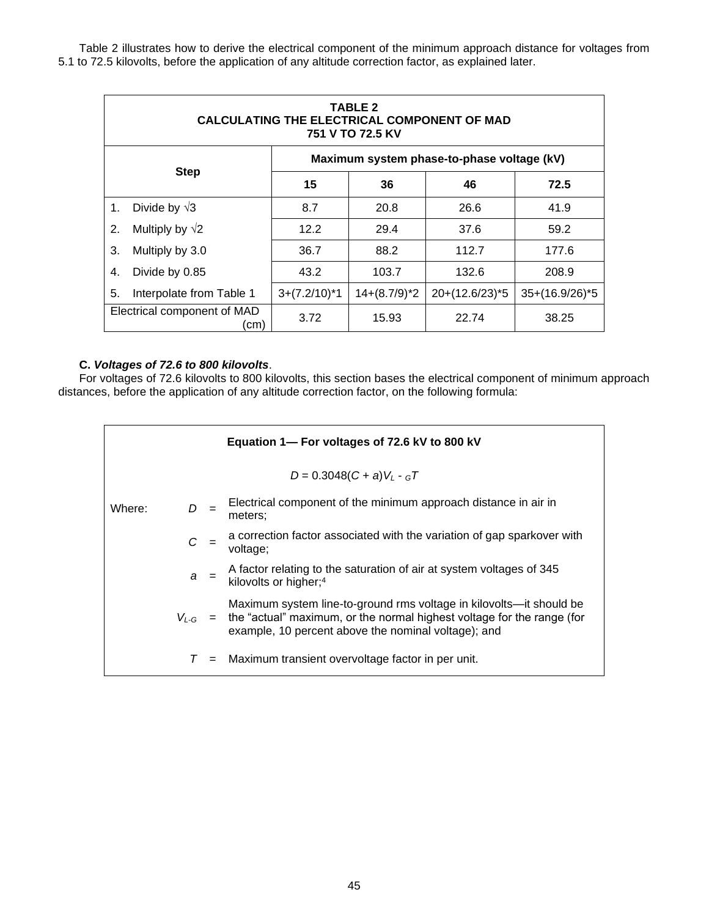Table 2 illustrates how to derive the electrical component of the minimum approach distance for voltages from 5.1 to 72.5 kilovolts, before the application of any altitude correction factor, as explained later.

**TABLE 2**
**CALCULATING THE ELECTRICAL COMPONENT OF MAD**
**751 V TO 72.5 KV**

| Step | Maximum system phase-to-phase voltage (kV) | | | |
|---|---|---|---|---|
| | 15 | 36 | 46 | 72.5 |
| 1. Divide by √3 | 8.7 | 20.8 | 26.6 | 41.9 |
| 2. Multiply by √2 | 12.2 | 29.4 | 37.6 | 59.2 |
| 3. Multiply by 3.0 | 36.7 | 88.2 | 112.7 | 177.6 |
| 4. Divide by 0.85 | 43.2 | 103.7 | 132.6 | 208.9 |
| 5. Interpolate from Table 1 | 3+(7.2/10)*1 | 14+(8.7/9)*2 | 20+(12.6/23)*5 | 35+(16.9/26)*5 |
| Electrical component of MAD (cm) | 3.72 | 15.93 | 22.74 | 38.25 |

**C.** ***Voltages of 72.6 to 800 kilovolts***.

For voltages of 72.6 kilovolts to 800 kilovolts, this section bases the electrical component of minimum approach distances, before the application of any altitude correction factor, on the following formula:

**Equation 1— For voltages of 72.6 kV to 800 kV**

$$D = 0.3048(C + a)V_{L-G}T$$

Where:

- $D$ = Electrical component of the minimum approach distance in air in meters;
- $C$ = a correction factor associated with the variation of gap sparkover with voltage;
- $a$ = A factor relating to the saturation of air at system voltages of 345 kilovolts or higher;[4]
- $V_{L-G}$ = Maximum system line-to-ground rms voltage in kilovolts—it should be the "actual" maximum, or the normal highest voltage for the range (for example, 10 percent above the nominal voltage); and
- $T$ = Maximum transient overvoltage factor in per unit.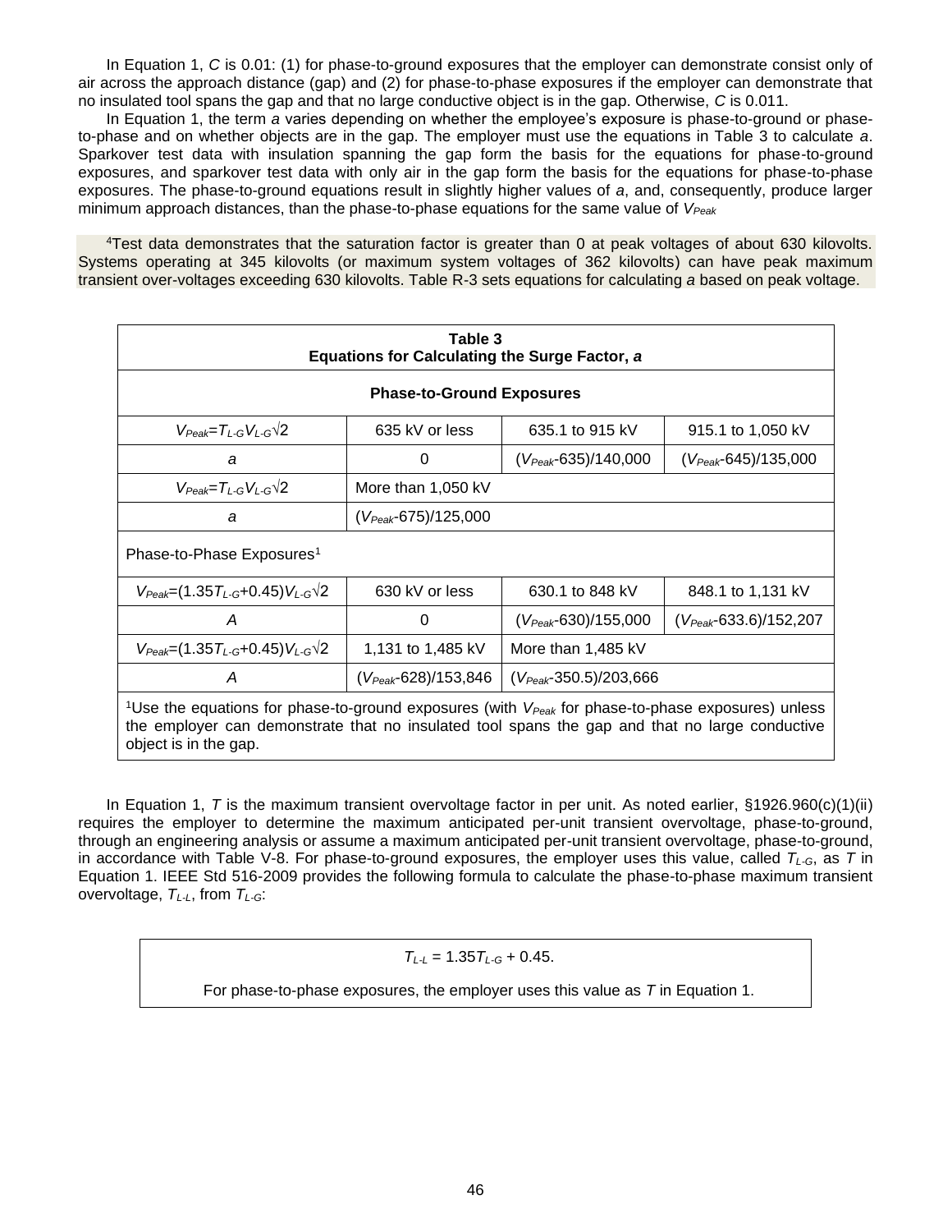In Equation 1, *C* is 0.01: (1) for phase-to-ground exposures that the employer can demonstrate consist only of air across the approach distance (gap) and (2) for phase-to-phase exposures if the employer can demonstrate that no insulated tool spans the gap and that no large conductive object is in the gap. Otherwise, *C* is 0.011.

In Equation 1, the term *a* varies depending on whether the employee's exposure is phase-to-ground or phase-to-phase and on whether objects are in the gap. The employer must use the equations in Table 3 to calculate *a*. Sparkover test data with insulation spanning the gap form the basis for the equations for phase-to-ground exposures, and sparkover test data with only air in the gap form the basis for the equations for phase-to-phase exposures. The phase-to-ground equations result in slightly higher values of *a*, and, consequently, produce larger minimum approach distances, than the phase-to-phase equations for the same value of $V_{Peak}$

[4]Test data demonstrates that the saturation factor is greater than 0 at peak voltages of about 630 kilovolts. Systems operating at 345 kilovolts (or maximum system voltages of 362 kilovolts) can have peak maximum transient over-voltages exceeding 630 kilovolts. Table R-3 sets equations for calculating *a* based on peak voltage.

**Table 3**
**Equations for Calculating the Surge Factor, *a***

| **Phase-to-Ground Exposures** | | | |
|---|---|---|---|
| $V_{Peak}=T_{L-G}V_{L-G}\sqrt{2}$ | 635 kV or less | 635.1 to 915 kV | 915.1 to 1,050 kV |
| $a$ | 0 | $(V_{Peak}-635)/140{,}000$ | $(V_{Peak}-645)/135{,}000$ |
| $V_{Peak}=T_{L-G}V_{L-G}\sqrt{2}$ | More than 1,050 kV | | |
| $a$ | $(V_{Peak}-675)/125{,}000$ | | |
| Phase-to-Phase Exposures[1] | | | |
| $V_{Peak}=(1.35T_{L-G}+0.45)V_{L-G}\sqrt{2}$ | 630 kV or less | 630.1 to 848 kV | 848.1 to 1,131 kV |
| $A$ | 0 | $(V_{Peak}-630)/155{,}000$ | $(V_{Peak}-633.6)/152{,}207$ |
| $V_{Peak}=(1.35T_{L-G}+0.45)V_{L-G}\sqrt{2}$ | 1,131 to 1,485 kV | More than 1,485 kV | |
| $A$ | $(V_{Peak}-628)/153{,}846$ | $(V_{Peak}-350.5)/203{,}666$ | |

[1]Use the equations for phase-to-ground exposures (with $V_{Peak}$ for phase-to-phase exposures) unless the employer can demonstrate that no insulated tool spans the gap and that no large conductive object is in the gap.

In Equation 1, *T* is the maximum transient overvoltage factor in per unit. As noted earlier, §1926.960(c)(1)(ii) requires the employer to determine the maximum anticipated per-unit transient overvoltage, phase-to-ground, through an engineering analysis or assume a maximum anticipated per-unit transient overvoltage, phase-to-ground, in accordance with Table V-8. For phase-to-ground exposures, the employer uses this value, called $T_{L-G}$, as *T* in Equation 1. IEEE Std 516-2009 provides the following formula to calculate the phase-to-phase maximum transient overvoltage, $T_{L-L}$, from $T_{L-G}$:

$$T_{L-L} = 1.35T_{L-G} + 0.45.$$

For phase-to-phase exposures, the employer uses this value as *T* in Equation 1.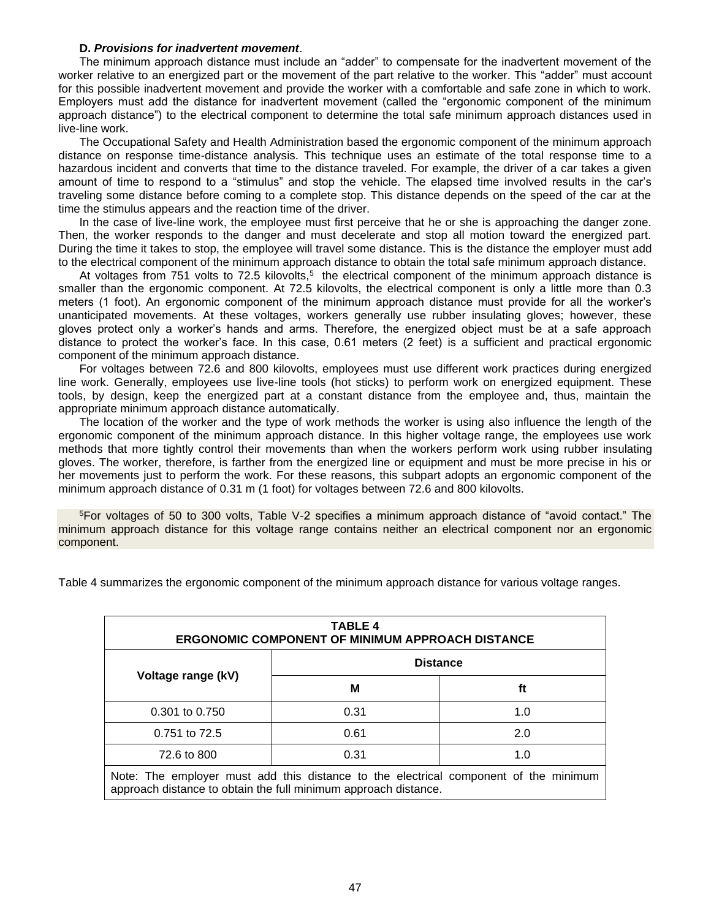**D. *Provisions for inadvertent movement*.**

The minimum approach distance must include an "adder" to compensate for the inadvertent movement of the worker relative to an energized part or the movement of the part relative to the worker. This "adder" must account for this possible inadvertent movement and provide the worker with a comfortable and safe zone in which to work. Employers must add the distance for inadvertent movement (called the "ergonomic component of the minimum approach distance") to the electrical component to determine the total safe minimum approach distances used in live-line work.

The Occupational Safety and Health Administration based the ergonomic component of the minimum approach distance on response time-distance analysis. This technique uses an estimate of the total response time to a hazardous incident and converts that time to the distance traveled. For example, the driver of a car takes a given amount of time to respond to a "stimulus" and stop the vehicle. The elapsed time involved results in the car's traveling some distance before coming to a complete stop. This distance depends on the speed of the car at the time the stimulus appears and the reaction time of the driver.

In the case of live-line work, the employee must first perceive that he or she is approaching the danger zone. Then, the worker responds to the danger and must decelerate and stop all motion toward the energized part. During the time it takes to stop, the employee will travel some distance. This is the distance the employer must add to the electrical component of the minimum approach distance to obtain the total safe minimum approach distance.

At voltages from 751 volts to 72.5 kilovolts,[5] the electrical component of the minimum approach distance is smaller than the ergonomic component. At 72.5 kilovolts, the electrical component is only a little more than 0.3 meters (1 foot). An ergonomic component of the minimum approach distance must provide for all the worker's unanticipated movements. At these voltages, workers generally use rubber insulating gloves; however, these gloves protect only a worker's hands and arms. Therefore, the energized object must be at a safe approach distance to protect the worker's face. In this case, 0.61 meters (2 feet) is a sufficient and practical ergonomic component of the minimum approach distance.

For voltages between 72.6 and 800 kilovolts, employees must use different work practices during energized line work. Generally, employees use live-line tools (hot sticks) to perform work on energized equipment. These tools, by design, keep the energized part at a constant distance from the employee and, thus, maintain the appropriate minimum approach distance automatically.

The location of the worker and the type of work methods the worker is using also influence the length of the ergonomic component of the minimum approach distance. In this higher voltage range, the employees use work methods that more tightly control their movements than when the workers perform work using rubber insulating gloves. The worker, therefore, is farther from the energized line or equipment and must be more precise in his or her movements just to perform the work. For these reasons, this subpart adopts an ergonomic component of the minimum approach distance of 0.31 m (1 foot) for voltages between 72.6 and 800 kilovolts.

[5] For voltages of 50 to 300 volts, Table V-2 specifies a minimum approach distance of "avoid contact." The minimum approach distance for this voltage range contains neither an electrical component nor an ergonomic component.

Table 4 summarizes the ergonomic component of the minimum approach distance for various voltage ranges.

**TABLE 4**
**ERGONOMIC COMPONENT OF MINIMUM APPROACH DISTANCE**

| Voltage range (kV) | Distance | |
|---|---|---|
| | **M** | **ft** |
| 0.301 to 0.750 | 0.31 | 1.0 |
| 0.751 to 72.5 | 0.61 | 2.0 |
| 72.6 to 800 | 0.31 | 1.0 |

Note: The employer must add this distance to the electrical component of the minimum approach distance to obtain the full minimum approach distance.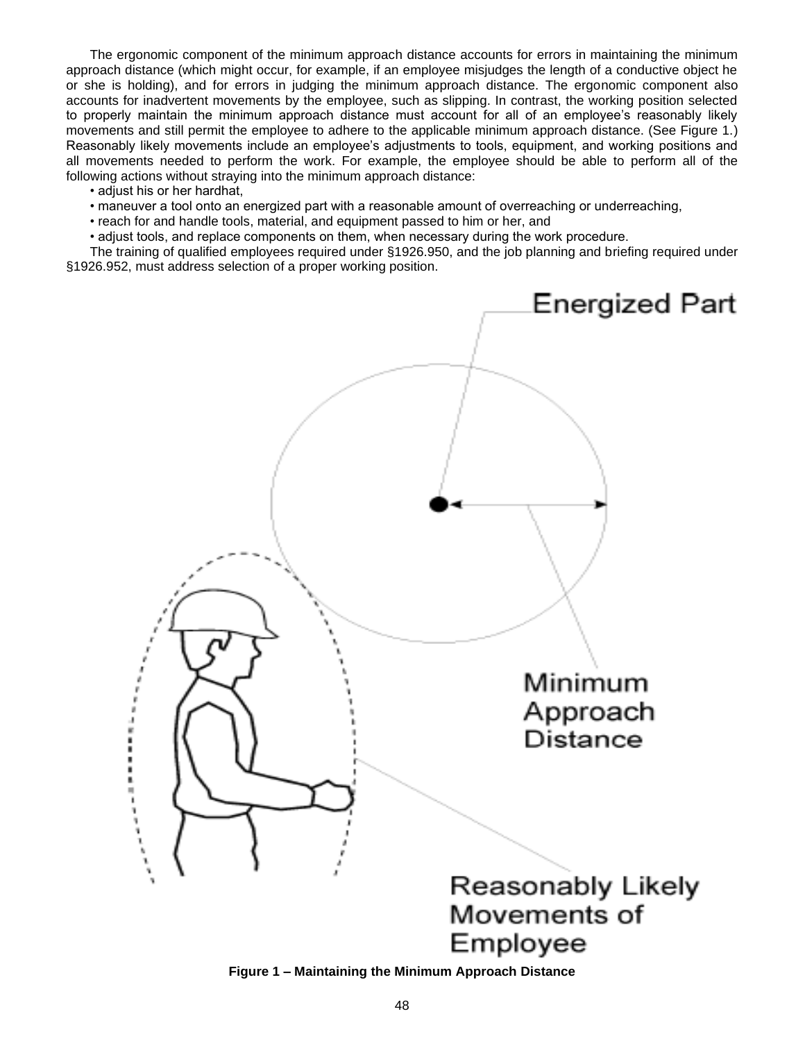The ergonomic component of the minimum approach distance accounts for errors in maintaining the minimum approach distance (which might occur, for example, if an employee misjudges the length of a conductive object he or she is holding), and for errors in judging the minimum approach distance. The ergonomic component also accounts for inadvertent movements by the employee, such as slipping. In contrast, the working position selected to properly maintain the minimum approach distance must account for all of an employee's reasonably likely movements and still permit the employee to adhere to the applicable minimum approach distance. (See Figure 1.) Reasonably likely movements include an employee's adjustments to tools, equipment, and working positions and all movements needed to perform the work. For example, the employee should be able to perform all of the following actions without straying into the minimum approach distance:

- adjust his or her hardhat,
- maneuver a tool onto an energized part with a reasonable amount of overreaching or underreaching,
- reach for and handle tools, material, and equipment passed to him or her, and
- adjust tools, and replace components on them, when necessary during the work procedure.

The training of qualified employees required under §1926.950, and the job planning and briefing required under §1926.952, must address selection of a proper working position.

**Figure 1 – Maintaining the Minimum Approach Distance**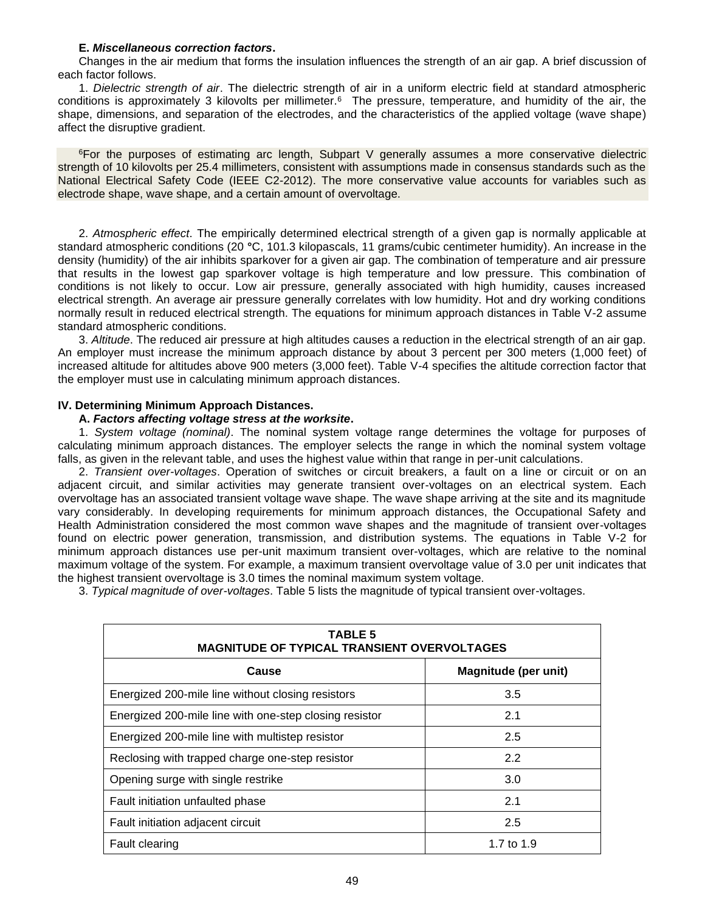**E. *Miscellaneous correction factors*.**

Changes in the air medium that forms the insulation influences the strength of an air gap. A brief discussion of each factor follows.

1. *Dielectric strength of air*. The dielectric strength of air in a uniform electric field at standard atmospheric conditions is approximately 3 kilovolts per millimeter.[6] The pressure, temperature, and humidity of the air, the shape, dimensions, and separation of the electrodes, and the characteristics of the applied voltage (wave shape) affect the disruptive gradient.

[6]For the purposes of estimating arc length, Subpart V generally assumes a more conservative dielectric strength of 10 kilovolts per 25.4 millimeters, consistent with assumptions made in consensus standards such as the National Electrical Safety Code (IEEE C2-2012). The more conservative value accounts for variables such as electrode shape, wave shape, and a certain amount of overvoltage.

2. *Atmospheric effect*. The empirically determined electrical strength of a given gap is normally applicable at standard atmospheric conditions (20 °C, 101.3 kilopascals, 11 grams/cubic centimeter humidity). An increase in the density (humidity) of the air inhibits sparkover for a given air gap. The combination of temperature and air pressure that results in the lowest gap sparkover voltage is high temperature and low pressure. This combination of conditions is not likely to occur. Low air pressure, generally associated with high humidity, causes increased electrical strength. An average air pressure generally correlates with low humidity. Hot and dry working conditions normally result in reduced electrical strength. The equations for minimum approach distances in Table V-2 assume standard atmospheric conditions.

3. *Altitude*. The reduced air pressure at high altitudes causes a reduction in the electrical strength of an air gap. An employer must increase the minimum approach distance by about 3 percent per 300 meters (1,000 feet) of increased altitude for altitudes above 900 meters (3,000 feet). Table V-4 specifies the altitude correction factor that the employer must use in calculating minimum approach distances.

**IV. Determining Minimum Approach Distances.**

**A. *Factors affecting voltage stress at the worksite*.**

1. *System voltage (nominal)*. The nominal system voltage range determines the voltage for purposes of calculating minimum approach distances. The employer selects the range in which the nominal system voltage falls, as given in the relevant table, and uses the highest value within that range in per-unit calculations.

2. *Transient over-voltages*. Operation of switches or circuit breakers, a fault on a line or circuit or on an adjacent circuit, and similar activities may generate transient over-voltages on an electrical system. Each overvoltage has an associated transient voltage wave shape. The wave shape arriving at the site and its magnitude vary considerably. In developing requirements for minimum approach distances, the Occupational Safety and Health Administration considered the most common wave shapes and the magnitude of transient over-voltages found on electric power generation, transmission, and distribution systems. The equations in Table V-2 for minimum approach distances use per-unit maximum transient over-voltages, which are relative to the nominal maximum voltage of the system. For example, a maximum transient overvoltage value of 3.0 per unit indicates that the highest transient overvoltage is 3.0 times the nominal maximum system voltage.

3. *Typical magnitude of over-voltages*. Table 5 lists the magnitude of typical transient over-voltages.

**TABLE 5**
**MAGNITUDE OF TYPICAL TRANSIENT OVERVOLTAGES**

| Cause | Magnitude (per unit) |
|---|---|
| Energized 200-mile line without closing resistors | 3.5 |
| Energized 200-mile line with one-step closing resistor | 2.1 |
| Energized 200-mile line with multistep resistor | 2.5 |
| Reclosing with trapped charge one-step resistor | 2.2 |
| Opening surge with single restrike | 3.0 |
| Fault initiation unfaulted phase | 2.1 |
| Fault initiation adjacent circuit | 2.5 |
| Fault clearing | 1.7 to 1.9 |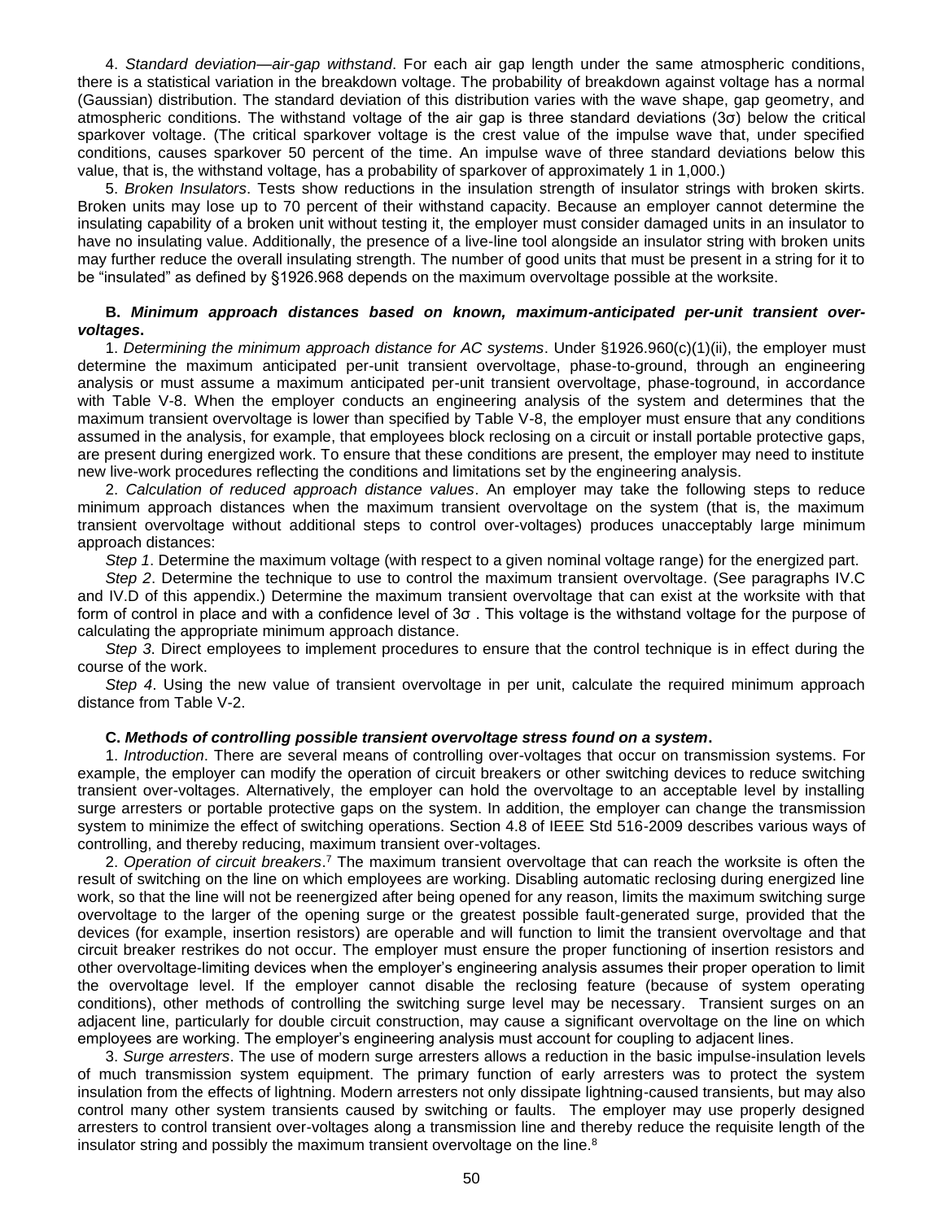4. *Standard deviation—air-gap withstand*. For each air gap length under the same atmospheric conditions, there is a statistical variation in the breakdown voltage. The probability of breakdown against voltage has a normal (Gaussian) distribution. The standard deviation of this distribution varies with the wave shape, gap geometry, and atmospheric conditions. The withstand voltage of the air gap is three standard deviations (3σ) below the critical sparkover voltage. (The critical sparkover voltage is the crest value of the impulse wave that, under specified conditions, causes sparkover 50 percent of the time. An impulse wave of three standard deviations below this value, that is, the withstand voltage, has a probability of sparkover of approximately 1 in 1,000.)

5. *Broken Insulators*. Tests show reductions in the insulation strength of insulator strings with broken skirts. Broken units may lose up to 70 percent of their withstand capacity. Because an employer cannot determine the insulating capability of a broken unit without testing it, the employer must consider damaged units in an insulator to have no insulating value. Additionally, the presence of a live-line tool alongside an insulator string with broken units may further reduce the overall insulating strength. The number of good units that must be present in a string for it to be "insulated" as defined by §1926.968 depends on the maximum overvoltage possible at the worksite.

**B. *Minimum approach distances based on known, maximum-anticipated per-unit transient over-voltages*.**

1. *Determining the minimum approach distance for AC systems*. Under §1926.960(c)(1)(ii), the employer must determine the maximum anticipated per-unit transient overvoltage, phase-to-ground, through an engineering analysis or must assume a maximum anticipated per-unit transient overvoltage, phase-toground, in accordance with Table V-8. When the employer conducts an engineering analysis of the system and determines that the maximum transient overvoltage is lower than specified by Table V-8, the employer must ensure that any conditions assumed in the analysis, for example, that employees block reclosing on a circuit or install portable protective gaps, are present during energized work. To ensure that these conditions are present, the employer may need to institute new live-work procedures reflecting the conditions and limitations set by the engineering analysis.

2. *Calculation of reduced approach distance values*. An employer may take the following steps to reduce minimum approach distances when the maximum transient overvoltage on the system (that is, the maximum transient overvoltage without additional steps to control over-voltages) produces unacceptably large minimum approach distances:

*Step 1*. Determine the maximum voltage (with respect to a given nominal voltage range) for the energized part.

*Step 2*. Determine the technique to use to control the maximum transient overvoltage. (See paragraphs IV.C and IV.D of this appendix.) Determine the maximum transient overvoltage that can exist at the worksite with that form of control in place and with a confidence level of 3σ . This voltage is the withstand voltage for the purpose of calculating the appropriate minimum approach distance.

*Step 3.* Direct employees to implement procedures to ensure that the control technique is in effect during the course of the work.

*Step 4*. Using the new value of transient overvoltage in per unit, calculate the required minimum approach distance from Table V-2.

**C. *Methods of controlling possible transient overvoltage stress found on a system*.**

1. *Introduction*. There are several means of controlling over-voltages that occur on transmission systems. For example, the employer can modify the operation of circuit breakers or other switching devices to reduce switching transient over-voltages. Alternatively, the employer can hold the overvoltage to an acceptable level by installing surge arresters or portable protective gaps on the system. In addition, the employer can change the transmission system to minimize the effect of switching operations. Section 4.8 of IEEE Std 516-2009 describes various ways of controlling, and thereby reducing, maximum transient over-voltages.

2. *Operation of circuit breakers*.[7] The maximum transient overvoltage that can reach the worksite is often the result of switching on the line on which employees are working. Disabling automatic reclosing during energized line work, so that the line will not be reenergized after being opened for any reason, limits the maximum switching surge overvoltage to the larger of the opening surge or the greatest possible fault-generated surge, provided that the devices (for example, insertion resistors) are operable and will function to limit the transient overvoltage and that circuit breaker restrikes do not occur. The employer must ensure the proper functioning of insertion resistors and other overvoltage-limiting devices when the employer's engineering analysis assumes their proper operation to limit the overvoltage level. If the employer cannot disable the reclosing feature (because of system operating conditions), other methods of controlling the switching surge level may be necessary. Transient surges on an adjacent line, particularly for double circuit construction, may cause a significant overvoltage on the line on which employees are working. The employer's engineering analysis must account for coupling to adjacent lines.

3. *Surge arresters*. The use of modern surge arresters allows a reduction in the basic impulse-insulation levels of much transmission system equipment. The primary function of early arresters was to protect the system insulation from the effects of lightning. Modern arresters not only dissipate lightning-caused transients, but may also control many other system transients caused by switching or faults. The employer may use properly designed arresters to control transient over-voltages along a transmission line and thereby reduce the requisite length of the insulator string and possibly the maximum transient overvoltage on the line.[8]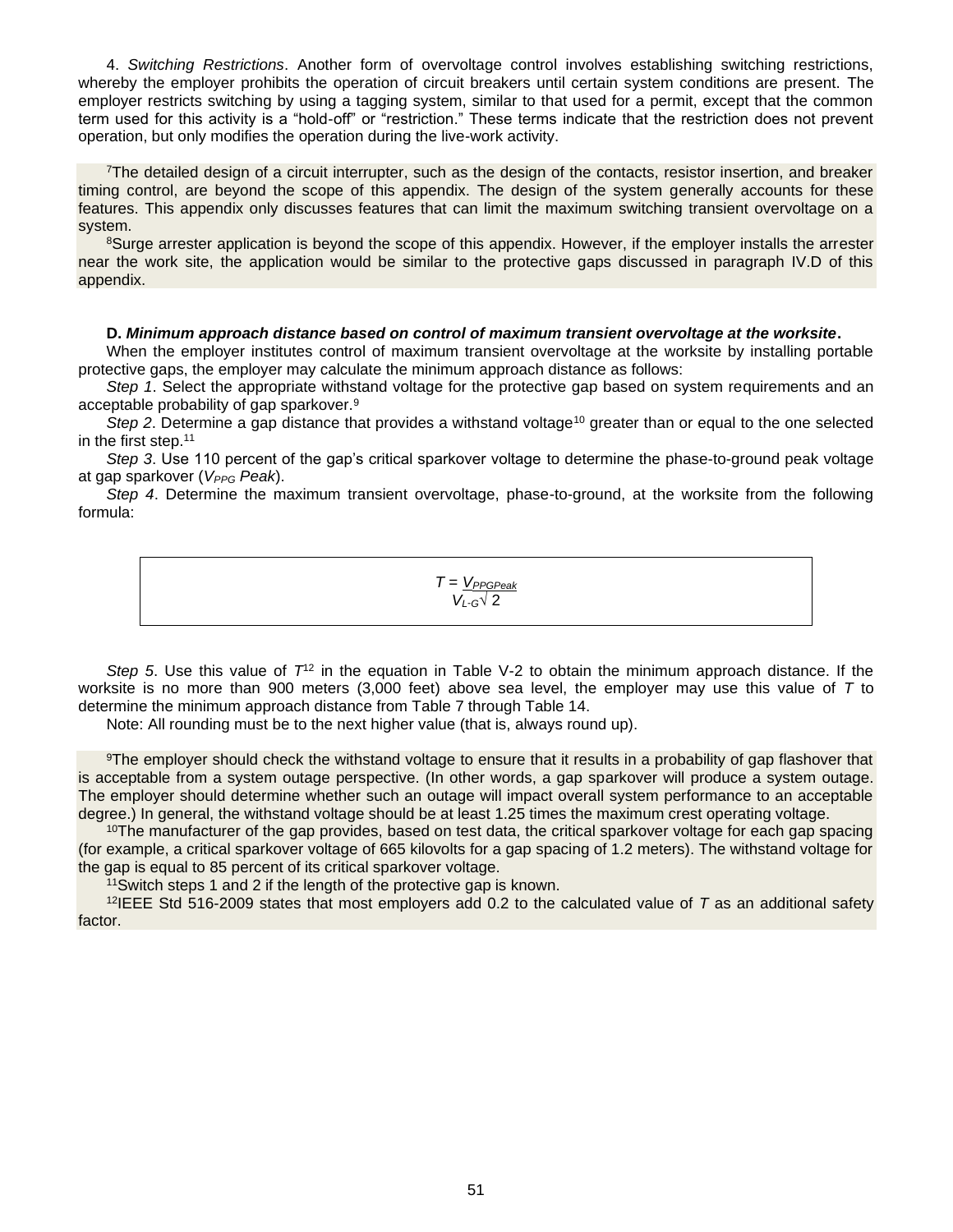4. *Switching Restrictions*. Another form of overvoltage control involves establishing switching restrictions, whereby the employer prohibits the operation of circuit breakers until certain system conditions are present. The employer restricts switching by using a tagging system, similar to that used for a permit, except that the common term used for this activity is a "hold-off" or "restriction." These terms indicate that the restriction does not prevent operation, but only modifies the operation during the live-work activity.

[7]The detailed design of a circuit interrupter, such as the design of the contacts, resistor insertion, and breaker timing control, are beyond the scope of this appendix. The design of the system generally accounts for these features. This appendix only discusses features that can limit the maximum switching transient overvoltage on a system.

[8]Surge arrester application is beyond the scope of this appendix. However, if the employer installs the arrester near the work site, the application would be similar to the protective gaps discussed in paragraph IV.D of this appendix.

**D. *Minimum approach distance based on control of maximum transient overvoltage at the worksite*.**

When the employer institutes control of maximum transient overvoltage at the worksite by installing portable protective gaps, the employer may calculate the minimum approach distance as follows:

*Step 1*. Select the appropriate withstand voltage for the protective gap based on system requirements and an acceptable probability of gap sparkover.[9]

*Step 2*. Determine a gap distance that provides a withstand voltage[10] greater than or equal to the one selected in the first step.[11]

*Step 3*. Use 110 percent of the gap's critical sparkover voltage to determine the phase-to-ground peak voltage at gap sparkover ($V_{PPG}$ *Peak*).

*Step 4*. Determine the maximum transient overvoltage, phase-to-ground, at the worksite from the following formula:

$$T = \frac{V_{PPGPeak}}{V_{L\text{-}G}\sqrt{2}}$$

*Step 5*. Use this value of $T$[12] in the equation in Table V-2 to obtain the minimum approach distance. If the worksite is no more than 900 meters (3,000 feet) above sea level, the employer may use this value of $T$ to determine the minimum approach distance from Table 7 through Table 14.

Note: All rounding must be to the next higher value (that is, always round up).

[9]The employer should check the withstand voltage to ensure that it results in a probability of gap flashover that is acceptable from a system outage perspective. (In other words, a gap sparkover will produce a system outage. The employer should determine whether such an outage will impact overall system performance to an acceptable degree.) In general, the withstand voltage should be at least 1.25 times the maximum crest operating voltage.

[10]The manufacturer of the gap provides, based on test data, the critical sparkover voltage for each gap spacing (for example, a critical sparkover voltage of 665 kilovolts for a gap spacing of 1.2 meters). The withstand voltage for the gap is equal to 85 percent of its critical sparkover voltage.

[11]Switch steps 1 and 2 if the length of the protective gap is known.

[12]IEEE Std 516-2009 states that most employers add 0.2 to the calculated value of $T$ as an additional safety factor.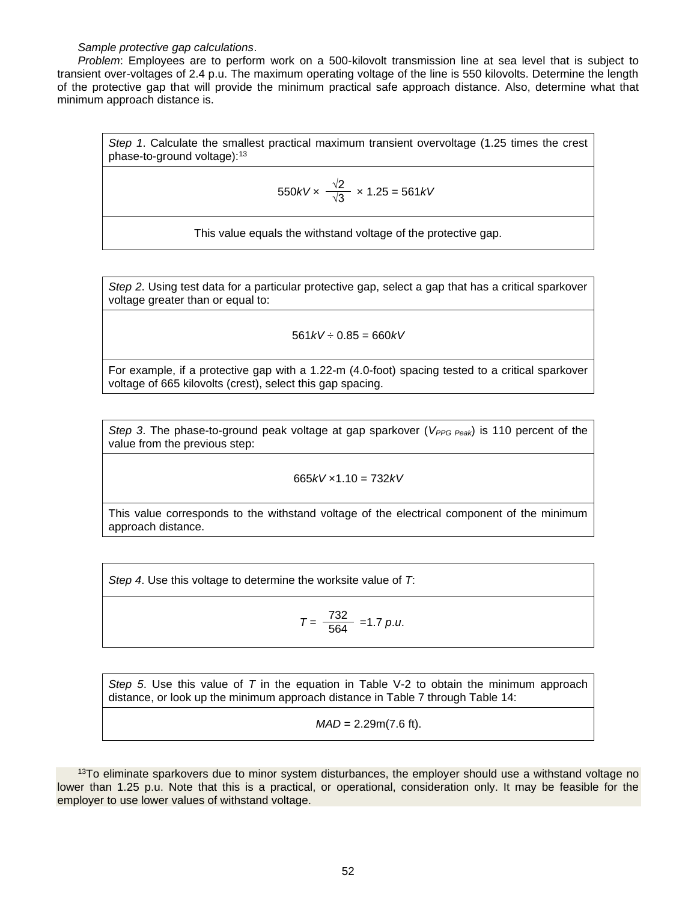*Sample protective gap calculations*.

*Problem*: Employees are to perform work on a 500-kilovolt transmission line at sea level that is subject to transient over-voltages of 2.4 p.u. The maximum operating voltage of the line is 550 kilovolts. Determine the length of the protective gap that will provide the minimum practical safe approach distance. Also, determine what that minimum approach distance is.

| *Step 1*. Calculate the smallest practical maximum transient overvoltage (1.25 times the crest phase-to-ground voltage):[13] |
|---|
| $$550kV \times \frac{\sqrt{2}}{\sqrt{3}} \times 1.25 = 561kV$$ |
| This value equals the withstand voltage of the protective gap. |

| *Step 2*. Using test data for a particular protective gap, select a gap that has a critical sparkover voltage greater than or equal to: |
|---|
| $$561kV \div 0.85 = 660kV$$ |
| For example, if a protective gap with a 1.22-m (4.0-foot) spacing tested to a critical sparkover voltage of 665 kilovolts (crest), select this gap spacing. |

| *Step 3*. The phase-to-ground peak voltage at gap sparkover ($V_{PPG\ Peak}$) is 110 percent of the value from the previous step: |
|---|
| $$665kV \times 1.10 = 732kV$$ |
| This value corresponds to the withstand voltage of the electrical component of the minimum approach distance. |

| *Step 4*. Use this voltage to determine the worksite value of *T*: |
|---|
| $$T = \frac{732}{564} = 1.7\ p.u.$$ |

| *Step 5*. Use this value of *T* in the equation in Table V-2 to obtain the minimum approach distance, or look up the minimum approach distance in Table 7 through Table 14: |
|---|
| *MAD* = 2.29m(7.6 ft). |

[13]To eliminate sparkovers due to minor system disturbances, the employer should use a withstand voltage no lower than 1.25 p.u. Note that this is a practical, or operational, consideration only. It may be feasible for the employer to use lower values of withstand voltage.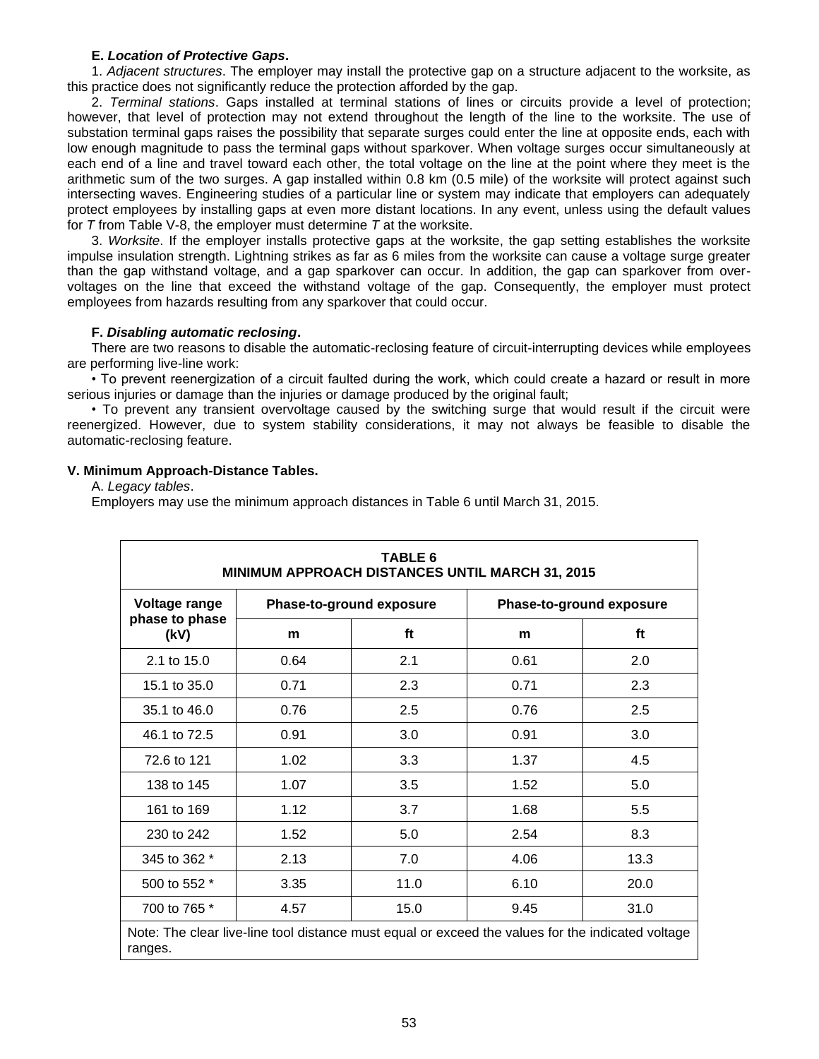**E.** ***Location of Protective Gaps*.**

1. *Adjacent structures*. The employer may install the protective gap on a structure adjacent to the worksite, as this practice does not significantly reduce the protection afforded by the gap.

2. *Terminal stations*. Gaps installed at terminal stations of lines or circuits provide a level of protection; however, that level of protection may not extend throughout the length of the line to the worksite. The use of substation terminal gaps raises the possibility that separate surges could enter the line at opposite ends, each with low enough magnitude to pass the terminal gaps without sparkover. When voltage surges occur simultaneously at each end of a line and travel toward each other, the total voltage on the line at the point where they meet is the arithmetic sum of the two surges. A gap installed within 0.8 km (0.5 mile) of the worksite will protect against such intersecting waves. Engineering studies of a particular line or system may indicate that employers can adequately protect employees by installing gaps at even more distant locations. In any event, unless using the default values for *T* from Table V-8, the employer must determine *T* at the worksite.

3. *Worksite*. If the employer installs protective gaps at the worksite, the gap setting establishes the worksite impulse insulation strength. Lightning strikes as far as 6 miles from the worksite can cause a voltage surge greater than the gap withstand voltage, and a gap sparkover can occur. In addition, the gap can sparkover from over-voltages on the line that exceed the withstand voltage of the gap. Consequently, the employer must protect employees from hazards resulting from any sparkover that could occur.

**F.** ***Disabling automatic reclosing*.**

There are two reasons to disable the automatic-reclosing feature of circuit-interrupting devices while employees are performing live-line work:

• To prevent reenergization of a circuit faulted during the work, which could create a hazard or result in more serious injuries or damage than the injuries or damage produced by the original fault;

• To prevent any transient overvoltage caused by the switching surge that would result if the circuit were reenergized. However, due to system stability considerations, it may not always be feasible to disable the automatic-reclosing feature.

**V. Minimum Approach-Distance Tables.**

A. *Legacy tables*.

Employers may use the minimum approach distances in Table 6 until March 31, 2015.

**TABLE 6**
**MINIMUM APPROACH DISTANCES UNTIL MARCH 31, 2015**

| Voltage range phase to phase (kV) | Phase-to-ground exposure | | Phase-to-ground exposure | |
|---|---|---|---|---|
| | m | ft | m | ft |
| 2.1 to 15.0 | 0.64 | 2.1 | 0.61 | 2.0 |
| 15.1 to 35.0 | 0.71 | 2.3 | 0.71 | 2.3 |
| 35.1 to 46.0 | 0.76 | 2.5 | 0.76 | 2.5 |
| 46.1 to 72.5 | 0.91 | 3.0 | 0.91 | 3.0 |
| 72.6 to 121 | 1.02 | 3.3 | 1.37 | 4.5 |
| 138 to 145 | 1.07 | 3.5 | 1.52 | 5.0 |
| 161 to 169 | 1.12 | 3.7 | 1.68 | 5.5 |
| 230 to 242 | 1.52 | 5.0 | 2.54 | 8.3 |
| 345 to 362 * | 2.13 | 7.0 | 4.06 | 13.3 |
| 500 to 552 * | 3.35 | 11.0 | 6.10 | 20.0 |
| 700 to 765 * | 4.57 | 15.0 | 9.45 | 31.0 |

Note: The clear live-line tool distance must equal or exceed the values for the indicated voltage ranges.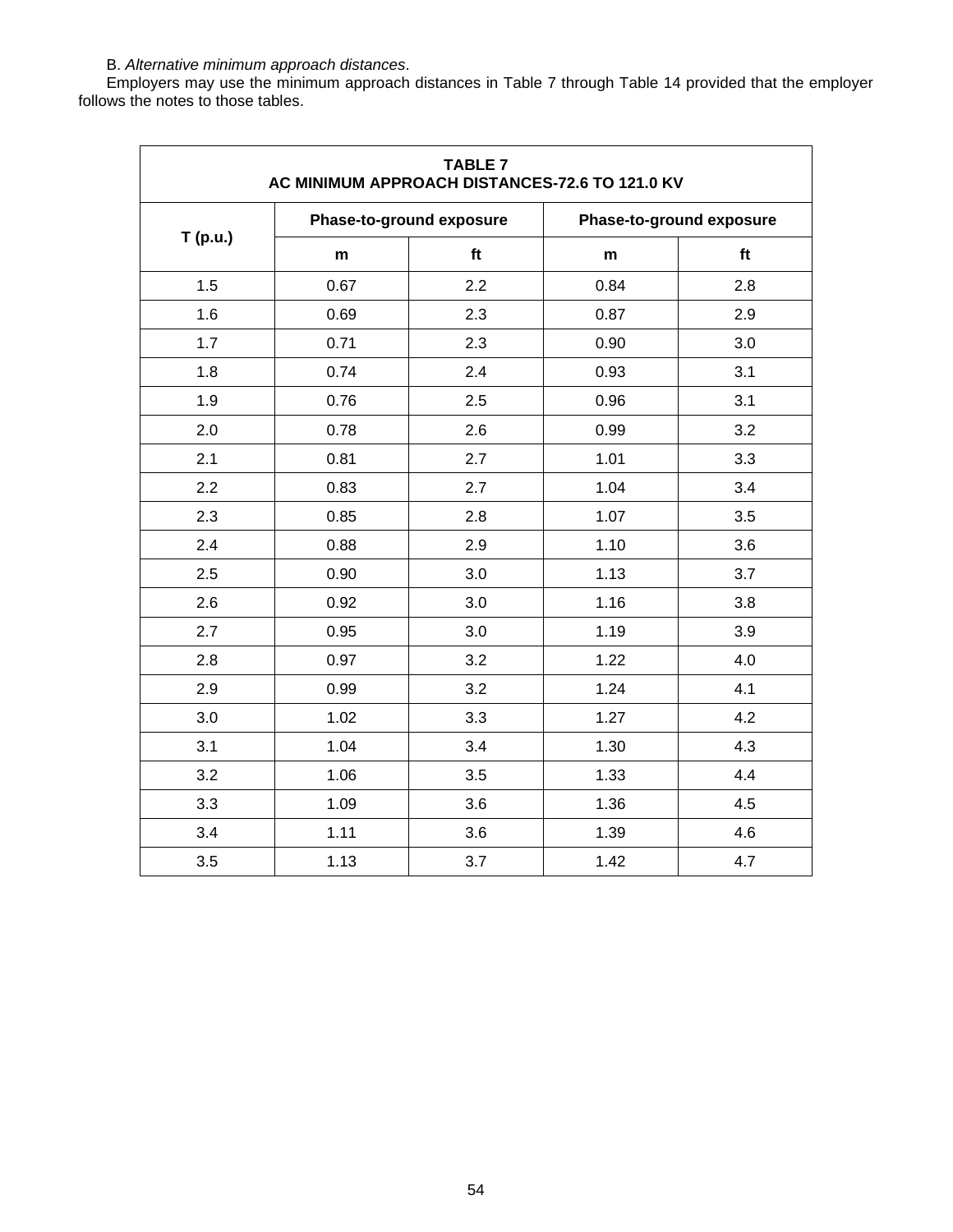B. *Alternative minimum approach distances*.

Employers may use the minimum approach distances in Table 7 through Table 14 provided that the employer follows the notes to those tables.

**TABLE 7**
**AC MINIMUM APPROACH DISTANCES-72.6 TO 121.0 KV**

| T (p.u.) | Phase-to-ground exposure | | Phase-to-ground exposure | |
|---|---|---|---|---|
| | m | ft | m | ft |
| 1.5 | 0.67 | 2.2 | 0.84 | 2.8 |
| 1.6 | 0.69 | 2.3 | 0.87 | 2.9 |
| 1.7 | 0.71 | 2.3 | 0.90 | 3.0 |
| 1.8 | 0.74 | 2.4 | 0.93 | 3.1 |
| 1.9 | 0.76 | 2.5 | 0.96 | 3.1 |
| 2.0 | 0.78 | 2.6 | 0.99 | 3.2 |
| 2.1 | 0.81 | 2.7 | 1.01 | 3.3 |
| 2.2 | 0.83 | 2.7 | 1.04 | 3.4 |
| 2.3 | 0.85 | 2.8 | 1.07 | 3.5 |
| 2.4 | 0.88 | 2.9 | 1.10 | 3.6 |
| 2.5 | 0.90 | 3.0 | 1.13 | 3.7 |
| 2.6 | 0.92 | 3.0 | 1.16 | 3.8 |
| 2.7 | 0.95 | 3.0 | 1.19 | 3.9 |
| 2.8 | 0.97 | 3.2 | 1.22 | 4.0 |
| 2.9 | 0.99 | 3.2 | 1.24 | 4.1 |
| 3.0 | 1.02 | 3.3 | 1.27 | 4.2 |
| 3.1 | 1.04 | 3.4 | 1.30 | 4.3 |
| 3.2 | 1.06 | 3.5 | 1.33 | 4.4 |
| 3.3 | 1.09 | 3.6 | 1.36 | 4.5 |
| 3.4 | 1.11 | 3.6 | 1.39 | 4.6 |
| 3.5 | 1.13 | 3.7 | 1.42 | 4.7 |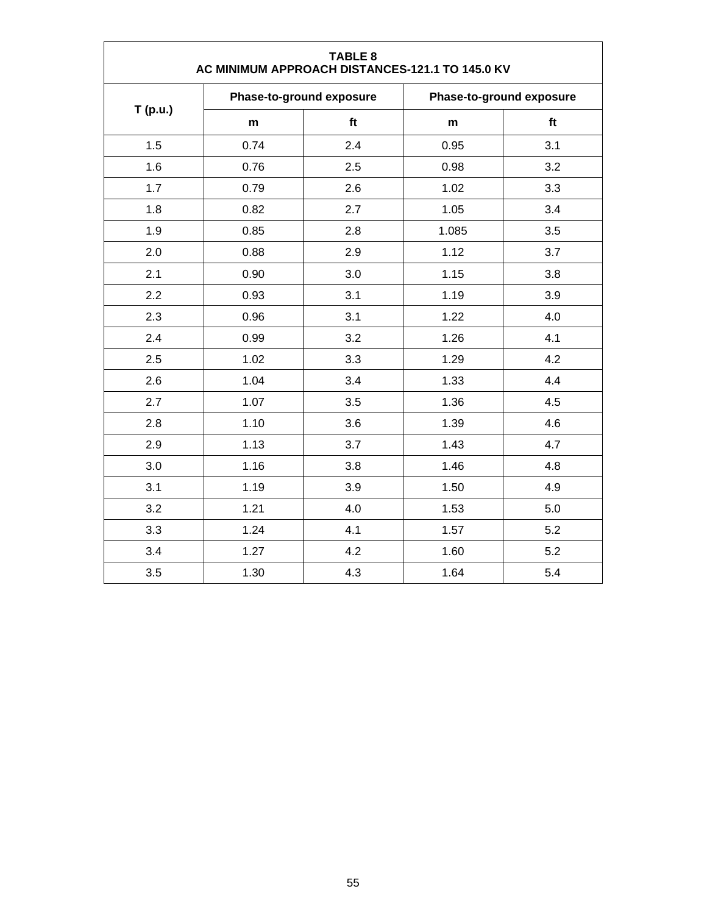| TABLE 8 AC MINIMUM APPROACH DISTANCES-121.1 TO 145.0 KV | | | | |
|---|---|---|---|---|
| T (p.u.) | Phase-to-ground exposure | | Phase-to-ground exposure | |
| | m | ft | m | ft |
| 1.5 | 0.74 | 2.4 | 0.95 | 3.1 |
| 1.6 | 0.76 | 2.5 | 0.98 | 3.2 |
| 1.7 | 0.79 | 2.6 | 1.02 | 3.3 |
| 1.8 | 0.82 | 2.7 | 1.05 | 3.4 |
| 1.9 | 0.85 | 2.8 | 1.085 | 3.5 |
| 2.0 | 0.88 | 2.9 | 1.12 | 3.7 |
| 2.1 | 0.90 | 3.0 | 1.15 | 3.8 |
| 2.2 | 0.93 | 3.1 | 1.19 | 3.9 |
| 2.3 | 0.96 | 3.1 | 1.22 | 4.0 |
| 2.4 | 0.99 | 3.2 | 1.26 | 4.1 |
| 2.5 | 1.02 | 3.3 | 1.29 | 4.2 |
| 2.6 | 1.04 | 3.4 | 1.33 | 4.4 |
| 2.7 | 1.07 | 3.5 | 1.36 | 4.5 |
| 2.8 | 1.10 | 3.6 | 1.39 | 4.6 |
| 2.9 | 1.13 | 3.7 | 1.43 | 4.7 |
| 3.0 | 1.16 | 3.8 | 1.46 | 4.8 |
| 3.1 | 1.19 | 3.9 | 1.50 | 4.9 |
| 3.2 | 1.21 | 4.0 | 1.53 | 5.0 |
| 3.3 | 1.24 | 4.1 | 1.57 | 5.2 |
| 3.4 | 1.27 | 4.2 | 1.60 | 5.2 |
| 3.5 | 1.30 | 4.3 | 1.64 | 5.4 |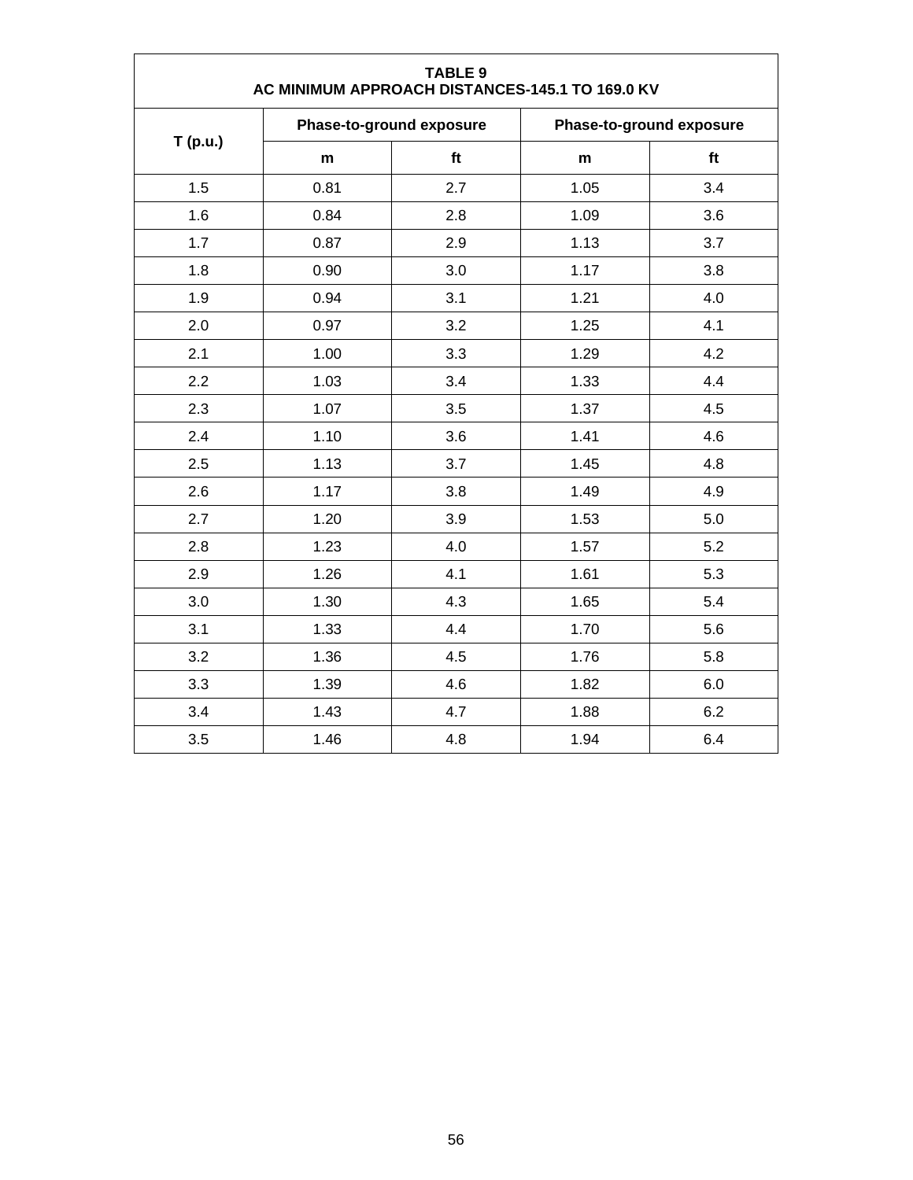| TABLE 9<br>AC MINIMUM APPROACH DISTANCES-145.1 TO 169.0 KV | | | | |
|---|---|---|---|---|
| T (p.u.) | Phase-to-ground exposure | | Phase-to-ground exposure | |
| | m | ft | m | ft |
| 1.5 | 0.81 | 2.7 | 1.05 | 3.4 |
| 1.6 | 0.84 | 2.8 | 1.09 | 3.6 |
| 1.7 | 0.87 | 2.9 | 1.13 | 3.7 |
| 1.8 | 0.90 | 3.0 | 1.17 | 3.8 |
| 1.9 | 0.94 | 3.1 | 1.21 | 4.0 |
| 2.0 | 0.97 | 3.2 | 1.25 | 4.1 |
| 2.1 | 1.00 | 3.3 | 1.29 | 4.2 |
| 2.2 | 1.03 | 3.4 | 1.33 | 4.4 |
| 2.3 | 1.07 | 3.5 | 1.37 | 4.5 |
| 2.4 | 1.10 | 3.6 | 1.41 | 4.6 |
| 2.5 | 1.13 | 3.7 | 1.45 | 4.8 |
| 2.6 | 1.17 | 3.8 | 1.49 | 4.9 |
| 2.7 | 1.20 | 3.9 | 1.53 | 5.0 |
| 2.8 | 1.23 | 4.0 | 1.57 | 5.2 |
| 2.9 | 1.26 | 4.1 | 1.61 | 5.3 |
| 3.0 | 1.30 | 4.3 | 1.65 | 5.4 |
| 3.1 | 1.33 | 4.4 | 1.70 | 5.6 |
| 3.2 | 1.36 | 4.5 | 1.76 | 5.8 |
| 3.3 | 1.39 | 4.6 | 1.82 | 6.0 |
| 3.4 | 1.43 | 4.7 | 1.88 | 6.2 |
| 3.5 | 1.46 | 4.8 | 1.94 | 6.4 |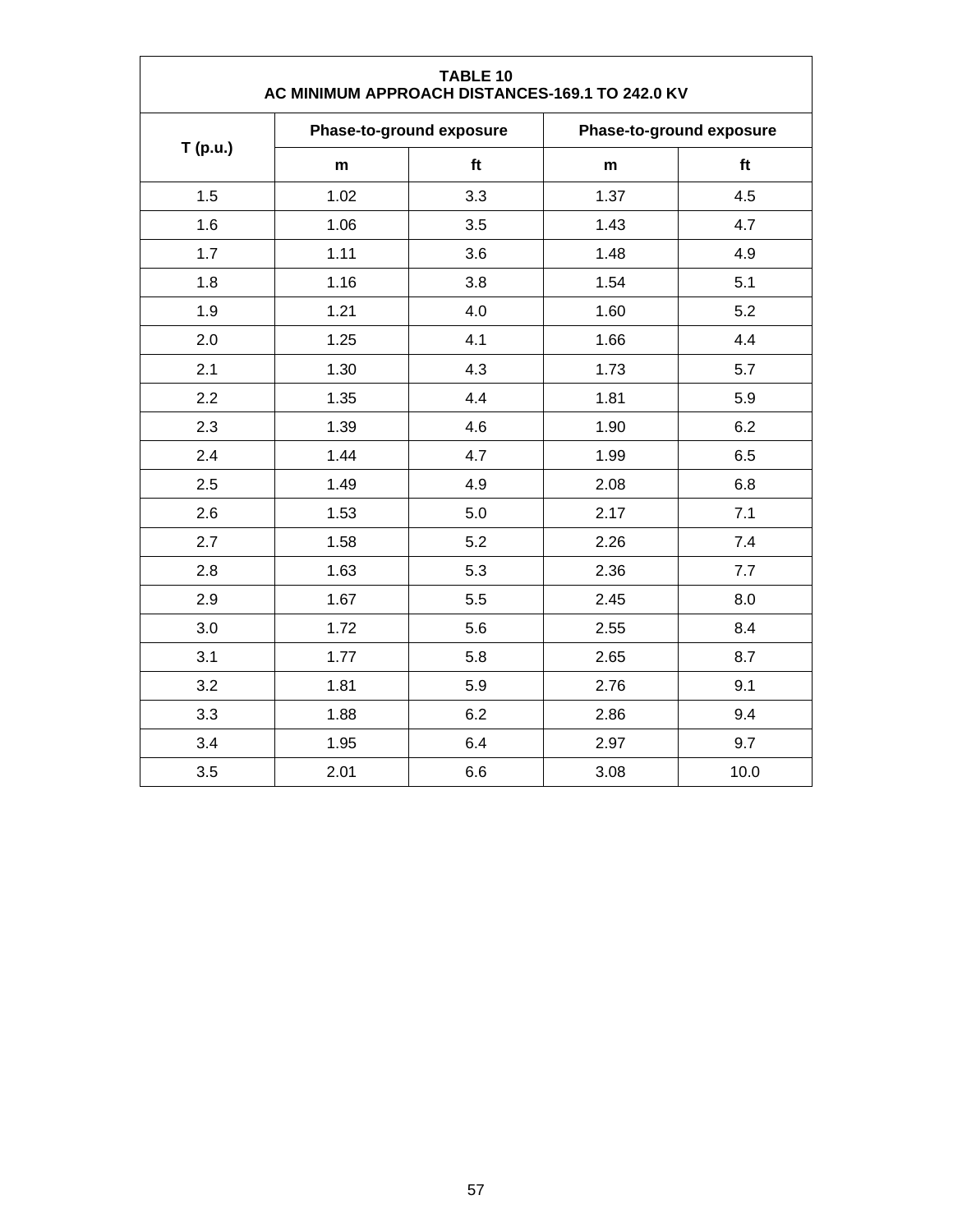| TABLE 10<br>AC MINIMUM APPROACH DISTANCES-169.1 TO 242.0 KV | | | | |
|---|---|---|---|---|
| T (p.u.) | Phase-to-ground exposure | | Phase-to-ground exposure | |
| | m | ft | m | ft |
| 1.5 | 1.02 | 3.3 | 1.37 | 4.5 |
| 1.6 | 1.06 | 3.5 | 1.43 | 4.7 |
| 1.7 | 1.11 | 3.6 | 1.48 | 4.9 |
| 1.8 | 1.16 | 3.8 | 1.54 | 5.1 |
| 1.9 | 1.21 | 4.0 | 1.60 | 5.2 |
| 2.0 | 1.25 | 4.1 | 1.66 | 4.4 |
| 2.1 | 1.30 | 4.3 | 1.73 | 5.7 |
| 2.2 | 1.35 | 4.4 | 1.81 | 5.9 |
| 2.3 | 1.39 | 4.6 | 1.90 | 6.2 |
| 2.4 | 1.44 | 4.7 | 1.99 | 6.5 |
| 2.5 | 1.49 | 4.9 | 2.08 | 6.8 |
| 2.6 | 1.53 | 5.0 | 2.17 | 7.1 |
| 2.7 | 1.58 | 5.2 | 2.26 | 7.4 |
| 2.8 | 1.63 | 5.3 | 2.36 | 7.7 |
| 2.9 | 1.67 | 5.5 | 2.45 | 8.0 |
| 3.0 | 1.72 | 5.6 | 2.55 | 8.4 |
| 3.1 | 1.77 | 5.8 | 2.65 | 8.7 |
| 3.2 | 1.81 | 5.9 | 2.76 | 9.1 |
| 3.3 | 1.88 | 6.2 | 2.86 | 9.4 |
| 3.4 | 1.95 | 6.4 | 2.97 | 9.7 |
| 3.5 | 2.01 | 6.6 | 3.08 | 10.0 |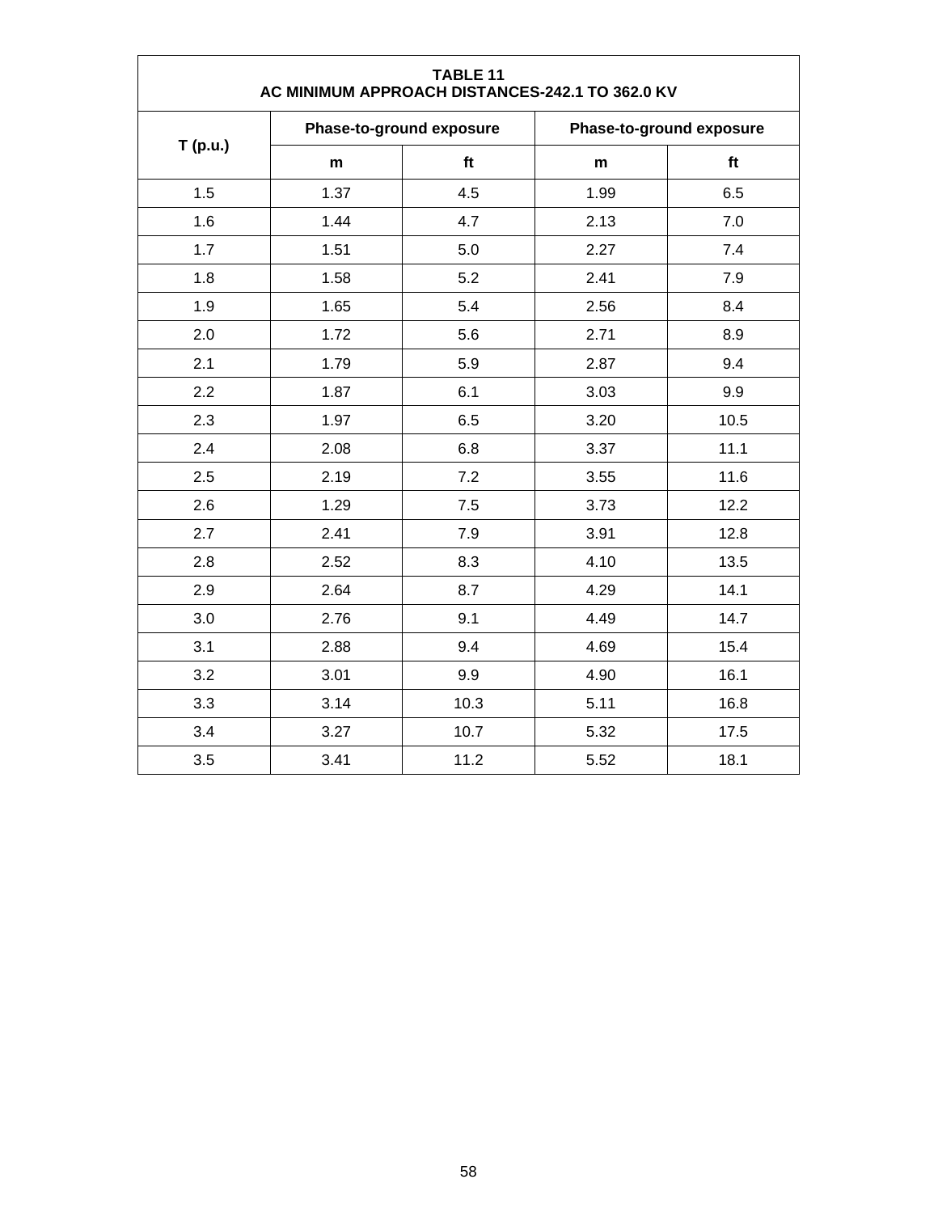| TABLE 11<br>AC MINIMUM APPROACH DISTANCES-242.1 TO 362.0 KV | | | | |
|---|---|---|---|---|
| T (p.u.) | Phase-to-ground exposure | | Phase-to-ground exposure | |
| | m | ft | m | ft |
| 1.5 | 1.37 | 4.5 | 1.99 | 6.5 |
| 1.6 | 1.44 | 4.7 | 2.13 | 7.0 |
| 1.7 | 1.51 | 5.0 | 2.27 | 7.4 |
| 1.8 | 1.58 | 5.2 | 2.41 | 7.9 |
| 1.9 | 1.65 | 5.4 | 2.56 | 8.4 |
| 2.0 | 1.72 | 5.6 | 2.71 | 8.9 |
| 2.1 | 1.79 | 5.9 | 2.87 | 9.4 |
| 2.2 | 1.87 | 6.1 | 3.03 | 9.9 |
| 2.3 | 1.97 | 6.5 | 3.20 | 10.5 |
| 2.4 | 2.08 | 6.8 | 3.37 | 11.1 |
| 2.5 | 2.19 | 7.2 | 3.55 | 11.6 |
| 2.6 | 1.29 | 7.5 | 3.73 | 12.2 |
| 2.7 | 2.41 | 7.9 | 3.91 | 12.8 |
| 2.8 | 2.52 | 8.3 | 4.10 | 13.5 |
| 2.9 | 2.64 | 8.7 | 4.29 | 14.1 |
| 3.0 | 2.76 | 9.1 | 4.49 | 14.7 |
| 3.1 | 2.88 | 9.4 | 4.69 | 15.4 |
| 3.2 | 3.01 | 9.9 | 4.90 | 16.1 |
| 3.3 | 3.14 | 10.3 | 5.11 | 16.8 |
| 3.4 | 3.27 | 10.7 | 5.32 | 17.5 |
| 3.5 | 3.41 | 11.2 | 5.52 | 18.1 |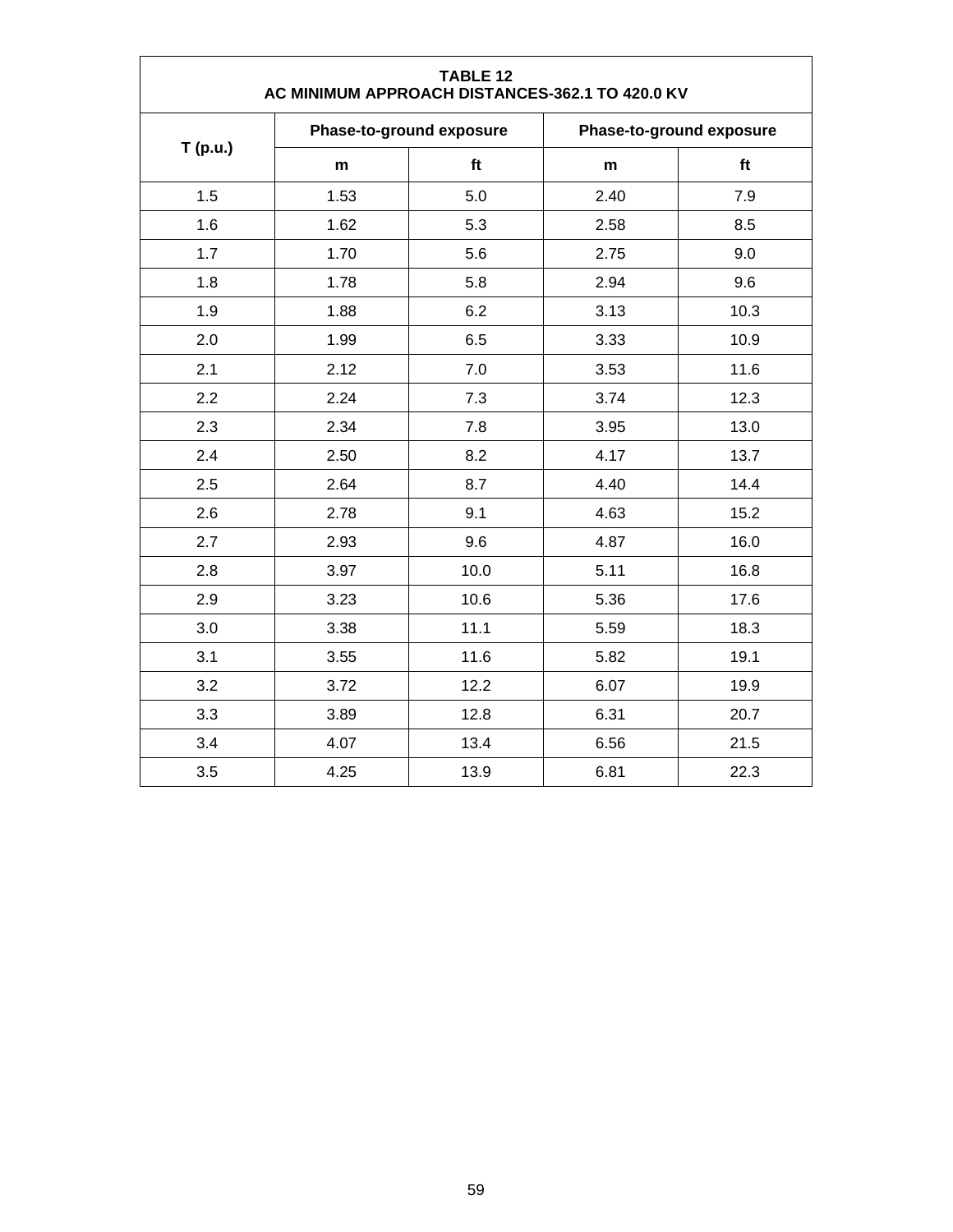| TABLE 12<br>AC MINIMUM APPROACH DISTANCES-362.1 TO 420.0 KV | | | | |
|---|---|---|---|---|
| T (p.u.) | Phase-to-ground exposure | | Phase-to-ground exposure | |
| | m | ft | m | ft |
| 1.5 | 1.53 | 5.0 | 2.40 | 7.9 |
| 1.6 | 1.62 | 5.3 | 2.58 | 8.5 |
| 1.7 | 1.70 | 5.6 | 2.75 | 9.0 |
| 1.8 | 1.78 | 5.8 | 2.94 | 9.6 |
| 1.9 | 1.88 | 6.2 | 3.13 | 10.3 |
| 2.0 | 1.99 | 6.5 | 3.33 | 10.9 |
| 2.1 | 2.12 | 7.0 | 3.53 | 11.6 |
| 2.2 | 2.24 | 7.3 | 3.74 | 12.3 |
| 2.3 | 2.34 | 7.8 | 3.95 | 13.0 |
| 2.4 | 2.50 | 8.2 | 4.17 | 13.7 |
| 2.5 | 2.64 | 8.7 | 4.40 | 14.4 |
| 2.6 | 2.78 | 9.1 | 4.63 | 15.2 |
| 2.7 | 2.93 | 9.6 | 4.87 | 16.0 |
| 2.8 | 3.97 | 10.0 | 5.11 | 16.8 |
| 2.9 | 3.23 | 10.6 | 5.36 | 17.6 |
| 3.0 | 3.38 | 11.1 | 5.59 | 18.3 |
| 3.1 | 3.55 | 11.6 | 5.82 | 19.1 |
| 3.2 | 3.72 | 12.2 | 6.07 | 19.9 |
| 3.3 | 3.89 | 12.8 | 6.31 | 20.7 |
| 3.4 | 4.07 | 13.4 | 6.56 | 21.5 |
| 3.5 | 4.25 | 13.9 | 6.81 | 22.3 |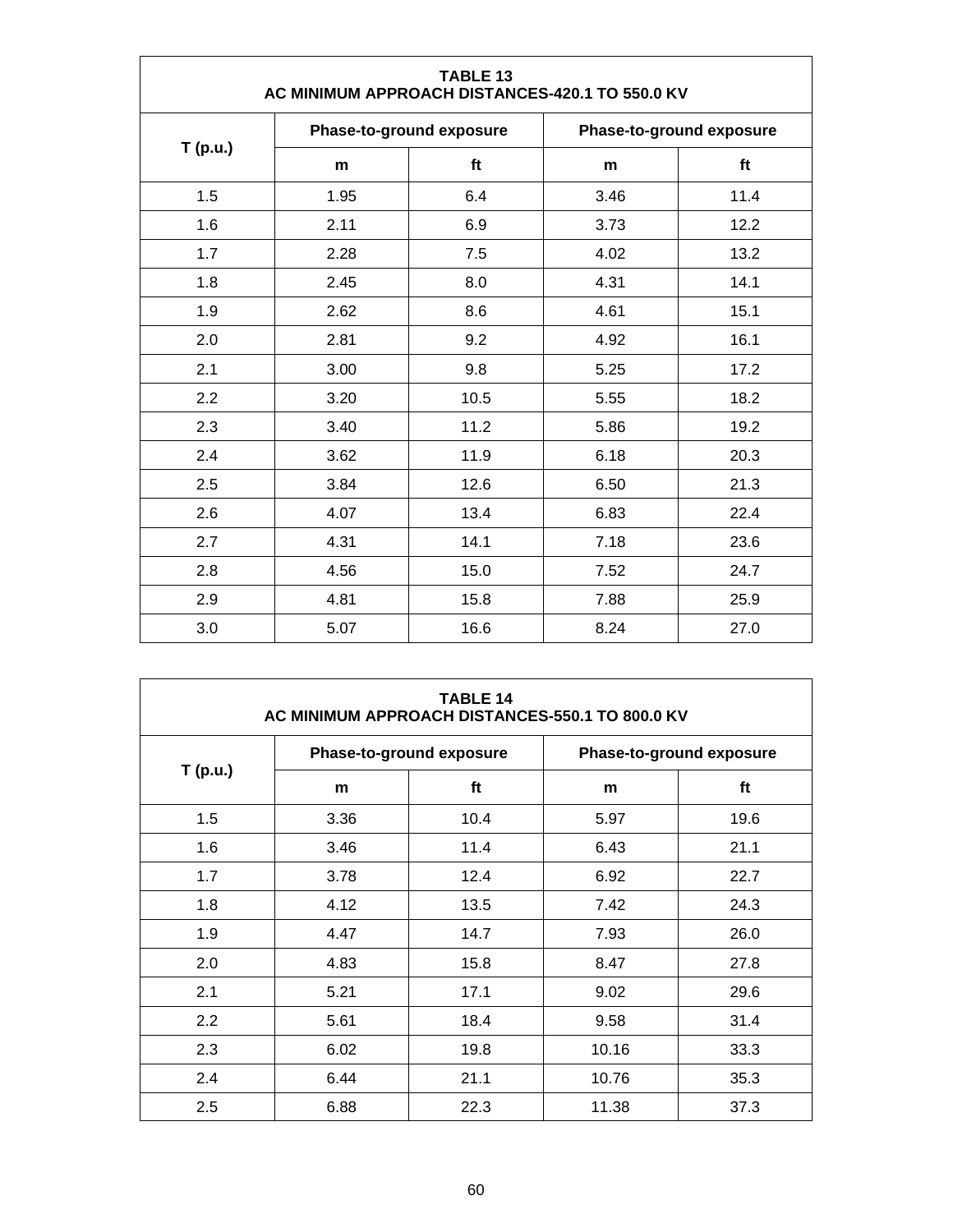| TABLE 13<br>AC MINIMUM APPROACH DISTANCES-420.1 TO 550.0 KV | | | | |
|---|---|---|---|---|
| T (p.u.) | Phase-to-ground exposure | | Phase-to-ground exposure | |
| | m | ft | m | ft |
| 1.5 | 1.95 | 6.4 | 3.46 | 11.4 |
| 1.6 | 2.11 | 6.9 | 3.73 | 12.2 |
| 1.7 | 2.28 | 7.5 | 4.02 | 13.2 |
| 1.8 | 2.45 | 8.0 | 4.31 | 14.1 |
| 1.9 | 2.62 | 8.6 | 4.61 | 15.1 |
| 2.0 | 2.81 | 9.2 | 4.92 | 16.1 |
| 2.1 | 3.00 | 9.8 | 5.25 | 17.2 |
| 2.2 | 3.20 | 10.5 | 5.55 | 18.2 |
| 2.3 | 3.40 | 11.2 | 5.86 | 19.2 |
| 2.4 | 3.62 | 11.9 | 6.18 | 20.3 |
| 2.5 | 3.84 | 12.6 | 6.50 | 21.3 |
| 2.6 | 4.07 | 13.4 | 6.83 | 22.4 |
| 2.7 | 4.31 | 14.1 | 7.18 | 23.6 |
| 2.8 | 4.56 | 15.0 | 7.52 | 24.7 |
| 2.9 | 4.81 | 15.8 | 7.88 | 25.9 |
| 3.0 | 5.07 | 16.6 | 8.24 | 27.0 |

| TABLE 14<br>AC MINIMUM APPROACH DISTANCES-550.1 TO 800.0 KV | | | | |
|---|---|---|---|---|
| T (p.u.) | Phase-to-ground exposure | | Phase-to-ground exposure | |
| | m | ft | m | ft |
| 1.5 | 3.36 | 10.4 | 5.97 | 19.6 |
| 1.6 | 3.46 | 11.4 | 6.43 | 21.1 |
| 1.7 | 3.78 | 12.4 | 6.92 | 22.7 |
| 1.8 | 4.12 | 13.5 | 7.42 | 24.3 |
| 1.9 | 4.47 | 14.7 | 7.93 | 26.0 |
| 2.0 | 4.83 | 15.8 | 8.47 | 27.8 |
| 2.1 | 5.21 | 17.1 | 9.02 | 29.6 |
| 2.2 | 5.61 | 18.4 | 9.58 | 31.4 |
| 2.3 | 6.02 | 19.8 | 10.16 | 33.3 |
| 2.4 | 6.44 | 21.1 | 10.76 | 35.3 |
| 2.5 | 6.88 | 22.3 | 11.38 | 37.3 |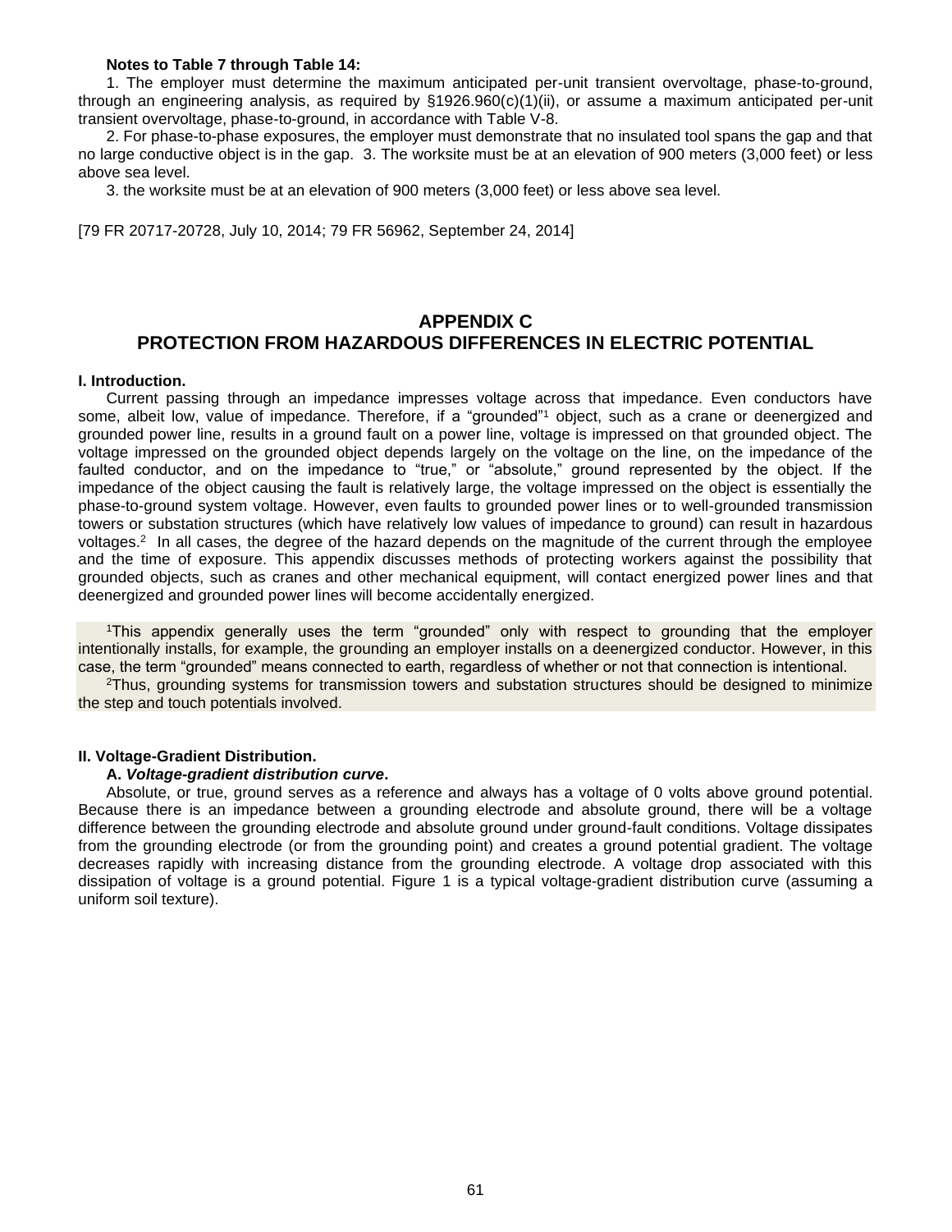**Notes to Table 7 through Table 14:**

1. The employer must determine the maximum anticipated per-unit transient overvoltage, phase-to-ground, through an engineering analysis, as required by §1926.960(c)(1)(ii), or assume a maximum anticipated per-unit transient overvoltage, phase-to-ground, in accordance with Table V-8.

2. For phase-to-phase exposures, the employer must demonstrate that no insulated tool spans the gap and that no large conductive object is in the gap. 3. The worksite must be at an elevation of 900 meters (3,000 feet) or less above sea level.

3. the worksite must be at an elevation of 900 meters (3,000 feet) or less above sea level.

[79 FR 20717-20728, July 10, 2014; 79 FR 56962, September 24, 2014]

## APPENDIX C
## PROTECTION FROM HAZARDOUS DIFFERENCES IN ELECTRIC POTENTIAL

**I. Introduction.**

Current passing through an impedance impresses voltage across that impedance. Even conductors have some, albeit low, value of impedance. Therefore, if a "grounded"[1] object, such as a crane or deenergized and grounded power line, results in a ground fault on a power line, voltage is impressed on that grounded object. The voltage impressed on the grounded object depends largely on the voltage on the line, on the impedance of the faulted conductor, and on the impedance to "true," or "absolute," ground represented by the object. If the impedance of the object causing the fault is relatively large, the voltage impressed on the object is essentially the phase-to-ground system voltage. However, even faults to grounded power lines or to well-grounded transmission towers or substation structures (which have relatively low values of impedance to ground) can result in hazardous voltages.[2] In all cases, the degree of the hazard depends on the magnitude of the current through the employee and the time of exposure. This appendix discusses methods of protecting workers against the possibility that grounded objects, such as cranes and other mechanical equipment, will contact energized power lines and that deenergized and grounded power lines will become accidentally energized.

[1]This appendix generally uses the term "grounded" only with respect to grounding that the employer intentionally installs, for example, the grounding an employer installs on a deenergized conductor. However, in this case, the term "grounded" means connected to earth, regardless of whether or not that connection is intentional.

[2]Thus, grounding systems for transmission towers and substation structures should be designed to minimize the step and touch potentials involved.

**II. Voltage-Gradient Distribution.**

**A. *Voltage-gradient distribution curve*.**

Absolute, or true, ground serves as a reference and always has a voltage of 0 volts above ground potential. Because there is an impedance between a grounding electrode and absolute ground, there will be a voltage difference between the grounding electrode and absolute ground under ground-fault conditions. Voltage dissipates from the grounding electrode (or from the grounding point) and creates a ground potential gradient. The voltage decreases rapidly with increasing distance from the grounding electrode. A voltage drop associated with this dissipation of voltage is a ground potential. Figure 1 is a typical voltage-gradient distribution curve (assuming a uniform soil texture).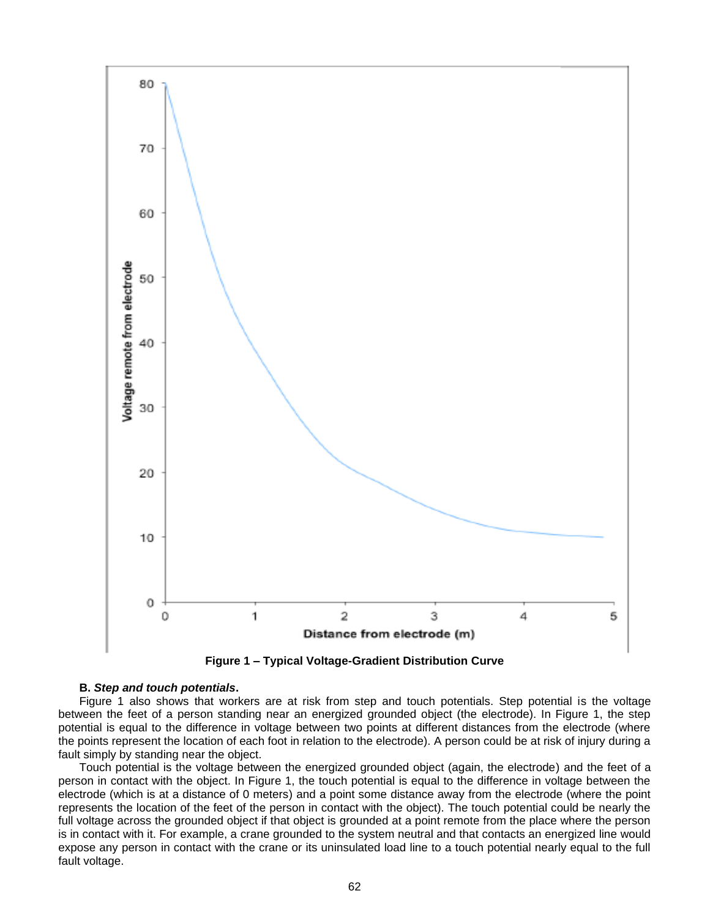Figure 1 – Typical Voltage-Gradient Distribution Curve

**B.** ***Step and touch potentials*****.**

Figure 1 also shows that workers are at risk from step and touch potentials. Step potential is the voltage between the feet of a person standing near an energized grounded object (the electrode). In Figure 1, the step potential is equal to the difference in voltage between two points at different distances from the electrode (where the points represent the location of each foot in relation to the electrode). A person could be at risk of injury during a fault simply by standing near the object.

Touch potential is the voltage between the energized grounded object (again, the electrode) and the feet of a person in contact with the object. In Figure 1, the touch potential is equal to the difference in voltage between the electrode (which is at a distance of 0 meters) and a point some distance away from the electrode (where the point represents the location of the feet of the person in contact with the object). The touch potential could be nearly the full voltage across the grounded object if that object is grounded at a point remote from the place where the person is in contact with it. For example, a crane grounded to the system neutral and that contacts an energized line would expose any person in contact with the crane or its uninsulated load line to a touch potential nearly equal to the full fault voltage.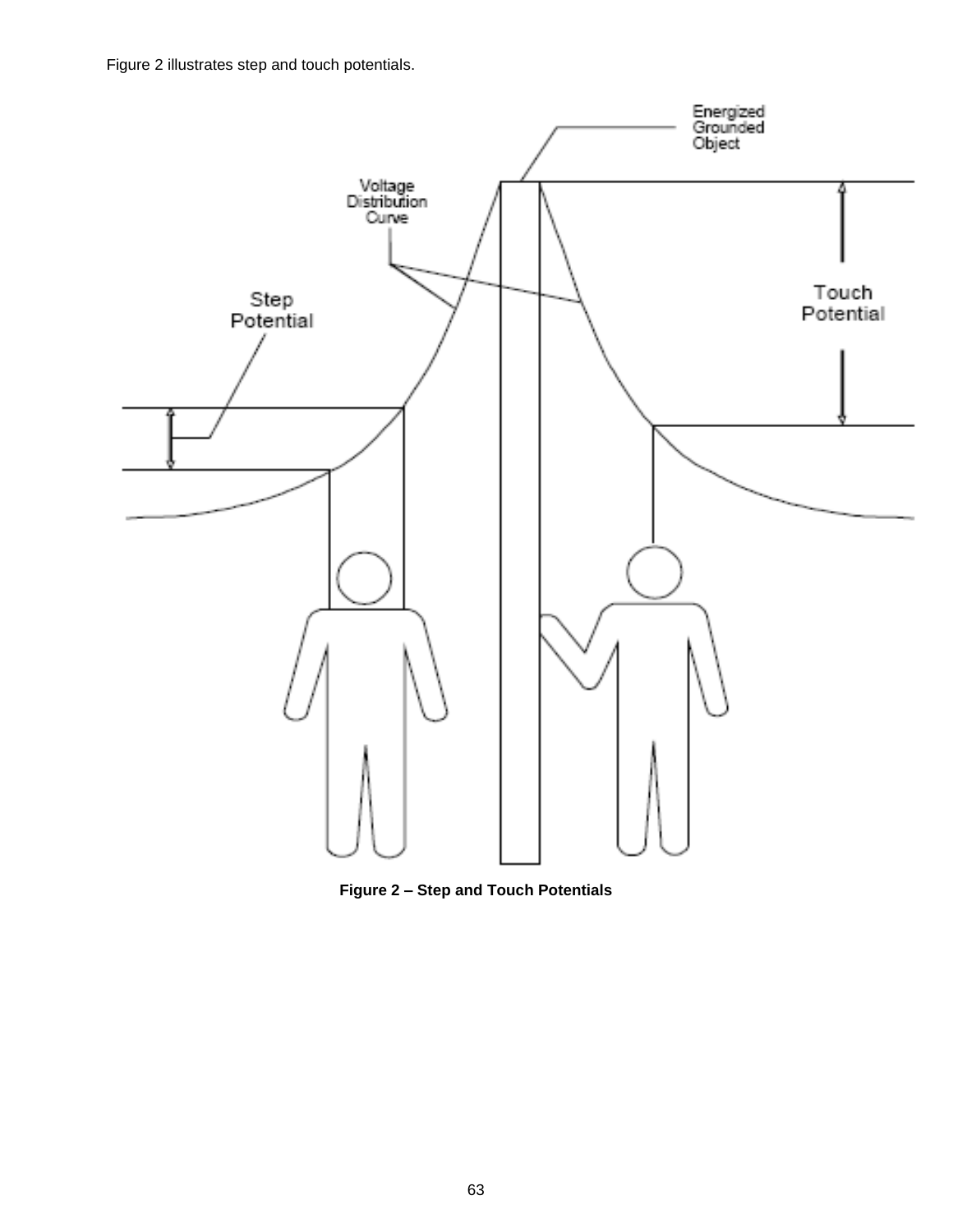Figure 2 illustrates step and touch potentials.

**Figure 2 – Step and Touch Potentials**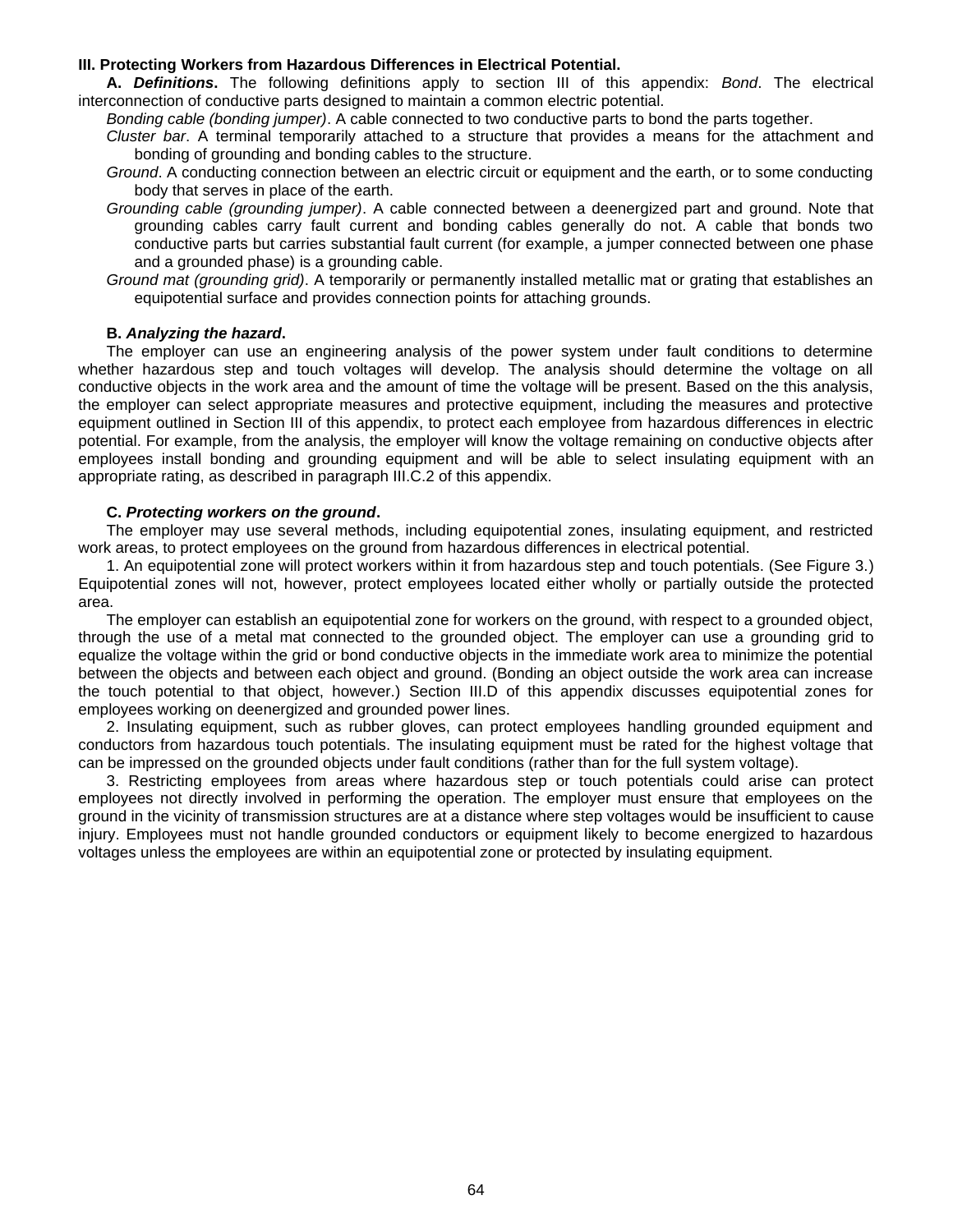### III. Protecting Workers from Hazardous Differences in Electrical Potential.

**A. *Definitions*.** The following definitions apply to section III of this appendix: *Bond*. The electrical interconnection of conductive parts designed to maintain a common electric potential.

*Bonding cable (bonding jumper)*. A cable connected to two conductive parts to bond the parts together.

*Cluster bar*. A terminal temporarily attached to a structure that provides a means for the attachment and bonding of grounding and bonding cables to the structure.

*Ground*. A conducting connection between an electric circuit or equipment and the earth, or to some conducting body that serves in place of the earth.

*Grounding cable (grounding jumper)*. A cable connected between a deenergized part and ground. Note that grounding cables carry fault current and bonding cables generally do not. A cable that bonds two conductive parts but carries substantial fault current (for example, a jumper connected between one phase and a grounded phase) is a grounding cable.

*Ground mat (grounding grid)*. A temporarily or permanently installed metallic mat or grating that establishes an equipotential surface and provides connection points for attaching grounds.

**B. *Analyzing the hazard*.**

The employer can use an engineering analysis of the power system under fault conditions to determine whether hazardous step and touch voltages will develop. The analysis should determine the voltage on all conductive objects in the work area and the amount of time the voltage will be present. Based on the this analysis, the employer can select appropriate measures and protective equipment, including the measures and protective equipment outlined in Section III of this appendix, to protect each employee from hazardous differences in electric potential. For example, from the analysis, the employer will know the voltage remaining on conductive objects after employees install bonding and grounding equipment and will be able to select insulating equipment with an appropriate rating, as described in paragraph III.C.2 of this appendix.

**C. *Protecting workers on the ground*.**

The employer may use several methods, including equipotential zones, insulating equipment, and restricted work areas, to protect employees on the ground from hazardous differences in electrical potential.

1. An equipotential zone will protect workers within it from hazardous step and touch potentials. (See Figure 3.) Equipotential zones will not, however, protect employees located either wholly or partially outside the protected area.

The employer can establish an equipotential zone for workers on the ground, with respect to a grounded object, through the use of a metal mat connected to the grounded object. The employer can use a grounding grid to equalize the voltage within the grid or bond conductive objects in the immediate work area to minimize the potential between the objects and between each object and ground. (Bonding an object outside the work area can increase the touch potential to that object, however.) Section III.D of this appendix discusses equipotential zones for employees working on deenergized and grounded power lines.

2. Insulating equipment, such as rubber gloves, can protect employees handling grounded equipment and conductors from hazardous touch potentials. The insulating equipment must be rated for the highest voltage that can be impressed on the grounded objects under fault conditions (rather than for the full system voltage).

3. Restricting employees from areas where hazardous step or touch potentials could arise can protect employees not directly involved in performing the operation. The employer must ensure that employees on the ground in the vicinity of transmission structures are at a distance where step voltages would be insufficient to cause injury. Employees must not handle grounded conductors or equipment likely to become energized to hazardous voltages unless the employees are within an equipotential zone or protected by insulating equipment.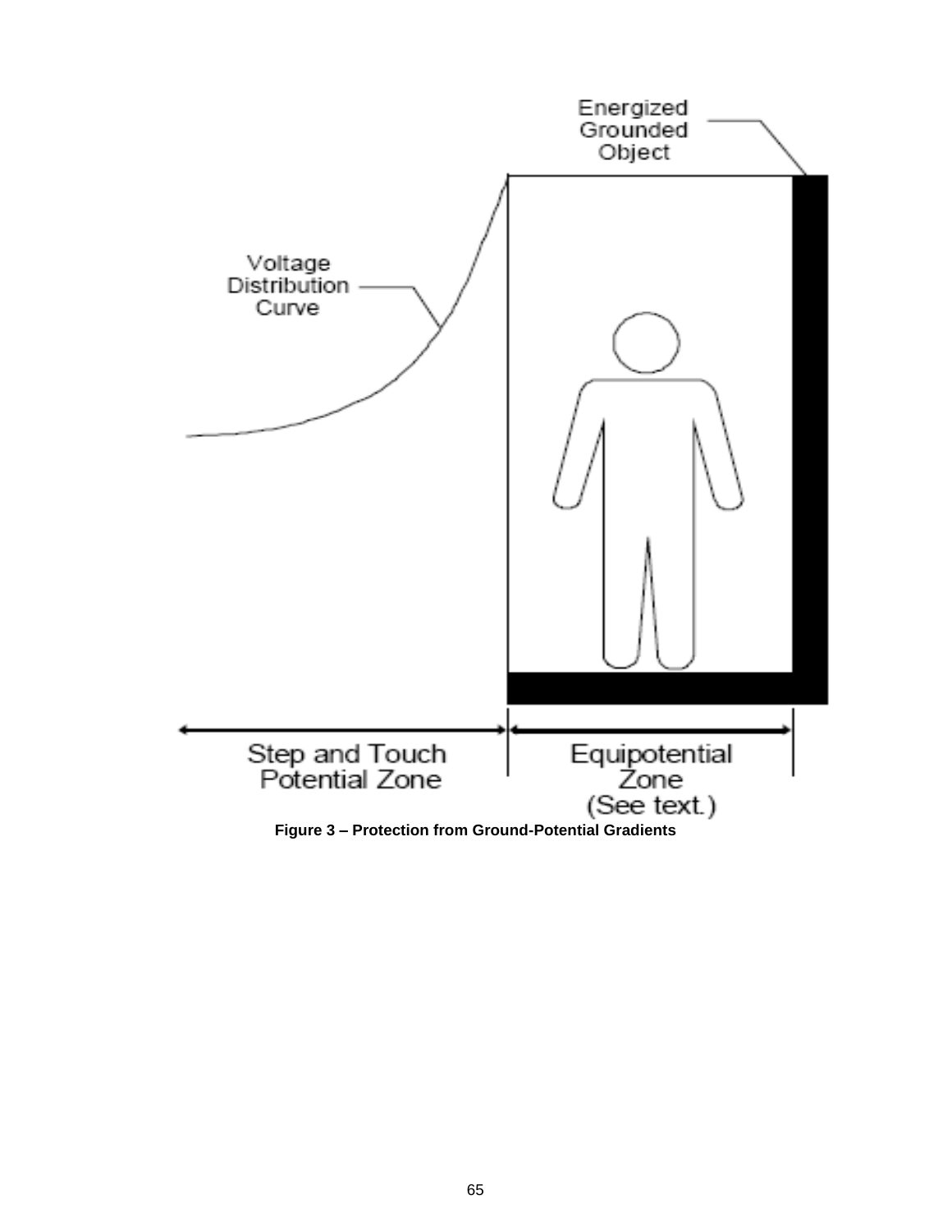Energized Grounded Object

Voltage Distribution Curve

Step and Touch Potential Zone

Equipotential Zone (See text.)

**Figure 3 – Protection from Ground-Potential Gradients**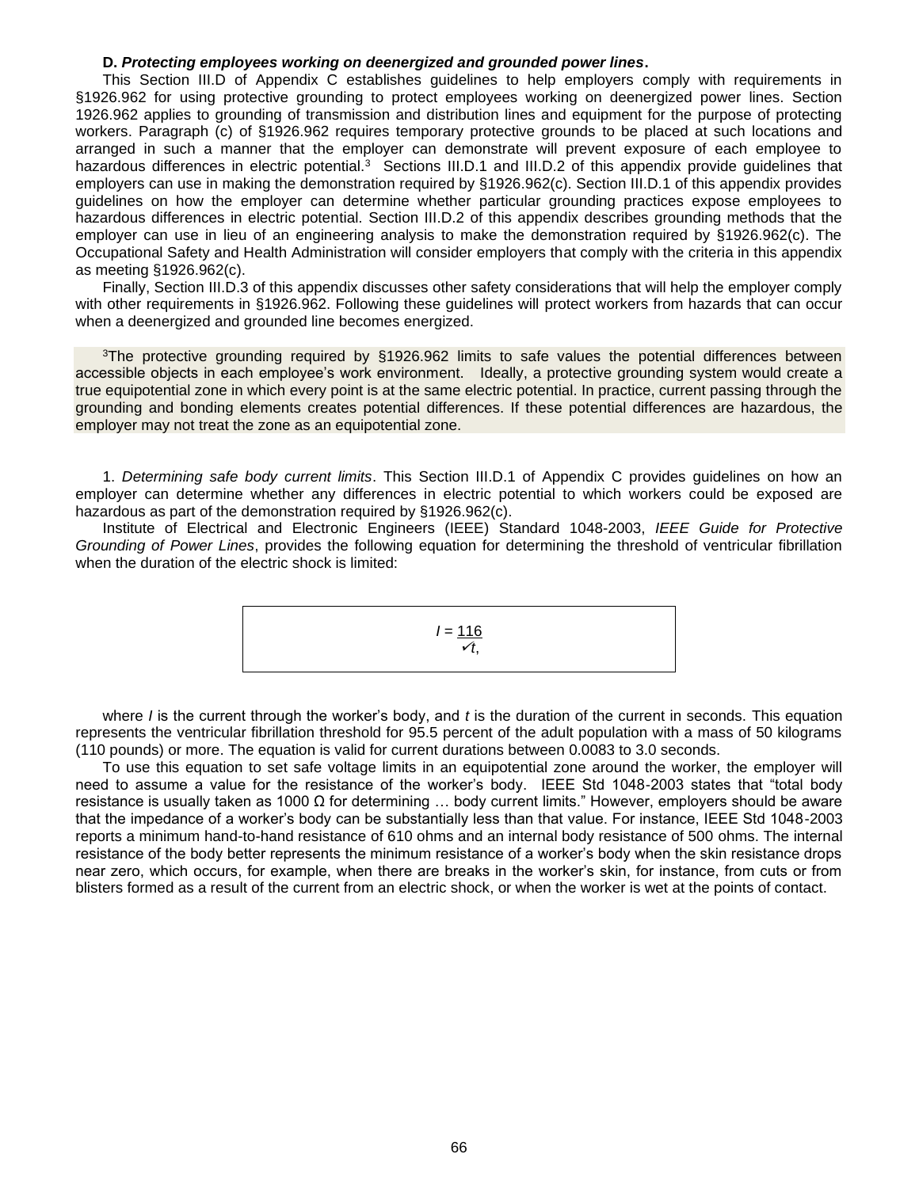**D. *Protecting employees working on deenergized and grounded power lines*.**

This Section III.D of Appendix C establishes guidelines to help employers comply with requirements in §1926.962 for using protective grounding to protect employees working on deenergized power lines. Section 1926.962 applies to grounding of transmission and distribution lines and equipment for the purpose of protecting workers. Paragraph (c) of §1926.962 requires temporary protective grounds to be placed at such locations and arranged in such a manner that the employer can demonstrate will prevent exposure of each employee to hazardous differences in electric potential.[3] Sections III.D.1 and III.D.2 of this appendix provide guidelines that employers can use in making the demonstration required by §1926.962(c). Section III.D.1 of this appendix provides guidelines on how the employer can determine whether particular grounding practices expose employees to hazardous differences in electric potential. Section III.D.2 of this appendix describes grounding methods that the employer can use in lieu of an engineering analysis to make the demonstration required by §1926.962(c). The Occupational Safety and Health Administration will consider employers that comply with the criteria in this appendix as meeting §1926.962(c).

Finally, Section III.D.3 of this appendix discusses other safety considerations that will help the employer comply with other requirements in §1926.962. Following these guidelines will protect workers from hazards that can occur when a deenergized and grounded line becomes energized.

[3]The protective grounding required by §1926.962 limits to safe values the potential differences between accessible objects in each employee's work environment. Ideally, a protective grounding system would create a true equipotential zone in which every point is at the same electric potential. In practice, current passing through the grounding and bonding elements creates potential differences. If these potential differences are hazardous, the employer may not treat the zone as an equipotential zone.

1. *Determining safe body current limits*. This Section III.D.1 of Appendix C provides guidelines on how an employer can determine whether any differences in electric potential to which workers could be exposed are hazardous as part of the demonstration required by §1926.962(c).

Institute of Electrical and Electronic Engineers (IEEE) Standard 1048-2003, *IEEE Guide for Protective Grounding of Power Lines*, provides the following equation for determining the threshold of ventricular fibrillation when the duration of the electric shock is limited:

$$I = \frac{116}{\sqrt{t}},$$

where *I* is the current through the worker's body, and *t* is the duration of the current in seconds. This equation represents the ventricular fibrillation threshold for 95.5 percent of the adult population with a mass of 50 kilograms (110 pounds) or more. The equation is valid for current durations between 0.0083 to 3.0 seconds.

To use this equation to set safe voltage limits in an equipotential zone around the worker, the employer will need to assume a value for the resistance of the worker's body. IEEE Std 1048-2003 states that "total body resistance is usually taken as 1000 Ω for determining … body current limits." However, employers should be aware that the impedance of a worker's body can be substantially less than that value. For instance, IEEE Std 1048-2003 reports a minimum hand-to-hand resistance of 610 ohms and an internal body resistance of 500 ohms. The internal resistance of the body better represents the minimum resistance of a worker's body when the skin resistance drops near zero, which occurs, for example, when there are breaks in the worker's skin, for instance, from cuts or from blisters formed as a result of the current from an electric shock, or when the worker is wet at the points of contact.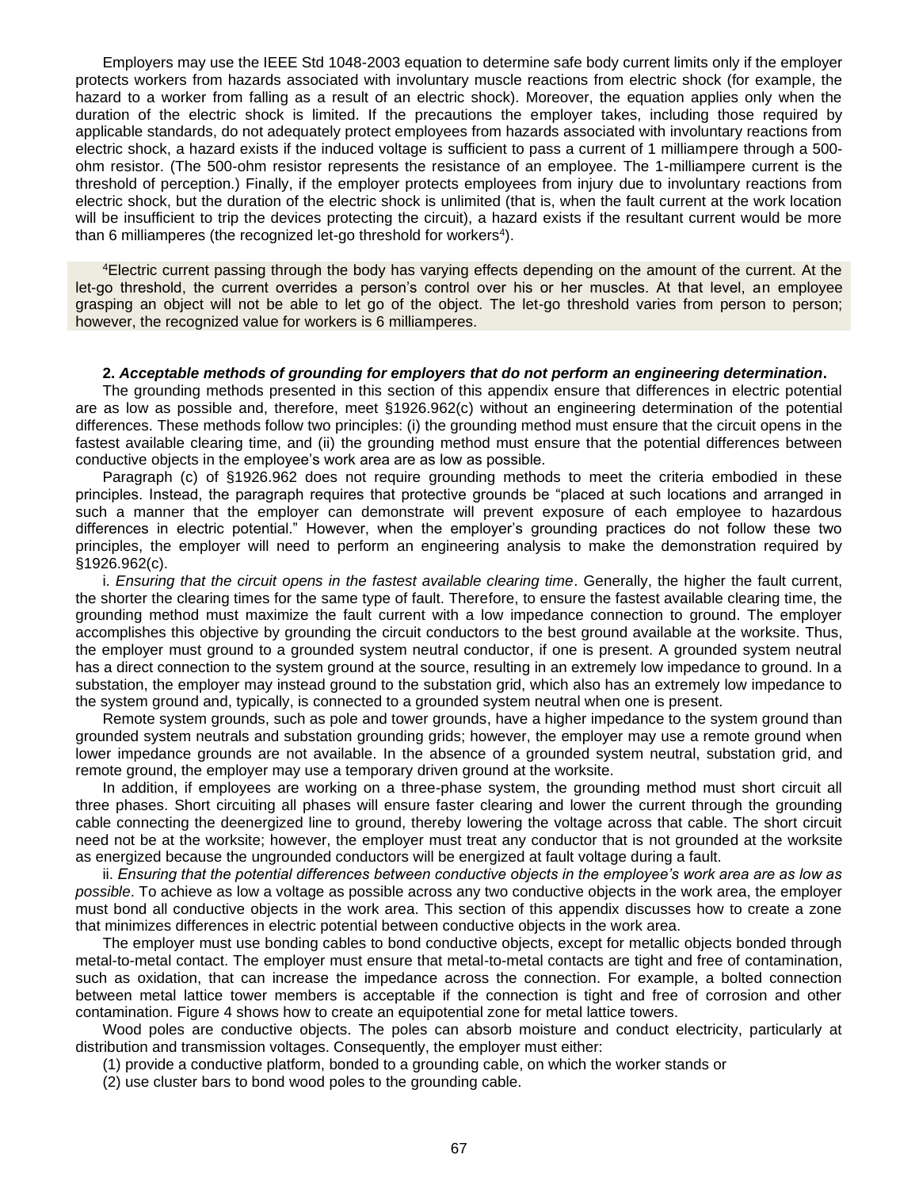Employers may use the IEEE Std 1048-2003 equation to determine safe body current limits only if the employer protects workers from hazards associated with involuntary muscle reactions from electric shock (for example, the hazard to a worker from falling as a result of an electric shock). Moreover, the equation applies only when the duration of the electric shock is limited. If the precautions the employer takes, including those required by applicable standards, do not adequately protect employees from hazards associated with involuntary reactions from electric shock, a hazard exists if the induced voltage is sufficient to pass a current of 1 milliampere through a 500-ohm resistor. (The 500-ohm resistor represents the resistance of an employee. The 1-milliampere current is the threshold of perception.) Finally, if the employer protects employees from injury due to involuntary reactions from electric shock, but the duration of the electric shock is unlimited (that is, when the fault current at the work location will be insufficient to trip the devices protecting the circuit), a hazard exists if the resultant current would be more than 6 milliamperes (the recognized let-go threshold for workers[4]).

[4]Electric current passing through the body has varying effects depending on the amount of the current. At the let-go threshold, the current overrides a person's control over his or her muscles. At that level, an employee grasping an object will not be able to let go of the object. The let-go threshold varies from person to person; however, the recognized value for workers is 6 milliamperes.

**2. *Acceptable methods of grounding for employers that do not perform an engineering determination*.**

The grounding methods presented in this section of this appendix ensure that differences in electric potential are as low as possible and, therefore, meet §1926.962(c) without an engineering determination of the potential differences. These methods follow two principles: (i) the grounding method must ensure that the circuit opens in the fastest available clearing time, and (ii) the grounding method must ensure that the potential differences between conductive objects in the employee's work area are as low as possible.

Paragraph (c) of §1926.962 does not require grounding methods to meet the criteria embodied in these principles. Instead, the paragraph requires that protective grounds be "placed at such locations and arranged in such a manner that the employer can demonstrate will prevent exposure of each employee to hazardous differences in electric potential." However, when the employer's grounding practices do not follow these two principles, the employer will need to perform an engineering analysis to make the demonstration required by §1926.962(c).

i. *Ensuring that the circuit opens in the fastest available clearing time*. Generally, the higher the fault current, the shorter the clearing times for the same type of fault. Therefore, to ensure the fastest available clearing time, the grounding method must maximize the fault current with a low impedance connection to ground. The employer accomplishes this objective by grounding the circuit conductors to the best ground available at the worksite. Thus, the employer must ground to a grounded system neutral conductor, if one is present. A grounded system neutral has a direct connection to the system ground at the source, resulting in an extremely low impedance to ground. In a substation, the employer may instead ground to the substation grid, which also has an extremely low impedance to the system ground and, typically, is connected to a grounded system neutral when one is present.

Remote system grounds, such as pole and tower grounds, have a higher impedance to the system ground than grounded system neutrals and substation grounding grids; however, the employer may use a remote ground when lower impedance grounds are not available. In the absence of a grounded system neutral, substation grid, and remote ground, the employer may use a temporary driven ground at the worksite.

In addition, if employees are working on a three-phase system, the grounding method must short circuit all three phases. Short circuiting all phases will ensure faster clearing and lower the current through the grounding cable connecting the deenergized line to ground, thereby lowering the voltage across that cable. The short circuit need not be at the worksite; however, the employer must treat any conductor that is not grounded at the worksite as energized because the ungrounded conductors will be energized at fault voltage during a fault.

ii. *Ensuring that the potential differences between conductive objects in the employee's work area are as low as possible*. To achieve as low a voltage as possible across any two conductive objects in the work area, the employer must bond all conductive objects in the work area. This section of this appendix discusses how to create a zone that minimizes differences in electric potential between conductive objects in the work area.

The employer must use bonding cables to bond conductive objects, except for metallic objects bonded through metal-to-metal contact. The employer must ensure that metal-to-metal contacts are tight and free of contamination, such as oxidation, that can increase the impedance across the connection. For example, a bolted connection between metal lattice tower members is acceptable if the connection is tight and free of corrosion and other contamination. Figure 4 shows how to create an equipotential zone for metal lattice towers.

Wood poles are conductive objects. The poles can absorb moisture and conduct electricity, particularly at distribution and transmission voltages. Consequently, the employer must either:

(1) provide a conductive platform, bonded to a grounding cable, on which the worker stands or

(2) use cluster bars to bond wood poles to the grounding cable.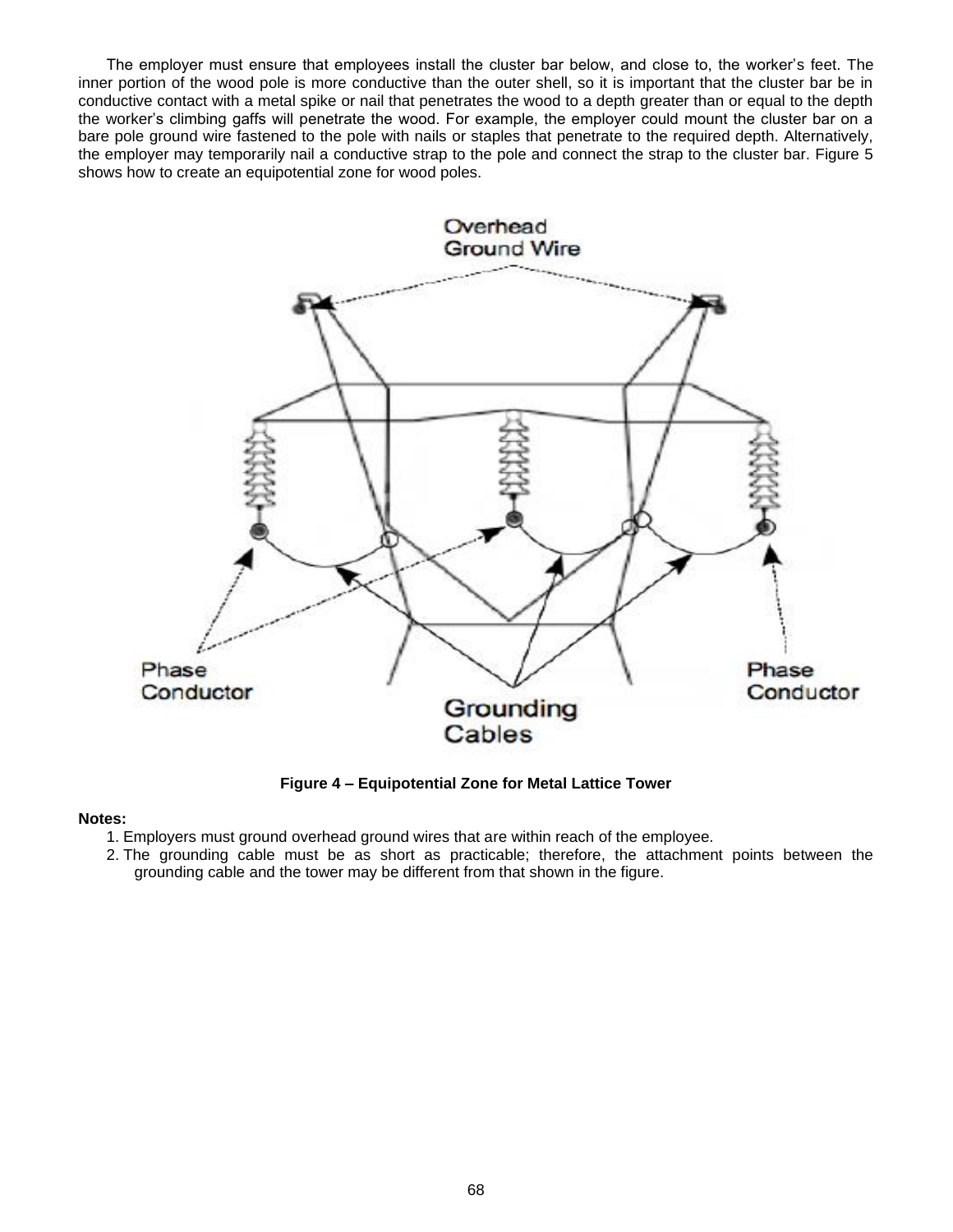The employer must ensure that employees install the cluster bar below, and close to, the worker's feet. The inner portion of the wood pole is more conductive than the outer shell, so it is important that the cluster bar be in conductive contact with a metal spike or nail that penetrates the wood to a depth greater than or equal to the depth the worker's climbing gaffs will penetrate the wood. For example, the employer could mount the cluster bar on a bare pole ground wire fastened to the pole with nails or staples that penetrate to the required depth. Alternatively, the employer may temporarily nail a conductive strap to the pole and connect the strap to the cluster bar. Figure 5 shows how to create an equipotential zone for wood poles.

**Figure 4 – Equipotential Zone for Metal Lattice Tower**

**Notes:**

1. Employers must ground overhead ground wires that are within reach of the employee.
2. The grounding cable must be as short as practicable; therefore, the attachment points between the grounding cable and the tower may be different from that shown in the figure.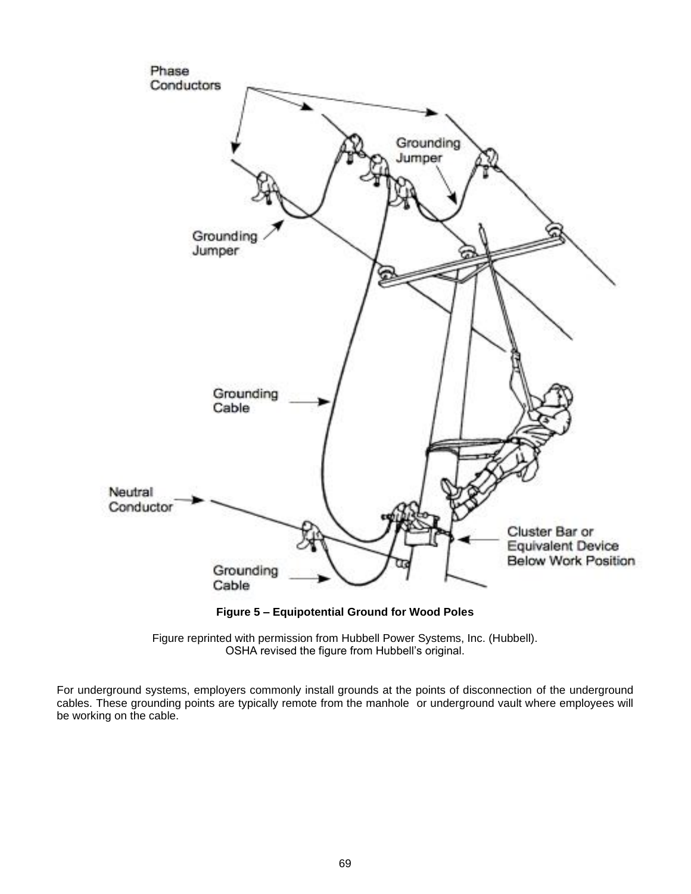**Figure 5 – Equipotential Ground for Wood Poles**

Figure reprinted with permission from Hubbell Power Systems, Inc. (Hubbell).
OSHA revised the figure from Hubbell's original.

For underground systems, employers commonly install grounds at the points of disconnection of the underground cables. These grounding points are typically remote from the manhole or underground vault where employees will be working on the cable.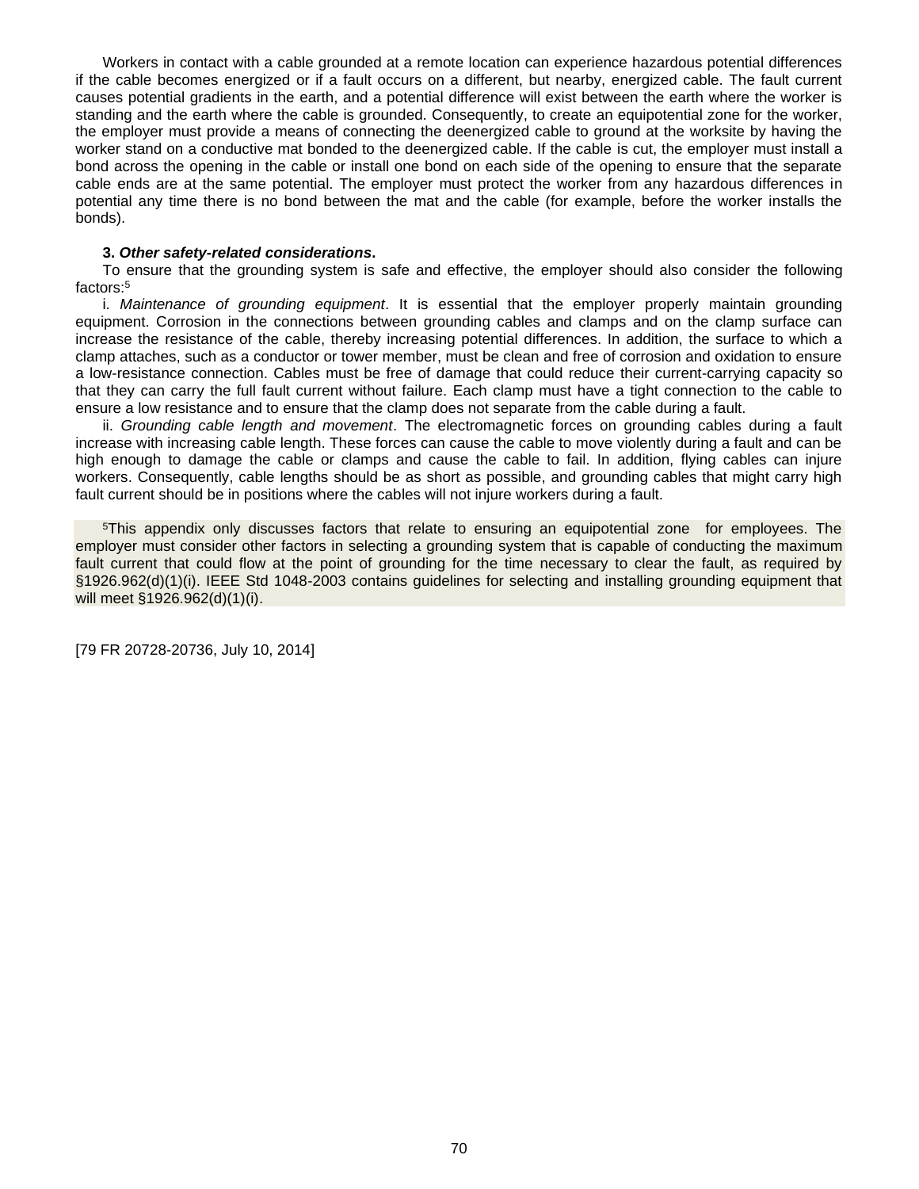Workers in contact with a cable grounded at a remote location can experience hazardous potential differences if the cable becomes energized or if a fault occurs on a different, but nearby, energized cable. The fault current causes potential gradients in the earth, and a potential difference will exist between the earth where the worker is standing and the earth where the cable is grounded. Consequently, to create an equipotential zone for the worker, the employer must provide a means of connecting the deenergized cable to ground at the worksite by having the worker stand on a conductive mat bonded to the deenergized cable. If the cable is cut, the employer must install a bond across the opening in the cable or install one bond on each side of the opening to ensure that the separate cable ends are at the same potential. The employer must protect the worker from any hazardous differences in potential any time there is no bond between the mat and the cable (for example, before the worker installs the bonds).

**3. *Other safety-related considerations*.**

To ensure that the grounding system is safe and effective, the employer should also consider the following factors:[5]

i. *Maintenance of grounding equipment*. It is essential that the employer properly maintain grounding equipment. Corrosion in the connections between grounding cables and clamps and on the clamp surface can increase the resistance of the cable, thereby increasing potential differences. In addition, the surface to which a clamp attaches, such as a conductor or tower member, must be clean and free of corrosion and oxidation to ensure a low-resistance connection. Cables must be free of damage that could reduce their current-carrying capacity so that they can carry the full fault current without failure. Each clamp must have a tight connection to the cable to ensure a low resistance and to ensure that the clamp does not separate from the cable during a fault.

ii. *Grounding cable length and movement*. The electromagnetic forces on grounding cables during a fault increase with increasing cable length. These forces can cause the cable to move violently during a fault and can be high enough to damage the cable or clamps and cause the cable to fail. In addition, flying cables can injure workers. Consequently, cable lengths should be as short as possible, and grounding cables that might carry high fault current should be in positions where the cables will not injure workers during a fault.

[5]This appendix only discusses factors that relate to ensuring an equipotential zone for employees. The employer must consider other factors in selecting a grounding system that is capable of conducting the maximum fault current that could flow at the point of grounding for the time necessary to clear the fault, as required by §1926.962(d)(1)(i). IEEE Std 1048-2003 contains guidelines for selecting and installing grounding equipment that will meet §1926.962(d)(1)(i).

[79 FR 20728-20736, July 10, 2014]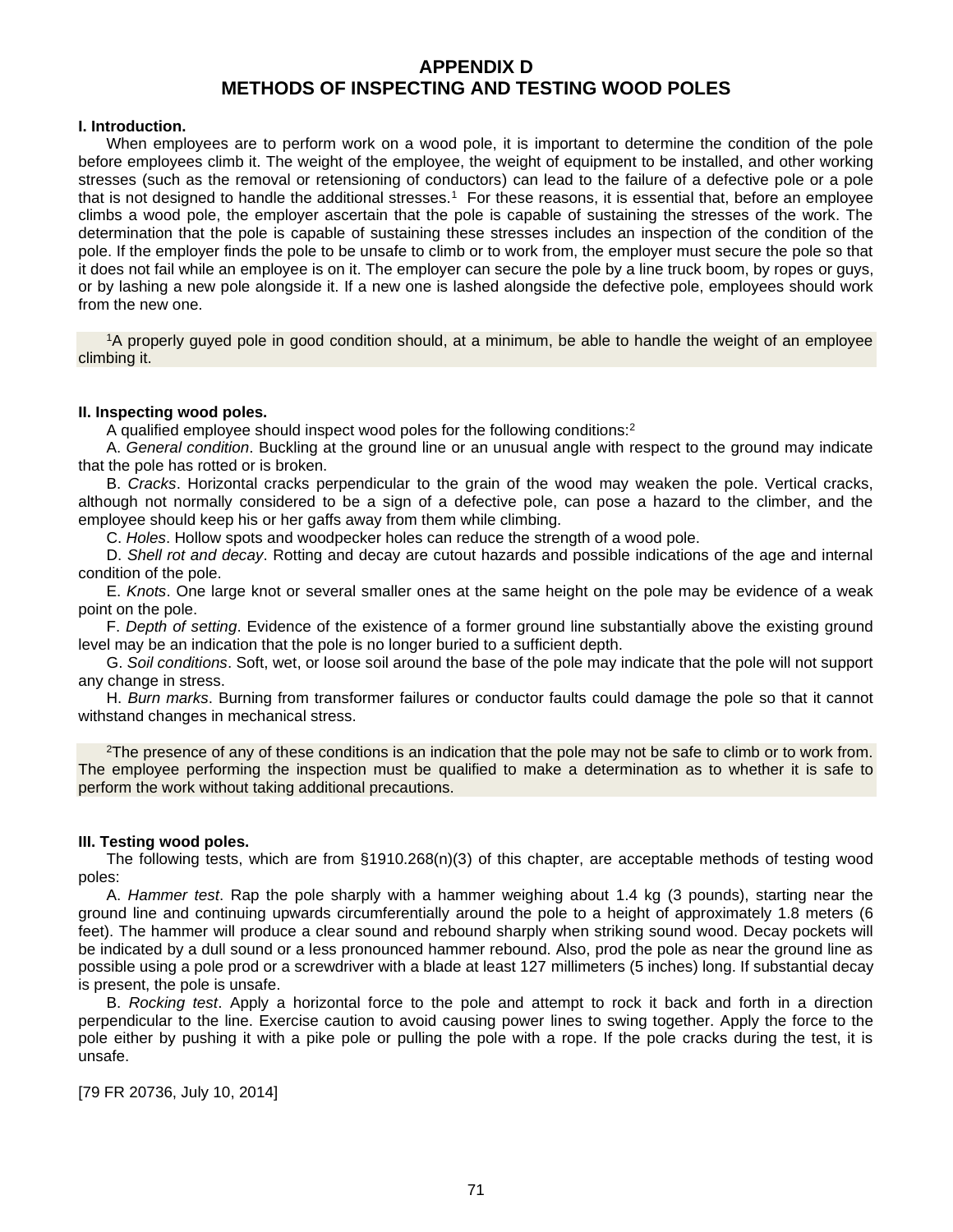# APPENDIX D
# METHODS OF INSPECTING AND TESTING WOOD POLES

**I. Introduction.**

When employees are to perform work on a wood pole, it is important to determine the condition of the pole before employees climb it. The weight of the employee, the weight of equipment to be installed, and other working stresses (such as the removal or retensioning of conductors) can lead to the failure of a defective pole or a pole that is not designed to handle the additional stresses.[1] For these reasons, it is essential that, before an employee climbs a wood pole, the employer ascertain that the pole is capable of sustaining the stresses of the work. The determination that the pole is capable of sustaining these stresses includes an inspection of the condition of the pole. If the employer finds the pole to be unsafe to climb or to work from, the employer must secure the pole so that it does not fail while an employee is on it. The employer can secure the pole by a line truck boom, by ropes or guys, or by lashing a new pole alongside it. If a new one is lashed alongside the defective pole, employees should work from the new one.

[1]A properly guyed pole in good condition should, at a minimum, be able to handle the weight of an employee climbing it.

**II. Inspecting wood poles.**

A qualified employee should inspect wood poles for the following conditions:[2]

A. *General condition*. Buckling at the ground line or an unusual angle with respect to the ground may indicate that the pole has rotted or is broken.

B. *Cracks*. Horizontal cracks perpendicular to the grain of the wood may weaken the pole. Vertical cracks, although not normally considered to be a sign of a defective pole, can pose a hazard to the climber, and the employee should keep his or her gaffs away from them while climbing.

C. *Holes*. Hollow spots and woodpecker holes can reduce the strength of a wood pole.

D. *Shell rot and decay*. Rotting and decay are cutout hazards and possible indications of the age and internal condition of the pole.

E. *Knots*. One large knot or several smaller ones at the same height on the pole may be evidence of a weak point on the pole.

F. *Depth of setting*. Evidence of the existence of a former ground line substantially above the existing ground level may be an indication that the pole is no longer buried to a sufficient depth.

G. *Soil conditions*. Soft, wet, or loose soil around the base of the pole may indicate that the pole will not support any change in stress.

H. *Burn marks*. Burning from transformer failures or conductor faults could damage the pole so that it cannot withstand changes in mechanical stress.

[2]The presence of any of these conditions is an indication that the pole may not be safe to climb or to work from. The employee performing the inspection must be qualified to make a determination as to whether it is safe to perform the work without taking additional precautions.

**III. Testing wood poles.**

The following tests, which are from §1910.268(n)(3) of this chapter, are acceptable methods of testing wood poles:

A. *Hammer test*. Rap the pole sharply with a hammer weighing about 1.4 kg (3 pounds), starting near the ground line and continuing upwards circumferentially around the pole to a height of approximately 1.8 meters (6 feet). The hammer will produce a clear sound and rebound sharply when striking sound wood. Decay pockets will be indicated by a dull sound or a less pronounced hammer rebound. Also, prod the pole as near the ground line as possible using a pole prod or a screwdriver with a blade at least 127 millimeters (5 inches) long. If substantial decay is present, the pole is unsafe.

B. *Rocking test*. Apply a horizontal force to the pole and attempt to rock it back and forth in a direction perpendicular to the line. Exercise caution to avoid causing power lines to swing together. Apply the force to the pole either by pushing it with a pike pole or pulling the pole with a rope. If the pole cracks during the test, it is unsafe.

[79 FR 20736, July 10, 2014]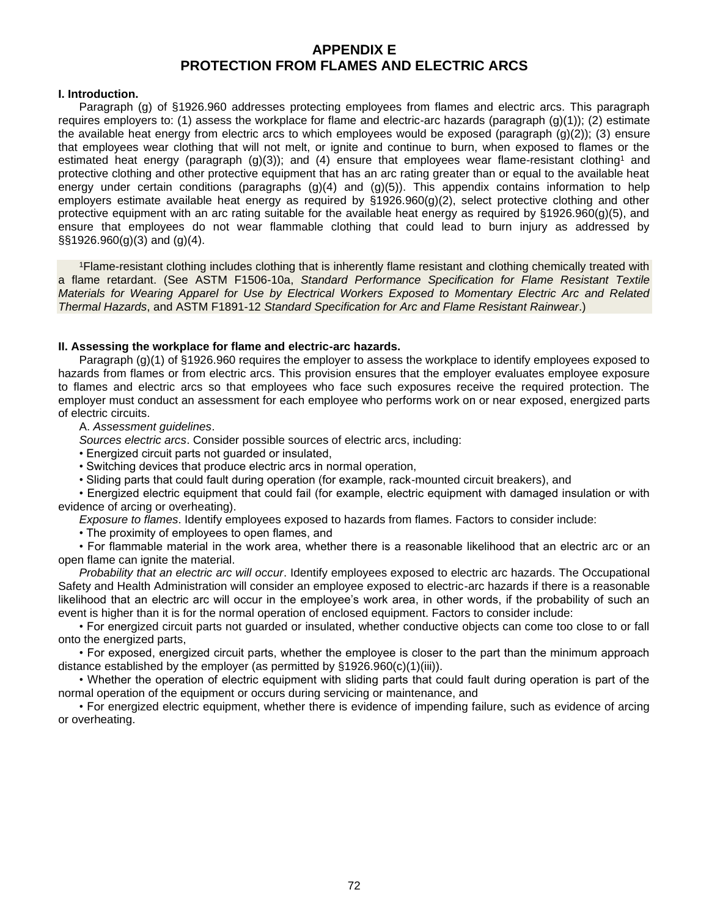# APPENDIX E
# PROTECTION FROM FLAMES AND ELECTRIC ARCS

**I. Introduction.**

Paragraph (g) of §1926.960 addresses protecting employees from flames and electric arcs. This paragraph requires employers to: (1) assess the workplace for flame and electric-arc hazards (paragraph (g)(1)); (2) estimate the available heat energy from electric arcs to which employees would be exposed (paragraph (g)(2)); (3) ensure that employees wear clothing that will not melt, or ignite and continue to burn, when exposed to flames or the estimated heat energy (paragraph (g)(3)); and (4) ensure that employees wear flame-resistant clothing[1] and protective clothing and other protective equipment that has an arc rating greater than or equal to the available heat energy under certain conditions (paragraphs (g)(4) and (g)(5)). This appendix contains information to help employers estimate available heat energy as required by §1926.960(g)(2), select protective clothing and other protective equipment with an arc rating suitable for the available heat energy as required by §1926.960(g)(5), and ensure that employees do not wear flammable clothing that could lead to burn injury as addressed by §§1926.960(g)(3) and (g)(4).

[1]Flame-resistant clothing includes clothing that is inherently flame resistant and clothing chemically treated with a flame retardant. (See ASTM F1506-10a, *Standard Performance Specification for Flame Resistant Textile Materials for Wearing Apparel for Use by Electrical Workers Exposed to Momentary Electric Arc and Related Thermal Hazards*, and ASTM F1891-12 *Standard Specification for Arc and Flame Resistant Rainwear*.)

**II. Assessing the workplace for flame and electric-arc hazards.**

Paragraph (g)(1) of §1926.960 requires the employer to assess the workplace to identify employees exposed to hazards from flames or from electric arcs. This provision ensures that the employer evaluates employee exposure to flames and electric arcs so that employees who face such exposures receive the required protection. The employer must conduct an assessment for each employee who performs work on or near exposed, energized parts of electric circuits.

A. *Assessment guidelines*.

*Sources electric arcs*. Consider possible sources of electric arcs, including:

- Energized circuit parts not guarded or insulated,
- Switching devices that produce electric arcs in normal operation,
- Sliding parts that could fault during operation (for example, rack-mounted circuit breakers), and
- Energized electric equipment that could fail (for example, electric equipment with damaged insulation or with evidence of arcing or overheating).

*Exposure to flames*. Identify employees exposed to hazards from flames. Factors to consider include:

- The proximity of employees to open flames, and
- For flammable material in the work area, whether there is a reasonable likelihood that an electric arc or an open flame can ignite the material.

*Probability that an electric arc will occur*. Identify employees exposed to electric arc hazards. The Occupational Safety and Health Administration will consider an employee exposed to electric-arc hazards if there is a reasonable likelihood that an electric arc will occur in the employee's work area, in other words, if the probability of such an event is higher than it is for the normal operation of enclosed equipment. Factors to consider include:

- For energized circuit parts not guarded or insulated, whether conductive objects can come too close to or fall onto the energized parts,
- For exposed, energized circuit parts, whether the employee is closer to the part than the minimum approach distance established by the employer (as permitted by §1926.960(c)(1)(iii)).
- Whether the operation of electric equipment with sliding parts that could fault during operation is part of the normal operation of the equipment or occurs during servicing or maintenance, and
- For energized electric equipment, whether there is evidence of impending failure, such as evidence of arcing or overheating.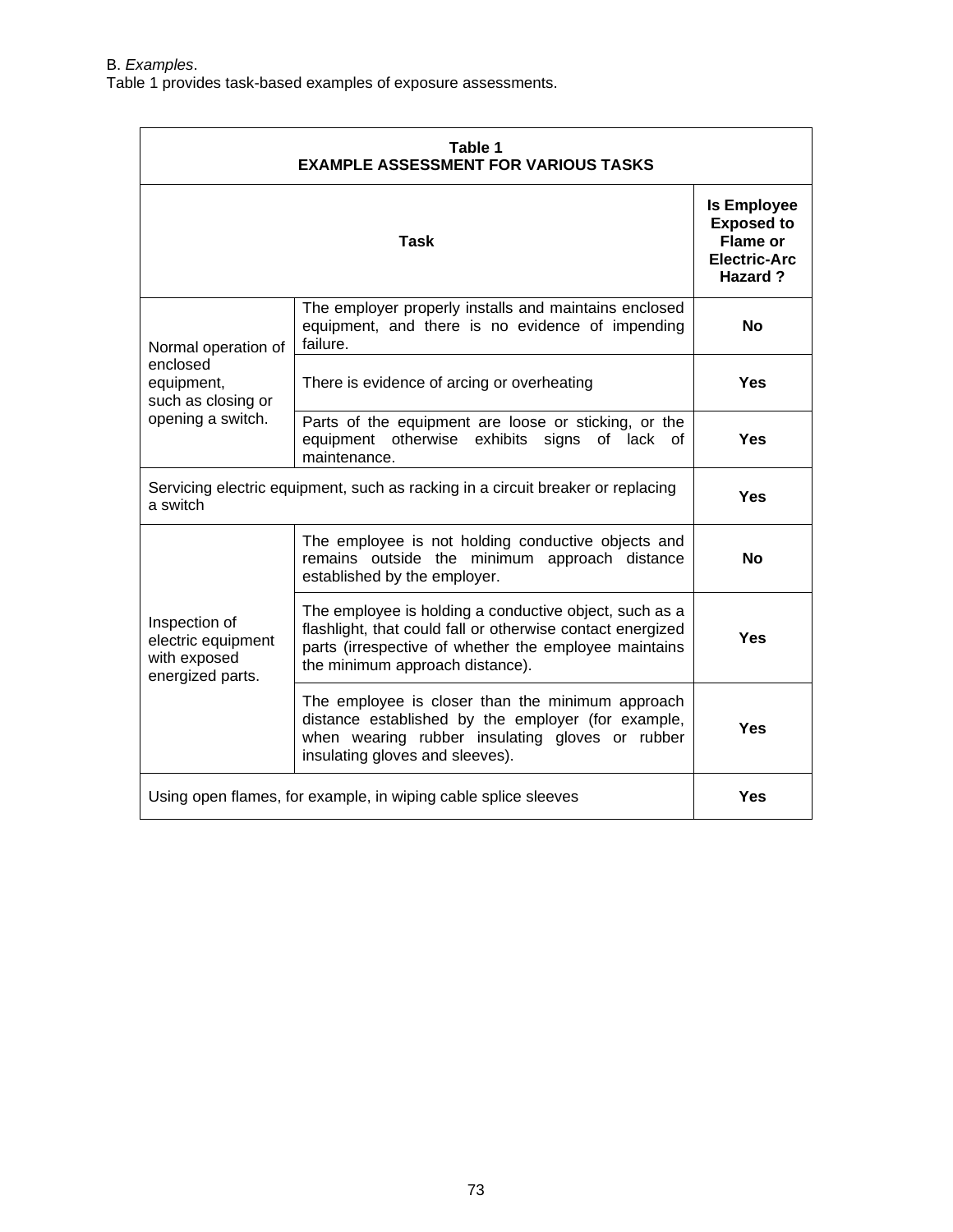B. *Examples*.
Table 1 provides task-based examples of exposure assessments.

**Table 1**
**EXAMPLE ASSESSMENT FOR VARIOUS TASKS**

| Task | | Is Employee Exposed to Flame or Electric-Arc Hazard ? |
|---|---|---|
| Normal operation of enclosed equipment, such as closing or opening a switch. | The employer properly installs and maintains enclosed equipment, and there is no evidence of impending failure. | **No** |
| | There is evidence of arcing or overheating | **Yes** |
| | Parts of the equipment are loose or sticking, or the equipment otherwise exhibits signs of lack of maintenance. | **Yes** |
| Servicing electric equipment, such as racking in a circuit breaker or replacing a switch | | **Yes** |
| Inspection of electric equipment with exposed energized parts. | The employee is not holding conductive objects and remains outside the minimum approach distance established by the employer. | **No** |
| | The employee is holding a conductive object, such as a flashlight, that could fall or otherwise contact energized parts (irrespective of whether the employee maintains the minimum approach distance). | **Yes** |
| | The employee is closer than the minimum approach distance established by the employer (for example, when wearing rubber insulating gloves or rubber insulating gloves and sleeves). | **Yes** |
| Using open flames, for example, in wiping cable splice sleeves | | **Yes** |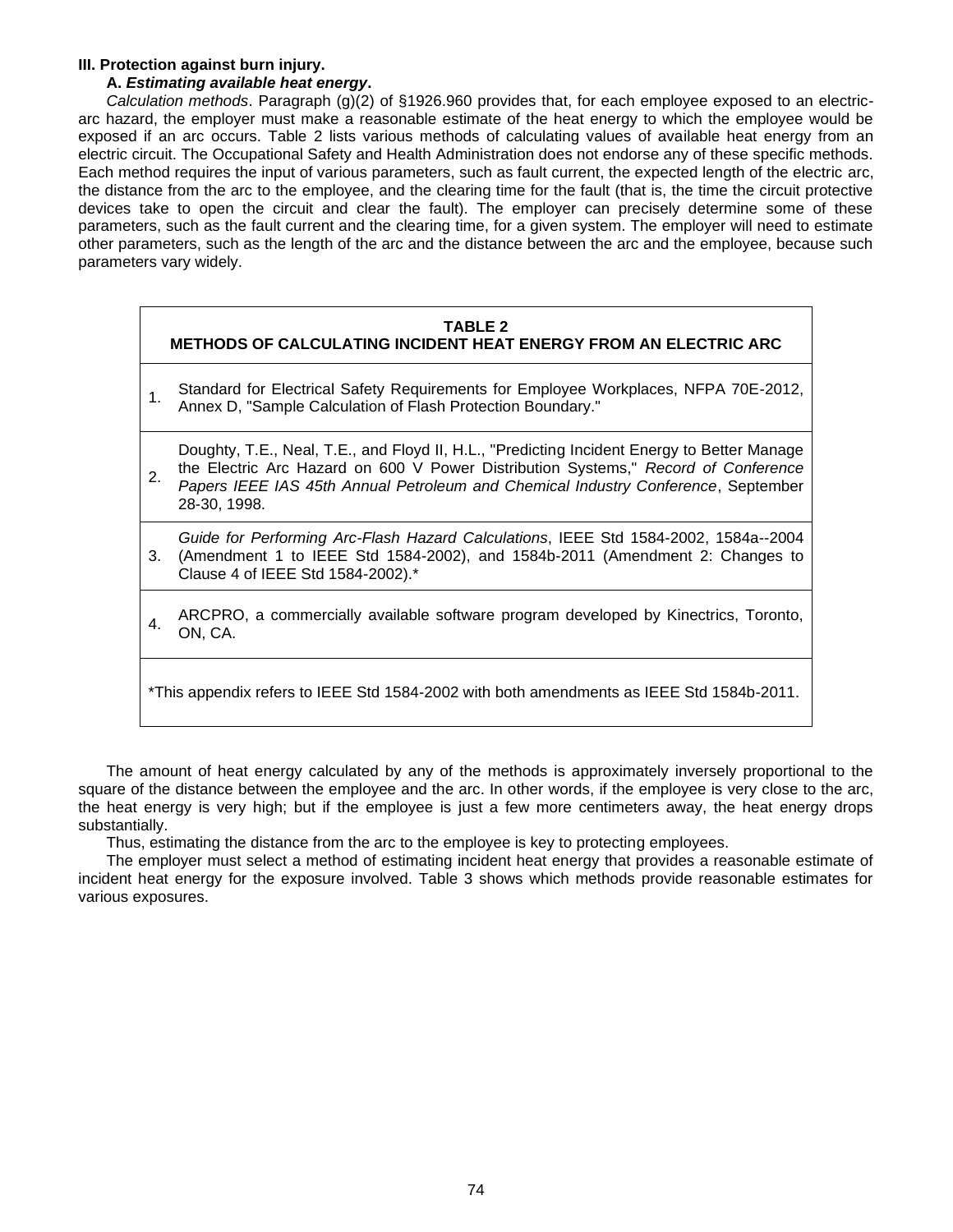### III. Protection against burn injury.

#### A. *Estimating available heat energy*.

*Calculation methods*. Paragraph (g)(2) of §1926.960 provides that, for each employee exposed to an electric-arc hazard, the employer must make a reasonable estimate of the heat energy to which the employee would be exposed if an arc occurs. Table 2 lists various methods of calculating values of available heat energy from an electric circuit. The Occupational Safety and Health Administration does not endorse any of these specific methods. Each method requires the input of various parameters, such as fault current, the expected length of the electric arc, the distance from the arc to the employee, and the clearing time for the fault (that is, the time the circuit protective devices take to open the circuit and clear the fault). The employer can precisely determine some of these parameters, such as the fault current and the clearing time, for a given system. The employer will need to estimate other parameters, such as the length of the arc and the distance between the arc and the employee, because such parameters vary widely.

**TABLE 2**
**METHODS OF CALCULATING INCIDENT HEAT ENERGY FROM AN ELECTRIC ARC**

| | |
|---|---|
| 1. | Standard for Electrical Safety Requirements for Employee Workplaces, NFPA 70E-2012, Annex D, "Sample Calculation of Flash Protection Boundary." |
| 2. | Doughty, T.E., Neal, T.E., and Floyd II, H.L., "Predicting Incident Energy to Better Manage the Electric Arc Hazard on 600 V Power Distribution Systems," *Record of Conference Papers IEEE IAS 45th Annual Petroleum and Chemical Industry Conference*, September 28-30, 1998. |
| 3. | *Guide for Performing Arc-Flash Hazard Calculations*, IEEE Std 1584-2002, 1584a--2004 (Amendment 1 to IEEE Std 1584-2002), and 1584b-2011 (Amendment 2: Changes to Clause 4 of IEEE Std 1584-2002).* |
| 4. | ARCPRO, a commercially available software program developed by Kinectrics, Toronto, ON, CA. |

*This appendix refers to IEEE Std 1584-2002 with both amendments as IEEE Std 1584b-2011.

The amount of heat energy calculated by any of the methods is approximately inversely proportional to the square of the distance between the employee and the arc. In other words, if the employee is very close to the arc, the heat energy is very high; but if the employee is just a few more centimeters away, the heat energy drops substantially.

Thus, estimating the distance from the arc to the employee is key to protecting employees.

The employer must select a method of estimating incident heat energy that provides a reasonable estimate of incident heat energy for the exposure involved. Table 3 shows which methods provide reasonable estimates for various exposures.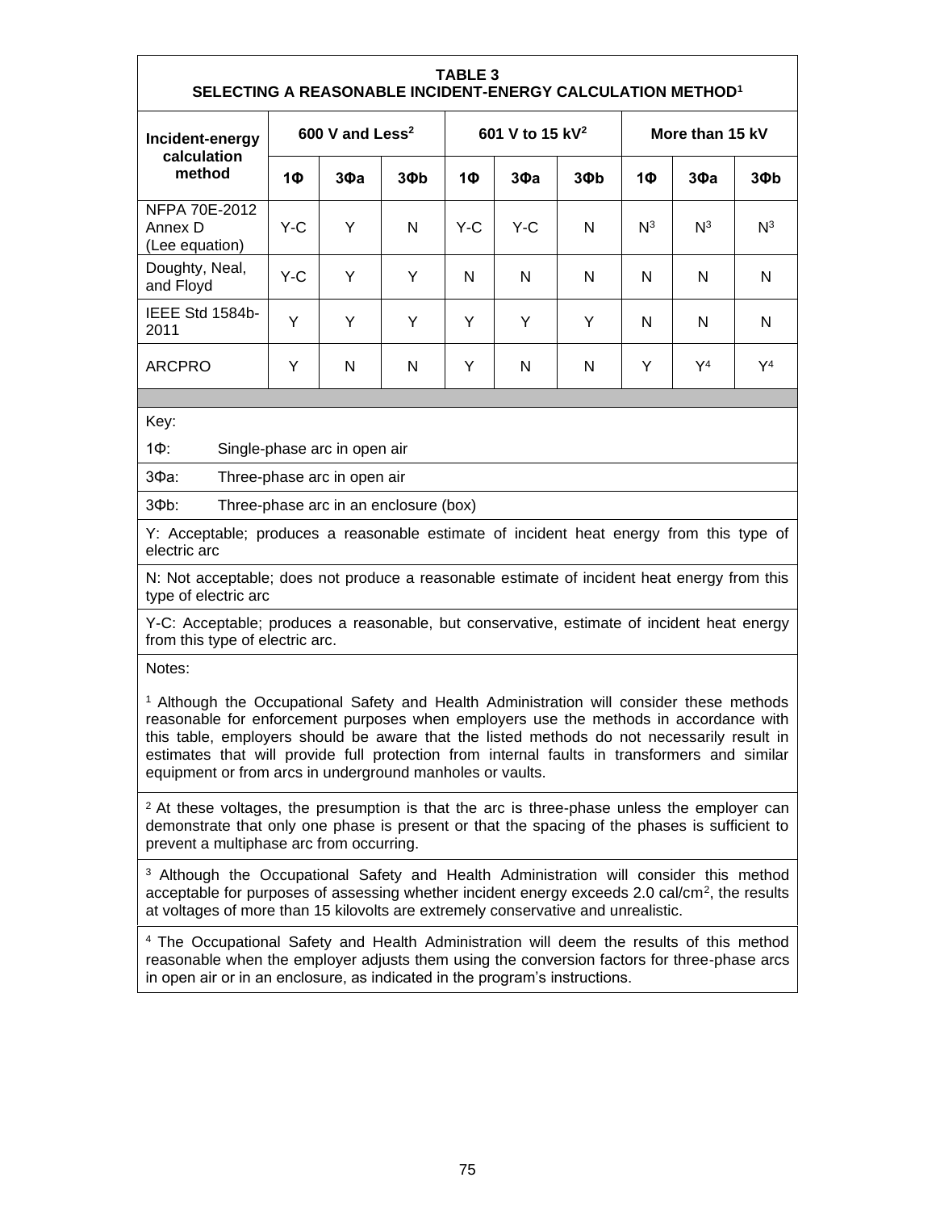**TABLE 3**
**SELECTING A REASONABLE INCIDENT-ENERGY CALCULATION METHOD[1]**

| Incident-energy calculation method | 600 V and Less[2] | | | 601 V to 15 kV[2] | | | More than 15 kV | | |
|---|---|---|---|---|---|---|---|---|---|
| | 1Φ | 3Φa | 3Φb | 1Φ | 3Φa | 3Φb | 1Φ | 3Φa | 3Φb |
| NFPA 70E-2012 Annex D (Lee equation) | Y-C | Y | N | Y-C | Y-C | N | N[3] | N[3] | N[3] |
| Doughty, Neal, and Floyd | Y-C | Y | Y | N | N | N | N | N | N |
| IEEE Std 1584b-2011 | Y | Y | Y | Y | Y | Y | N | N | N |
| ARCPRO | Y | N | N | Y | N | N | Y | Y[4] | Y[4] |

Key:

1Φ: Single-phase arc in open air

3Φa: Three-phase arc in open air

3Φb: Three-phase arc in an enclosure (box)

Y: Acceptable; produces a reasonable estimate of incident heat energy from this type of electric arc

N: Not acceptable; does not produce a reasonable estimate of incident heat energy from this type of electric arc

Y-C: Acceptable; produces a reasonable, but conservative, estimate of incident heat energy from this type of electric arc.

Notes:

[1] Although the Occupational Safety and Health Administration will consider these methods reasonable for enforcement purposes when employers use the methods in accordance with this table, employers should be aware that the listed methods do not necessarily result in estimates that will provide full protection from internal faults in transformers and similar equipment or from arcs in underground manholes or vaults.

[2] At these voltages, the presumption is that the arc is three-phase unless the employer can demonstrate that only one phase is present or that the spacing of the phases is sufficient to prevent a multiphase arc from occurring.

[3] Although the Occupational Safety and Health Administration will consider this method acceptable for purposes of assessing whether incident energy exceeds 2.0 cal/cm$^2$, the results at voltages of more than 15 kilovolts are extremely conservative and unrealistic.

[4] The Occupational Safety and Health Administration will deem the results of this method reasonable when the employer adjusts them using the conversion factors for three-phase arcs in open air or in an enclosure, as indicated in the program's instructions.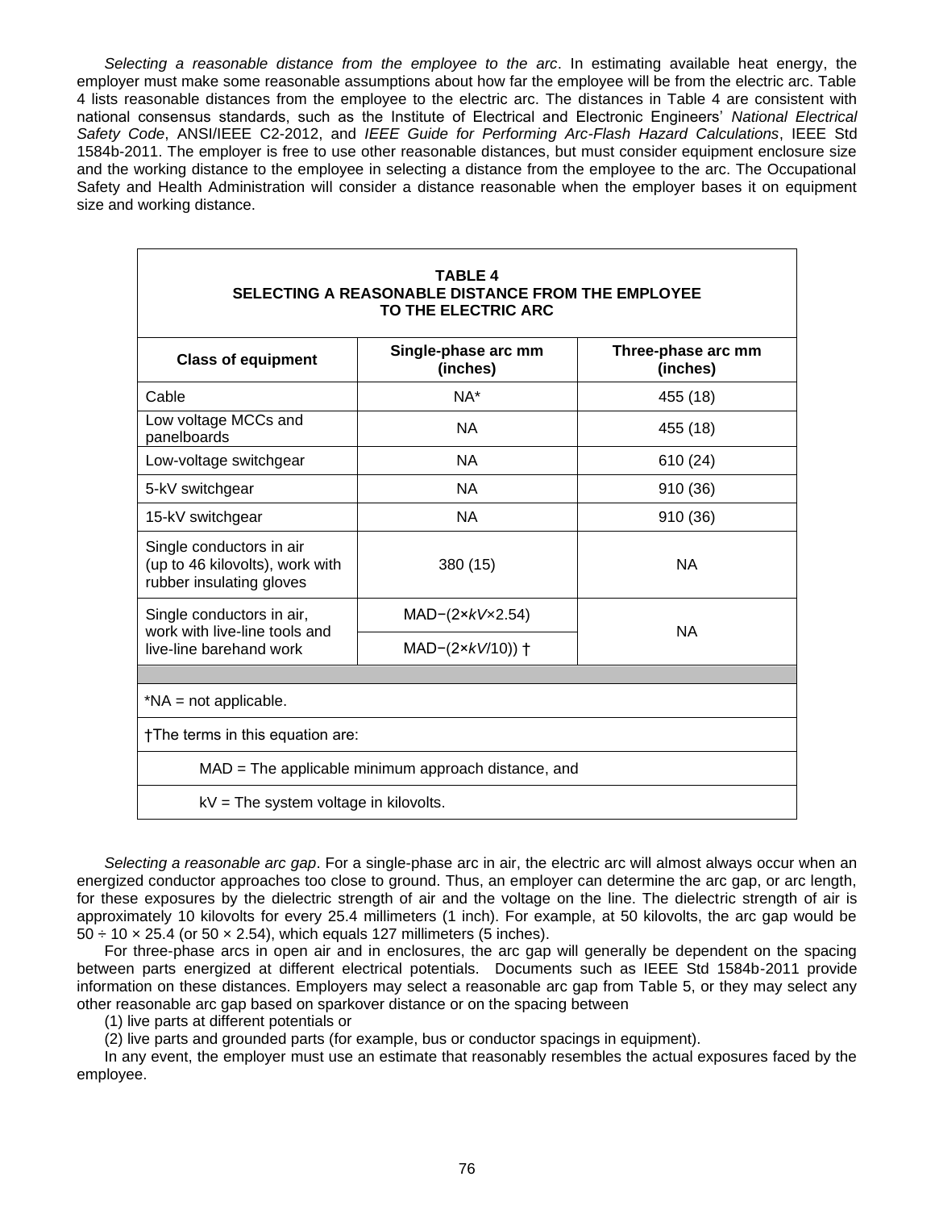*Selecting a reasonable distance from the employee to the arc*. In estimating available heat energy, the employer must make some reasonable assumptions about how far the employee will be from the electric arc. Table 4 lists reasonable distances from the employee to the electric arc. The distances in Table 4 are consistent with national consensus standards, such as the Institute of Electrical and Electronic Engineers' *National Electrical Safety Code*, ANSI/IEEE C2-2012, and *IEEE Guide for Performing Arc-Flash Hazard Calculations*, IEEE Std 1584b-2011. The employer is free to use other reasonable distances, but must consider equipment enclosure size and the working distance to the employee in selecting a distance from the employee to the arc. The Occupational Safety and Health Administration will consider a distance reasonable when the employer bases it on equipment size and working distance.

**TABLE 4**
**SELECTING A REASONABLE DISTANCE FROM THE EMPLOYEE TO THE ELECTRIC ARC**

| Class of equipment | Single-phase arc mm (inches) | Three-phase arc mm (inches) |
|---|---|---|
| Cable | NA* | 455 (18) |
| Low voltage MCCs and panelboards | NA | 455 (18) |
| Low-voltage switchgear | NA | 610 (24) |
| 5-kV switchgear | NA | 910 (36) |
| 15-kV switchgear | NA | 910 (36) |
| Single conductors in air (up to 46 kilovolts), work with rubber insulating gloves | 380 (15) | NA |
| Single conductors in air, work with live-line tools and live-line barehand work | MAD−(2×*kV*×2.54) | NA |
| | MAD−(2×*kV*/10)) † | |

*NA = not applicable.

†The terms in this equation are:

MAD = The applicable minimum approach distance, and

kV = The system voltage in kilovolts.

*Selecting a reasonable arc gap*. For a single-phase arc in air, the electric arc will almost always occur when an energized conductor approaches too close to ground. Thus, an employer can determine the arc gap, or arc length, for these exposures by the dielectric strength of air and the voltage on the line. The dielectric strength of air is approximately 10 kilovolts for every 25.4 millimeters (1 inch). For example, at 50 kilovolts, the arc gap would be $50 \div 10 \times 25.4$ (or $50 \times 2.54$), which equals 127 millimeters (5 inches).

For three-phase arcs in open air and in enclosures, the arc gap will generally be dependent on the spacing between parts energized at different electrical potentials. Documents such as IEEE Std 1584b-2011 provide information on these distances. Employers may select a reasonable arc gap from Table 5, or they may select any other reasonable arc gap based on sparkover distance or on the spacing between

(1) live parts at different potentials or

(2) live parts and grounded parts (for example, bus or conductor spacings in equipment).

In any event, the employer must use an estimate that reasonably resembles the actual exposures faced by the employee.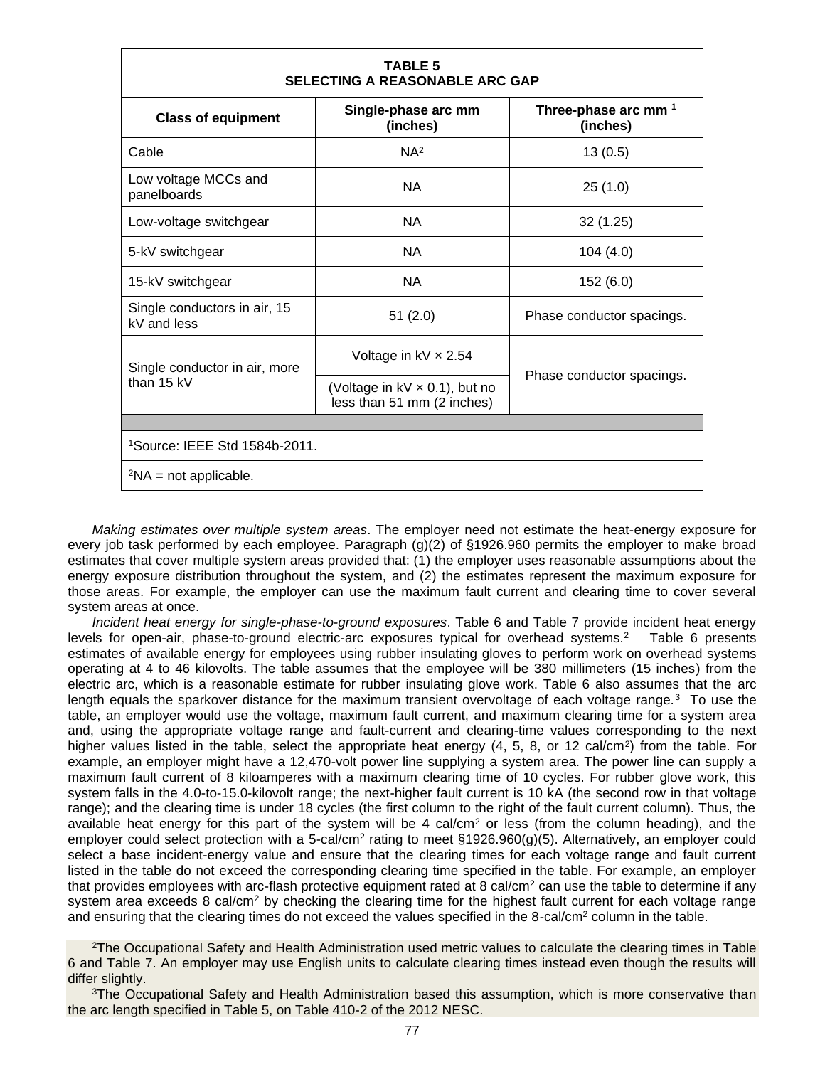**TABLE 5**
**SELECTING A REASONABLE ARC GAP**

| Class of equipment | Single-phase arc mm (inches) | Three-phase arc mm [1] (inches) |
|---|---|---|
| Cable | NA[2] | 13 (0.5) |
| Low voltage MCCs and panelboards | NA | 25 (1.0) |
| Low-voltage switchgear | NA | 32 (1.25) |
| 5-kV switchgear | NA | 104 (4.0) |
| 15-kV switchgear | NA | 152 (6.0) |
| Single conductors in air, 15 kV and less | 51 (2.0) | Phase conductor spacings. |
| Single conductor in air, more than 15 kV | Voltage in kV × 2.54 | Phase conductor spacings. |
| | (Voltage in kV × 0.1), but no less than 51 mm (2 inches) | |

[1]Source: IEEE Std 1584b-2011.

[2]NA = not applicable.

*Making estimates over multiple system areas*. The employer need not estimate the heat-energy exposure for every job task performed by each employee. Paragraph (g)(2) of §1926.960 permits the employer to make broad estimates that cover multiple system areas provided that: (1) the employer uses reasonable assumptions about the energy exposure distribution throughout the system, and (2) the estimates represent the maximum exposure for those areas. For example, the employer can use the maximum fault current and clearing time to cover several system areas at once.

*Incident heat energy for single-phase-to-ground exposures*. Table 6 and Table 7 provide incident heat energy levels for open-air, phase-to-ground electric-arc exposures typical for overhead systems.[2] Table 6 presents estimates of available energy for employees using rubber insulating gloves to perform work on overhead systems operating at 4 to 46 kilovolts. The table assumes that the employee will be 380 millimeters (15 inches) from the electric arc, which is a reasonable estimate for rubber insulating glove work. Table 6 also assumes that the arc length equals the sparkover distance for the maximum transient overvoltage of each voltage range.[3] To use the table, an employer would use the voltage, maximum fault current, and maximum clearing time for a system area and, using the appropriate voltage range and fault-current and clearing-time values corresponding to the next higher values listed in the table, select the appropriate heat energy (4, 5, 8, or 12 cal/cm$^2$) from the table. For example, an employer might have a 12,470-volt power line supplying a system area. The power line can supply a maximum fault current of 8 kiloamperes with a maximum clearing time of 10 cycles. For rubber glove work, this system falls in the 4.0-to-15.0-kilovolt range; the next-higher fault current is 10 kA (the second row in that voltage range); and the clearing time is under 18 cycles (the first column to the right of the fault current column). Thus, the available heat energy for this part of the system will be 4 cal/cm$^2$ or less (from the column heading), and the employer could select protection with a 5-cal/cm$^2$ rating to meet §1926.960(g)(5). Alternatively, an employer could select a base incident-energy value and ensure that the clearing times for each voltage range and fault current listed in the table do not exceed the corresponding clearing time specified in the table. For example, an employer that provides employees with arc-flash protective equipment rated at 8 cal/cm$^2$ can use the table to determine if any system area exceeds 8 cal/cm$^2$ by checking the clearing time for the highest fault current for each voltage range and ensuring that the clearing times do not exceed the values specified in the 8-cal/cm$^2$ column in the table.

[2]The Occupational Safety and Health Administration used metric values to calculate the clearing times in Table 6 and Table 7. An employer may use English units to calculate clearing times instead even though the results will differ slightly.

[3]The Occupational Safety and Health Administration based this assumption, which is more conservative than the arc length specified in Table 5, on Table 410-2 of the 2012 NESC.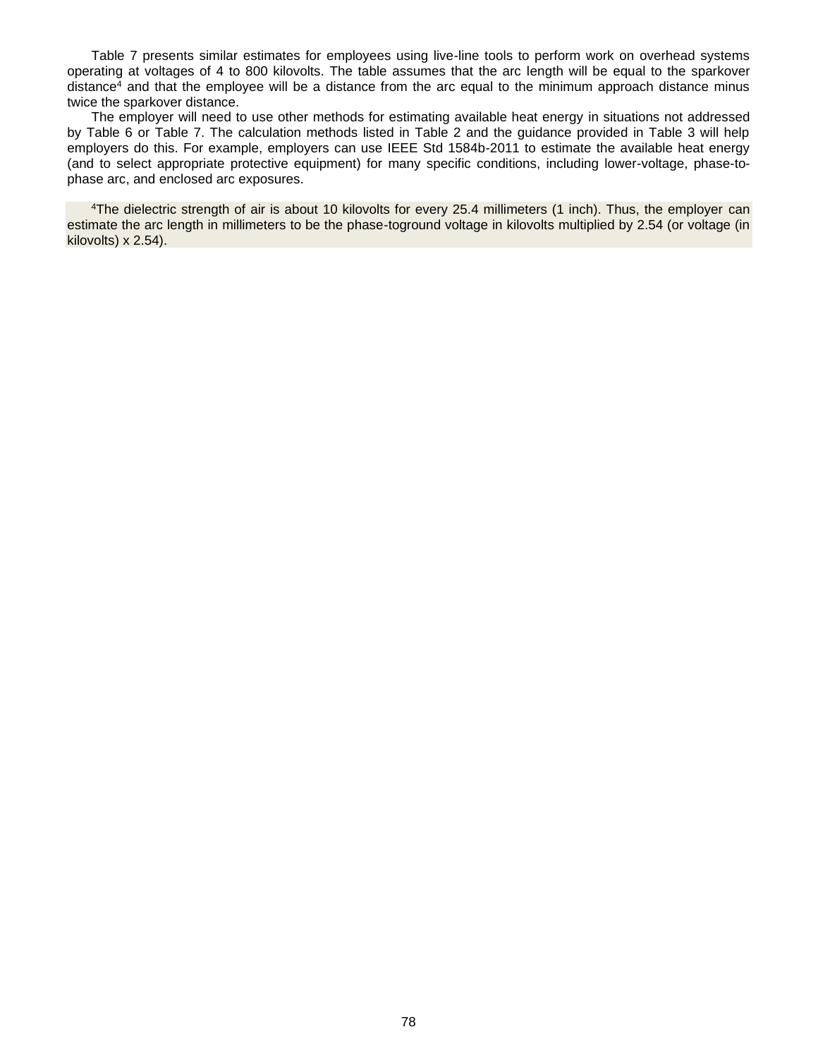Table 7 presents similar estimates for employees using live-line tools to perform work on overhead systems operating at voltages of 4 to 800 kilovolts. The table assumes that the arc length will be equal to the sparkover distance[4] and that the employee will be a distance from the arc equal to the minimum approach distance minus twice the sparkover distance.

The employer will need to use other methods for estimating available heat energy in situations not addressed by Table 6 or Table 7. The calculation methods listed in Table 2 and the guidance provided in Table 3 will help employers do this. For example, employers can use IEEE Std 1584b-2011 to estimate the available heat energy (and to select appropriate protective equipment) for many specific conditions, including lower-voltage, phase-to-phase arc, and enclosed arc exposures.

[4]The dielectric strength of air is about 10 kilovolts for every 25.4 millimeters (1 inch). Thus, the employer can estimate the arc length in millimeters to be the phase-toground voltage in kilovolts multiplied by 2.54 (or voltage (in kilovolts) x 2.54).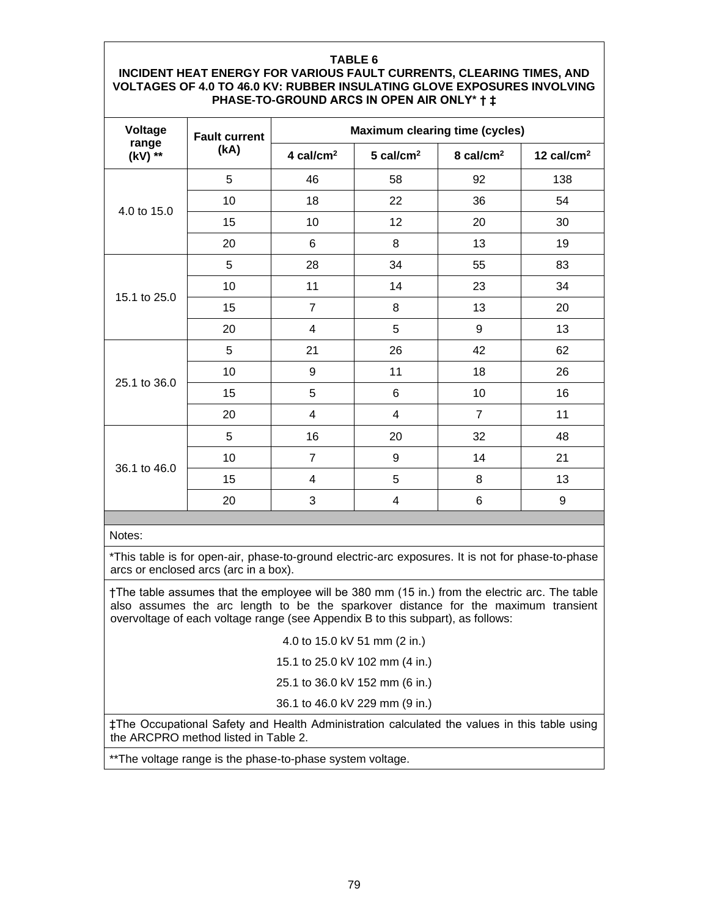**TABLE 6**
**INCIDENT HEAT ENERGY FOR VARIOUS FAULT CURRENTS, CLEARING TIMES, AND VOLTAGES OF 4.0 TO 46.0 KV: RUBBER INSULATING GLOVE EXPOSURES INVOLVING PHASE-TO-GROUND ARCS IN OPEN AIR ONLY* † ‡**

| Voltage range (kV) ** | Fault current (kA) | Maximum clearing time (cycles) | | | |
|---|---|---|---|---|---|
| | | 4 cal/cm$^2$ | 5 cal/cm$^2$ | 8 cal/cm$^2$ | 12 cal/cm$^2$ |
| 4.0 to 15.0 | 5 | 46 | 58 | 92 | 138 |
| | 10 | 18 | 22 | 36 | 54 |
| | 15 | 10 | 12 | 20 | 30 |
| | 20 | 6 | 8 | 13 | 19 |
| 15.1 to 25.0 | 5 | 28 | 34 | 55 | 83 |
| | 10 | 11 | 14 | 23 | 34 |
| | 15 | 7 | 8 | 13 | 20 |
| | 20 | 4 | 5 | 9 | 13 |
| 25.1 to 36.0 | 5 | 21 | 26 | 42 | 62 |
| | 10 | 9 | 11 | 18 | 26 |
| | 15 | 5 | 6 | 10 | 16 |
| | 20 | 4 | 4 | 7 | 11 |
| 36.1 to 46.0 | 5 | 16 | 20 | 32 | 48 |
| | 10 | 7 | 9 | 14 | 21 |
| | 15 | 4 | 5 | 8 | 13 |
| | 20 | 3 | 4 | 6 | 9 |

Notes:

*This table is for open-air, phase-to-ground electric-arc exposures. It is not for phase-to-phase arcs or enclosed arcs (arc in a box).

†The table assumes that the employee will be 380 mm (15 in.) from the electric arc. The table also assumes the arc length to be the sparkover distance for the maximum transient overvoltage of each voltage range (see Appendix B to this subpart), as follows:

4.0 to 15.0 kV 51 mm (2 in.)

15.1 to 25.0 kV 102 mm (4 in.)

25.1 to 36.0 kV 152 mm (6 in.)

36.1 to 46.0 kV 229 mm (9 in.)

‡The Occupational Safety and Health Administration calculated the values in this table using the ARCPRO method listed in Table 2.

**The voltage range is the phase-to-phase system voltage.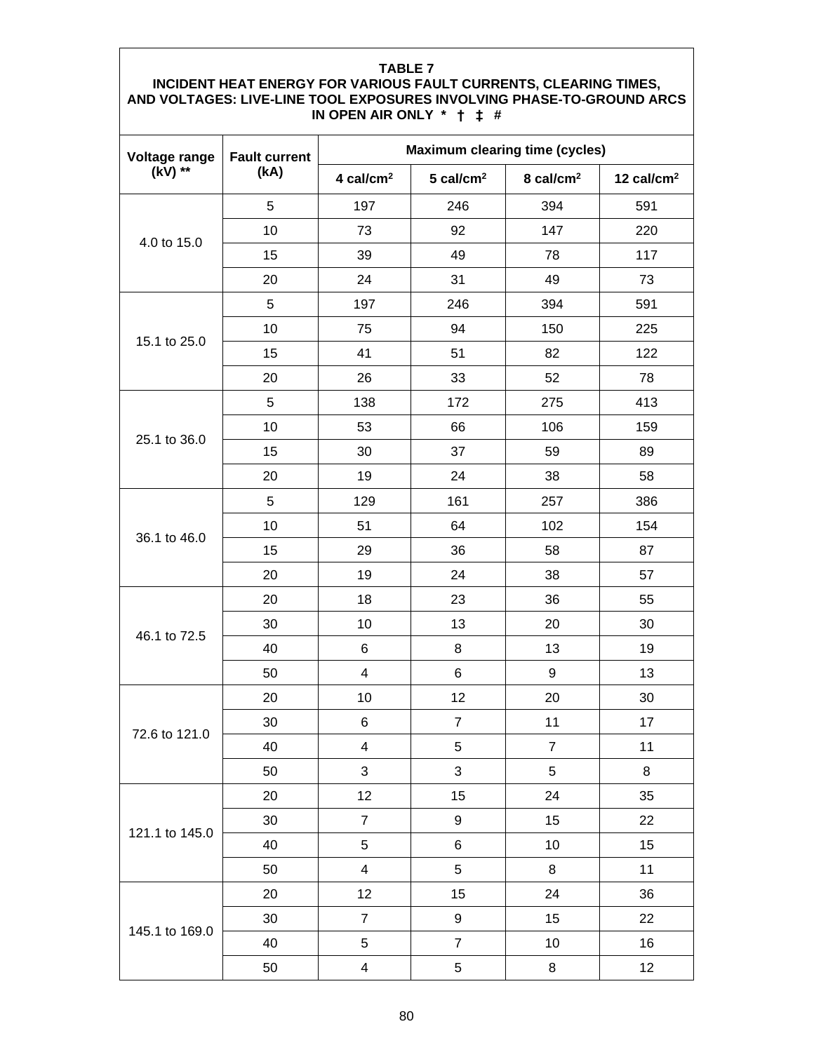**TABLE 7**
**INCIDENT HEAT ENERGY FOR VARIOUS FAULT CURRENTS, CLEARING TIMES, AND VOLTAGES: LIVE-LINE TOOL EXPOSURES INVOLVING PHASE-TO-GROUND ARCS IN OPEN AIR ONLY * † ‡ #**

| Voltage range (kV) ** | Fault current (kA) | Maximum clearing time (cycles) | | | |
|---|---|---|---|---|---|
| | | 4 cal/cm² | 5 cal/cm² | 8 cal/cm² | 12 cal/cm² |
| 4.0 to 15.0 | 5 | 197 | 246 | 394 | 591 |
| | 10 | 73 | 92 | 147 | 220 |
| | 15 | 39 | 49 | 78 | 117 |
| | 20 | 24 | 31 | 49 | 73 |
| 15.1 to 25.0 | 5 | 197 | 246 | 394 | 591 |
| | 10 | 75 | 94 | 150 | 225 |
| | 15 | 41 | 51 | 82 | 122 |
| | 20 | 26 | 33 | 52 | 78 |
| 25.1 to 36.0 | 5 | 138 | 172 | 275 | 413 |
| | 10 | 53 | 66 | 106 | 159 |
| | 15 | 30 | 37 | 59 | 89 |
| | 20 | 19 | 24 | 38 | 58 |
| 36.1 to 46.0 | 5 | 129 | 161 | 257 | 386 |
| | 10 | 51 | 64 | 102 | 154 |
| | 15 | 29 | 36 | 58 | 87 |
| | 20 | 19 | 24 | 38 | 57 |
| 46.1 to 72.5 | 20 | 18 | 23 | 36 | 55 |
| | 30 | 10 | 13 | 20 | 30 |
| | 40 | 6 | 8 | 13 | 19 |
| | 50 | 4 | 6 | 9 | 13 |
| 72.6 to 121.0 | 20 | 10 | 12 | 20 | 30 |
| | 30 | 6 | 7 | 11 | 17 |
| | 40 | 4 | 5 | 7 | 11 |
| | 50 | 3 | 3 | 5 | 8 |
| 121.1 to 145.0 | 20 | 12 | 15 | 24 | 35 |
| | 30 | 7 | 9 | 15 | 22 |
| | 40 | 5 | 6 | 10 | 15 |
| | 50 | 4 | 5 | 8 | 11 |
| 145.1 to 169.0 | 20 | 12 | 15 | 24 | 36 |
| | 30 | 7 | 9 | 15 | 22 |
| | 40 | 5 | 7 | 10 | 16 |
| | 50 | 4 | 5 | 8 | 12 |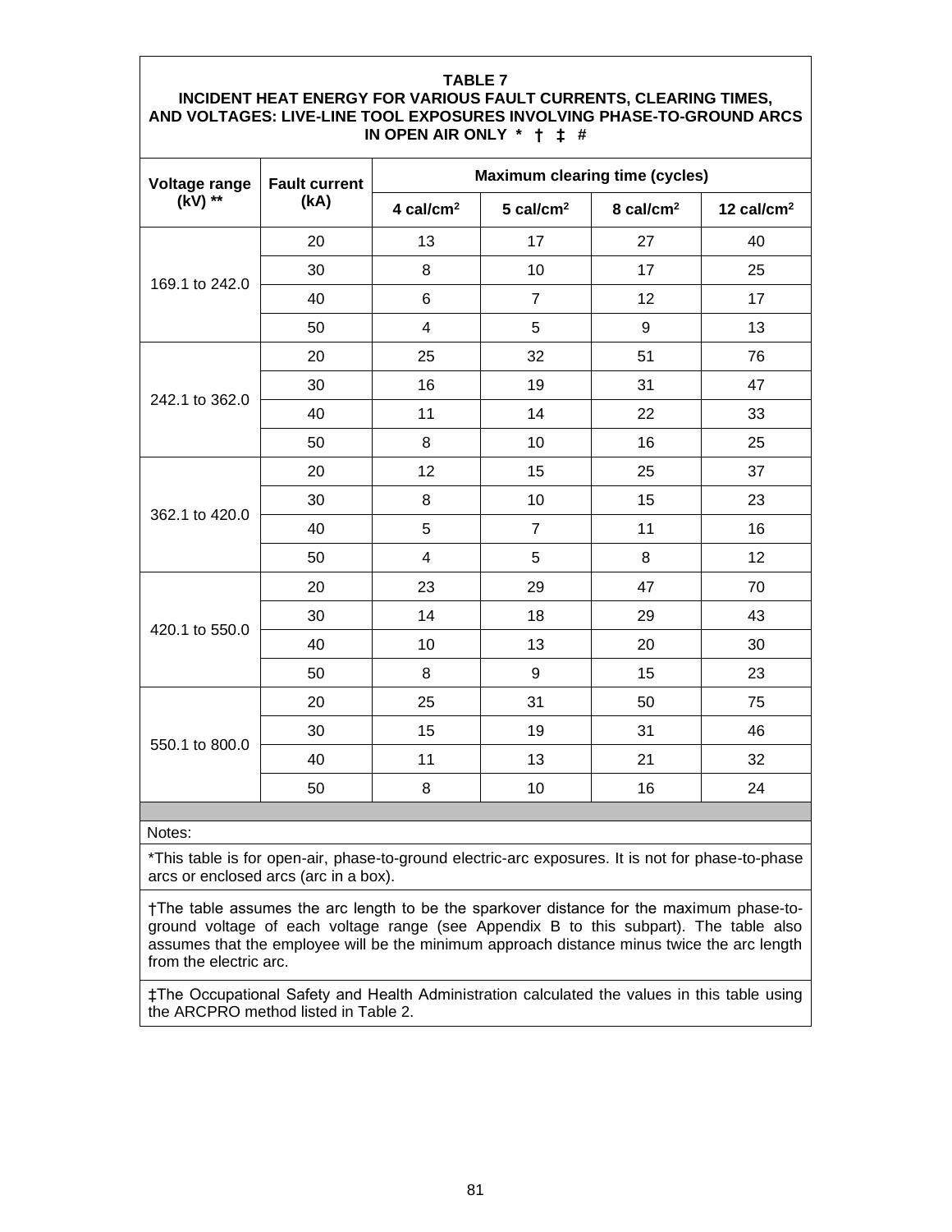**TABLE 7**
**INCIDENT HEAT ENERGY FOR VARIOUS FAULT CURRENTS, CLEARING TIMES, AND VOLTAGES: LIVE-LINE TOOL EXPOSURES INVOLVING PHASE-TO-GROUND ARCS IN OPEN AIR ONLY * † ‡ #**

| Voltage range (kV) ** | Fault current (kA) | Maximum clearing time (cycles) | | | |
|---|---|---|---|---|---|
| | | 4 cal/cm² | 5 cal/cm² | 8 cal/cm² | 12 cal/cm² |
| 169.1 to 242.0 | 20 | 13 | 17 | 27 | 40 |
| | 30 | 8 | 10 | 17 | 25 |
| | 40 | 6 | 7 | 12 | 17 |
| | 50 | 4 | 5 | 9 | 13 |
| 242.1 to 362.0 | 20 | 25 | 32 | 51 | 76 |
| | 30 | 16 | 19 | 31 | 47 |
| | 40 | 11 | 14 | 22 | 33 |
| | 50 | 8 | 10 | 16 | 25 |
| 362.1 to 420.0 | 20 | 12 | 15 | 25 | 37 |
| | 30 | 8 | 10 | 15 | 23 |
| | 40 | 5 | 7 | 11 | 16 |
| | 50 | 4 | 5 | 8 | 12 |
| 420.1 to 550.0 | 20 | 23 | 29 | 47 | 70 |
| | 30 | 14 | 18 | 29 | 43 |
| | 40 | 10 | 13 | 20 | 30 |
| | 50 | 8 | 9 | 15 | 23 |
| 550.1 to 800.0 | 20 | 25 | 31 | 50 | 75 |
| | 30 | 15 | 19 | 31 | 46 |
| | 40 | 11 | 13 | 21 | 32 |
| | 50 | 8 | 10 | 16 | 24 |

Notes:

*This table is for open-air, phase-to-ground electric-arc exposures. It is not for phase-to-phase arcs or enclosed arcs (arc in a box).

†The table assumes the arc length to be the sparkover distance for the maximum phase-to-ground voltage of each voltage range (see Appendix B to this subpart). The table also assumes that the employee will be the minimum approach distance minus twice the arc length from the electric arc.

‡The Occupational Safety and Health Administration calculated the values in this table using the ARCPRO method listed in Table 2.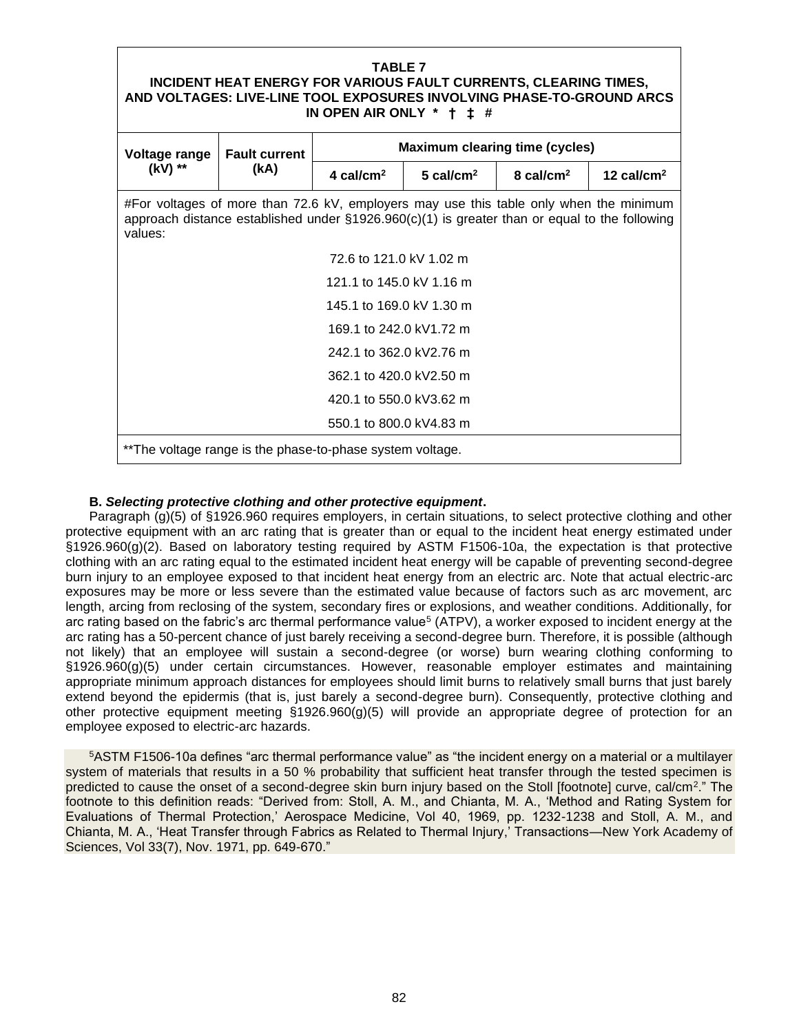**TABLE 7**
**INCIDENT HEAT ENERGY FOR VARIOUS FAULT CURRENTS, CLEARING TIMES, AND VOLTAGES: LIVE-LINE TOOL EXPOSURES INVOLVING PHASE-TO-GROUND ARCS IN OPEN AIR ONLY * † ‡ #**

| Voltage range (kV) ** | Fault current (kA) | Maximum clearing time (cycles) | | | |
|---|---|---|---|---|---|
| | | 4 cal/cm² | 5 cal/cm² | 8 cal/cm² | 12 cal/cm² |

#For voltages of more than 72.6 kV, employers may use this table only when the minimum approach distance established under §1926.960(c)(1) is greater than or equal to the following values:

72.6 to 121.0 kV 1.02 m

121.1 to 145.0 kV 1.16 m

145.1 to 169.0 kV 1.30 m

169.1 to 242.0 kV1.72 m

242.1 to 362.0 kV2.76 m

362.1 to 420.0 kV2.50 m

420.1 to 550.0 kV3.62 m

550.1 to 800.0 kV4.83 m

**The voltage range is the phase-to-phase system voltage.

**B. *Selecting protective clothing and other protective equipment*.**

Paragraph (g)(5) of §1926.960 requires employers, in certain situations, to select protective clothing and other protective equipment with an arc rating that is greater than or equal to the incident heat energy estimated under §1926.960(g)(2). Based on laboratory testing required by ASTM F1506-10a, the expectation is that protective clothing with an arc rating equal to the estimated incident heat energy will be capable of preventing second-degree burn injury to an employee exposed to that incident heat energy from an electric arc. Note that actual electric-arc exposures may be more or less severe than the estimated value because of factors such as arc movement, arc length, arcing from reclosing of the system, secondary fires or explosions, and weather conditions. Additionally, for arc rating based on the fabric's arc thermal performance value[5] (ATPV), a worker exposed to incident energy at the arc rating has a 50-percent chance of just barely receiving a second-degree burn. Therefore, it is possible (although not likely) that an employee will sustain a second-degree (or worse) burn wearing clothing conforming to §1926.960(g)(5) under certain circumstances. However, reasonable employer estimates and maintaining appropriate minimum approach distances for employees should limit burns to relatively small burns that just barely extend beyond the epidermis (that is, just barely a second-degree burn). Consequently, protective clothing and other protective equipment meeting §1926.960(g)(5) will provide an appropriate degree of protection for an employee exposed to electric-arc hazards.

[5]ASTM F1506-10a defines "arc thermal performance value" as "the incident energy on a material or a multilayer system of materials that results in a 50 % probability that sufficient heat transfer through the tested specimen is predicted to cause the onset of a second-degree skin burn injury based on the Stoll [footnote] curve, cal/cm²." The footnote to this definition reads: "Derived from: Stoll, A. M., and Chianta, M. A., 'Method and Rating System for Evaluations of Thermal Protection,' Aerospace Medicine, Vol 40, 1969, pp. 1232-1238 and Stoll, A. M., and Chianta, M. A., 'Heat Transfer through Fabrics as Related to Thermal Injury,' Transactions—New York Academy of Sciences, Vol 33(7), Nov. 1971, pp. 649-670."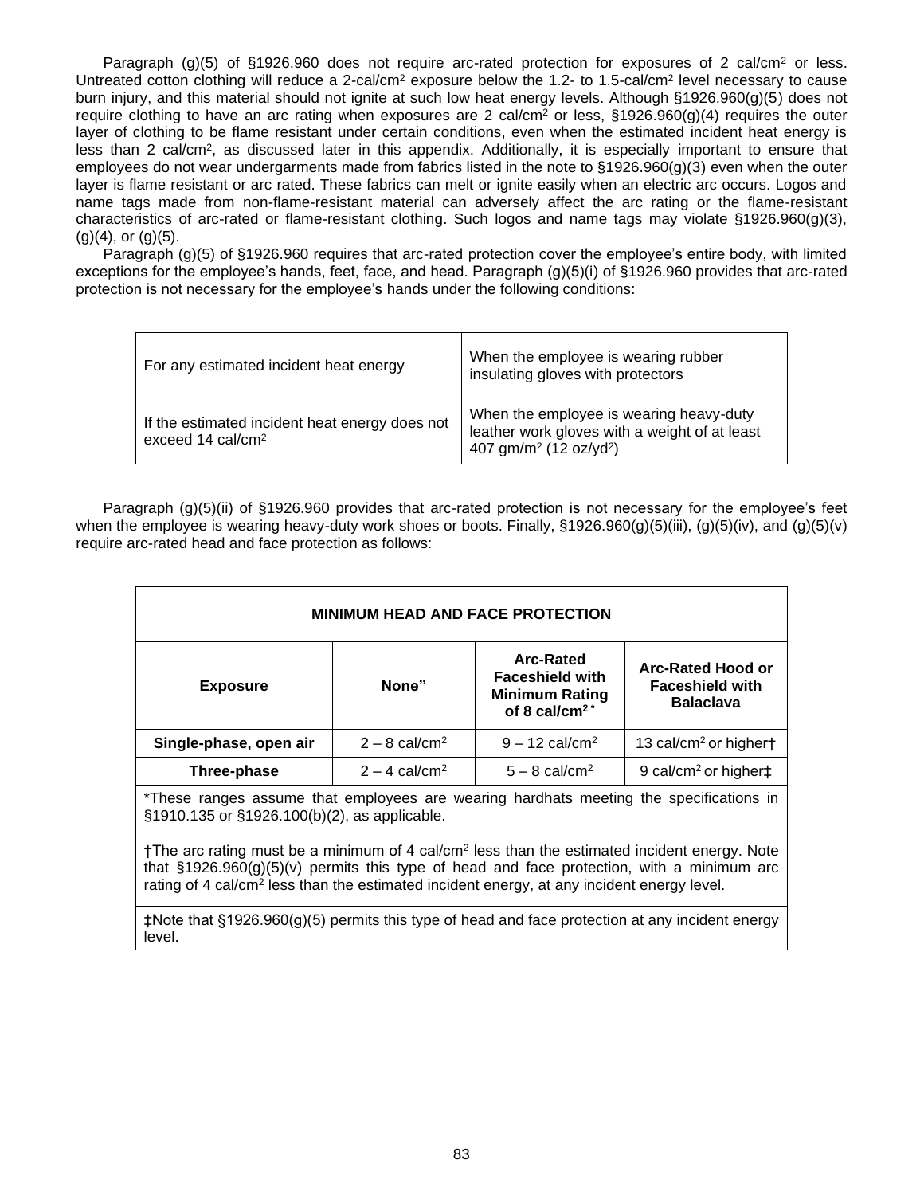Paragraph (g)(5) of §1926.960 does not require arc-rated protection for exposures of 2 cal/cm$^2$ or less. Untreated cotton clothing will reduce a 2-cal/cm$^2$ exposure below the 1.2- to 1.5-cal/cm$^2$ level necessary to cause burn injury, and this material should not ignite at such low heat energy levels. Although §1926.960(g)(5) does not require clothing to have an arc rating when exposures are 2 cal/cm$^2$ or less, §1926.960(g)(4) requires the outer layer of clothing to be flame resistant under certain conditions, even when the estimated incident heat energy is less than 2 cal/cm$^2$, as discussed later in this appendix. Additionally, it is especially important to ensure that employees do not wear undergarments made from fabrics listed in the note to §1926.960(g)(3) even when the outer layer is flame resistant or arc rated. These fabrics can melt or ignite easily when an electric arc occurs. Logos and name tags made from non-flame-resistant material can adversely affect the arc rating or the flame-resistant characteristics of arc-rated or flame-resistant clothing. Such logos and name tags may violate §1926.960(g)(3), (g)(4), or (g)(5).

Paragraph (g)(5) of §1926.960 requires that arc-rated protection cover the employee's entire body, with limited exceptions for the employee's hands, feet, face, and head. Paragraph (g)(5)(i) of §1926.960 provides that arc-rated protection is not necessary for the employee's hands under the following conditions:

| | |
|---|---|
| For any estimated incident heat energy | When the employee is wearing rubber insulating gloves with protectors |
| If the estimated incident heat energy does not exceed 14 cal/cm$^2$ | When the employee is wearing heavy-duty leather work gloves with a weight of at least 407 gm/m$^2$ (12 oz/yd$^2$) |

Paragraph (g)(5)(ii) of §1926.960 provides that arc-rated protection is not necessary for the employee's feet when the employee is wearing heavy-duty work shoes or boots. Finally, §1926.960(g)(5)(iii), (g)(5)(iv), and (g)(5)(v) require arc-rated head and face protection as follows:

**MINIMUM HEAD AND FACE PROTECTION**

| Exposure | None" | Arc-Rated Faceshield with Minimum Rating of 8 cal/cm$^2$ * | Arc-Rated Hood or Faceshield with Balaclava |
|---|---|---|---|
| **Single-phase, open air** | 2 – 8 cal/cm$^2$ | 9 – 12 cal/cm$^2$ | 13 cal/cm$^2$ or higher† |
| **Three-phase** | 2 – 4 cal/cm$^2$ | 5 – 8 cal/cm$^2$ | 9 cal/cm$^2$ or higher‡ |

*These ranges assume that employees are wearing hardhats meeting the specifications in §1910.135 or §1926.100(b)(2), as applicable.

†The arc rating must be a minimum of 4 cal/cm$^2$ less than the estimated incident energy. Note that §1926.960(g)(5)(v) permits this type of head and face protection, with a minimum arc rating of 4 cal/cm$^2$ less than the estimated incident energy, at any incident energy level.

‡Note that §1926.960(g)(5) permits this type of head and face protection at any incident energy level.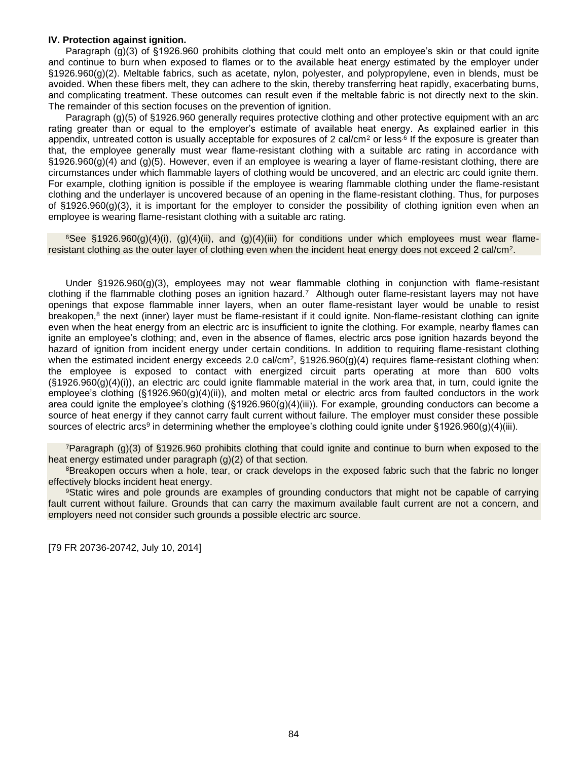**IV. Protection against ignition.**

Paragraph (g)(3) of §1926.960 prohibits clothing that could melt onto an employee's skin or that could ignite and continue to burn when exposed to flames or to the available heat energy estimated by the employer under §1926.960(g)(2). Meltable fabrics, such as acetate, nylon, polyester, and polypropylene, even in blends, must be avoided. When these fibers melt, they can adhere to the skin, thereby transferring heat rapidly, exacerbating burns, and complicating treatment. These outcomes can result even if the meltable fabric is not directly next to the skin. The remainder of this section focuses on the prevention of ignition.

Paragraph (g)(5) of §1926.960 generally requires protective clothing and other protective equipment with an arc rating greater than or equal to the employer's estimate of available heat energy. As explained earlier in this appendix, untreated cotton is usually acceptable for exposures of 2 cal/cm$^2$ or less.[6] If the exposure is greater than that, the employee generally must wear flame-resistant clothing with a suitable arc rating in accordance with §1926.960(g)(4) and (g)(5). However, even if an employee is wearing a layer of flame-resistant clothing, there are circumstances under which flammable layers of clothing would be uncovered, and an electric arc could ignite them. For example, clothing ignition is possible if the employee is wearing flammable clothing under the flame-resistant clothing and the underlayer is uncovered because of an opening in the flame-resistant clothing. Thus, for purposes of §1926.960(g)(3), it is important for the employer to consider the possibility of clothing ignition even when an employee is wearing flame-resistant clothing with a suitable arc rating.

[6]See §1926.960(g)(4)(i), (g)(4)(ii), and (g)(4)(iii) for conditions under which employees must wear flame-resistant clothing as the outer layer of clothing even when the incident heat energy does not exceed 2 cal/cm$^2$.

Under §1926.960(g)(3), employees may not wear flammable clothing in conjunction with flame-resistant clothing if the flammable clothing poses an ignition hazard.[7] Although outer flame-resistant layers may not have openings that expose flammable inner layers, when an outer flame-resistant layer would be unable to resist breakopen,[8] the next (inner) layer must be flame-resistant if it could ignite. Non-flame-resistant clothing can ignite even when the heat energy from an electric arc is insufficient to ignite the clothing. For example, nearby flames can ignite an employee's clothing; and, even in the absence of flames, electric arcs pose ignition hazards beyond the hazard of ignition from incident energy under certain conditions. In addition to requiring flame-resistant clothing when the estimated incident energy exceeds 2.0 cal/cm$^2$, §1926.960(g)(4) requires flame-resistant clothing when: the employee is exposed to contact with energized circuit parts operating at more than 600 volts (§1926.960(g)(4)(i)), an electric arc could ignite flammable material in the work area that, in turn, could ignite the employee's clothing (§1926.960(g)(4)(ii)), and molten metal or electric arcs from faulted conductors in the work area could ignite the employee's clothing (§1926.960(g)(4)(iii)). For example, grounding conductors can become a source of heat energy if they cannot carry fault current without failure. The employer must consider these possible sources of electric arcs[9] in determining whether the employee's clothing could ignite under §1926.960(g)(4)(iii).

[7]Paragraph (g)(3) of §1926.960 prohibits clothing that could ignite and continue to burn when exposed to the heat energy estimated under paragraph (g)(2) of that section.

[8]Breakopen occurs when a hole, tear, or crack develops in the exposed fabric such that the fabric no longer effectively blocks incident heat energy.

[9]Static wires and pole grounds are examples of grounding conductors that might not be capable of carrying fault current without failure. Grounds that can carry the maximum available fault current are not a concern, and employers need not consider such grounds a possible electric arc source.

[79 FR 20736-20742, July 10, 2014]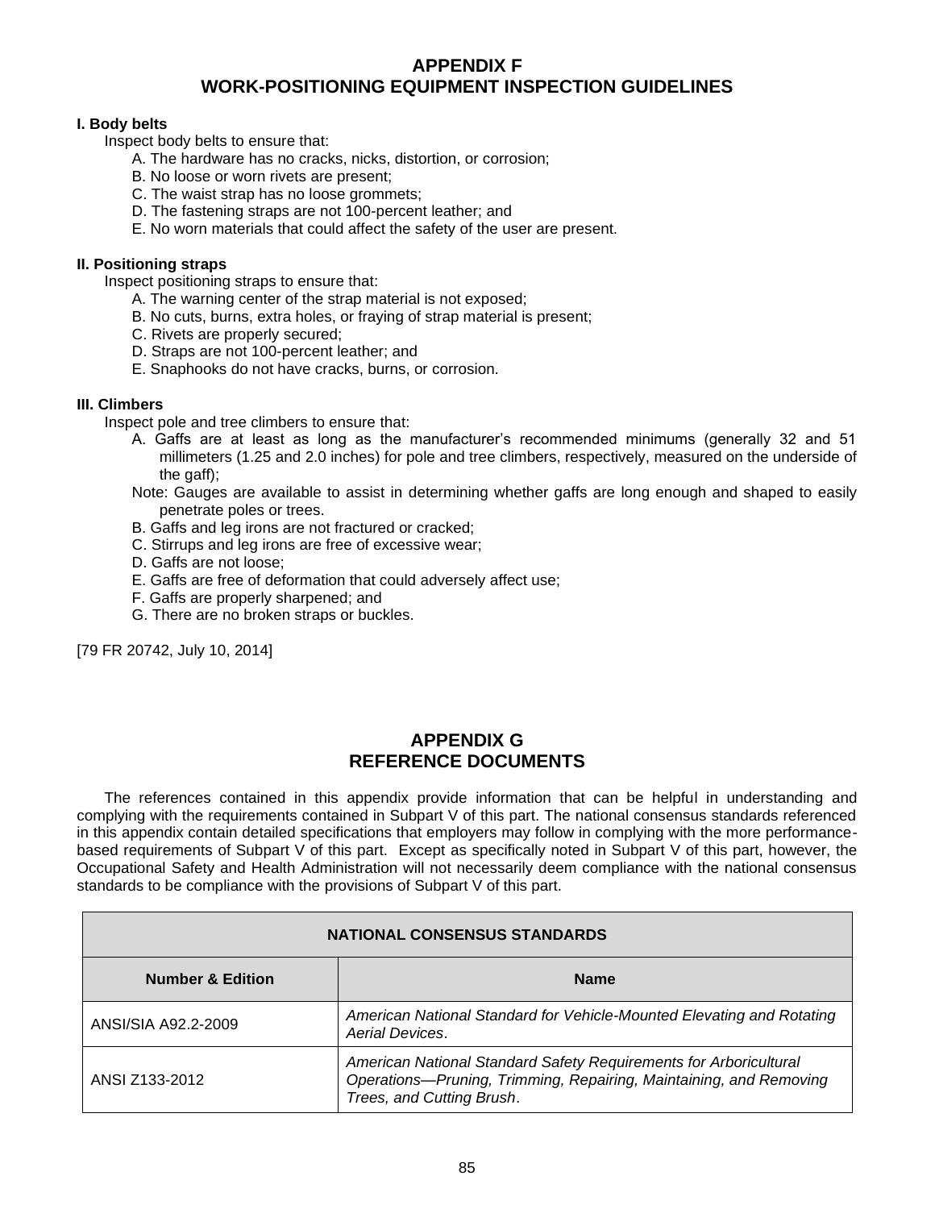# APPENDIX F
# WORK-POSITIONING EQUIPMENT INSPECTION GUIDELINES

**I. Body belts**

Inspect body belts to ensure that:

A. The hardware has no cracks, nicks, distortion, or corrosion;

B. No loose or worn rivets are present;

C. The waist strap has no loose grommets;

D. The fastening straps are not 100-percent leather; and

E. No worn materials that could affect the safety of the user are present.

**II. Positioning straps**

Inspect positioning straps to ensure that:

A. The warning center of the strap material is not exposed;

B. No cuts, burns, extra holes, or fraying of strap material is present;

C. Rivets are properly secured;

D. Straps are not 100-percent leather; and

E. Snaphooks do not have cracks, burns, or corrosion.

**III. Climbers**

Inspect pole and tree climbers to ensure that:

A. Gaffs are at least as long as the manufacturer's recommended minimums (generally 32 and 51 millimeters (1.25 and 2.0 inches) for pole and tree climbers, respectively, measured on the underside of the gaff);

Note: Gauges are available to assist in determining whether gaffs are long enough and shaped to easily penetrate poles or trees.

B. Gaffs and leg irons are not fractured or cracked;

C. Stirrups and leg irons are free of excessive wear;

D. Gaffs are not loose;

E. Gaffs are free of deformation that could adversely affect use;

F. Gaffs are properly sharpened; and

G. There are no broken straps or buckles.

[79 FR 20742, July 10, 2014]

# APPENDIX G
# REFERENCE DOCUMENTS

The references contained in this appendix provide information that can be helpful in understanding and complying with the requirements contained in Subpart V of this part. The national consensus standards referenced in this appendix contain detailed specifications that employers may follow in complying with the more performance-based requirements of Subpart V of this part. Except as specifically noted in Subpart V of this part, however, the Occupational Safety and Health Administration will not necessarily deem compliance with the national consensus standards to be compliance with the provisions of Subpart V of this part.

| NATIONAL CONSENSUS STANDARDS | |
|---|---|
| **Number & Edition** | **Name** |
| ANSI/SIA A92.2-2009 | *American National Standard for Vehicle-Mounted Elevating and Rotating Aerial Devices*. |
| ANSI Z133-2012 | *American National Standard Safety Requirements for Arboricultural Operations—Pruning, Trimming, Repairing, Maintaining, and Removing Trees, and Cutting Brush*. |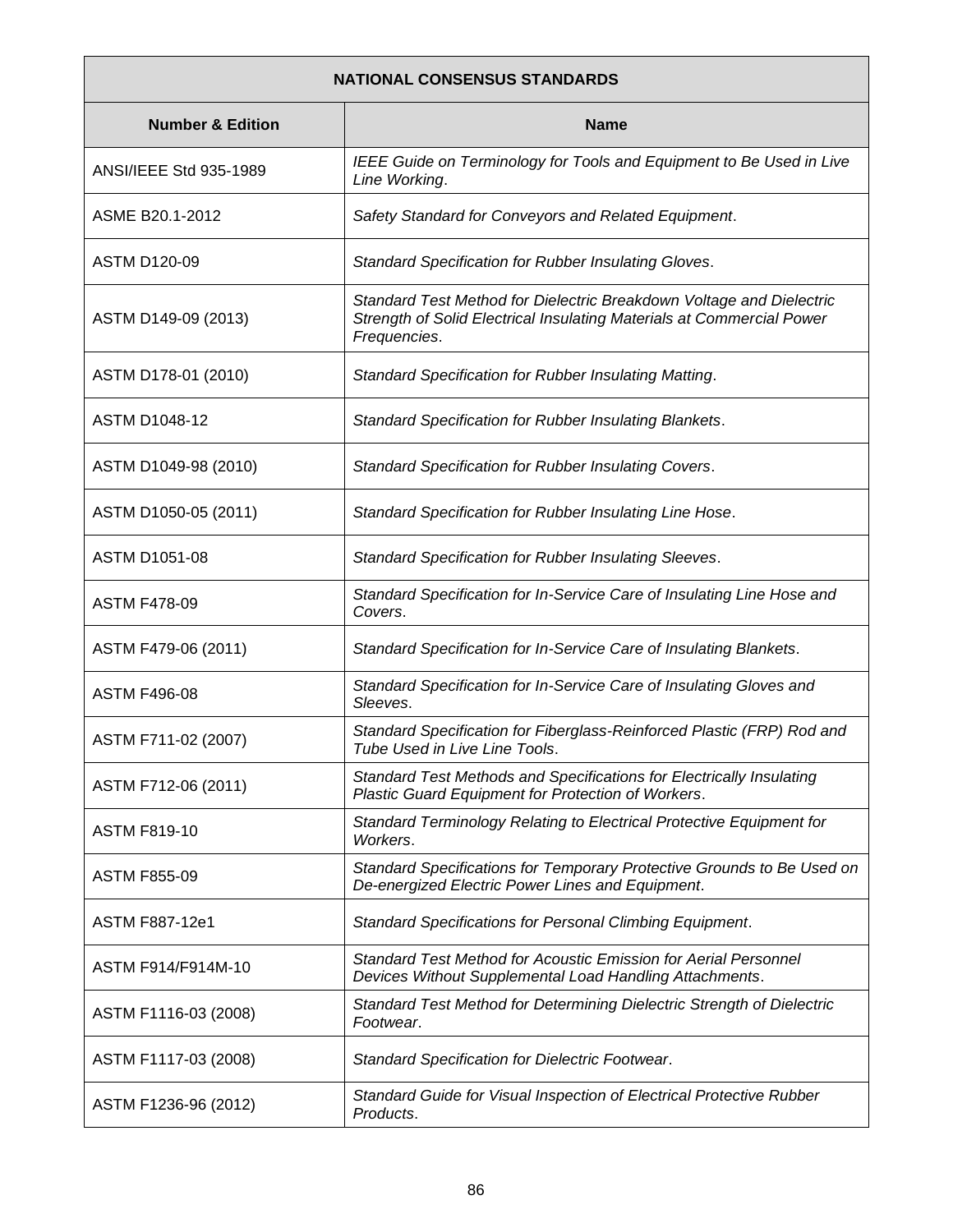| NATIONAL CONSENSUS STANDARDS | |
|---|---|
| **Number & Edition** | **Name** |
| ANSI/IEEE Std 935-1989 | *IEEE Guide on Terminology for Tools and Equipment to Be Used in Live Line Working*. |
| ASME B20.1-2012 | *Safety Standard for Conveyors and Related Equipment*. |
| ASTM D120-09 | *Standard Specification for Rubber Insulating Gloves*. |
| ASTM D149-09 (2013) | *Standard Test Method for Dielectric Breakdown Voltage and Dielectric Strength of Solid Electrical Insulating Materials at Commercial Power Frequencies*. |
| ASTM D178-01 (2010) | *Standard Specification for Rubber Insulating Matting*. |
| ASTM D1048-12 | *Standard Specification for Rubber Insulating Blankets*. |
| ASTM D1049-98 (2010) | *Standard Specification for Rubber Insulating Covers*. |
| ASTM D1050-05 (2011) | *Standard Specification for Rubber Insulating Line Hose*. |
| ASTM D1051-08 | *Standard Specification for Rubber Insulating Sleeves*. |
| ASTM F478-09 | *Standard Specification for In-Service Care of Insulating Line Hose and Covers*. |
| ASTM F479-06 (2011) | *Standard Specification for In-Service Care of Insulating Blankets*. |
| ASTM F496-08 | *Standard Specification for In-Service Care of Insulating Gloves and Sleeves*. |
| ASTM F711-02 (2007) | *Standard Specification for Fiberglass-Reinforced Plastic (FRP) Rod and Tube Used in Live Line Tools*. |
| ASTM F712-06 (2011) | *Standard Test Methods and Specifications for Electrically Insulating Plastic Guard Equipment for Protection of Workers*. |
| ASTM F819-10 | *Standard Terminology Relating to Electrical Protective Equipment for Workers*. |
| ASTM F855-09 | *Standard Specifications for Temporary Protective Grounds to Be Used on De-energized Electric Power Lines and Equipment*. |
| ASTM F887-12e1 | *Standard Specifications for Personal Climbing Equipment*. |
| ASTM F914/F914M-10 | *Standard Test Method for Acoustic Emission for Aerial Personnel Devices Without Supplemental Load Handling Attachments*. |
| ASTM F1116-03 (2008) | *Standard Test Method for Determining Dielectric Strength of Dielectric Footwear*. |
| ASTM F1117-03 (2008) | *Standard Specification for Dielectric Footwear*. |
| ASTM F1236-96 (2012) | *Standard Guide for Visual Inspection of Electrical Protective Rubber Products*. |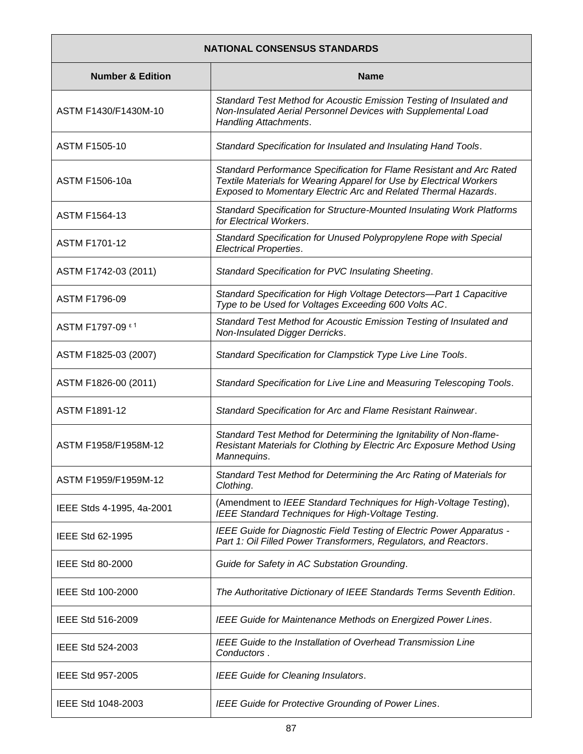| NATIONAL CONSENSUS STANDARDS | |
|---|---|
| **Number & Edition** | **Name** |
| ASTM F1430/F1430M-10 | *Standard Test Method for Acoustic Emission Testing of Insulated and Non-Insulated Aerial Personnel Devices with Supplemental Load Handling Attachments*. |
| ASTM F1505-10 | *Standard Specification for Insulated and Insulating Hand Tools*. |
| ASTM F1506-10a | *Standard Performance Specification for Flame Resistant and Arc Rated Textile Materials for Wearing Apparel for Use by Electrical Workers Exposed to Momentary Electric Arc and Related Thermal Hazards*. |
| ASTM F1564-13 | *Standard Specification for Structure-Mounted Insulating Work Platforms for Electrical Workers*. |
| ASTM F1701-12 | *Standard Specification for Unused Polypropylene Rope with Special Electrical Properties*. |
| ASTM F1742-03 (2011) | *Standard Specification for PVC Insulating Sheeting*. |
| ASTM F1796-09 | *Standard Specification for High Voltage Detectors—Part 1 Capacitive Type to be Used for Voltages Exceeding 600 Volts AC*. |
| ASTM F1797-09 $^{\varepsilon 1}$ | *Standard Test Method for Acoustic Emission Testing of Insulated and Non-Insulated Digger Derricks*. |
| ASTM F1825-03 (2007) | *Standard Specification for Clampstick Type Live Line Tools*. |
| ASTM F1826-00 (2011) | *Standard Specification for Live Line and Measuring Telescoping Tools*. |
| ASTM F1891-12 | *Standard Specification for Arc and Flame Resistant Rainwear*. |
| ASTM F1958/F1958M-12 | *Standard Test Method for Determining the Ignitability of Non-flame-Resistant Materials for Clothing by Electric Arc Exposure Method Using Mannequins*. |
| ASTM F1959/F1959M-12 | *Standard Test Method for Determining the Arc Rating of Materials for Clothing*. |
| IEEE Stds 4-1995, 4a-2001 | (Amendment to *IEEE Standard Techniques for High-Voltage Testing*), *IEEE Standard Techniques for High-Voltage Testing*. |
| IEEE Std 62-1995 | *IEEE Guide for Diagnostic Field Testing of Electric Power Apparatus - Part 1: Oil Filled Power Transformers, Regulators, and Reactors*. |
| IEEE Std 80-2000 | *Guide for Safety in AC Substation Grounding*. |
| IEEE Std 100-2000 | *The Authoritative Dictionary of IEEE Standards Terms Seventh Edition*. |
| IEEE Std 516-2009 | *IEEE Guide for Maintenance Methods on Energized Power Lines*. |
| IEEE Std 524-2003 | *IEEE Guide to the Installation of Overhead Transmission Line Conductors* . |
| IEEE Std 957-2005 | *IEEE Guide for Cleaning Insulators*. |
| IEEE Std 1048-2003 | *IEEE Guide for Protective Grounding of Power Lines*. |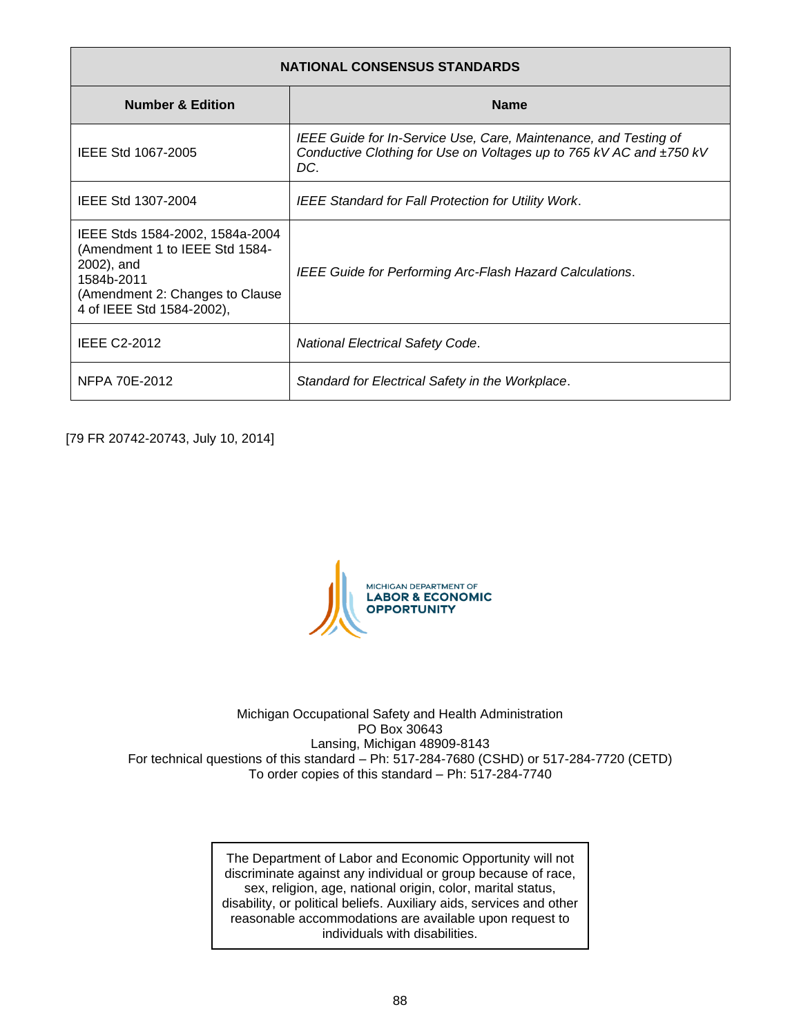| NATIONAL CONSENSUS STANDARDS | |
|---|---|
| **Number & Edition** | **Name** |
| IEEE Std 1067-2005 | *IEEE Guide for In-Service Use, Care, Maintenance, and Testing of Conductive Clothing for Use on Voltages up to 765 kV AC and ±750 kV DC*. |
| IEEE Std 1307-2004 | *IEEE Standard for Fall Protection for Utility Work*. |
| IEEE Stds 1584-2002, 1584a-2004 (Amendment 1 to IEEE Std 1584-2002), and 1584b-2011 (Amendment 2: Changes to Clause 4 of IEEE Std 1584-2002), | *IEEE Guide for Performing Arc-Flash Hazard Calculations*. |
| IEEE C2-2012 | *National Electrical Safety Code*. |
| NFPA 70E-2012 | *Standard for Electrical Safety in the Workplace*. |

[79 FR 20742-20743, July 10, 2014]

MICHIGAN DEPARTMENT OF
LABOR & ECONOMIC
OPPORTUNITY

Michigan Occupational Safety and Health Administration
PO Box 30643
Lansing, Michigan 48909-8143
For technical questions of this standard – Ph: 517-284-7680 (CSHD) or 517-284-7720 (CETD)
To order copies of this standard – Ph: 517-284-7740

The Department of Labor and Economic Opportunity will not discriminate against any individual or group because of race, sex, religion, age, national origin, color, marital status, disability, or political beliefs. Auxiliary aids, services and other reasonable accommodations are available upon request to individuals with disabilities.